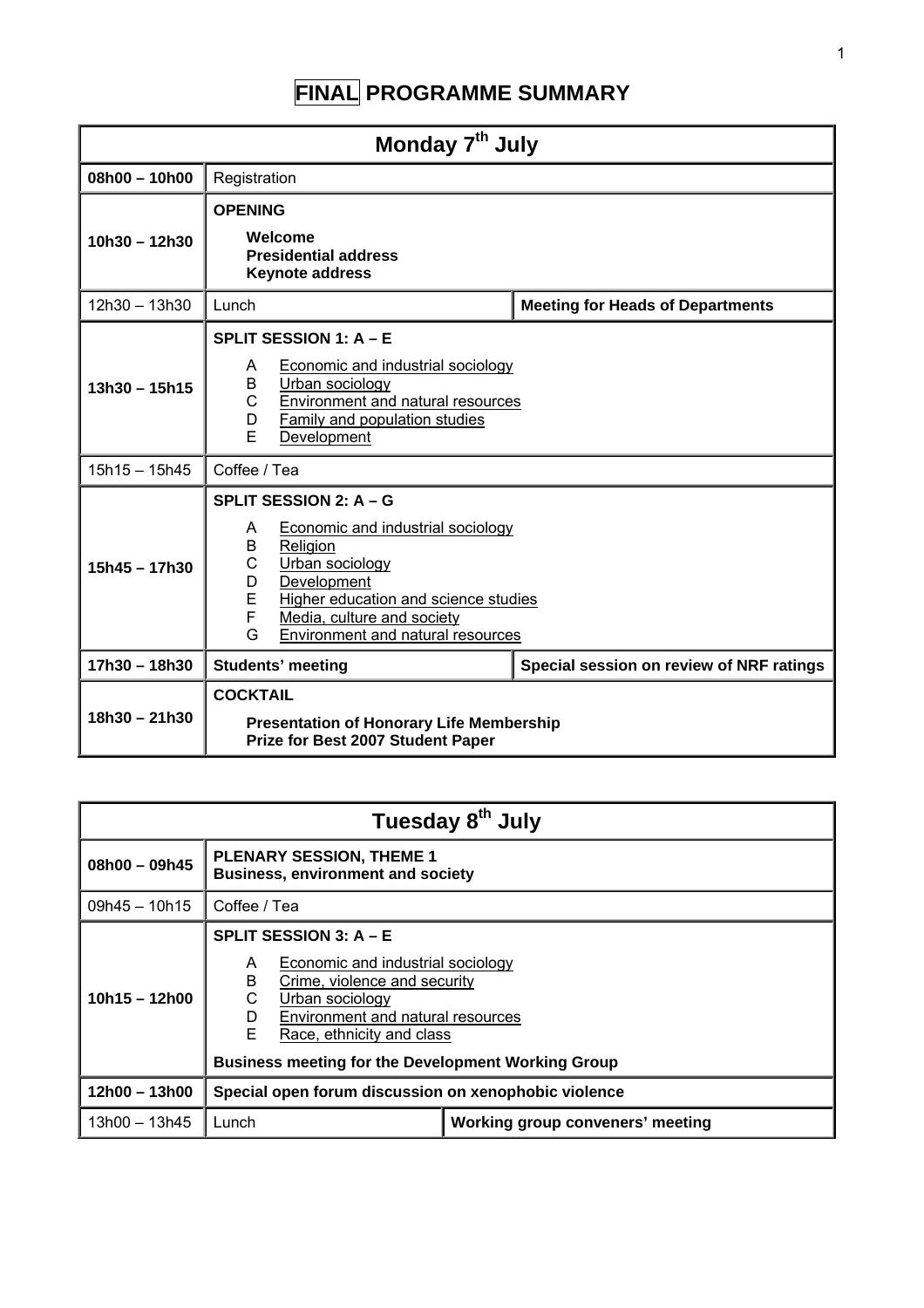# FINAL PROGRAMME SUMMARY

| Monday 7th July | | |
|---|---|---|
| **08h00 – 10h00** | Registration | |
| **10h30 – 12h30** | **OPENING**<br>**Welcome**<br>**Presidential address**<br>**Keynote address** | |
| 12h30 – 13h30 | Lunch | **Meeting for Heads of Departments** |
| **13h30 – 15h15** | **SPLIT SESSION 1: A – E**<br>A Economic and industrial sociology<br>B Urban sociology<br>C Environment and natural resources<br>D Family and population studies<br>E Development | |
| 15h15 – 15h45 | Coffee / Tea | |
| **15h45 – 17h30** | **SPLIT SESSION 2: A – G**<br>A Economic and industrial sociology<br>B Religion<br>C Urban sociology<br>D Development<br>E Higher education and science studies<br>F Media, culture and society<br>G Environment and natural resources | |
| **17h30 – 18h30** | **Students' meeting** | **Special session on review of NRF ratings** |
| **18h30 – 21h30** | **COCKTAIL**<br>**Presentation of Honorary Life Membership**<br>**Prize for Best 2007 Student Paper** | |

| Tuesday 8th July | | |
|---|---|---|
| **08h00 – 09h45** | **PLENARY SESSION, THEME 1**<br>**Business, environment and society** | |
| 09h45 – 10h15 | Coffee / Tea | |
| **10h15 – 12h00** | **SPLIT SESSION 3: A – E**<br>A Economic and industrial sociology<br>B Crime, violence and security<br>C Urban sociology<br>D Environment and natural resources<br>E Race, ethnicity and class<br>**Business meeting for the Development Working Group** | |
| **12h00 – 13h00** | **Special open forum discussion on xenophobic violence** | |
| 13h00 – 13h45 | Lunch | **Working group conveners' meeting** |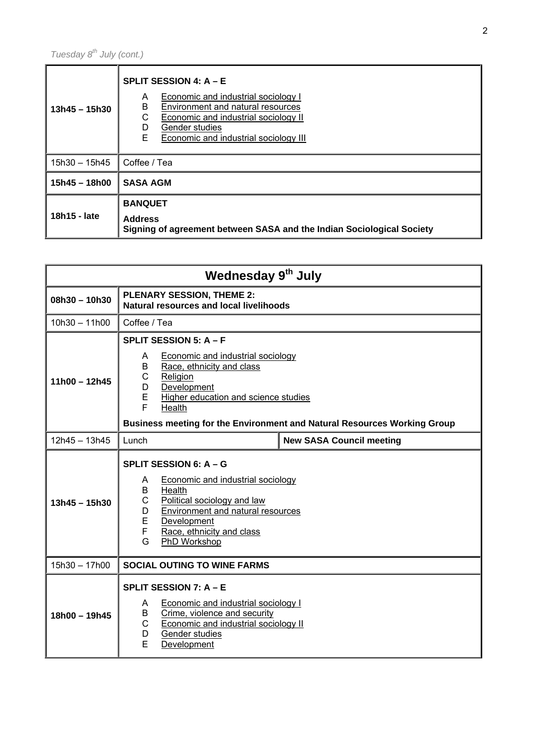*Tuesday 8th July (cont.)*

| | |
|---|---|
| **13h45 – 15h30** | **SPLIT SESSION 4: A – E**<br>A Economic and industrial sociology I<br>B Environment and natural resources<br>C Economic and industrial sociology II<br>D Gender studies<br>E Economic and industrial sociology III |
| 15h30 – 15h45 | Coffee / Tea |
| **15h45 – 18h00** | **SASA AGM** |
| **18h15 - late** | **BANQUET**<br>**Address**<br>**Signing of agreement between SASA and the Indian Sociological Society** |

| **Wednesday 9th July** | | |
|---|---|---|
| **08h30 – 10h30** | **PLENARY SESSION, THEME 2:**<br>**Natural resources and local livelihoods** | |
| 10h30 – 11h00 | Coffee / Tea | |
| **11h00 – 12h45** | **SPLIT SESSION 5: A – F**<br>A Economic and industrial sociology<br>B Race, ethnicity and class<br>C Religion<br>D Development<br>E Higher education and science studies<br>F Health<br>**Business meeting for the Environment and Natural Resources Working Group** | |
| 12h45 – 13h45 | Lunch | **New SASA Council meeting** |
| **13h45 – 15h30** | **SPLIT SESSION 6: A – G**<br>A Economic and industrial sociology<br>B Health<br>C Political sociology and law<br>D Environment and natural resources<br>E Development<br>F Race, ethnicity and class<br>G PhD Workshop | |
| 15h30 – 17h00 | **SOCIAL OUTING TO WINE FARMS** | |
| **18h00 – 19h45** | **SPLIT SESSION 7: A – E**<br>A Economic and industrial sociology I<br>B Crime, violence and security<br>C Economic and industrial sociology II<br>D Gender studies<br>E Development | |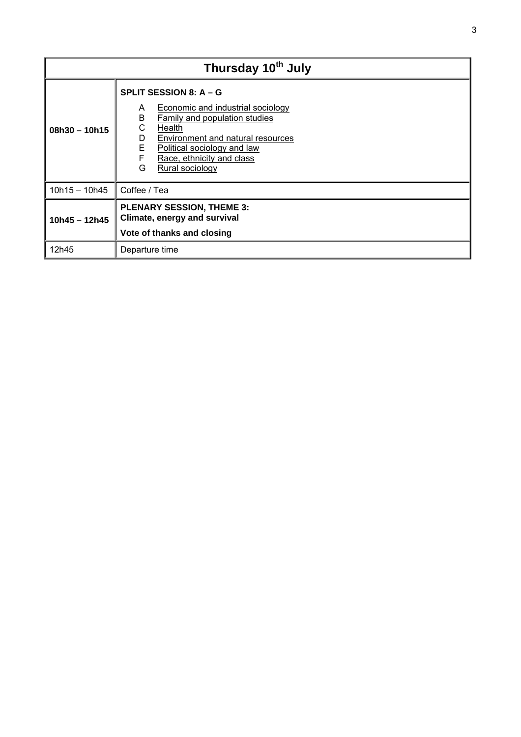| Thursday 10th July | |
|---|---|
| **08h30 – 10h15** | **SPLIT SESSION 8: A – G**<br>A Economic and industrial sociology<br>B Family and population studies<br>C Health<br>D Environment and natural resources<br>E Political sociology and law<br>F Race, ethnicity and class<br>G Rural sociology |
| 10h15 – 10h45 | Coffee / Tea |
| **10h45 – 12h45** | **PLENARY SESSION, THEME 3:**<br>**Climate, energy and survival**<br>**Vote of thanks and closing** |
| 12h45 | Departure time |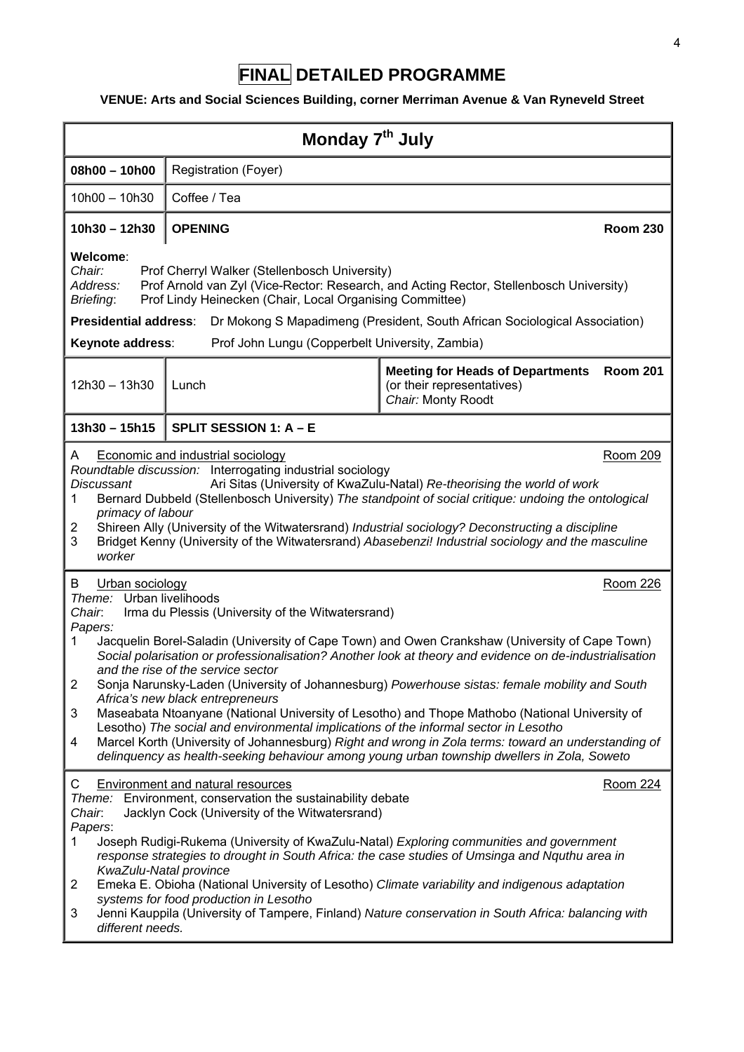# FINAL DETAILED PROGRAMME

**VENUE: Arts and Social Sciences Building, corner Merriman Avenue & Van Ryneveld Street**

## Monday 7th July

| | |
|---|---|
| **08h00 – 10h00** | Registration (Foyer) |
| 10h00 – 10h30 | Coffee / Tea |
| **10h30 – 12h30** | **OPENING** **Room 230** |

**Welcome**:
*Chair:* Prof Cherryl Walker (Stellenbosch University)
*Address:* Prof Arnold van Zyl (Vice-Rector: Research, and Acting Rector, Stellenbosch University)
*Briefing*: Prof Lindy Heinecken (Chair, Local Organising Committee)

**Presidential address**: Dr Mokong S Mapadimeng (President, South African Sociological Association)

**Keynote address**: Prof John Lungu (Copperbelt University, Zambia)

| | | |
|---|---|---|
| 12h30 – 13h30 | Lunch | **Meeting for Heads of Departments** **Room 201** (or their representatives) *Chair:* Monty Roodt |
| **13h30 – 15h15** | **SPLIT SESSION 1: A – E** | |

A Economic and industrial sociology — Room 209
*Roundtable discussion:* Interrogating industrial sociology
*Discussant* Ari Sitas (University of KwaZulu-Natal) *Re-theorising the world of work*
1. Bernard Dubbeld (Stellenbosch University) *The standpoint of social critique: undoing the ontological primacy of labour*
2. Shireen Ally (University of the Witwatersrand) *Industrial sociology? Deconstructing a discipline*
3. Bridget Kenny (University of the Witwatersrand) *Abasebenzi! Industrial sociology and the masculine worker*

B Urban sociology — Room 226
*Theme:* Urban livelihoods
*Chair*: Irma du Plessis (University of the Witwatersrand)
*Papers:*
1. Jacquelin Borel-Saladin (University of Cape Town) and Owen Crankshaw (University of Cape Town) *Social polarisation or professionalisation? Another look at theory and evidence on de-industrialisation and the rise of the service sector*
2. Sonja Narunsky-Laden (University of Johannesburg) *Powerhouse sistas: female mobility and South Africa's new black entrepreneurs*
3. Maseabata Ntoanyane (National University of Lesotho) and Thope Mathobo (National University of Lesotho) *The social and environmental implications of the informal sector in Lesotho*
4. Marcel Korth (University of Johannesburg) *Right and wrong in Zola terms: toward an understanding of delinquency as health-seeking behaviour among young urban township dwellers in Zola, Soweto*

C Environment and natural resources — Room 224
*Theme:* Environment, conservation the sustainability debate
*Chair*: Jacklyn Cock (University of the Witwatersrand)
*Papers*:
1. Joseph Rudigi-Rukema (University of KwaZulu-Natal) *Exploring communities and government response strategies to drought in South Africa: the case studies of Umsinga and Nquthu area in KwaZulu-Natal province*
2. Emeka E. Obioha (National University of Lesotho) *Climate variability and indigenous adaptation systems for food production in Lesotho*
3. Jenni Kauppila (University of Tampere, Finland) *Nature conservation in South Africa: balancing with different needs.*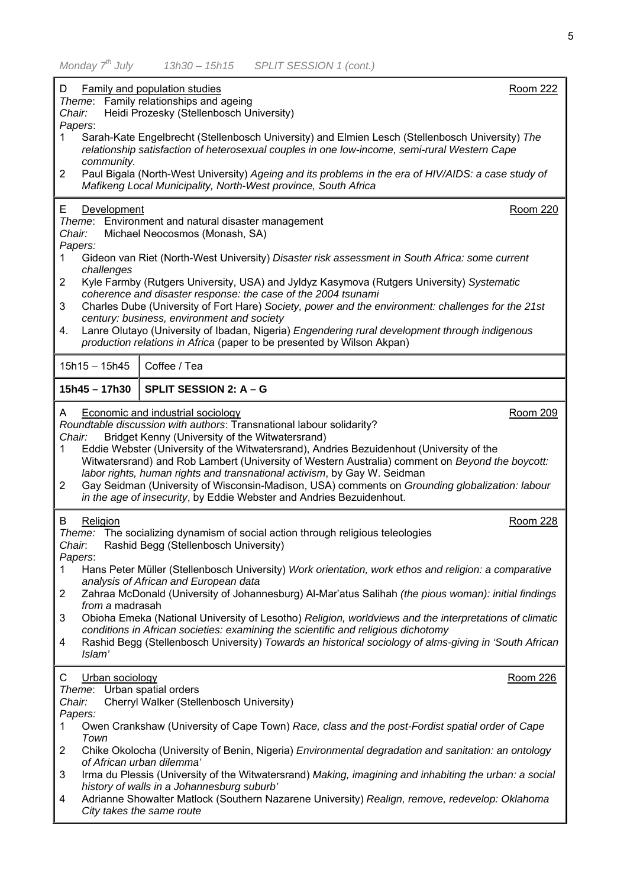*Monday 7th July 13h30 – 15h15 SPLIT SESSION 1 (cont.)*

D Family and population studies — Room 222

*Theme*: Family relationships and ageing
*Chair:* Heidi Prozesky (Stellenbosch University)
*Papers*:

1. Sarah-Kate Engelbrecht (Stellenbosch University) and Elmien Lesch (Stellenbosch University) *The relationship satisfaction of heterosexual couples in one low-income, semi-rural Western Cape community.*
2. Paul Bigala (North-West University) *Ageing and its problems in the era of HIV/AIDS: a case study of Mafikeng Local Municipality, North-West province, South Africa*

E Development — Room 220

*Theme*: Environment and natural disaster management
*Chair:* Michael Neocosmos (Monash, SA)
*Papers:*

1. Gideon van Riet (North-West University) *Disaster risk assessment in South Africa: some current challenges*
2. Kyle Farmby (Rutgers University, USA) and Jyldyz Kasymova (Rutgers University) *Systematic coherence and disaster response: the case of the 2004 tsunami*
3. Charles Dube (University of Fort Hare) *Society, power and the environment: challenges for the 21st century: business, environment and society*
4. Lanre Olutayo (University of Ibadan, Nigeria) *Engendering rural development through indigenous production relations in Africa* (paper to be presented by Wilson Akpan)

| 15h15 – 15h45 | Coffee / Tea |
|---|---|
| **15h45 – 17h30** | **SPLIT SESSION 2: A – G** |

A Economic and industrial sociology — Room 209

*Roundtable discussion with authors*: Transnational labour solidarity?
*Chair:* Bridget Kenny (University of the Witwatersrand)

1. Eddie Webster (University of the Witwatersrand), Andries Bezuidenhout (University of the Witwatersrand) and Rob Lambert (University of Western Australia) comment on *Beyond the boycott: labor rights, human rights and transnational activism*, by Gay W. Seidman
2. Gay Seidman (University of Wisconsin-Madison, USA) comments on *Grounding globalization: labour in the age of insecurity*, by Eddie Webster and Andries Bezuidenhout.

B Religion — Room 228

*Theme:* The socializing dynamism of social action through religious teleologies
*Chair*: Rashid Begg (Stellenbosch University)
*Papers*:

1. Hans Peter Müller (Stellenbosch University) *Work orientation, work ethos and religion: a comparative analysis of African and European data*
2. Zahraa McDonald (University of Johannesburg) Al-Mar'atus Salihah *(the pious woman): initial findings from a* madrasah
3. Obioha Emeka (National University of Lesotho) *Religion, worldviews and the interpretations of climatic conditions in African societies: examining the scientific and religious dichotomy*
4. Rashid Begg (Stellenbosch University) *Towards an historical sociology of alms-giving in 'South African Islam'*

C Urban sociology — Room 226

*Theme*: Urban spatial orders
*Chair:* Cherryl Walker (Stellenbosch University)
*Papers:*

1. Owen Crankshaw (University of Cape Town) *Race, class and the post-Fordist spatial order of Cape Town*
2. Chike Okolocha (University of Benin, Nigeria) *Environmental degradation and sanitation: an ontology of African urban dilemma'*
3. Irma du Plessis (University of the Witwatersrand) *Making, imagining and inhabiting the urban: a social history of walls in a Johannesburg suburb'*
4. Adrianne Showalter Matlock (Southern Nazarene University) *Realign, remove, redevelop: Oklahoma City takes the same route*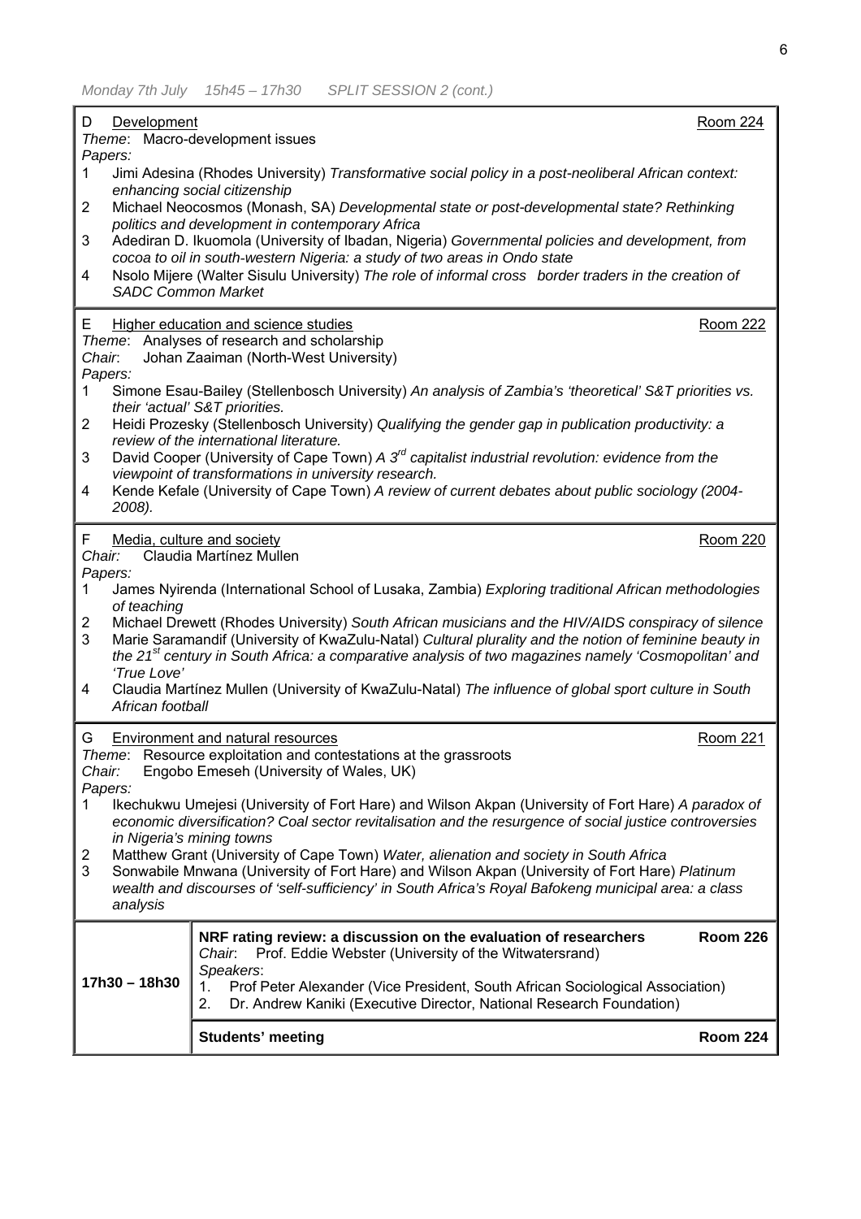*Monday 7th July 15h45 – 17h30 SPLIT SESSION 2 (cont.)*

**D** Development — Room 224

*Theme*: Macro-development issues

*Papers:*

1. Jimi Adesina (Rhodes University) *Transformative social policy in a post-neoliberal African context: enhancing social citizenship*
2. Michael Neocosmos (Monash, SA) *Developmental state or post-developmental state? Rethinking politics and development in contemporary Africa*
3. Adediran D. Ikuomola (University of Ibadan, Nigeria) *Governmental policies and development, from cocoa to oil in south-western Nigeria: a study of two areas in Ondo state*
4. Nsolo Mijere (Walter Sisulu University) *The role of informal cross border traders in the creation of SADC Common Market*

**E** Higher education and science studies — Room 222

*Theme*: Analyses of research and scholarship

*Chair*: Johan Zaaiman (North-West University)

*Papers:*

1. Simone Esau-Bailey (Stellenbosch University) *An analysis of Zambia's 'theoretical' S&T priorities vs. their 'actual' S&T priorities.*
2. Heidi Prozesky (Stellenbosch University) *Qualifying the gender gap in publication productivity: a review of the international literature.*
3. David Cooper (University of Cape Town) *A 3rd capitalist industrial revolution: evidence from the viewpoint of transformations in university research.*
4. Kende Kefale (University of Cape Town) *A review of current debates about public sociology (2004-2008).*

**F** Media, culture and society — Room 220

*Chair:* Claudia Martínez Mullen

*Papers:*

1. James Nyirenda (International School of Lusaka, Zambia) *Exploring traditional African methodologies of teaching*
2. Michael Drewett (Rhodes University) *South African musicians and the HIV/AIDS conspiracy of silence*
3. Marie Saramandif (University of KwaZulu-Natal) *Cultural plurality and the notion of feminine beauty in the 21st century in South Africa: a comparative analysis of two magazines namely 'Cosmopolitan' and 'True Love'*
4. Claudia Martínez Mullen (University of KwaZulu-Natal) *The influence of global sport culture in South African football*

**G** Environment and natural resources — Room 221

*Theme*: Resource exploitation and contestations at the grassroots

*Chair:* Engobo Emeseh (University of Wales, UK)

*Papers:*

1. Ikechukwu Umejesi (University of Fort Hare) and Wilson Akpan (University of Fort Hare) *A paradox of economic diversification? Coal sector revitalisation and the resurgence of social justice controversies in Nigeria's mining towns*
2. Matthew Grant (University of Cape Town) *Water, alienation and society in South Africa*
3. Sonwabile Mnwana (University of Fort Hare) and Wilson Akpan (University of Fort Hare) *Platinum wealth and discourses of 'self-sufficiency' in South Africa's Royal Bafokeng municipal area: a class analysis*

| | | |
|---|---|---|
| **17h30 – 18h30** | **NRF rating review: a discussion on the evaluation of researchers**<br>*Chair*: Prof. Eddie Webster (University of the Witwatersrand)<br>*Speakers*:<br>1. Prof Peter Alexander (Vice President, South African Sociological Association)<br>2. Dr. Andrew Kaniki (Executive Director, National Research Foundation) | **Room 226** |
| | **Students' meeting** | **Room 224** |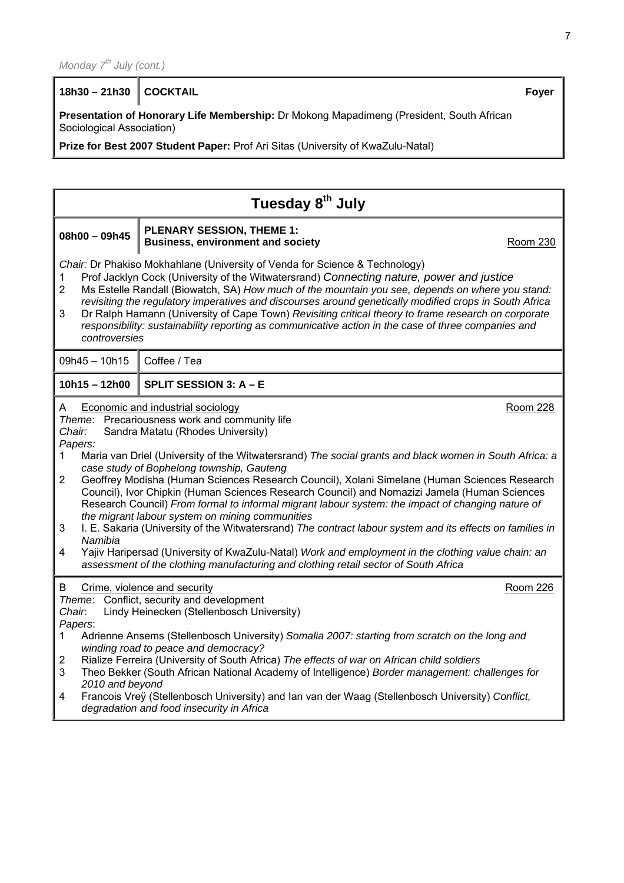*Monday 7th July (cont.)*

| 18h30 – 21h30 | **COCKTAIL** | **Foyer** |
|---|---|---|

**Presentation of Honorary Life Membership:** Dr Mokong Mapadimeng (President, South African Sociological Association)

**Prize for Best 2007 Student Paper:** Prof Ari Sitas (University of KwaZulu-Natal)

## Tuesday 8th July

| **08h00 – 09h45** | **PLENARY SESSION, THEME 1: Business, environment and society** | Room 230 |
|---|---|---|

*Chair:* Dr Phakiso Mokhahlane (University of Venda for Science & Technology)

1. Prof Jacklyn Cock (University of the Witwatersrand) *Connecting nature, power and justice*
2. Ms Estelle Randall (Biowatch, SA) *How much of the mountain you see, depends on where you stand: revisiting the regulatory imperatives and discourses around genetically modified crops in South Africa*
3. Dr Ralph Hamann (University of Cape Town) *Revisiting critical theory to frame research on corporate responsibility: sustainability reporting as communicative action in the case of three companies and controversies*

| 09h45 – 10h15 | Coffee / Tea |
|---|---|
| **10h15 – 12h00** | **SPLIT SESSION 3: A – E** |

A Economic and industrial sociology — Room 228

*Theme*: Precariousness work and community life
*Chair:* Sandra Matatu (Rhodes University)
*Papers:*

1. Maria van Driel (University of the Witwatersrand) *The social grants and black women in South Africa: a case study of Bophelong township, Gauteng*
2. Geoffrey Modisha (Human Sciences Research Council), Xolani Simelane (Human Sciences Research Council), Ivor Chipkin (Human Sciences Research Council) and Nomazizi Jamela (Human Sciences Research Council) *From formal to informal migrant labour system: the impact of changing nature of the migrant labour system on mining communities*
3. I. E. Sakaria (University of the Witwatersrand) *The contract labour system and its effects on families in Namibia*
4. Yajiv Haripersad (University of KwaZulu-Natal) *Work and employment in the clothing value chain: an assessment of the clothing manufacturing and clothing retail sector of South Africa*

B Crime, violence and security — Room 226

*Theme*: Conflict, security and development
*Chair*: Lindy Heinecken (Stellenbosch University)
*Papers*:

1. Adrienne Ansems (Stellenbosch University) *Somalia 2007: starting from scratch on the long and winding road to peace and democracy?*
2. Rialize Ferreira (University of South Africa) *The effects of war on African child soldiers*
3. Theo Bekker (South African National Academy of Intelligence) *Border management: challenges for 2010 and beyond*
4. Francois Vreÿ (Stellenbosch University) and Ian van der Waag (Stellenbosch University) *Conflict, degradation and food insecurity in Africa*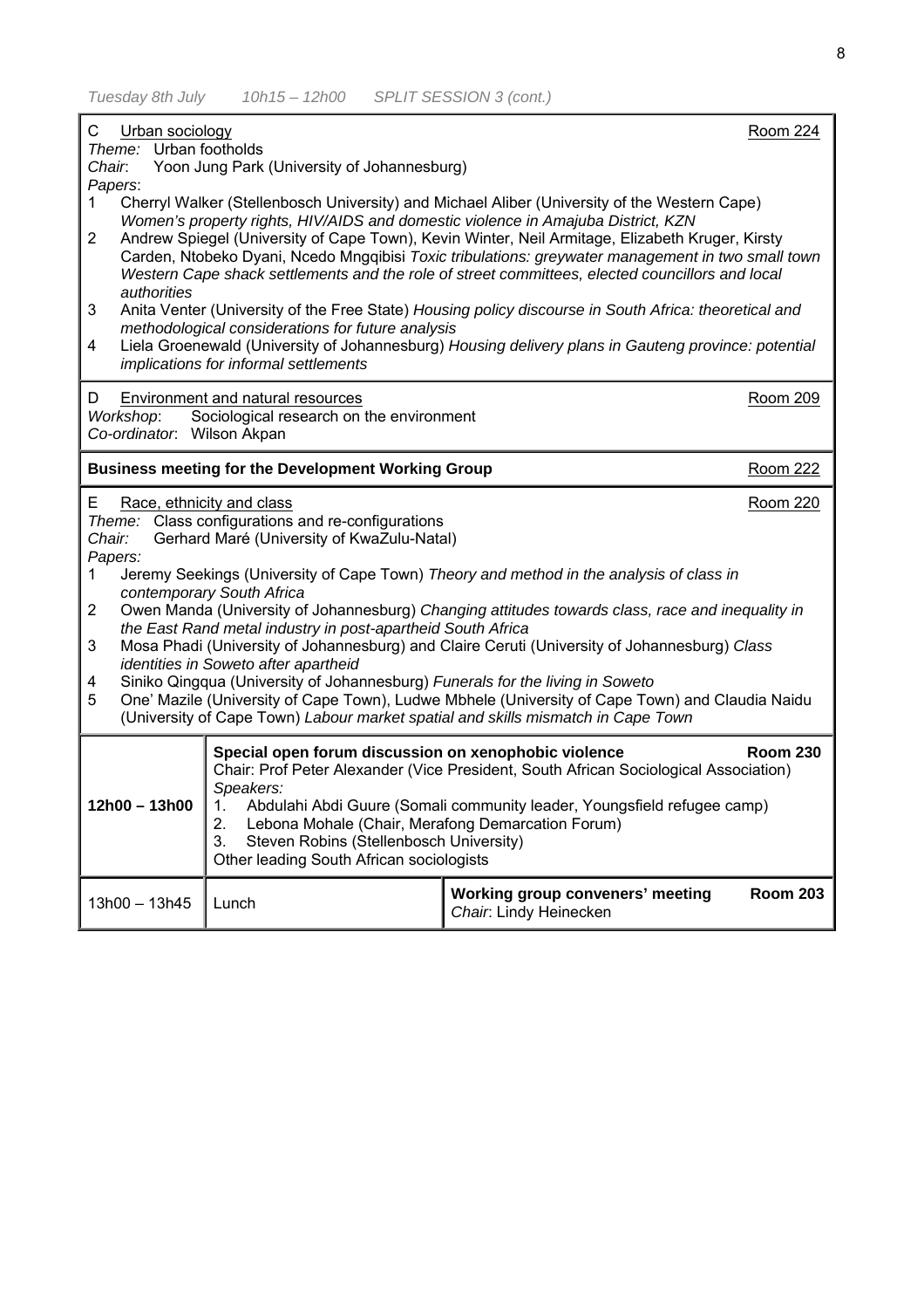*Tuesday 8th July 10h15 – 12h00 SPLIT SESSION 3 (cont.)*

**C Urban sociology** — Room 224

*Theme:* Urban footholds
*Chair*: Yoon Jung Park (University of Johannesburg)
*Papers*:

1. Cherryl Walker (Stellenbosch University) and Michael Aliber (University of the Western Cape) *Women's property rights, HIV/AIDS and domestic violence in Amajuba District, KZN*
2. Andrew Spiegel (University of Cape Town), Kevin Winter, Neil Armitage, Elizabeth Kruger, Kirsty Carden, Ntobeko Dyani, Ncedo Mngqibisi *Toxic tribulations: greywater management in two small town Western Cape shack settlements and the role of street committees, elected councillors and local authorities*
3. Anita Venter (University of the Free State) *Housing policy discourse in South Africa: theoretical and methodological considerations for future analysis*
4. Liela Groenewald (University of Johannesburg) *Housing delivery plans in Gauteng province: potential implications for informal settlements*

**D Environment and natural resources** — Room 209

*Workshop*: Sociological research on the environment
*Co-ordinator*: Wilson Akpan

**Business meeting for the Development Working Group** — Room 222

**E Race, ethnicity and class** — Room 220

*Theme:* Class configurations and re-configurations
*Chair:* Gerhard Maré (University of KwaZulu-Natal)
*Papers:*

1. Jeremy Seekings (University of Cape Town) *Theory and method in the analysis of class in contemporary South Africa*
2. Owen Manda (University of Johannesburg) *Changing attitudes towards class, race and inequality in the East Rand metal industry in post-apartheid South Africa*
3. Mosa Phadi (University of Johannesburg) and Claire Ceruti (University of Johannesburg) *Class identities in Soweto after apartheid*
4. Siniko Qingqua (University of Johannesburg) *Funerals for the living in Soweto*
5. One' Mazile (University of Cape Town), Ludwe Mbhele (University of Cape Town) and Claudia Naidu (University of Cape Town) *Labour market spatial and skills mismatch in Cape Town*

| | | |
|---|---|---|
| **12h00 – 13h00** | **Special open forum discussion on xenophobic violence** — **Room 230**<br>Chair: Prof Peter Alexander (Vice President, South African Sociological Association)<br>*Speakers:*<br>1. Abdulahi Abdi Guure (Somali community leader, Youngsfield refugee camp)<br>2. Lebona Mohale (Chair, Merafong Demarcation Forum)<br>3. Steven Robins (Stellenbosch University)<br>Other leading South African sociologists | |
| 13h00 – 13h45 | Lunch | **Working group conveners' meeting** — **Room 203**<br>*Chair*: Lindy Heinecken |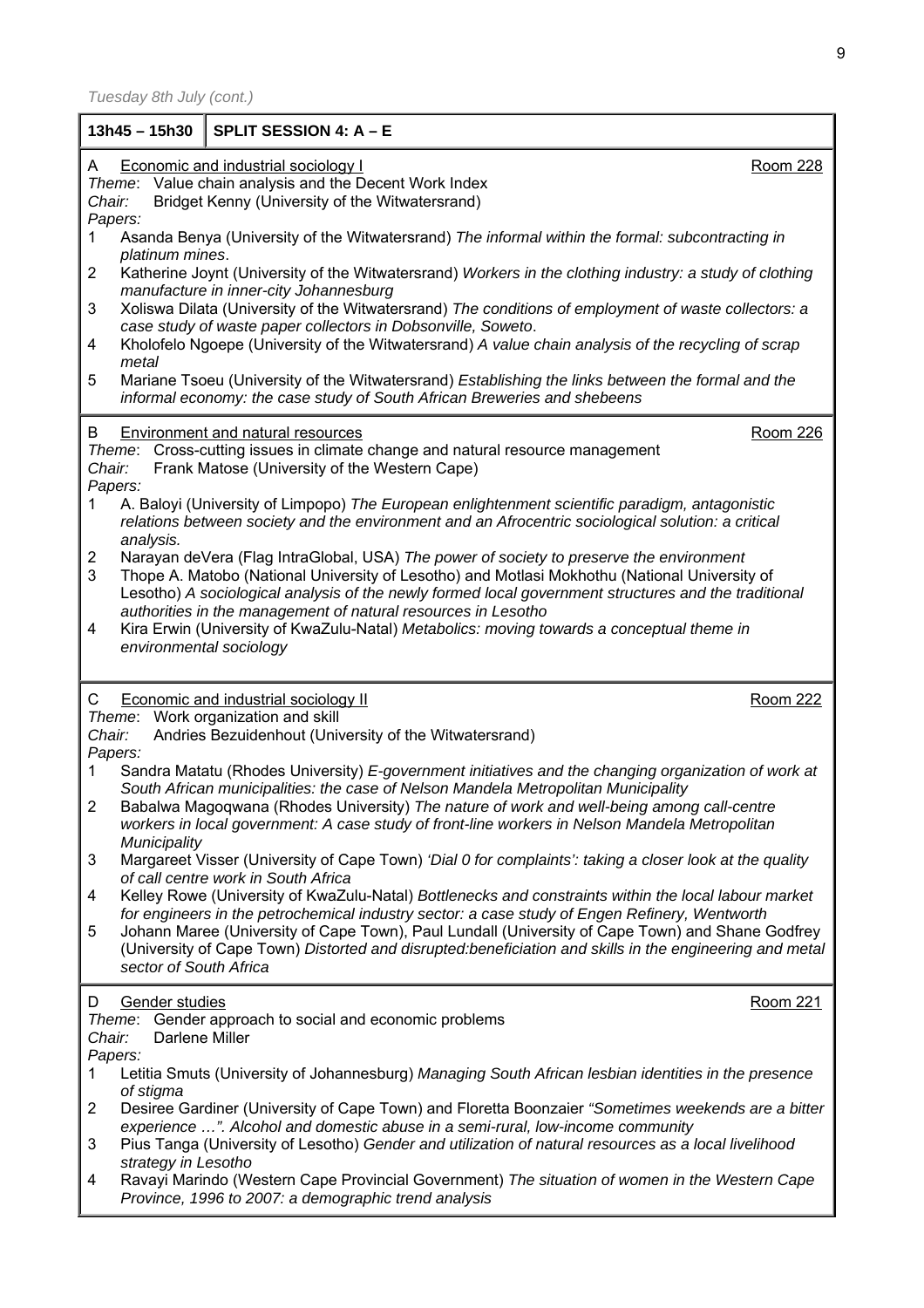*Tuesday 8th July (cont.)*

**13h45 – 15h30** | **SPLIT SESSION 4: A – E**

A Economic and industrial sociology I — Room 228

*Theme*: Value chain analysis and the Decent Work Index
*Chair:* Bridget Kenny (University of the Witwatersrand)
*Papers:*

1. Asanda Benya (University of the Witwatersrand) *The informal within the formal: subcontracting in platinum mines*.
2. Katherine Joynt (University of the Witwatersrand) *Workers in the clothing industry: a study of clothing manufacture in inner-city Johannesburg*
3. Xoliswa Dilata (University of the Witwatersrand) *The conditions of employment of waste collectors: a case study of waste paper collectors in Dobsonville, Soweto*.
4. Kholofelo Ngoepe (University of the Witwatersrand) *A value chain analysis of the recycling of scrap metal*
5. Mariane Tsoeu (University of the Witwatersrand) *Establishing the links between the formal and the informal economy: the case study of South African Breweries and shebeens*

B Environment and natural resources — Room 226

*Theme*: Cross-cutting issues in climate change and natural resource management
*Chair:* Frank Matose (University of the Western Cape)
*Papers:*

1. A. Baloyi (University of Limpopo) *The European enlightenment scientific paradigm, antagonistic relations between society and the environment and an Afrocentric sociological solution: a critical analysis.*
2. Narayan deVera (Flag IntraGlobal, USA) *The power of society to preserve the environment*
3. Thope A. Matobo (National University of Lesotho) and Motlasi Mokhothu (National University of Lesotho) *A sociological analysis of the newly formed local government structures and the traditional authorities in the management of natural resources in Lesotho*
4. Kira Erwin (University of KwaZulu-Natal) *Metabolics: moving towards a conceptual theme in environmental sociology*

C Economic and industrial sociology II — Room 222

*Theme*: Work organization and skill
*Chair:* Andries Bezuidenhout (University of the Witwatersrand)
*Papers:*

1. Sandra Matatu (Rhodes University) *E-government initiatives and the changing organization of work at South African municipalities: the case of Nelson Mandela Metropolitan Municipality*
2. Babalwa Magoqwana (Rhodes University) *The nature of work and well-being among call-centre workers in local government: A case study of front-line workers in Nelson Mandela Metropolitan Municipality*
3. Margareet Visser (University of Cape Town) *'Dial 0 for complaints': taking a closer look at the quality of call centre work in South Africa*
4. Kelley Rowe (University of KwaZulu-Natal) *Bottlenecks and constraints within the local labour market for engineers in the petrochemical industry sector: a case study of Engen Refinery, Wentworth*
5. Johann Maree (University of Cape Town), Paul Lundall (University of Cape Town) and Shane Godfrey (University of Cape Town) *Distorted and disrupted:beneficiation and skills in the engineering and metal sector of South Africa*

D Gender studies — Room 221

*Theme*: Gender approach to social and economic problems
*Chair:* Darlene Miller
*Papers:*

1. Letitia Smuts (University of Johannesburg) *Managing South African lesbian identities in the presence of stigma*
2. Desiree Gardiner (University of Cape Town) and Floretta Boonzaier *"Sometimes weekends are a bitter experience …". Alcohol and domestic abuse in a semi-rural, low-income community*
3. Pius Tanga (University of Lesotho) *Gender and utilization of natural resources as a local livelihood strategy in Lesotho*
4. Ravayi Marindo (Western Cape Provincial Government) *The situation of women in the Western Cape Province, 1996 to 2007: a demographic trend analysis*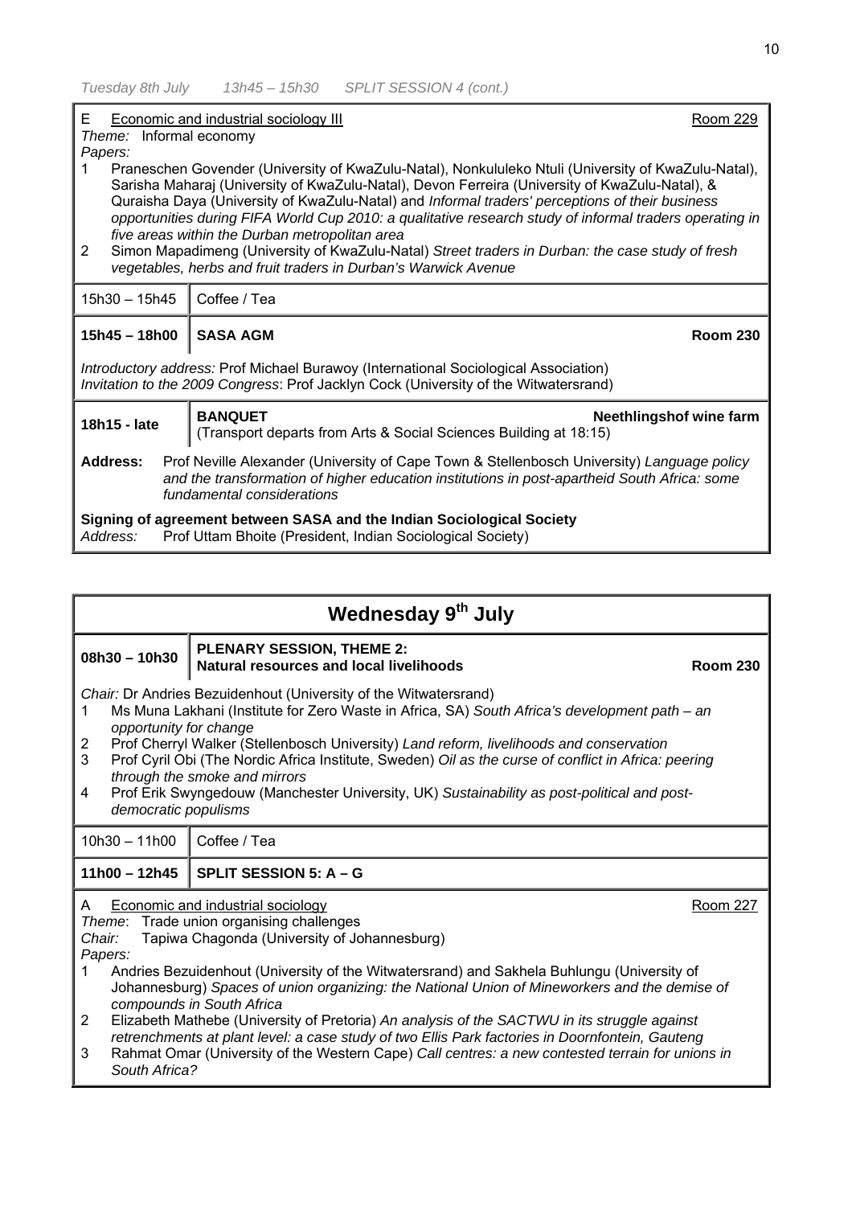*Tuesday 8th July 13h45 – 15h30 SPLIT SESSION 4 (cont.)*

**E** Economic and industrial sociology III — Room 229

*Theme:* Informal economy

*Papers:*

1. Praneschen Govender (University of KwaZulu-Natal), Nonkululeko Ntuli (University of KwaZulu-Natal), Sarisha Maharaj (University of KwaZulu-Natal), Devon Ferreira (University of KwaZulu-Natal), & Quraisha Daya (University of KwaZulu-Natal) and *Informal traders' perceptions of their business opportunities during FIFA World Cup 2010: a qualitative research study of informal traders operating in five areas within the Durban metropolitan area*
2. Simon Mapadimeng (University of KwaZulu-Natal) *Street traders in Durban: the case study of fresh vegetables, herbs and fruit traders in Durban's Warwick Avenue*

| | |
|---|---|
| 15h30 – 15h45 | Coffee / Tea |
| **15h45 – 18h00** | **SASA AGM** — **Room 230** |

*Introductory address:* Prof Michael Burawoy (International Sociological Association)
*Invitation to the 2009 Congress*: Prof Jacklyn Cock (University of the Witwatersrand)

| | |
|---|---|
| **18h15 - late** | **BANQUET** — **Neethlingshof wine farm** (Transport departs from Arts & Social Sciences Building at 18:15) |

**Address:** Prof Neville Alexander (University of Cape Town & Stellenbosch University) *Language policy and the transformation of higher education institutions in post-apartheid South Africa: some fundamental considerations*

**Signing of agreement between SASA and the Indian Sociological Society**
*Address:* Prof Uttam Bhoite (President, Indian Sociological Society)

## Wednesday 9th July

| | |
|---|---|
| **08h30 – 10h30** | **PLENARY SESSION, THEME 2: Natural resources and local livelihoods** — **Room 230** |

*Chair:* Dr Andries Bezuidenhout (University of the Witwatersrand)

1. Ms Muna Lakhani (Institute for Zero Waste in Africa, SA) *South Africa's development path – an opportunity for change*
2. Prof Cherryl Walker (Stellenbosch University) *Land reform, livelihoods and conservation*
3. Prof Cyril Obi (The Nordic Africa Institute, Sweden) *Oil as the curse of conflict in Africa: peering through the smoke and mirrors*
4. Prof Erik Swyngedouw (Manchester University, UK) *Sustainability as post-political and post-democratic populisms*

| | |
|---|---|
| 10h30 – 11h00 | Coffee / Tea |
| **11h00 – 12h45** | **SPLIT SESSION 5: A – G** |

**A** Economic and industrial sociology — Room 227

*Theme*: Trade union organising challenges
*Chair:* Tapiwa Chagonda (University of Johannesburg)
*Papers:*

1. Andries Bezuidenhout (University of the Witwatersrand) and Sakhela Buhlungu (University of Johannesburg) *Spaces of union organizing: the National Union of Mineworkers and the demise of compounds in South Africa*
2. Elizabeth Mathebe (University of Pretoria) *An analysis of the SACTWU in its struggle against retrenchments at plant level: a case study of two Ellis Park factories in Doornfontein, Gauteng*
3. Rahmat Omar (University of the Western Cape) *Call centres: a new contested terrain for unions in South Africa?*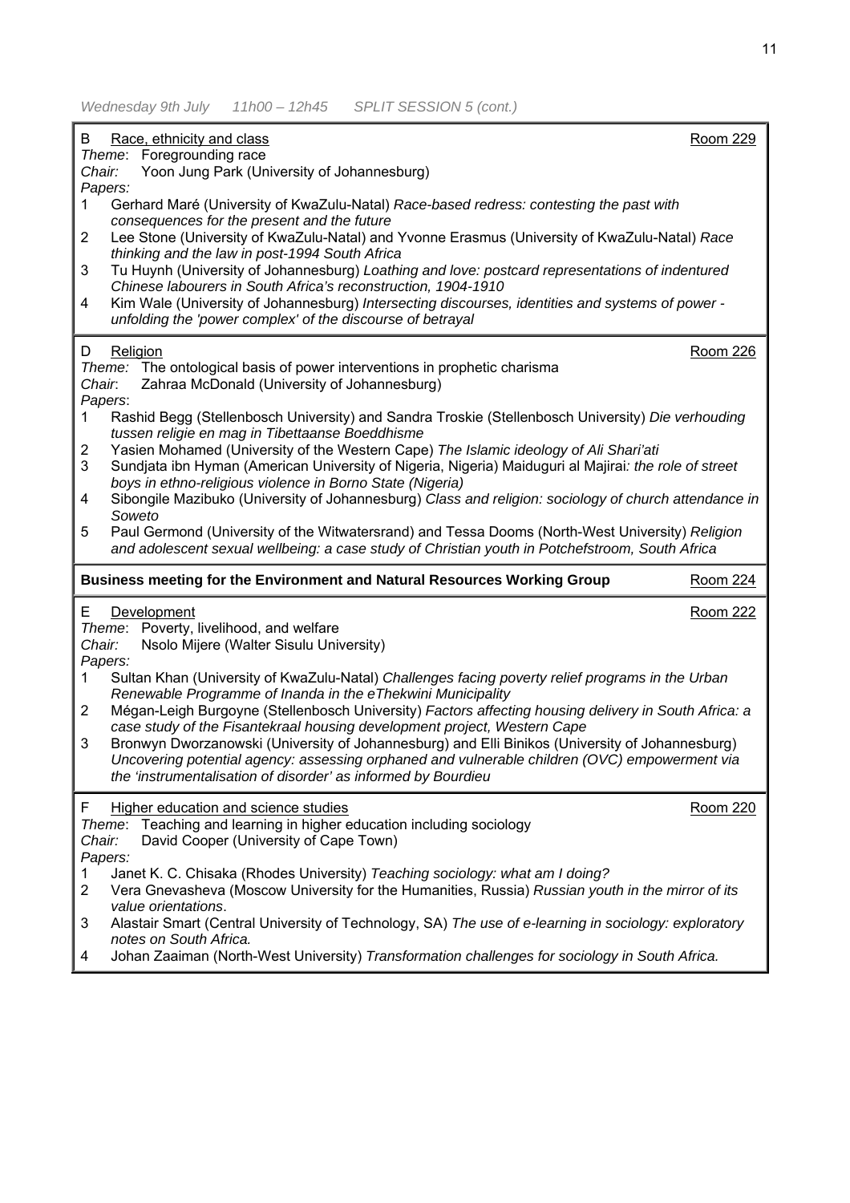*Wednesday 9th July 11h00 – 12h45 SPLIT SESSION 5 (cont.)*

**B Race, ethnicity and class** — Room 229

*Theme*: Foregrounding race
*Chair:* Yoon Jung Park (University of Johannesburg)
*Papers:*

1. Gerhard Maré (University of KwaZulu-Natal) *Race-based redress: contesting the past with consequences for the present and the future*
2. Lee Stone (University of KwaZulu-Natal) and Yvonne Erasmus (University of KwaZulu-Natal) *Race thinking and the law in post-1994 South Africa*
3. Tu Huynh (University of Johannesburg) *Loathing and love: postcard representations of indentured Chinese labourers in South Africa's reconstruction, 1904-1910*
4. Kim Wale (University of Johannesburg) *Intersecting discourses, identities and systems of power - unfolding the 'power complex' of the discourse of betrayal*

**D Religion** — Room 226

*Theme:* The ontological basis of power interventions in prophetic charisma
*Chair*: Zahraa McDonald (University of Johannesburg)
*Papers*:

1. Rashid Begg (Stellenbosch University) and Sandra Troskie (Stellenbosch University) *Die verhouding tussen religie en mag in Tibettaanse Boeddhisme*
2. Yasien Mohamed (University of the Western Cape) *The Islamic ideology of Ali Shari'ati*
3. Sundjata ibn Hyman (American University of Nigeria, Nigeria) Maiduguri al Majirai*: the role of street boys in ethno-religious violence in Borno State (Nigeria)*
4. Sibongile Mazibuko (University of Johannesburg) *Class and religion: sociology of church attendance in Soweto*
5. Paul Germond (University of the Witwatersrand) and Tessa Dooms (North-West University) *Religion and adolescent sexual wellbeing: a case study of Christian youth in Potchefstroom, South Africa*

**Business meeting for the Environment and Natural Resources Working Group** — Room 224

**E Development** — Room 222

*Theme*: Poverty, livelihood, and welfare
*Chair:* Nsolo Mijere (Walter Sisulu University)
*Papers:*

1. Sultan Khan (University of KwaZulu-Natal) *Challenges facing poverty relief programs in the Urban Renewable Programme of Inanda in the eThekwini Municipality*
2. Mégan-Leigh Burgoyne (Stellenbosch University) *Factors affecting housing delivery in South Africa: a case study of the Fisantekraal housing development project, Western Cape*
3. Bronwyn Dworzanowski (University of Johannesburg) and Elli Binikos (University of Johannesburg) *Uncovering potential agency: assessing orphaned and vulnerable children (OVC) empowerment via the 'instrumentalisation of disorder' as informed by Bourdieu*

**F Higher education and science studies** — Room 220

*Theme*: Teaching and learning in higher education including sociology
*Chair:* David Cooper (University of Cape Town)
*Papers:*

1. Janet K. C. Chisaka (Rhodes University) *Teaching sociology: what am I doing?*
2. Vera Gnevasheva (Moscow University for the Humanities, Russia) *Russian youth in the mirror of its value orientations*.
3. Alastair Smart (Central University of Technology, SA) *The use of e-learning in sociology: exploratory notes on South Africa.*
4. Johan Zaaiman (North-West University) *Transformation challenges for sociology in South Africa.*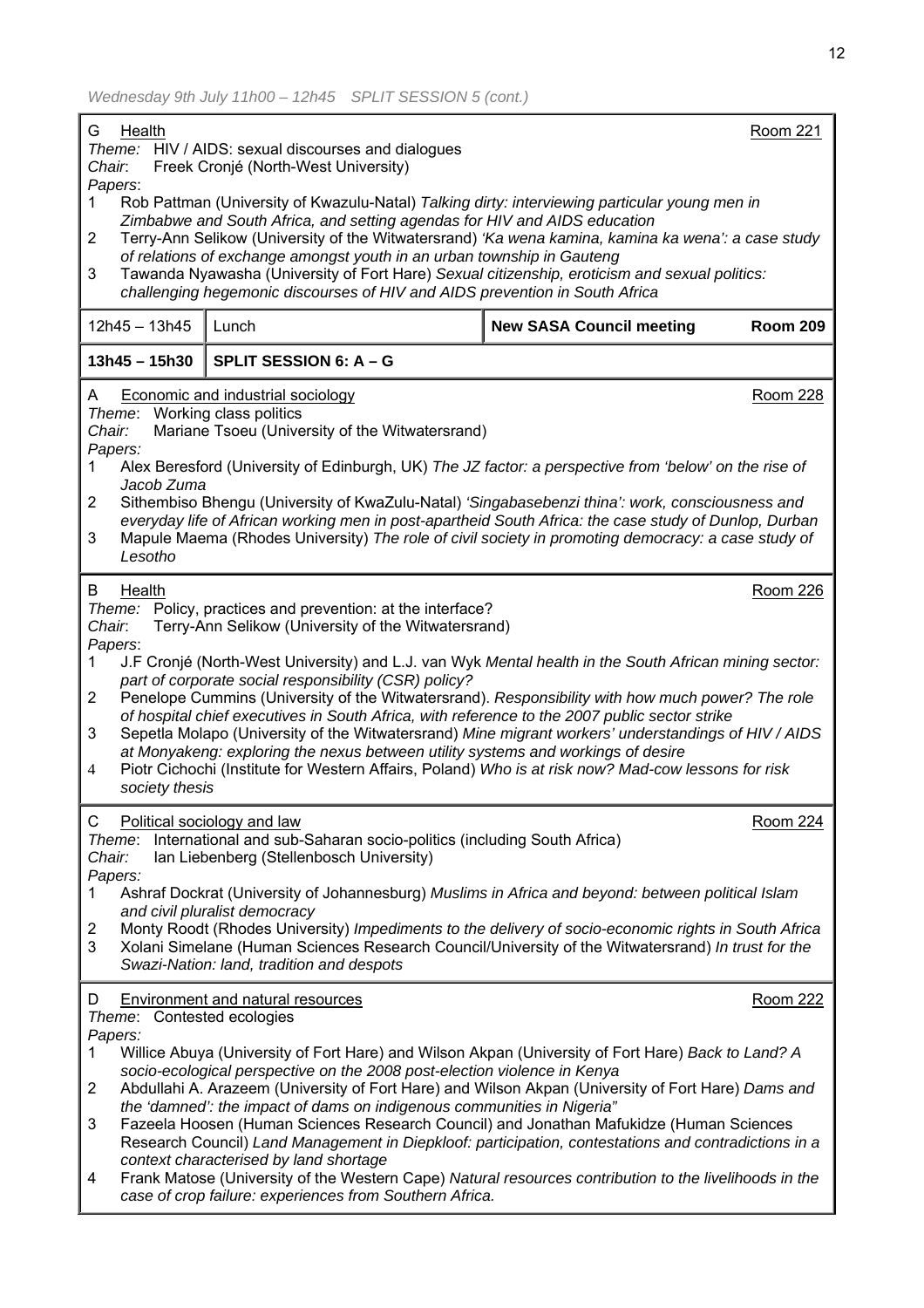*Wednesday 9th July 11h00 – 12h45 SPLIT SESSION 5 (cont.)*

**G** Health — Room 221

*Theme:* HIV / AIDS: sexual discourses and dialogues
*Chair:* Freek Cronjé (North-West University)
*Papers:*

1. Rob Pattman (University of Kwazulu-Natal) *Talking dirty: interviewing particular young men in Zimbabwe and South Africa, and setting agendas for HIV and AIDS education*
2. Terry-Ann Selikow (University of the Witwatersrand) *'Ka wena kamina, kamina ka wena': a case study of relations of exchange amongst youth in an urban township in Gauteng*
3. Tawanda Nyawasha (University of Fort Hare) *Sexual citizenship, eroticism and sexual politics: challenging hegemonic discourses of HIV and AIDS prevention in South Africa*

| 12h45 – 13h45 | Lunch | **New SASA Council meeting** | **Room 209** |
|---|---|---|---|
| **13h45 – 15h30** | **SPLIT SESSION 6: A – G** | | |

**A** Economic and industrial sociology — Room 228

*Theme:* Working class politics
*Chair:* Mariane Tsoeu (University of the Witwatersrand)
*Papers:*

1. Alex Beresford (University of Edinburgh, UK) *The JZ factor: a perspective from 'below' on the rise of Jacob Zuma*
2. Sithembiso Bhengu (University of KwaZulu-Natal) *'Singabasebenzi thina': work, consciousness and everyday life of African working men in post-apartheid South Africa: the case study of Dunlop, Durban*
3. Mapule Maema (Rhodes University) *The role of civil society in promoting democracy: a case study of Lesotho*

**B** Health — Room 226

*Theme:* Policy, practices and prevention: at the interface?
*Chair:* Terry-Ann Selikow (University of the Witwatersrand)
*Papers:*

1. J.F Cronjé (North-West University) and L.J. van Wyk *Mental health in the South African mining sector: part of corporate social responsibility (CSR) policy?*
2. Penelope Cummins (University of the Witwatersrand). *Responsibility with how much power? The role of hospital chief executives in South Africa, with reference to the 2007 public sector strike*
3. Sepetla Molapo (University of the Witwatersrand) *Mine migrant workers' understandings of HIV / AIDS at Monyakeng: exploring the nexus between utility systems and workings of desire*
4. Piotr Cichochi (Institute for Western Affairs, Poland) *Who is at risk now? Mad-cow lessons for risk society thesis*

**C** Political sociology and law — Room 224

*Theme:* International and sub-Saharan socio-politics (including South Africa)
*Chair:* Ian Liebenberg (Stellenbosch University)
*Papers:*

1. Ashraf Dockrat (University of Johannesburg) *Muslims in Africa and beyond: between political Islam and civil pluralist democracy*
2. Monty Roodt (Rhodes University) *Impediments to the delivery of socio-economic rights in South Africa*
3. Xolani Simelane (Human Sciences Research Council/University of the Witwatersrand) *In trust for the Swazi-Nation: land, tradition and despots*

**D** Environment and natural resources — Room 222

*Theme:* Contested ecologies
*Papers:*

1. Willice Abuya (University of Fort Hare) and Wilson Akpan (University of Fort Hare) *Back to Land? A socio-ecological perspective on the 2008 post-election violence in Kenya*
2. Abdullahi A. Arazeem (University of Fort Hare) and Wilson Akpan (University of Fort Hare) *Dams and the 'damned': the impact of dams on indigenous communities in Nigeria"*
3. Fazeela Hoosen (Human Sciences Research Council) and Jonathan Mafukidze (Human Sciences Research Council) *Land Management in Diepkloof: participation, contestations and contradictions in a context characterised by land shortage*
4. Frank Matose (University of the Western Cape) *Natural resources contribution to the livelihoods in the case of crop failure: experiences from Southern Africa.*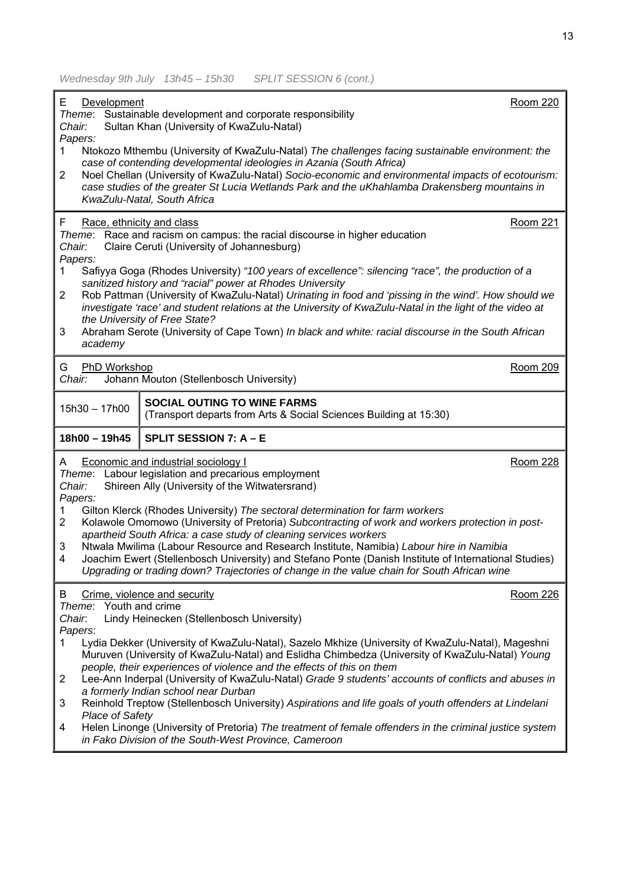*Wednesday 9th July 13h45 – 15h30 SPLIT SESSION 6 (cont.)*

E Development — Room 220

*Theme*: Sustainable development and corporate responsibility
*Chair:* Sultan Khan (University of KwaZulu-Natal)
*Papers:*

1. Ntokozo Mthembu (University of KwaZulu-Natal) *The challenges facing sustainable environment: the case of contending developmental ideologies in Azania (South Africa)*
2. Noel Chellan (University of KwaZulu-Natal) *Socio-economic and environmental impacts of ecotourism: case studies of the greater St Lucia Wetlands Park and the uKhahlamba Drakensberg mountains in KwaZulu-Natal, South Africa*

F Race, ethnicity and class — Room 221

*Theme*: Race and racism on campus: the racial discourse in higher education
*Chair:* Claire Ceruti (University of Johannesburg)
*Papers:*

1. Safiyya Goga (Rhodes University) *"100 years of excellence": silencing "race", the production of a sanitized history and "racial" power at Rhodes University*
2. Rob Pattman (University of KwaZulu-Natal) *Urinating in food and 'pissing in the wind'. How should we investigate 'race' and student relations at the University of KwaZulu-Natal in the light of the video at the University of Free State?*
3. Abraham Serote (University of Cape Town) *In black and white: racial discourse in the South African academy*

G PhD Workshop — Room 209

*Chair:* Johann Mouton (Stellenbosch University)

| 15h30 – 17h00 | **SOCIAL OUTING TO WINE FARMS** (Transport departs from Arts & Social Sciences Building at 15:30) |
|---|---|
| **18h00 – 19h45** | **SPLIT SESSION 7: A – E** |

A Economic and industrial sociology I — Room 228

*Theme*: Labour legislation and precarious employment
*Chair:* Shireen Ally (University of the Witwatersrand)
*Papers:*

1. Gilton Klerck (Rhodes University) *The sectoral determination for farm workers*
2. Kolawole Omomowo (University of Pretoria) *Subcontracting of work and workers protection in post-apartheid South Africa: a case study of cleaning services workers*
3. Ntwala Mwilima (Labour Resource and Research Institute, Namibia) *Labour hire in Namibia*
4. Joachim Ewert (Stellenbosch University) and Stefano Ponte (Danish Institute of International Studies) *Upgrading or trading down? Trajectories of change in the value chain for South African wine*

B Crime, violence and security — Room 226

*Theme*: Youth and crime
*Chair*: Lindy Heinecken (Stellenbosch University)
*Papers*:

1. Lydia Dekker (University of KwaZulu-Natal), Sazelo Mkhize (University of KwaZulu-Natal), Mageshni Muruven (University of KwaZulu-Natal) and Eslidha Chimbedza (University of KwaZulu-Natal) *Young people, their experiences of violence and the effects of this on them*
2. Lee-Ann Inderpal (University of KwaZulu-Natal) *Grade 9 students' accounts of conflicts and abuses in a formerly Indian school near Durban*
3. Reinhold Treptow (Stellenbosch University) *Aspirations and life goals of youth offenders at Lindelani Place of Safety*
4. Helen Linonge (University of Pretoria) *The treatment of female offenders in the criminal justice system in Fako Division of the South-West Province, Cameroon*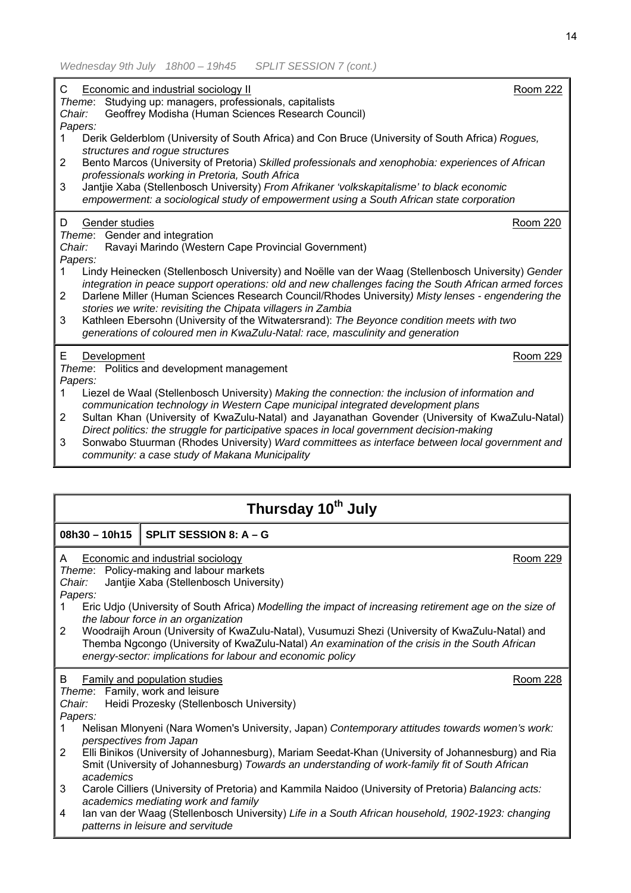*Wednesday 9th July 18h00 – 19h45 SPLIT SESSION 7 (cont.)*

C Economic and industrial sociology II — Room 222

*Theme*: Studying up: managers, professionals, capitalists
*Chair*: Geoffrey Modisha (Human Sciences Research Council)
*Papers:*

1. Derik Gelderblom (University of South Africa) and Con Bruce (University of South Africa) *Rogues, structures and rogue structures*
2. Bento Marcos (University of Pretoria) *Skilled professionals and xenophobia: experiences of African professionals working in Pretoria, South Africa*
3. Jantjie Xaba (Stellenbosch University) *From Afrikaner 'volkskapitalisme' to black economic empowerment: a sociological study of empowerment using a South African state corporation*

D Gender studies — Room 220

*Theme*: Gender and integration
*Chair*: Ravayi Marindo (Western Cape Provincial Government)
*Papers:*

1. Lindy Heinecken (Stellenbosch University) and Noëlle van der Waag (Stellenbosch University) *Gender integration in peace support operations: old and new challenges facing the South African armed forces*
2. Darlene Miller (Human Sciences Research Council/Rhodes University) *Misty lenses - engendering the stories we write: revisiting the Chipata villagers in Zambia*
3. Kathleen Ebersohn (University of the Witwatersrand): *The Beyonce condition meets with two generations of coloured men in KwaZulu-Natal: race, masculinity and generation*

E Development — Room 229

*Theme*: Politics and development management
*Papers:*

1. Liezel de Waal (Stellenbosch University) *Making the connection: the inclusion of information and communication technology in Western Cape municipal integrated development plans*
2. Sultan Khan (University of KwaZulu-Natal) and Jayanathan Govender (University of KwaZulu-Natal) *Direct politics: the struggle for participative spaces in local government decision-making*
3. Sonwabo Stuurman (Rhodes University) *Ward committees as interface between local government and community: a case study of Makana Municipality*

## Thursday 10th July

**08h30 – 10h15 | SPLIT SESSION 8: A – G**

A Economic and industrial sociology — Room 229

*Theme*: Policy-making and labour markets
*Chair*: Jantjie Xaba (Stellenbosch University)
*Papers:*

1. Eric Udjo (University of South Africa) *Modelling the impact of increasing retirement age on the size of the labour force in an organization*
2. Woodraijh Aroun (University of KwaZulu-Natal), Vusumuzi Shezi (University of KwaZulu-Natal) and Themba Ngcongo (University of KwaZulu-Natal) *An examination of the crisis in the South African energy-sector: implications for labour and economic policy*

B Family and population studies — Room 228

*Theme*: Family, work and leisure
*Chair*: Heidi Prozesky (Stellenbosch University)
*Papers:*

1. Nelisan Mlonyeni (Nara Women's University, Japan) *Contemporary attitudes towards women's work: perspectives from Japan*
2. Elli Binikos (University of Johannesburg), Mariam Seedat-Khan (University of Johannesburg) and Ria Smit (University of Johannesburg) *Towards an understanding of work-family fit of South African academics*
3. Carole Cilliers (University of Pretoria) and Kammila Naidoo (University of Pretoria) *Balancing acts: academics mediating work and family*
4. Ian van der Waag (Stellenbosch University) *Life in a South African household, 1902-1923: changing patterns in leisure and servitude*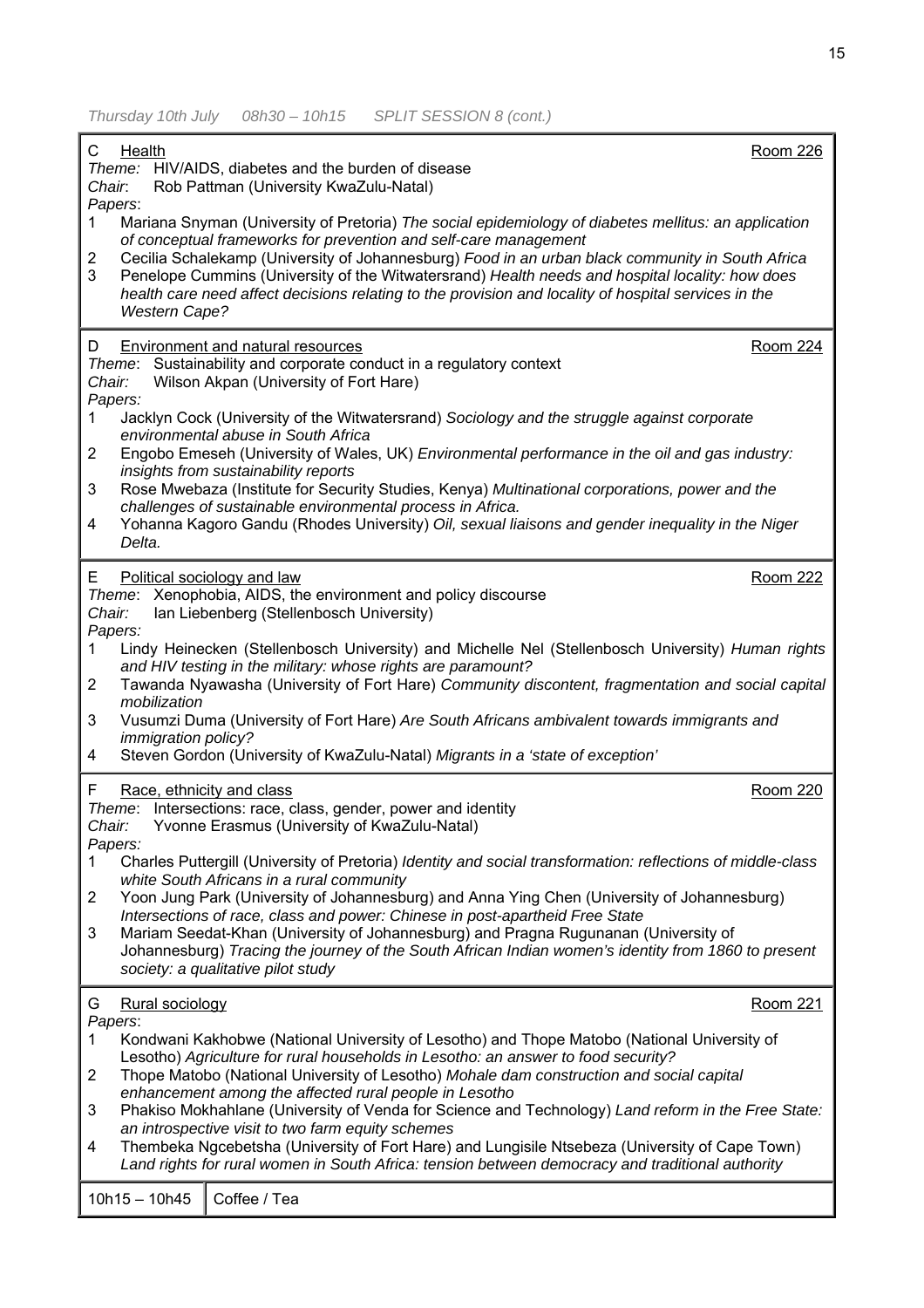*Thursday 10th July 08h30 – 10h15 SPLIT SESSION 8 (cont.)*

**C Health** — Room 226

*Theme:* HIV/AIDS, diabetes and the burden of disease
*Chair:* Rob Pattman (University KwaZulu-Natal)
*Papers:*

1. Mariana Snyman (University of Pretoria) *The social epidemiology of diabetes mellitus: an application of conceptual frameworks for prevention and self-care management*
2. Cecilia Schalekamp (University of Johannesburg) *Food in an urban black community in South Africa*
3. Penelope Cummins (University of the Witwatersrand) *Health needs and hospital locality: how does health care need affect decisions relating to the provision and locality of hospital services in the Western Cape?*

**D Environment and natural resources** — Room 224

*Theme:* Sustainability and corporate conduct in a regulatory context
*Chair:* Wilson Akpan (University of Fort Hare)
*Papers:*

1. Jacklyn Cock (University of the Witwatersrand) *Sociology and the struggle against corporate environmental abuse in South Africa*
2. Engobo Emeseh (University of Wales, UK) *Environmental performance in the oil and gas industry: insights from sustainability reports*
3. Rose Mwebaza (Institute for Security Studies, Kenya) *Multinational corporations, power and the challenges of sustainable environmental process in Africa.*
4. Yohanna Kagoro Gandu (Rhodes University) *Oil, sexual liaisons and gender inequality in the Niger Delta.*

**E Political sociology and law** — Room 222

*Theme:* Xenophobia, AIDS, the environment and policy discourse
*Chair:* Ian Liebenberg (Stellenbosch University)
*Papers:*

1. Lindy Heinecken (Stellenbosch University) and Michelle Nel (Stellenbosch University) *Human rights and HIV testing in the military: whose rights are paramount?*
2. Tawanda Nyawasha (University of Fort Hare) *Community discontent, fragmentation and social capital mobilization*
3. Vusumzi Duma (University of Fort Hare) *Are South Africans ambivalent towards immigrants and immigration policy?*
4. Steven Gordon (University of KwaZulu-Natal) *Migrants in a 'state of exception'*

**F Race, ethnicity and class** — Room 220

*Theme:* Intersections: race, class, gender, power and identity
*Chair:* Yvonne Erasmus (University of KwaZulu-Natal)
*Papers:*

1. Charles Puttergill (University of Pretoria) *Identity and social transformation: reflections of middle-class white South Africans in a rural community*
2. Yoon Jung Park (University of Johannesburg) and Anna Ying Chen (University of Johannesburg) *Intersections of race, class and power: Chinese in post-apartheid Free State*
3. Mariam Seedat-Khan (University of Johannesburg) and Pragna Rugunanan (University of Johannesburg) *Tracing the journey of the South African Indian women's identity from 1860 to present society: a qualitative pilot study*

**G Rural sociology** — Room 221

*Papers:*

1. Kondwani Kakhobwe (National University of Lesotho) and Thope Matobo (National University of Lesotho) *Agriculture for rural households in Lesotho: an answer to food security?*
2. Thope Matobo (National University of Lesotho) *Mohale dam construction and social capital enhancement among the affected rural people in Lesotho*
3. Phakiso Mokhahlane (University of Venda for Science and Technology) *Land reform in the Free State: an introspective visit to two farm equity schemes*
4. Thembeka Ngcebetsha (University of Fort Hare) and Lungisile Ntsebeza (University of Cape Town) *Land rights for rural women in South Africa: tension between democracy and traditional authority*

| 10h15 – 10h45 | Coffee / Tea |
|---|---|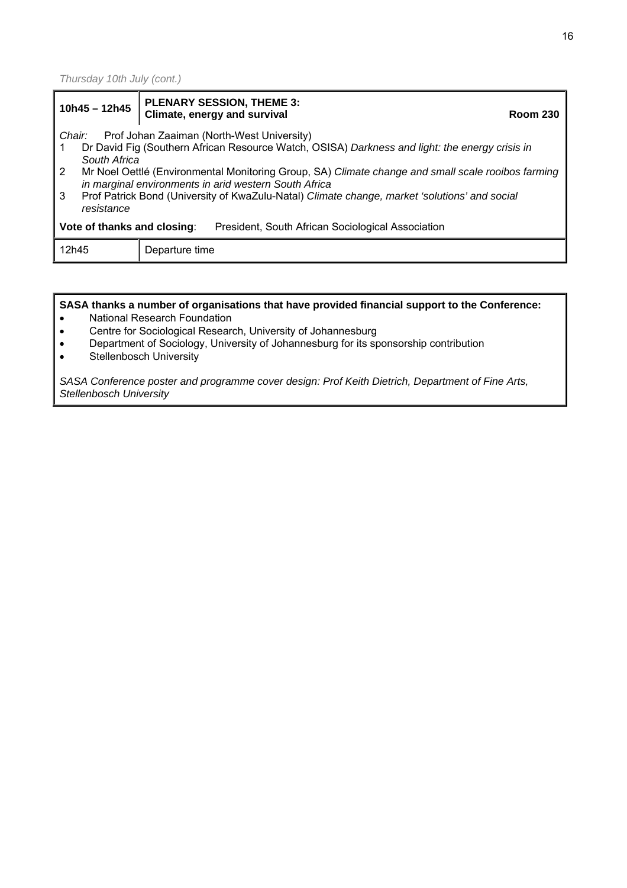*Thursday 10th July (cont.)*

| **10h45 – 12h45** | **PLENARY SESSION, THEME 3: Climate, energy and survival** **Room 230** |
|---|---|
| *Chair:* Prof Johan Zaaiman (North-West University)<br>1 Dr David Fig (Southern African Resource Watch, OSISA) *Darkness and light: the energy crisis in South Africa*<br>2 Mr Noel Oettlé (Environmental Monitoring Group, SA) *Climate change and small scale rooibos farming in marginal environments in arid western South Africa*<br>3 Prof Patrick Bond (University of KwaZulu-Natal) *Climate change, market 'solutions' and social resistance*<br>**Vote of thanks and closing**: President, South African Sociological Association | |
| 12h45 | Departure time |

**SASA thanks a number of organisations that have provided financial support to the Conference:**

- National Research Foundation
- Centre for Sociological Research, University of Johannesburg
- Department of Sociology, University of Johannesburg for its sponsorship contribution
- Stellenbosch University

*SASA Conference poster and programme cover design: Prof Keith Dietrich, Department of Fine Arts, Stellenbosch University*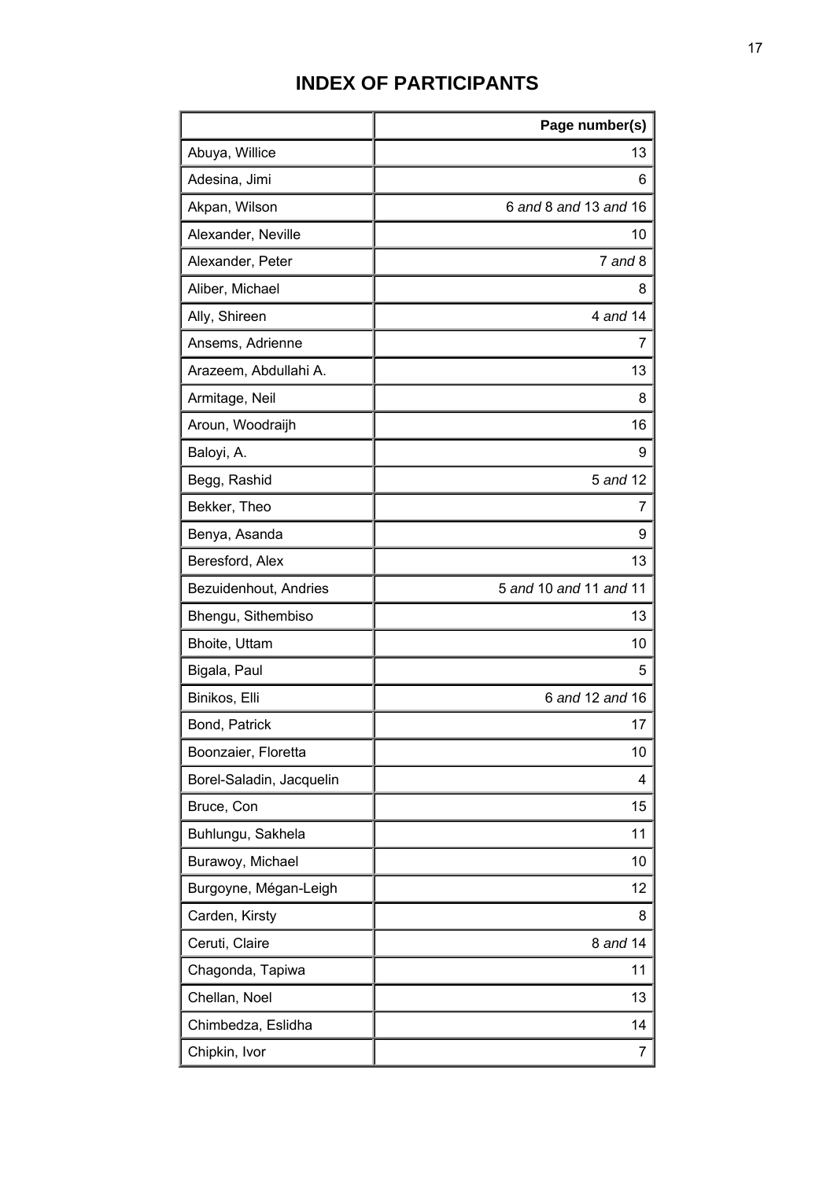# INDEX OF PARTICIPANTS

| | **Page number(s)** |
|---|---|
| Abuya, Willice | 13 |
| Adesina, Jimi | 6 |
| Akpan, Wilson | 6 *and* 8 *and* 13 *and* 16 |
| Alexander, Neville | 10 |
| Alexander, Peter | 7 *and* 8 |
| Aliber, Michael | 8 |
| Ally, Shireen | 4 *and* 14 |
| Ansems, Adrienne | 7 |
| Arazeem, Abdullahi A. | 13 |
| Armitage, Neil | 8 |
| Aroun, Woodraijh | 16 |
| Baloyi, A. | 9 |
| Begg, Rashid | 5 *and* 12 |
| Bekker, Theo | 7 |
| Benya, Asanda | 9 |
| Beresford, Alex | 13 |
| Bezuidenhout, Andries | 5 *and* 10 *and* 11 *and* 11 |
| Bhengu, Sithembiso | 13 |
| Bhoite, Uttam | 10 |
| Bigala, Paul | 5 |
| Binikos, Elli | 6 *and* 12 *and* 16 |
| Bond, Patrick | 17 |
| Boonzaier, Floretta | 10 |
| Borel-Saladin, Jacquelin | 4 |
| Bruce, Con | 15 |
| Buhlungu, Sakhela | 11 |
| Burawoy, Michael | 10 |
| Burgoyne, Mégan-Leigh | 12 |
| Carden, Kirsty | 8 |
| Ceruti, Claire | 8 *and* 14 |
| Chagonda, Tapiwa | 11 |
| Chellan, Noel | 13 |
| Chimbedza, Eslidha | 14 |
| Chipkin, Ivor | 7 |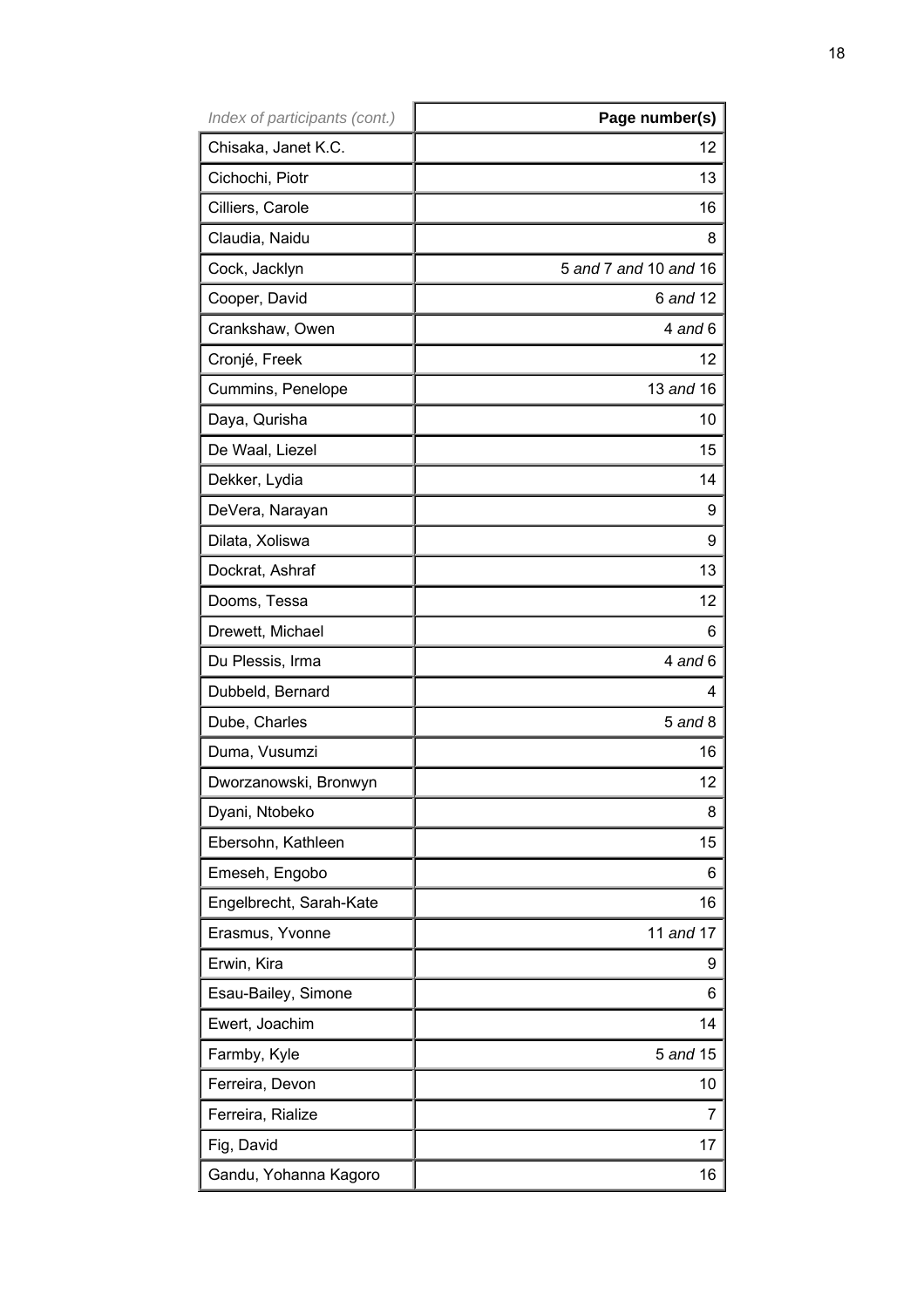| *Index of participants (cont.)* | **Page number(s)** |
| --- | ---: |
| Chisaka, Janet K.C. | 12 |
| Cichochi, Piotr | 13 |
| Cilliers, Carole | 16 |
| Claudia, Naidu | 8 |
| Cock, Jacklyn | 5 *and* 7 *and* 10 *and* 16 |
| Cooper, David | 6 *and* 12 |
| Crankshaw, Owen | 4 *and* 6 |
| Cronjé, Freek | 12 |
| Cummins, Penelope | 13 *and* 16 |
| Daya, Qurisha | 10 |
| De Waal, Liezel | 15 |
| Dekker, Lydia | 14 |
| DeVera, Narayan | 9 |
| Dilata, Xoliswa | 9 |
| Dockrat, Ashraf | 13 |
| Dooms, Tessa | 12 |
| Drewett, Michael | 6 |
| Du Plessis, Irma | 4 *and* 6 |
| Dubbeld, Bernard | 4 |
| Dube, Charles | 5 *and* 8 |
| Duma, Vusumzi | 16 |
| Dworzanowski, Bronwyn | 12 |
| Dyani, Ntobeko | 8 |
| Ebersohn, Kathleen | 15 |
| Emeseh, Engobo | 6 |
| Engelbrecht, Sarah-Kate | 16 |
| Erasmus, Yvonne | 11 *and* 17 |
| Erwin, Kira | 9 |
| Esau-Bailey, Simone | 6 |
| Ewert, Joachim | 14 |
| Farmby, Kyle | 5 *and* 15 |
| Ferreira, Devon | 10 |
| Ferreira, Rialize | 7 |
| Fig, David | 17 |
| Gandu, Yohanna Kagoro | 16 |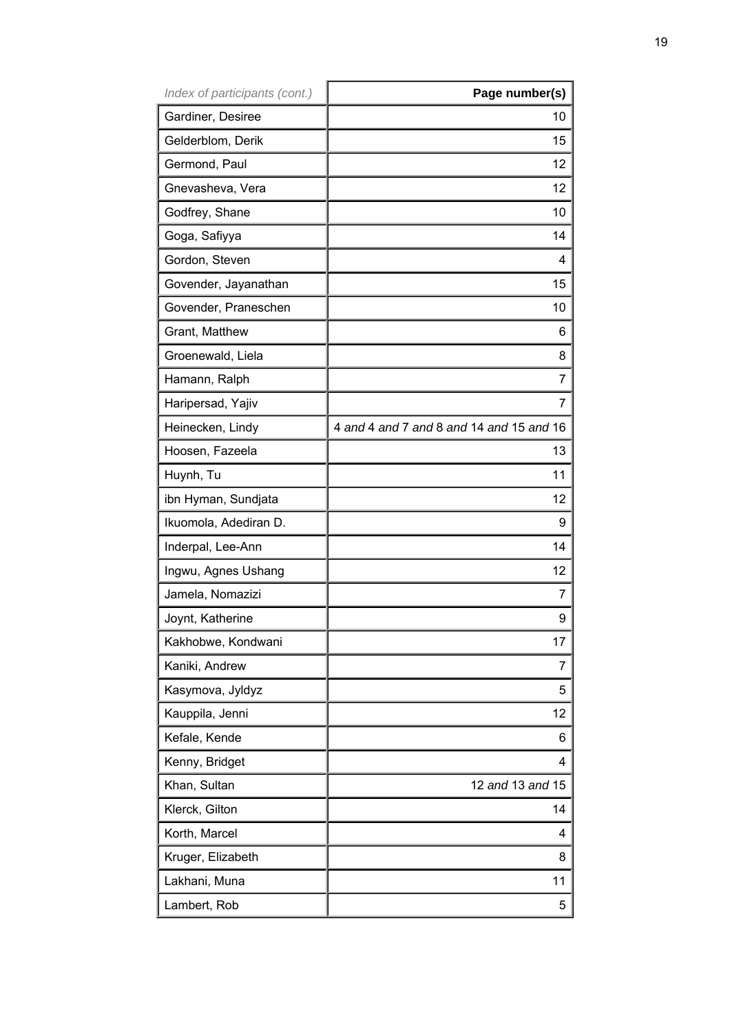| *Index of participants (cont.)* | **Page number(s)** |
|---|---:|
| Gardiner, Desiree | 10 |
| Gelderblom, Derik | 15 |
| Germond, Paul | 12 |
| Gnevasheva, Vera | 12 |
| Godfrey, Shane | 10 |
| Goga, Safiyya | 14 |
| Gordon, Steven | 4 |
| Govender, Jayanathan | 15 |
| Govender, Praneschen | 10 |
| Grant, Matthew | 6 |
| Groenewald, Liela | 8 |
| Hamann, Ralph | 7 |
| Haripersad, Yajiv | 7 |
| Heinecken, Lindy | 4 *and* 4 *and* 7 *and* 8 *and* 14 *and* 15 *and* 16 |
| Hoosen, Fazeela | 13 |
| Huynh, Tu | 11 |
| ibn Hyman, Sundjata | 12 |
| Ikuomola, Adediran D. | 9 |
| Inderpal, Lee-Ann | 14 |
| Ingwu, Agnes Ushang | 12 |
| Jamela, Nomazizi | 7 |
| Joynt, Katherine | 9 |
| Kakhobwe, Kondwani | 17 |
| Kaniki, Andrew | 7 |
| Kasymova, Jyldyz | 5 |
| Kauppila, Jenni | 12 |
| Kefale, Kende | 6 |
| Kenny, Bridget | 4 |
| Khan, Sultan | 12 *and* 13 *and* 15 |
| Klerck, Gilton | 14 |
| Korth, Marcel | 4 |
| Kruger, Elizabeth | 8 |
| Lakhani, Muna | 11 |
| Lambert, Rob | 5 |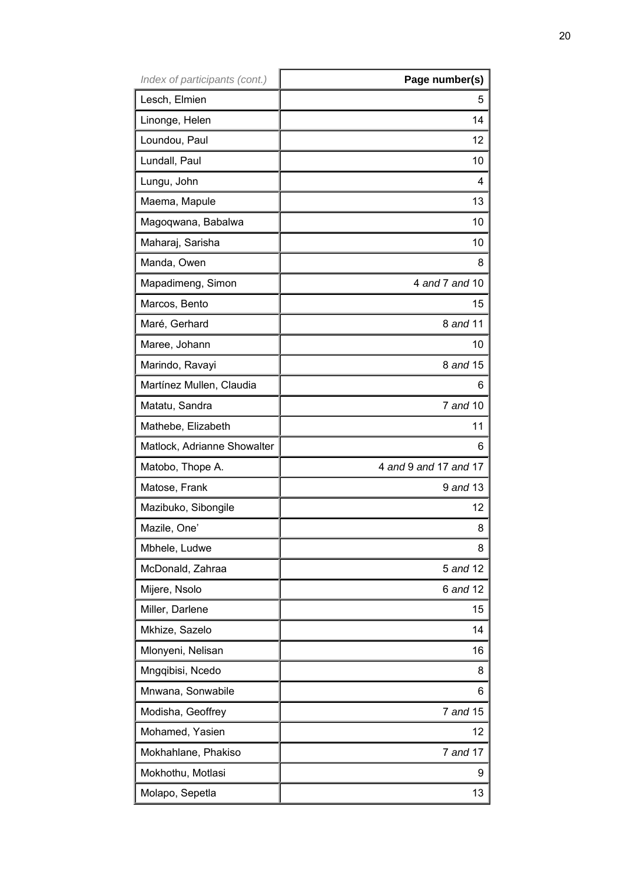| *Index of participants (cont.)* | **Page number(s)** |
|---|---|
| Lesch, Elmien | 5 |
| Linonge, Helen | 14 |
| Loundou, Paul | 12 |
| Lundall, Paul | 10 |
| Lungu, John | 4 |
| Maema, Mapule | 13 |
| Magoqwana, Babalwa | 10 |
| Maharaj, Sarisha | 10 |
| Manda, Owen | 8 |
| Mapadimeng, Simon | 4 *and* 7 *and* 10 |
| Marcos, Bento | 15 |
| Maré, Gerhard | 8 *and* 11 |
| Maree, Johann | 10 |
| Marindo, Ravayi | 8 *and* 15 |
| Martínez Mullen, Claudia | 6 |
| Matatu, Sandra | 7 *and* 10 |
| Mathebe, Elizabeth | 11 |
| Matlock, Adrianne Showalter | 6 |
| Matobo, Thope A. | 4 *and* 9 *and* 17 *and* 17 |
| Matose, Frank | 9 *and* 13 |
| Mazibuko, Sibongile | 12 |
| Mazile, One' | 8 |
| Mbhele, Ludwe | 8 |
| McDonald, Zahraa | 5 *and* 12 |
| Mijere, Nsolo | 6 *and* 12 |
| Miller, Darlene | 15 |
| Mkhize, Sazelo | 14 |
| Mlonyeni, Nelisan | 16 |
| Mngqibisi, Ncedo | 8 |
| Mnwana, Sonwabile | 6 |
| Modisha, Geoffrey | 7 *and* 15 |
| Mohamed, Yasien | 12 |
| Mokhahlane, Phakiso | 7 *and* 17 |
| Mokhothu, Motlasi | 9 |
| Molapo, Sepetla | 13 |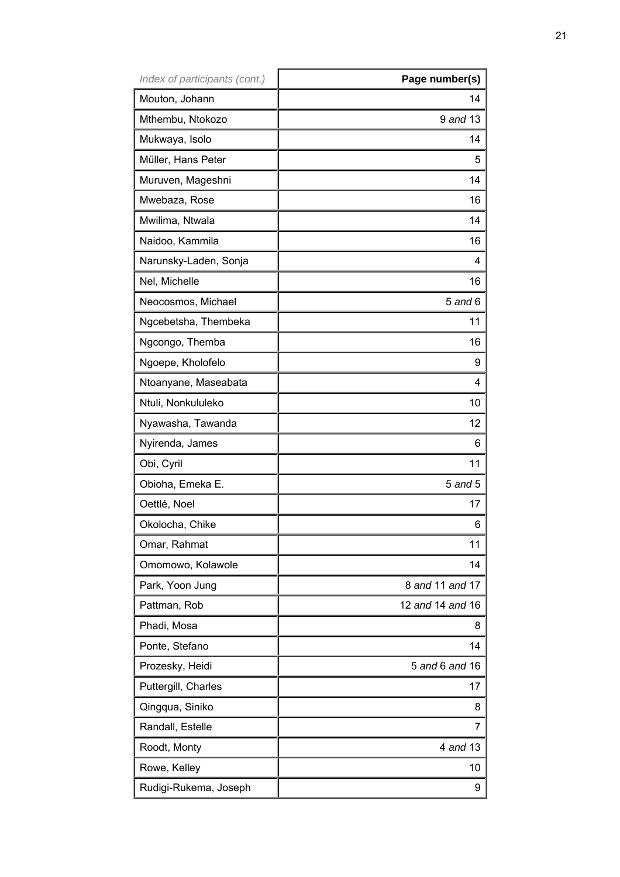| *Index of participants (cont.)* | **Page number(s)** |
| --- | --- |
| Mouton, Johann | 14 |
| Mthembu, Ntokozo | 9 *and* 13 |
| Mukwaya, Isolo | 14 |
| Müller, Hans Peter | 5 |
| Muruven, Mageshni | 14 |
| Mwebaza, Rose | 16 |
| Mwilima, Ntwala | 14 |
| Naidoo, Kammila | 16 |
| Narunsky-Laden, Sonja | 4 |
| Nel, Michelle | 16 |
| Neocosmos, Michael | 5 *and* 6 |
| Ngcebetsha, Thembeka | 11 |
| Ngcongo, Themba | 16 |
| Ngoepe, Kholofelo | 9 |
| Ntoanyane, Maseabata | 4 |
| Ntuli, Nonkululeko | 10 |
| Nyawasha, Tawanda | 12 |
| Nyirenda, James | 6 |
| Obi, Cyril | 11 |
| Obioha, Emeka E. | 5 *and* 5 |
| Oettlé, Noel | 17 |
| Okolocha, Chike | 6 |
| Omar, Rahmat | 11 |
| Omomowo, Kolawole | 14 |
| Park, Yoon Jung | 8 *and* 11 *and* 17 |
| Pattman, Rob | 12 *and* 14 *and* 16 |
| Phadi, Mosa | 8 |
| Ponte, Stefano | 14 |
| Prozesky, Heidi | 5 *and* 6 *and* 16 |
| Puttergill, Charles | 17 |
| Qingqua, Siniko | 8 |
| Randall, Estelle | 7 |
| Roodt, Monty | 4 *and* 13 |
| Rowe, Kelley | 10 |
| Rudigi-Rukema, Joseph | 9 |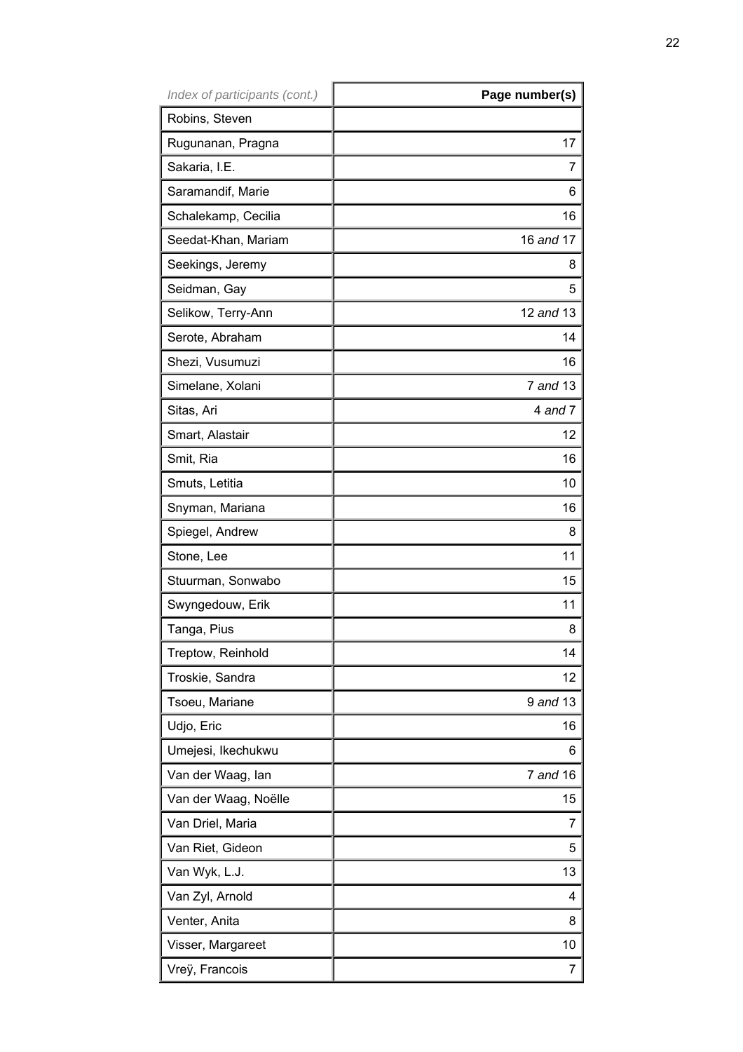| *Index of participants (cont.)* | **Page number(s)** |
|---|---|
| Robins, Steven | |
| Rugunanan, Pragna | 17 |
| Sakaria, I.E. | 7 |
| Saramandif, Marie | 6 |
| Schalekamp, Cecilia | 16 |
| Seedat-Khan, Mariam | 16 *and* 17 |
| Seekings, Jeremy | 8 |
| Seidman, Gay | 5 |
| Selikow, Terry-Ann | 12 *and* 13 |
| Serote, Abraham | 14 |
| Shezi, Vusumuzi | 16 |
| Simelane, Xolani | 7 *and* 13 |
| Sitas, Ari | 4 *and* 7 |
| Smart, Alastair | 12 |
| Smit, Ria | 16 |
| Smuts, Letitia | 10 |
| Snyman, Mariana | 16 |
| Spiegel, Andrew | 8 |
| Stone, Lee | 11 |
| Stuurman, Sonwabo | 15 |
| Swyngedouw, Erik | 11 |
| Tanga, Pius | 8 |
| Treptow, Reinhold | 14 |
| Troskie, Sandra | 12 |
| Tsoeu, Mariane | 9 *and* 13 |
| Udjo, Eric | 16 |
| Umejesi, Ikechukwu | 6 |
| Van der Waag, Ian | 7 *and* 16 |
| Van der Waag, Noëlle | 15 |
| Van Driel, Maria | 7 |
| Van Riet, Gideon | 5 |
| Van Wyk, L.J. | 13 |
| Van Zyl, Arnold | 4 |
| Venter, Anita | 8 |
| Visser, Margareet | 10 |
| Vreÿ, Francois | 7 |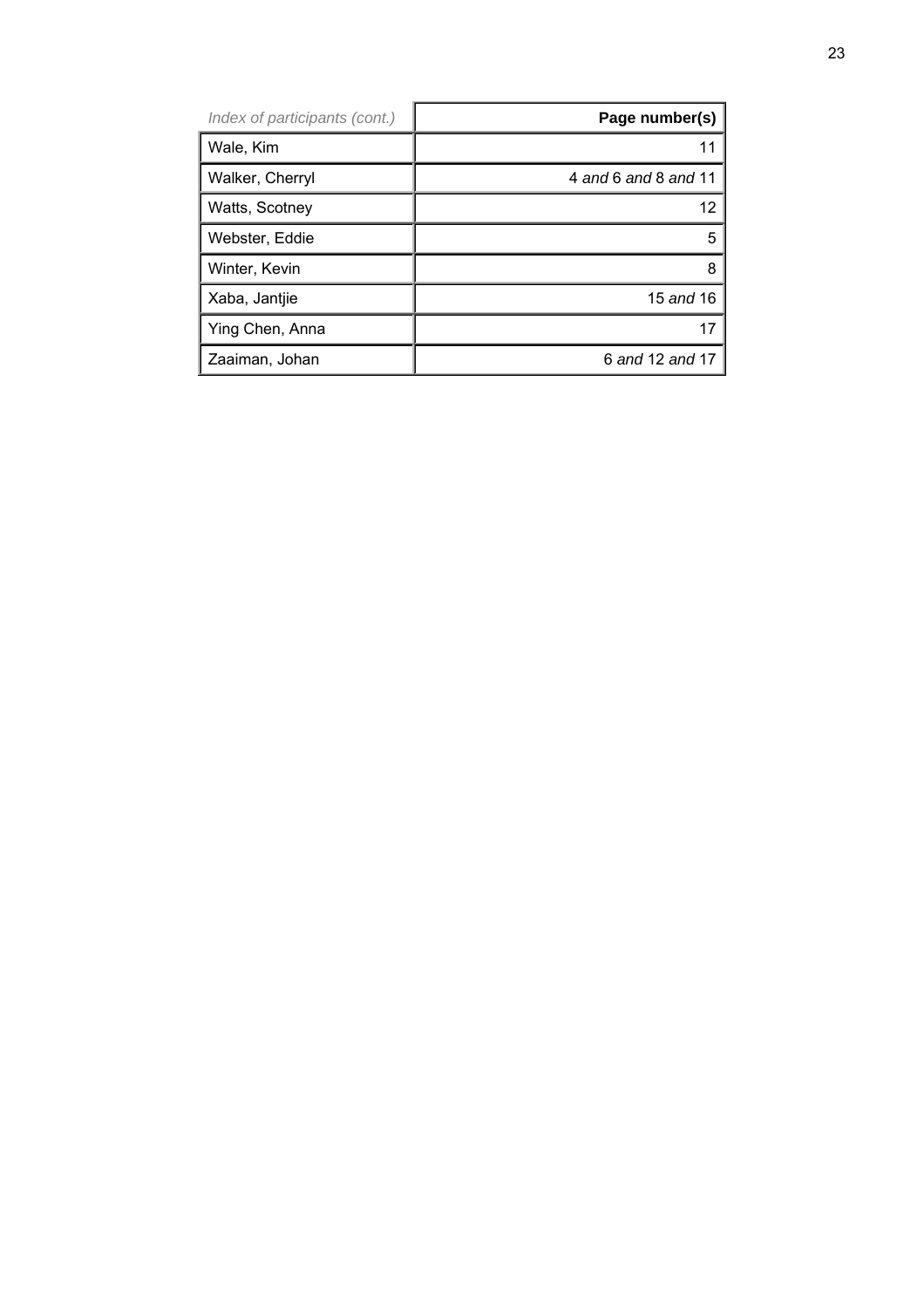| *Index of participants (cont.)* | **Page number(s)** |
|---|---:|
| Wale, Kim | 11 |
| Walker, Cherryl | 4 *and* 6 *and* 8 *and* 11 |
| Watts, Scotney | 12 |
| Webster, Eddie | 5 |
| Winter, Kevin | 8 |
| Xaba, Jantjie | 15 *and* 16 |
| Ying Chen, Anna | 17 |
| Zaaiman, Johan | 6 *and* 12 *and* 17 |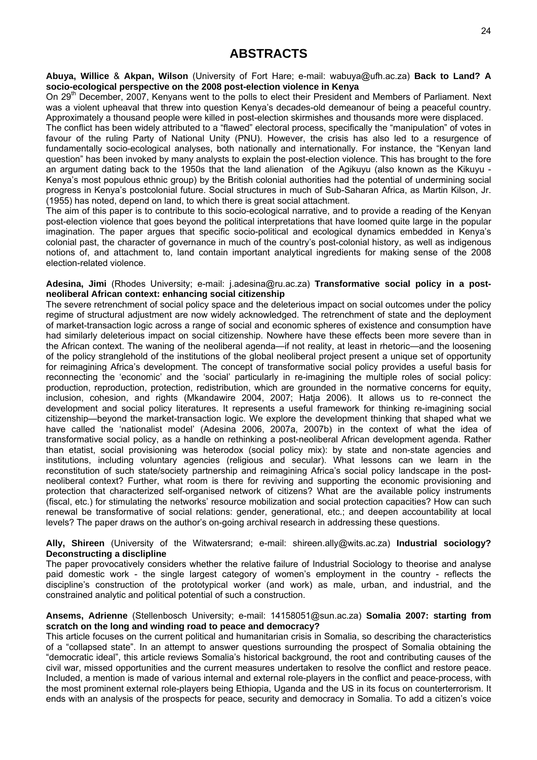# ABSTRACTS

**Abuya, Willice** & **Akpan, Wilson** (University of Fort Hare; e-mail: wabuya@ufh.ac.za) **Back to Land? A socio-ecological perspective on the 2008 post-election violence in Kenya**

On 29th December, 2007, Kenyans went to the polls to elect their President and Members of Parliament. Next was a violent upheaval that threw into question Kenya's decades-old demeanour of being a peaceful country. Approximately a thousand people were killed in post-election skirmishes and thousands more were displaced.

The conflict has been widely attributed to a "flawed" electoral process, specifically the "manipulation" of votes in favour of the ruling Party of National Unity (PNU). However, the crisis has also led to a resurgence of fundamentally socio-ecological analyses, both nationally and internationally. For instance, the "Kenyan land question" has been invoked by many analysts to explain the post-election violence. This has brought to the fore an argument dating back to the 1950s that the land alienation of the Agikuyu (also known as the Kikuyu - Kenya's most populous ethnic group) by the British colonial authorities had the potential of undermining social progress in Kenya's postcolonial future. Social structures in much of Sub-Saharan Africa, as Martin Kilson, Jr. (1955) has noted, depend on land, to which there is great social attachment.

The aim of this paper is to contribute to this socio-ecological narrative, and to provide a reading of the Kenyan post-election violence that goes beyond the political interpretations that have loomed quite large in the popular imagination. The paper argues that specific socio-political and ecological dynamics embedded in Kenya's colonial past, the character of governance in much of the country's post-colonial history, as well as indigenous notions of, and attachment to, land contain important analytical ingredients for making sense of the 2008 election-related violence.

**Adesina, Jimi** (Rhodes University; e-mail: j.adesina@ru.ac.za) **Transformative social policy in a post-neoliberal African context: enhancing social citizenship**

The severe retrenchment of social policy space and the deleterious impact on social outcomes under the policy regime of structural adjustment are now widely acknowledged. The retrenchment of state and the deployment of market-transaction logic across a range of social and economic spheres of existence and consumption have had similarly deleterious impact on social citizenship. Nowhere have these effects been more severe than in the African context. The waning of the neoliberal agenda—if not reality, at least in rhetoric—and the loosening of the policy stranglehold of the institutions of the global neoliberal project present a unique set of opportunity for reimagining Africa's development. The concept of transformative social policy provides a useful basis for reconnecting the 'economic' and the 'social' particularly in re-imagining the multiple roles of social policy: production, reproduction, protection, redistribution, which are grounded in the normative concerns for equity, inclusion, cohesion, and rights (Mkandawire 2004, 2007; Hatja 2006). It allows us to re-connect the development and social policy literatures. It represents a useful framework for thinking re-imagining social citizenship—beyond the market-transaction logic. We explore the development thinking that shaped what we have called the 'nationalist model' (Adesina 2006, 2007a, 2007b) in the context of what the idea of transformative social policy, as a handle on rethinking a post-neoliberal African development agenda. Rather than etatist, social provisioning was heterodox (social policy mix): by state and non-state agencies and institutions, including voluntary agencies (religious and secular). What lessons can we learn in the reconstitution of such state/society partnership and reimagining Africa's social policy landscape in the post-neoliberal context? Further, what room is there for reviving and supporting the economic provisioning and protection that characterized self-organised network of citizens? What are the available policy instruments (fiscal, etc.) for stimulating the networks' resource mobilization and social protection capacities? How can such renewal be transformative of social relations: gender, generational, etc.; and deepen accountability at local levels? The paper draws on the author's on-going archival research in addressing these questions.

**Ally, Shireen** (University of the Witwatersrand; e-mail: shireen.ally@wits.ac.za) **Industrial sociology? Deconstructing a disclipline**

The paper provocatively considers whether the relative failure of Industrial Sociology to theorise and analyse paid domestic work - the single largest category of women's employment in the country - reflects the discipline's construction of the prototypical worker (and work) as male, urban, and industrial, and the constrained analytic and political potential of such a construction.

**Ansems, Adrienne** (Stellenbosch University; e-mail: 14158051@sun.ac.za) **Somalia 2007: starting from scratch on the long and winding road to peace and democracy?**

This article focuses on the current political and humanitarian crisis in Somalia, so describing the characteristics of a "collapsed state". In an attempt to answer questions surrounding the prospect of Somalia obtaining the "democratic ideal", this article reviews Somalia's historical background, the root and contributing causes of the civil war, missed opportunities and the current measures undertaken to resolve the conflict and restore peace. Included, a mention is made of various internal and external role-players in the conflict and peace-process, with the most prominent external role-players being Ethiopia, Uganda and the US in its focus on counterterrorism. It ends with an analysis of the prospects for peace, security and democracy in Somalia. To add a citizen's voice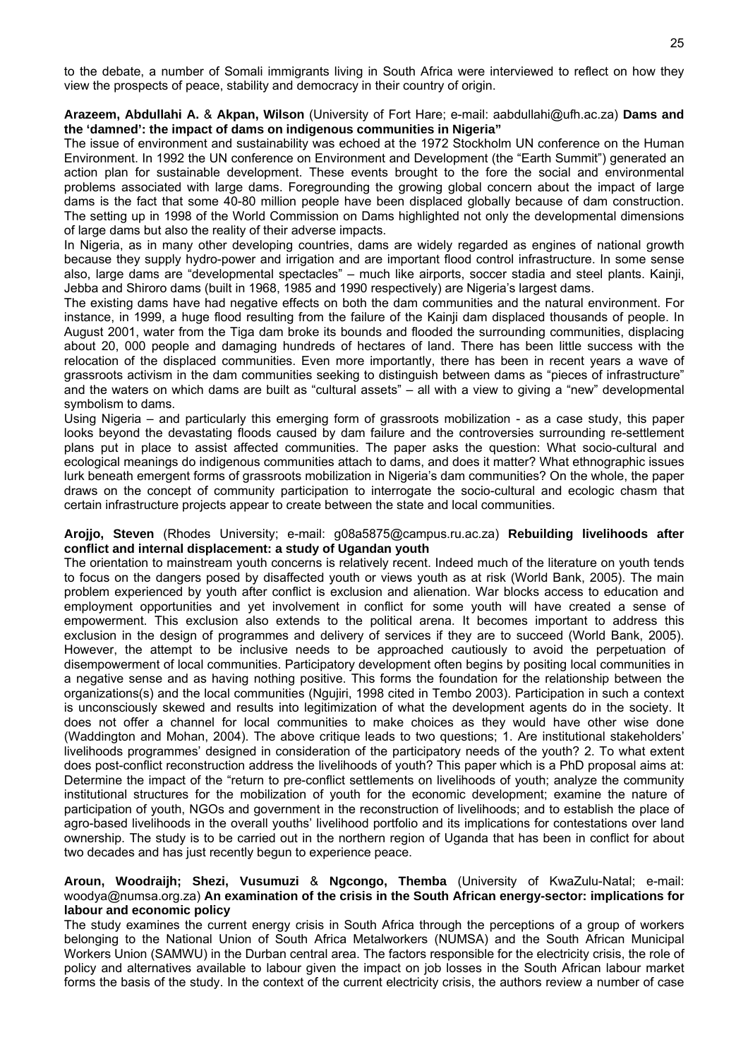to the debate, a number of Somali immigrants living in South Africa were interviewed to reflect on how they view the prospects of peace, stability and democracy in their country of origin.

**Arazeem, Abdullahi A.** & **Akpan, Wilson** (University of Fort Hare; e-mail: aabdullahi@ufh.ac.za) **Dams and the 'damned': the impact of dams on indigenous communities in Nigeria"**

The issue of environment and sustainability was echoed at the 1972 Stockholm UN conference on the Human Environment. In 1992 the UN conference on Environment and Development (the "Earth Summit") generated an action plan for sustainable development. These events brought to the fore the social and environmental problems associated with large dams. Foregrounding the growing global concern about the impact of large dams is the fact that some 40-80 million people have been displaced globally because of dam construction. The setting up in 1998 of the World Commission on Dams highlighted not only the developmental dimensions of large dams but also the reality of their adverse impacts.

In Nigeria, as in many other developing countries, dams are widely regarded as engines of national growth because they supply hydro-power and irrigation and are important flood control infrastructure. In some sense also, large dams are "developmental spectacles" – much like airports, soccer stadia and steel plants. Kainji, Jebba and Shiroro dams (built in 1968, 1985 and 1990 respectively) are Nigeria's largest dams.

The existing dams have had negative effects on both the dam communities and the natural environment. For instance, in 1999, a huge flood resulting from the failure of the Kainji dam displaced thousands of people. In August 2001, water from the Tiga dam broke its bounds and flooded the surrounding communities, displacing about 20, 000 people and damaging hundreds of hectares of land. There has been little success with the relocation of the displaced communities. Even more importantly, there has been in recent years a wave of grassroots activism in the dam communities seeking to distinguish between dams as "pieces of infrastructure" and the waters on which dams are built as "cultural assets" – all with a view to giving a "new" developmental symbolism to dams.

Using Nigeria – and particularly this emerging form of grassroots mobilization - as a case study, this paper looks beyond the devastating floods caused by dam failure and the controversies surrounding re-settlement plans put in place to assist affected communities. The paper asks the question: What socio-cultural and ecological meanings do indigenous communities attach to dams, and does it matter? What ethnographic issues lurk beneath emergent forms of grassroots mobilization in Nigeria's dam communities? On the whole, the paper draws on the concept of community participation to interrogate the socio-cultural and ecologic chasm that certain infrastructure projects appear to create between the state and local communities.

**Arojjo, Steven** (Rhodes University; e-mail: g08a5875@campus.ru.ac.za) **Rebuilding livelihoods after conflict and internal displacement: a study of Ugandan youth**

The orientation to mainstream youth concerns is relatively recent. Indeed much of the literature on youth tends to focus on the dangers posed by disaffected youth or views youth as at risk (World Bank, 2005). The main problem experienced by youth after conflict is exclusion and alienation. War blocks access to education and employment opportunities and yet involvement in conflict for some youth will have created a sense of empowerment. This exclusion also extends to the political arena. It becomes important to address this exclusion in the design of programmes and delivery of services if they are to succeed (World Bank, 2005). However, the attempt to be inclusive needs to be approached cautiously to avoid the perpetuation of disempowerment of local communities. Participatory development often begins by positing local communities in a negative sense and as having nothing positive. This forms the foundation for the relationship between the organizations(s) and the local communities (Ngujiri, 1998 cited in Tembo 2003). Participation in such a context is unconsciously skewed and results into legitimization of what the development agents do in the society. It does not offer a channel for local communities to make choices as they would have other wise done (Waddington and Mohan, 2004). The above critique leads to two questions; 1. Are institutional stakeholders' livelihoods programmes' designed in consideration of the participatory needs of the youth? 2. To what extent does post-conflict reconstruction address the livelihoods of youth? This paper which is a PhD proposal aims at: Determine the impact of the "return to pre-conflict settlements on livelihoods of youth; analyze the community institutional structures for the mobilization of youth for the economic development; examine the nature of participation of youth, NGOs and government in the reconstruction of livelihoods; and to establish the place of agro-based livelihoods in the overall youths' livelihood portfolio and its implications for contestations over land ownership. The study is to be carried out in the northern region of Uganda that has been in conflict for about two decades and has just recently begun to experience peace.

**Aroun, Woodraijh; Shezi, Vusumuzi** & **Ngcongo, Themba** (University of KwaZulu-Natal; e-mail: woodya@numsa.org.za) **An examination of the crisis in the South African energy-sector: implications for labour and economic policy**

The study examines the current energy crisis in South Africa through the perceptions of a group of workers belonging to the National Union of South Africa Metalworkers (NUMSA) and the South African Municipal Workers Union (SAMWU) in the Durban central area. The factors responsible for the electricity crisis, the role of policy and alternatives available to labour given the impact on job losses in the South African labour market forms the basis of the study. In the context of the current electricity crisis, the authors review a number of case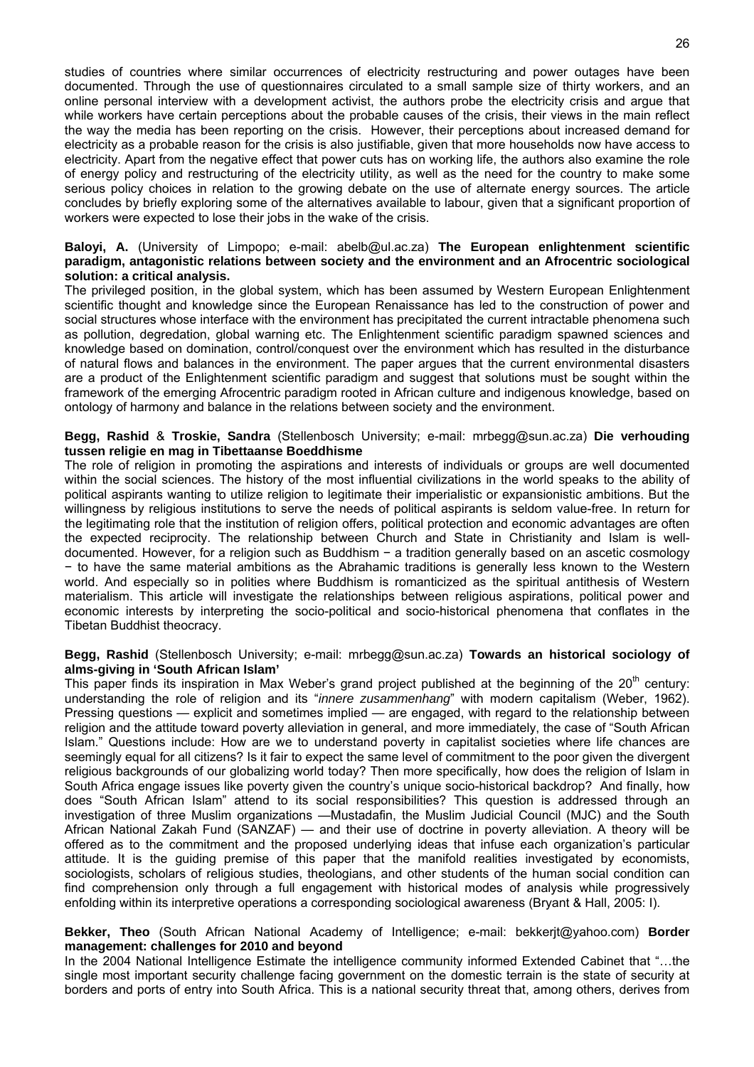studies of countries where similar occurrences of electricity restructuring and power outages have been documented. Through the use of questionnaires circulated to a small sample size of thirty workers, and an online personal interview with a development activist, the authors probe the electricity crisis and argue that while workers have certain perceptions about the probable causes of the crisis, their views in the main reflect the way the media has been reporting on the crisis. However, their perceptions about increased demand for electricity as a probable reason for the crisis is also justifiable, given that more households now have access to electricity. Apart from the negative effect that power cuts has on working life, the authors also examine the role of energy policy and restructuring of the electricity utility, as well as the need for the country to make some serious policy choices in relation to the growing debate on the use of alternate energy sources. The article concludes by briefly exploring some of the alternatives available to labour, given that a significant proportion of workers were expected to lose their jobs in the wake of the crisis.

**Baloyi, A.** (University of Limpopo; e-mail: abelb@ul.ac.za) **The European enlightenment scientific paradigm, antagonistic relations between society and the environment and an Afrocentric sociological solution: a critical analysis.**

The privileged position, in the global system, which has been assumed by Western European Enlightenment scientific thought and knowledge since the European Renaissance has led to the construction of power and social structures whose interface with the environment has precipitated the current intractable phenomena such as pollution, degredation, global warning etc. The Enlightenment scientific paradigm spawned sciences and knowledge based on domination, control/conquest over the environment which has resulted in the disturbance of natural flows and balances in the environment. The paper argues that the current environmental disasters are a product of the Enlightenment scientific paradigm and suggest that solutions must be sought within the framework of the emerging Afrocentric paradigm rooted in African culture and indigenous knowledge, based on ontology of harmony and balance in the relations between society and the environment.

**Begg, Rashid** & **Troskie, Sandra** (Stellenbosch University; e-mail: mrbegg@sun.ac.za) **Die verhouding tussen religie en mag in Tibettaanse Boeddhisme**

The role of religion in promoting the aspirations and interests of individuals or groups are well documented within the social sciences. The history of the most influential civilizations in the world speaks to the ability of political aspirants wanting to utilize religion to legitimate their imperialistic or expansionistic ambitions. But the willingness by religious institutions to serve the needs of political aspirants is seldom value-free. In return for the legitimating role that the institution of religion offers, political protection and economic advantages are often the expected reciprocity. The relationship between Church and State in Christianity and Islam is well-documented. However, for a religion such as Buddhism − a tradition generally based on an ascetic cosmology − to have the same material ambitions as the Abrahamic traditions is generally less known to the Western world. And especially so in polities where Buddhism is romanticized as the spiritual antithesis of Western materialism. This article will investigate the relationships between religious aspirations, political power and economic interests by interpreting the socio-political and socio-historical phenomena that conflates in the Tibetan Buddhist theocracy.

**Begg, Rashid** (Stellenbosch University; e-mail: mrbegg@sun.ac.za) **Towards an historical sociology of alms-giving in 'South African Islam'**

This paper finds its inspiration in Max Weber's grand project published at the beginning of the 20th century: understanding the role of religion and its "*innere zusammenhang*" with modern capitalism (Weber, 1962). Pressing questions — explicit and sometimes implied — are engaged, with regard to the relationship between religion and the attitude toward poverty alleviation in general, and more immediately, the case of "South African Islam." Questions include: How are we to understand poverty in capitalist societies where life chances are seemingly equal for all citizens? Is it fair to expect the same level of commitment to the poor given the divergent religious backgrounds of our globalizing world today? Then more specifically, how does the religion of Islam in South Africa engage issues like poverty given the country's unique socio-historical backdrop? And finally, how does "South African Islam" attend to its social responsibilities? This question is addressed through an investigation of three Muslim organizations —Mustadafin, the Muslim Judicial Council (MJC) and the South African National Zakah Fund (SANZAF) — and their use of doctrine in poverty alleviation. A theory will be offered as to the commitment and the proposed underlying ideas that infuse each organization's particular attitude. It is the guiding premise of this paper that the manifold realities investigated by economists, sociologists, scholars of religious studies, theologians, and other students of the human social condition can find comprehension only through a full engagement with historical modes of analysis while progressively enfolding within its interpretive operations a corresponding sociological awareness (Bryant & Hall, 2005: I).

**Bekker, Theo** (South African National Academy of Intelligence; e-mail: bekkerjt@yahoo.com) **Border management: challenges for 2010 and beyond**

In the 2004 National Intelligence Estimate the intelligence community informed Extended Cabinet that "…the single most important security challenge facing government on the domestic terrain is the state of security at borders and ports of entry into South Africa. This is a national security threat that, among others, derives from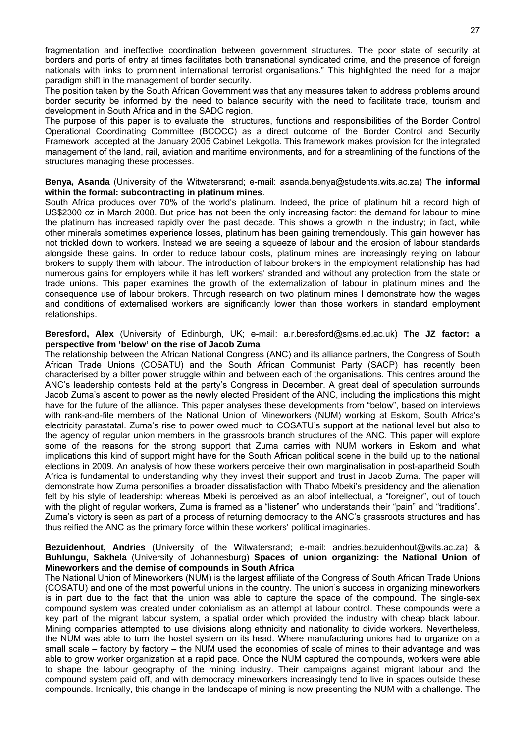fragmentation and ineffective coordination between government structures. The poor state of security at borders and ports of entry at times facilitates both transnational syndicated crime, and the presence of foreign nationals with links to prominent international terrorist organisations." This highlighted the need for a major paradigm shift in the management of border security.

The position taken by the South African Government was that any measures taken to address problems around border security be informed by the need to balance security with the need to facilitate trade, tourism and development in South Africa and in the SADC region.

The purpose of this paper is to evaluate the structures, functions and responsibilities of the Border Control Operational Coordinating Committee (BCOCC) as a direct outcome of the Border Control and Security Framework accepted at the January 2005 Cabinet Lekgotla. This framework makes provision for the integrated management of the land, rail, aviation and maritime environments, and for a streamlining of the functions of the structures managing these processes.

**Benya, Asanda** (University of the Witwatersrand; e-mail: asanda.benya@students.wits.ac.za) **The informal within the formal: subcontracting in platinum mines**.

South Africa produces over 70% of the world's platinum. Indeed, the price of platinum hit a record high of US$2300 oz in March 2008. But price has not been the only increasing factor: the demand for labour to mine the platinum has increased rapidly over the past decade. This shows a growth in the industry; in fact, while other minerals sometimes experience losses, platinum has been gaining tremendously. This gain however has not trickled down to workers. Instead we are seeing a squeeze of labour and the erosion of labour standards alongside these gains. In order to reduce labour costs, platinum mines are increasingly relying on labour brokers to supply them with labour. The introduction of labour brokers in the employment relationship has had numerous gains for employers while it has left workers' stranded and without any protection from the state or trade unions. This paper examines the growth of the externalization of labour in platinum mines and the consequence use of labour brokers. Through research on two platinum mines I demonstrate how the wages and conditions of externalised workers are significantly lower than those workers in standard employment relationships.

**Beresford, Alex** (University of Edinburgh, UK; e-mail: a.r.beresford@sms.ed.ac.uk) **The JZ factor: a perspective from 'below' on the rise of Jacob Zuma**

The relationship between the African National Congress (ANC) and its alliance partners, the Congress of South African Trade Unions (COSATU) and the South African Communist Party (SACP) has recently been characterised by a bitter power struggle within and between each of the organisations. This centres around the ANC's leadership contests held at the party's Congress in December. A great deal of speculation surrounds Jacob Zuma's ascent to power as the newly elected President of the ANC, including the implications this might have for the future of the alliance. This paper analyses these developments from "below", based on interviews with rank-and-file members of the National Union of Mineworkers (NUM) working at Eskom, South Africa's electricity parastatal. Zuma's rise to power owed much to COSATU's support at the national level but also to the agency of regular union members in the grassroots branch structures of the ANC. This paper will explore some of the reasons for the strong support that Zuma carries with NUM workers in Eskom and what implications this kind of support might have for the South African political scene in the build up to the national elections in 2009. An analysis of how these workers perceive their own marginalisation in post-apartheid South Africa is fundamental to understanding why they invest their support and trust in Jacob Zuma. The paper will demonstrate how Zuma personifies a broader dissatisfaction with Thabo Mbeki's presidency and the alienation felt by his style of leadership: whereas Mbeki is perceived as an aloof intellectual, a "foreigner", out of touch with the plight of regular workers, Zuma is framed as a "listener" who understands their "pain" and "traditions". Zuma's victory is seen as part of a process of returning democracy to the ANC's grassroots structures and has thus reified the ANC as the primary force within these workers' political imaginaries.

**Bezuidenhout, Andries** (University of the Witwatersrand; e-mail: andries.bezuidenhout@wits.ac.za) & **Buhlungu, Sakhela** (University of Johannesburg) **Spaces of union organizing: the National Union of Mineworkers and the demise of compounds in South Africa**

The National Union of Mineworkers (NUM) is the largest affiliate of the Congress of South African Trade Unions (COSATU) and one of the most powerful unions in the country. The union's success in organizing mineworkers is in part due to the fact that the union was able to capture the space of the compound. The single-sex compound system was created under colonialism as an attempt at labour control. These compounds were a key part of the migrant labour system, a spatial order which provided the industry with cheap black labour. Mining companies attempted to use divisions along ethnicity and nationality to divide workers. Nevertheless, the NUM was able to turn the hostel system on its head. Where manufacturing unions had to organize on a small scale – factory by factory – the NUM used the economies of scale of mines to their advantage and was able to grow worker organization at a rapid pace. Once the NUM captured the compounds, workers were able to shape the labour geography of the mining industry. Their campaigns against migrant labour and the compound system paid off, and with democracy mineworkers increasingly tend to live in spaces outside these compounds. Ironically, this change in the landscape of mining is now presenting the NUM with a challenge. The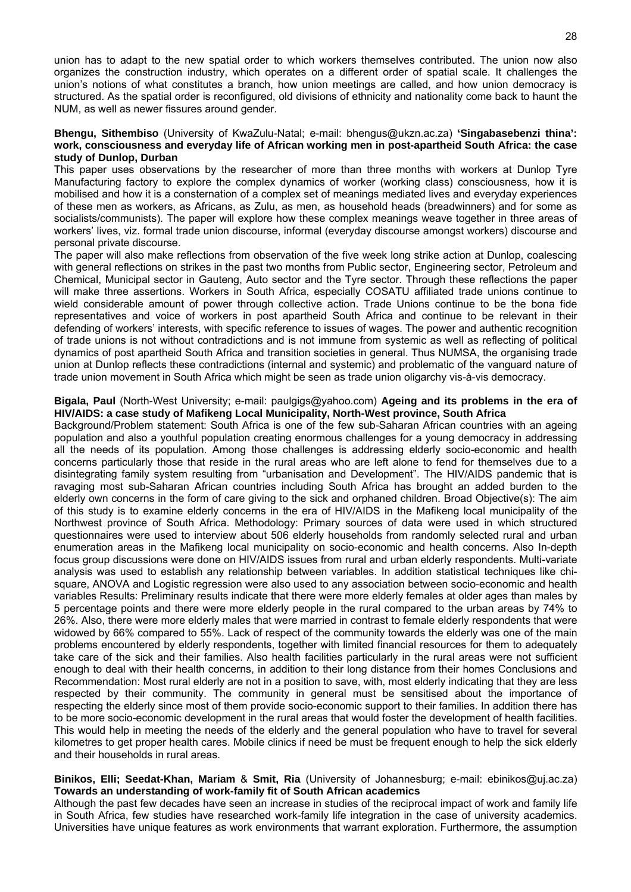union has to adapt to the new spatial order to which workers themselves contributed. The union now also organizes the construction industry, which operates on a different order of spatial scale. It challenges the union's notions of what constitutes a branch, how union meetings are called, and how union democracy is structured. As the spatial order is reconfigured, old divisions of ethnicity and nationality come back to haunt the NUM, as well as newer fissures around gender.

**Bhengu, Sithembiso** (University of KwaZulu-Natal; e-mail: bhengus@ukzn.ac.za) **'Singabasebenzi thina': work, consciousness and everyday life of African working men in post-apartheid South Africa: the case study of Dunlop, Durban**

This paper uses observations by the researcher of more than three months with workers at Dunlop Tyre Manufacturing factory to explore the complex dynamics of worker (working class) consciousness, how it is mobilised and how it is a consternation of a complex set of meanings mediated lives and everyday experiences of these men as workers, as Africans, as Zulu, as men, as household heads (breadwinners) and for some as socialists/communists). The paper will explore how these complex meanings weave together in three areas of workers' lives, viz. formal trade union discourse, informal (everyday discourse amongst workers) discourse and personal private discourse.

The paper will also make reflections from observation of the five week long strike action at Dunlop, coalescing with general reflections on strikes in the past two months from Public sector, Engineering sector, Petroleum and Chemical, Municipal sector in Gauteng, Auto sector and the Tyre sector. Through these reflections the paper will make three assertions. Workers in South Africa, especially COSATU affiliated trade unions continue to wield considerable amount of power through collective action. Trade Unions continue to be the bona fide representatives and voice of workers in post apartheid South Africa and continue to be relevant in their defending of workers' interests, with specific reference to issues of wages. The power and authentic recognition of trade unions is not without contradictions and is not immune from systemic as well as reflecting of political dynamics of post apartheid South Africa and transition societies in general. Thus NUMSA, the organising trade union at Dunlop reflects these contradictions (internal and systemic) and problematic of the vanguard nature of trade union movement in South Africa which might be seen as trade union oligarchy vis-à-vis democracy.

**Bigala, Paul** (North-West University; e-mail: paulgigs@yahoo.com) **Ageing and its problems in the era of HIV/AIDS: a case study of Mafikeng Local Municipality, North-West province, South Africa**

Background/Problem statement: South Africa is one of the few sub-Saharan African countries with an ageing population and also a youthful population creating enormous challenges for a young democracy in addressing all the needs of its population. Among those challenges is addressing elderly socio-economic and health concerns particularly those that reside in the rural areas who are left alone to fend for themselves due to a disintegrating family system resulting from "urbanisation and Development". The HIV/AIDS pandemic that is ravaging most sub-Saharan African countries including South Africa has brought an added burden to the elderly own concerns in the form of care giving to the sick and orphaned children. Broad Objective(s): The aim of this study is to examine elderly concerns in the era of HIV/AIDS in the Mafikeng local municipality of the Northwest province of South Africa. Methodology: Primary sources of data were used in which structured questionnaires were used to interview about 506 elderly households from randomly selected rural and urban enumeration areas in the Mafikeng local municipality on socio-economic and health concerns. Also In-depth focus group discussions were done on HIV/AIDS issues from rural and urban elderly respondents. Multi-variate analysis was used to establish any relationship between variables. In addition statistical techniques like chi-square, ANOVA and Logistic regression were also used to any association between socio-economic and health variables Results: Preliminary results indicate that there were more elderly females at older ages than males by 5 percentage points and there were more elderly people in the rural compared to the urban areas by 74% to 26%. Also, there were more elderly males that were married in contrast to female elderly respondents that were widowed by 66% compared to 55%. Lack of respect of the community towards the elderly was one of the main problems encountered by elderly respondents, together with limited financial resources for them to adequately take care of the sick and their families. Also health facilities particularly in the rural areas were not sufficient enough to deal with their health concerns, in addition to their long distance from their homes Conclusions and Recommendation: Most rural elderly are not in a position to save, with, most elderly indicating that they are less respected by their community. The community in general must be sensitised about the importance of respecting the elderly since most of them provide socio-economic support to their families. In addition there has to be more socio-economic development in the rural areas that would foster the development of health facilities. This would help in meeting the needs of the elderly and the general population who have to travel for several kilometres to get proper health cares. Mobile clinics if need be must be frequent enough to help the sick elderly and their households in rural areas.

**Binikos, Elli; Seedat-Khan, Mariam** & **Smit, Ria** (University of Johannesburg; e-mail: ebinikos@uj.ac.za) **Towards an understanding of work-family fit of South African academics**

Although the past few decades have seen an increase in studies of the reciprocal impact of work and family life in South Africa, few studies have researched work-family life integration in the case of university academics. Universities have unique features as work environments that warrant exploration. Furthermore, the assumption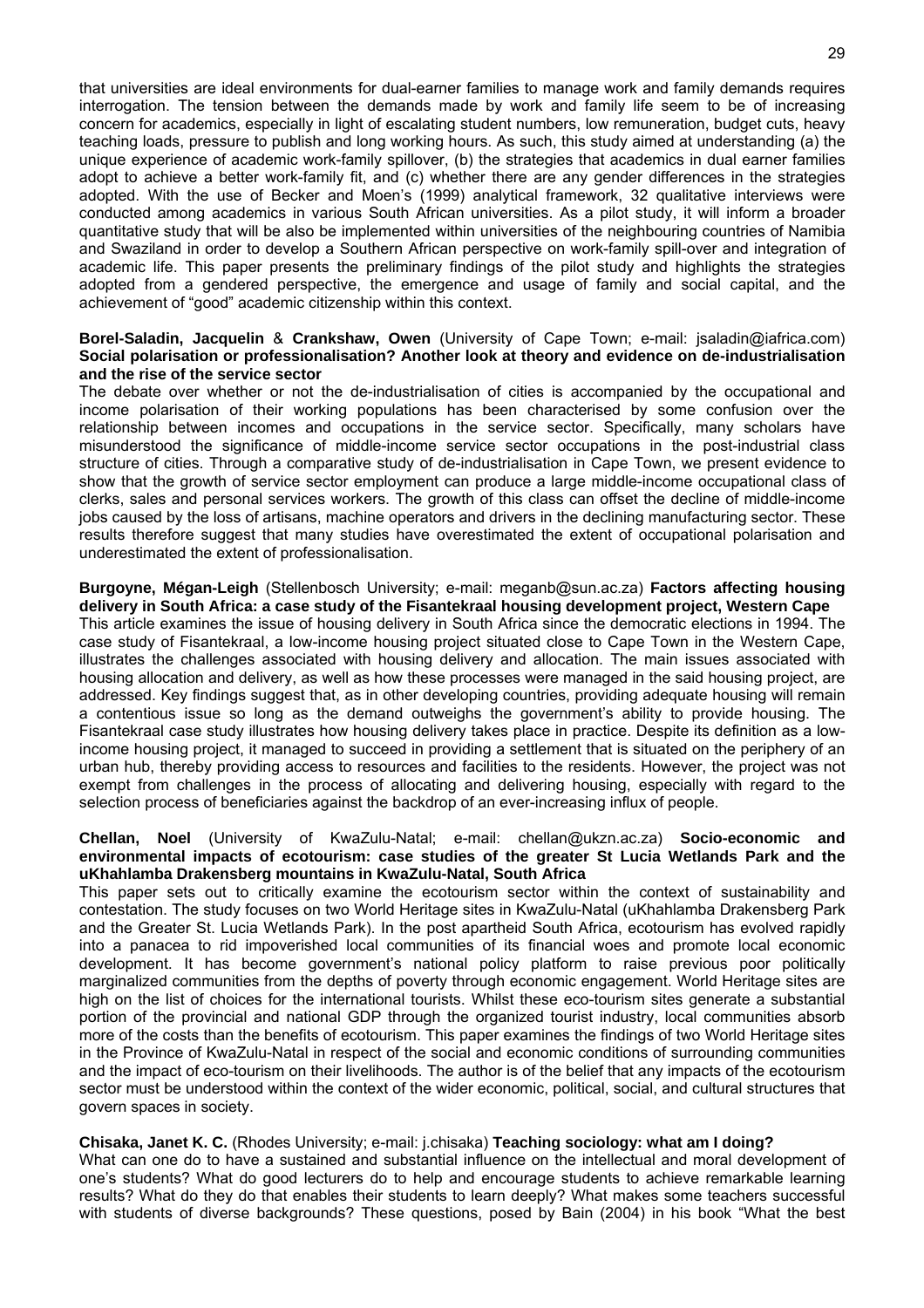that universities are ideal environments for dual-earner families to manage work and family demands requires interrogation. The tension between the demands made by work and family life seem to be of increasing concern for academics, especially in light of escalating student numbers, low remuneration, budget cuts, heavy teaching loads, pressure to publish and long working hours. As such, this study aimed at understanding (a) the unique experience of academic work-family spillover, (b) the strategies that academics in dual earner families adopt to achieve a better work-family fit, and (c) whether there are any gender differences in the strategies adopted. With the use of Becker and Moen's (1999) analytical framework, 32 qualitative interviews were conducted among academics in various South African universities. As a pilot study, it will inform a broader quantitative study that will be also be implemented within universities of the neighbouring countries of Namibia and Swaziland in order to develop a Southern African perspective on work-family spill-over and integration of academic life. This paper presents the preliminary findings of the pilot study and highlights the strategies adopted from a gendered perspective, the emergence and usage of family and social capital, and the achievement of "good" academic citizenship within this context.

**Borel-Saladin, Jacquelin** & **Crankshaw, Owen** (University of Cape Town; e-mail: jsaladin@iafrica.com) **Social polarisation or professionalisation? Another look at theory and evidence on de-industrialisation and the rise of the service sector**

The debate over whether or not the de-industrialisation of cities is accompanied by the occupational and income polarisation of their working populations has been characterised by some confusion over the relationship between incomes and occupations in the service sector. Specifically, many scholars have misunderstood the significance of middle-income service sector occupations in the post-industrial class structure of cities. Through a comparative study of de-industrialisation in Cape Town, we present evidence to show that the growth of service sector employment can produce a large middle-income occupational class of clerks, sales and personal services workers. The growth of this class can offset the decline of middle-income jobs caused by the loss of artisans, machine operators and drivers in the declining manufacturing sector. These results therefore suggest that many studies have overestimated the extent of occupational polarisation and underestimated the extent of professionalisation.

**Burgoyne, Mégan-Leigh** (Stellenbosch University; e-mail: meganb@sun.ac.za) **Factors affecting housing delivery in South Africa: a case study of the Fisantekraal housing development project, Western Cape**

This article examines the issue of housing delivery in South Africa since the democratic elections in 1994. The case study of Fisantekraal, a low-income housing project situated close to Cape Town in the Western Cape, illustrates the challenges associated with housing delivery and allocation. The main issues associated with housing allocation and delivery, as well as how these processes were managed in the said housing project, are addressed. Key findings suggest that, as in other developing countries, providing adequate housing will remain a contentious issue so long as the demand outweighs the government's ability to provide housing. The Fisantekraal case study illustrates how housing delivery takes place in practice. Despite its definition as a low-income housing project, it managed to succeed in providing a settlement that is situated on the periphery of an urban hub, thereby providing access to resources and facilities to the residents. However, the project was not exempt from challenges in the process of allocating and delivering housing, especially with regard to the selection process of beneficiaries against the backdrop of an ever-increasing influx of people.

**Chellan, Noel** (University of KwaZulu-Natal; e-mail: chellan@ukzn.ac.za) **Socio-economic and environmental impacts of ecotourism: case studies of the greater St Lucia Wetlands Park and the uKhahlamba Drakensberg mountains in KwaZulu-Natal, South Africa**

This paper sets out to critically examine the ecotourism sector within the context of sustainability and contestation. The study focuses on two World Heritage sites in KwaZulu-Natal (uKhahlamba Drakensberg Park and the Greater St. Lucia Wetlands Park). In the post apartheid South Africa, ecotourism has evolved rapidly into a panacea to rid impoverished local communities of its financial woes and promote local economic development. It has become government's national policy platform to raise previous poor politically marginalized communities from the depths of poverty through economic engagement. World Heritage sites are high on the list of choices for the international tourists. Whilst these eco-tourism sites generate a substantial portion of the provincial and national GDP through the organized tourist industry, local communities absorb more of the costs than the benefits of ecotourism. This paper examines the findings of two World Heritage sites in the Province of KwaZulu-Natal in respect of the social and economic conditions of surrounding communities and the impact of eco-tourism on their livelihoods. The author is of the belief that any impacts of the ecotourism sector must be understood within the context of the wider economic, political, social, and cultural structures that govern spaces in society.

**Chisaka, Janet K. C.** (Rhodes University; e-mail: j.chisaka) **Teaching sociology: what am I doing?**

What can one do to have a sustained and substantial influence on the intellectual and moral development of one's students? What do good lecturers do to help and encourage students to achieve remarkable learning results? What do they do that enables their students to learn deeply? What makes some teachers successful with students of diverse backgrounds? These questions, posed by Bain (2004) in his book "What the best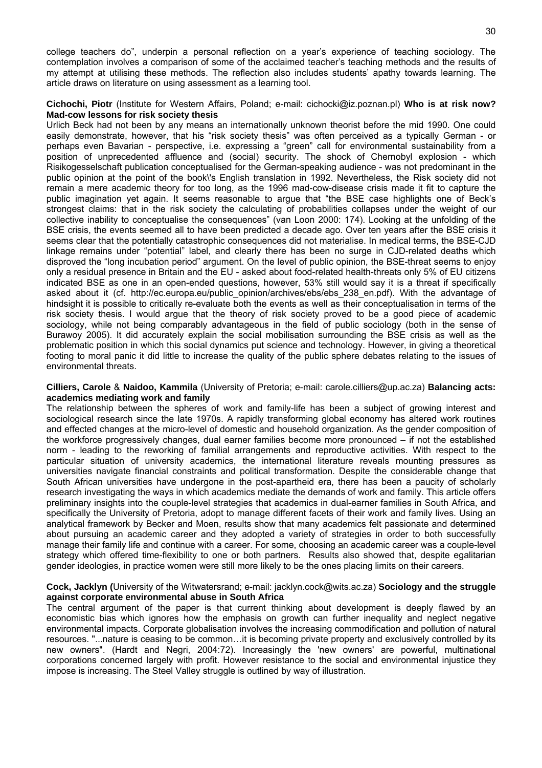college teachers do", underpin a personal reflection on a year's experience of teaching sociology. The contemplation involves a comparison of some of the acclaimed teacher's teaching methods and the results of my attempt at utilising these methods. The reflection also includes students' apathy towards learning. The article draws on literature on using assessment as a learning tool.

**Cichochi, Piotr** (Institute for Western Affairs, Poland; e-mail: cichocki@iz.poznan.pl) **Who is at risk now? Mad-cow lessons for risk society thesis**

Urlich Beck had not been by any means an internationally unknown theorist before the mid 1990. One could easily demonstrate, however, that his "risk society thesis" was often perceived as a typically German - or perhaps even Bavarian - perspective, i.e. expressing a "green" call for environmental sustainability from a position of unprecedented affluence and (social) security. The shock of Chernobyl explosion - which Risikogesselschaft publication conceptualised for the German-speaking audience - was not predominant in the public opinion at the point of the book\'s English translation in 1992. Nevertheless, the Risk society did not remain a mere academic theory for too long, as the 1996 mad-cow-disease crisis made it fit to capture the public imagination yet again. It seems reasonable to argue that "the BSE case highlights one of Beck's strongest claims: that in the risk society the calculating of probabilities collapses under the weight of our collective inability to conceptualise the consequences" (van Loon 2000: 174). Looking at the unfolding of the BSE crisis, the events seemed all to have been predicted a decade ago. Over ten years after the BSE crisis it seems clear that the potentially catastrophic consequences did not materialise. In medical terms, the BSE-CJD linkage remains under "potential" label, and clearly there has been no surge in CJD-related deaths which disproved the "long incubation period" argument. On the level of public opinion, the BSE-threat seems to enjoy only a residual presence in Britain and the EU - asked about food-related health-threats only 5% of EU citizens indicated BSE as one in an open-ended questions, however, 53% still would say it is a threat if specifically asked about it (cf. http://ec.europa.eu/public_opinion/archives/ebs/ebs_238_en.pdf). With the advantage of hindsight it is possible to critically re-evaluate both the events as well as their conceptualisation in terms of the risk society thesis. I would argue that the theory of risk society proved to be a good piece of academic sociology, while not being comparably advantageous in the field of public sociology (both in the sense of Burawoy 2005). It did accurately explain the social mobilisation surrounding the BSE crisis as well as the problematic position in which this social dynamics put science and technology. However, in giving a theoretical footing to moral panic it did little to increase the quality of the public sphere debates relating to the issues of environmental threats.

**Cilliers, Carole** & **Naidoo, Kammila** (University of Pretoria; e-mail: carole.cilliers@up.ac.za) **Balancing acts: academics mediating work and family**

The relationship between the spheres of work and family-life has been a subject of growing interest and sociological research since the late 1970s. A rapidly transforming global economy has altered work routines and effected changes at the micro-level of domestic and household organization. As the gender composition of the workforce progressively changes, dual earner families become more pronounced – if not the established norm - leading to the reworking of familial arrangements and reproductive activities. With respect to the particular situation of university academics, the international literature reveals mounting pressures as universities navigate financial constraints and political transformation. Despite the considerable change that South African universities have undergone in the post-apartheid era, there has been a paucity of scholarly research investigating the ways in which academics mediate the demands of work and family. This article offers preliminary insights into the couple-level strategies that academics in dual-earner families in South Africa, and specifically the University of Pretoria, adopt to manage different facets of their work and family lives. Using an analytical framework by Becker and Moen, results show that many academics felt passionate and determined about pursuing an academic career and they adopted a variety of strategies in order to both successfully manage their family life and continue with a career. For some, choosing an academic career was a couple-level strategy which offered time-flexibility to one or both partners. Results also showed that, despite egalitarian gender ideologies, in practice women were still more likely to be the ones placing limits on their careers.

**Cock, Jacklyn (**University of the Witwatersrand; e-mail: jacklyn.cock@wits.ac.za) **Sociology and the struggle against corporate environmental abuse in South Africa**

The central argument of the paper is that current thinking about development is deeply flawed by an economistic bias which ignores how the emphasis on growth can further inequality and neglect negative environmental impacts. Corporate globalisation involves the increasing commodification and pollution of natural resources. "...nature is ceasing to be common…it is becoming private property and exclusively controlled by its new owners". (Hardt and Negri, 2004:72). Increasingly the 'new owners' are powerful, multinational corporations concerned largely with profit. However resistance to the social and environmental injustice they impose is increasing. The Steel Valley struggle is outlined by way of illustration.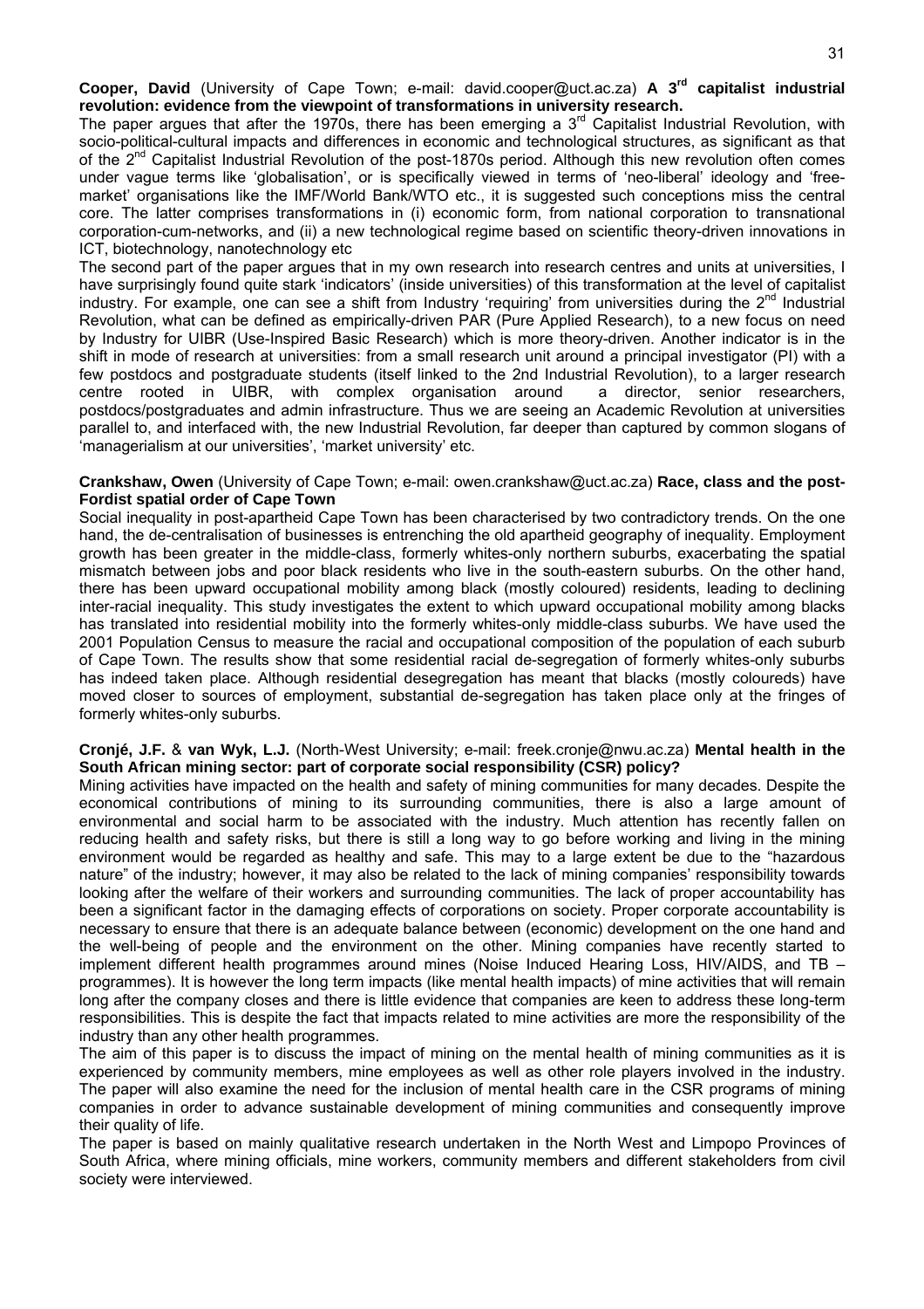**Cooper, David** (University of Cape Town; e-mail: david.cooper@uct.ac.za) **A 3rd capitalist industrial revolution: evidence from the viewpoint of transformations in university research.**

The paper argues that after the 1970s, there has been emerging a 3rd Capitalist Industrial Revolution, with socio-political-cultural impacts and differences in economic and technological structures, as significant as that of the 2nd Capitalist Industrial Revolution of the post-1870s period. Although this new revolution often comes under vague terms like 'globalisation', or is specifically viewed in terms of 'neo-liberal' ideology and 'free-market' organisations like the IMF/World Bank/WTO etc., it is suggested such conceptions miss the central core. The latter comprises transformations in (i) economic form, from national corporation to transnational corporation-cum-networks, and (ii) a new technological regime based on scientific theory-driven innovations in ICT, biotechnology, nanotechnology etc

The second part of the paper argues that in my own research into research centres and units at universities, I have surprisingly found quite stark 'indicators' (inside universities) of this transformation at the level of capitalist industry. For example, one can see a shift from Industry 'requiring' from universities during the 2nd Industrial Revolution, what can be defined as empirically-driven PAR (Pure Applied Research), to a new focus on need by Industry for UIBR (Use-Inspired Basic Research) which is more theory-driven. Another indicator is in the shift in mode of research at universities: from a small research unit around a principal investigator (PI) with a few postdocs and postgraduate students (itself linked to the 2nd Industrial Revolution), to a larger research centre rooted in UIBR, with complex organisation around a director, senior researchers, postdocs/postgraduates and admin infrastructure. Thus we are seeing an Academic Revolution at universities parallel to, and interfaced with, the new Industrial Revolution, far deeper than captured by common slogans of 'managerialism at our universities', 'market university' etc.

**Crankshaw, Owen** (University of Cape Town; e-mail: owen.crankshaw@uct.ac.za) **Race, class and the post-Fordist spatial order of Cape Town**

Social inequality in post-apartheid Cape Town has been characterised by two contradictory trends. On the one hand, the de-centralisation of businesses is entrenching the old apartheid geography of inequality. Employment growth has been greater in the middle-class, formerly whites-only northern suburbs, exacerbating the spatial mismatch between jobs and poor black residents who live in the south-eastern suburbs. On the other hand, there has been upward occupational mobility among black (mostly coloured) residents, leading to declining inter-racial inequality. This study investigates the extent to which upward occupational mobility among blacks has translated into residential mobility into the formerly whites-only middle-class suburbs. We have used the 2001 Population Census to measure the racial and occupational composition of the population of each suburb of Cape Town. The results show that some residential racial de-segregation of formerly whites-only suburbs has indeed taken place. Although residential desegregation has meant that blacks (mostly coloureds) have moved closer to sources of employment, substantial de-segregation has taken place only at the fringes of formerly whites-only suburbs.

**Cronjé, J.F.** & **van Wyk, L.J.** (North-West University; e-mail: freek.cronje@nwu.ac.za) **Mental health in the South African mining sector: part of corporate social responsibility (CSR) policy?**

Mining activities have impacted on the health and safety of mining communities for many decades. Despite the economical contributions of mining to its surrounding communities, there is also a large amount of environmental and social harm to be associated with the industry. Much attention has recently fallen on reducing health and safety risks, but there is still a long way to go before working and living in the mining environment would be regarded as healthy and safe. This may to a large extent be due to the "hazardous nature" of the industry; however, it may also be related to the lack of mining companies' responsibility towards looking after the welfare of their workers and surrounding communities. The lack of proper accountability has been a significant factor in the damaging effects of corporations on society. Proper corporate accountability is necessary to ensure that there is an adequate balance between (economic) development on the one hand and the well-being of people and the environment on the other. Mining companies have recently started to implement different health programmes around mines (Noise Induced Hearing Loss, HIV/AIDS, and TB – programmes). It is however the long term impacts (like mental health impacts) of mine activities that will remain long after the company closes and there is little evidence that companies are keen to address these long-term responsibilities. This is despite the fact that impacts related to mine activities are more the responsibility of the industry than any other health programmes.

The aim of this paper is to discuss the impact of mining on the mental health of mining communities as it is experienced by community members, mine employees as well as other role players involved in the industry. The paper will also examine the need for the inclusion of mental health care in the CSR programs of mining companies in order to advance sustainable development of mining communities and consequently improve their quality of life.

The paper is based on mainly qualitative research undertaken in the North West and Limpopo Provinces of South Africa, where mining officials, mine workers, community members and different stakeholders from civil society were interviewed.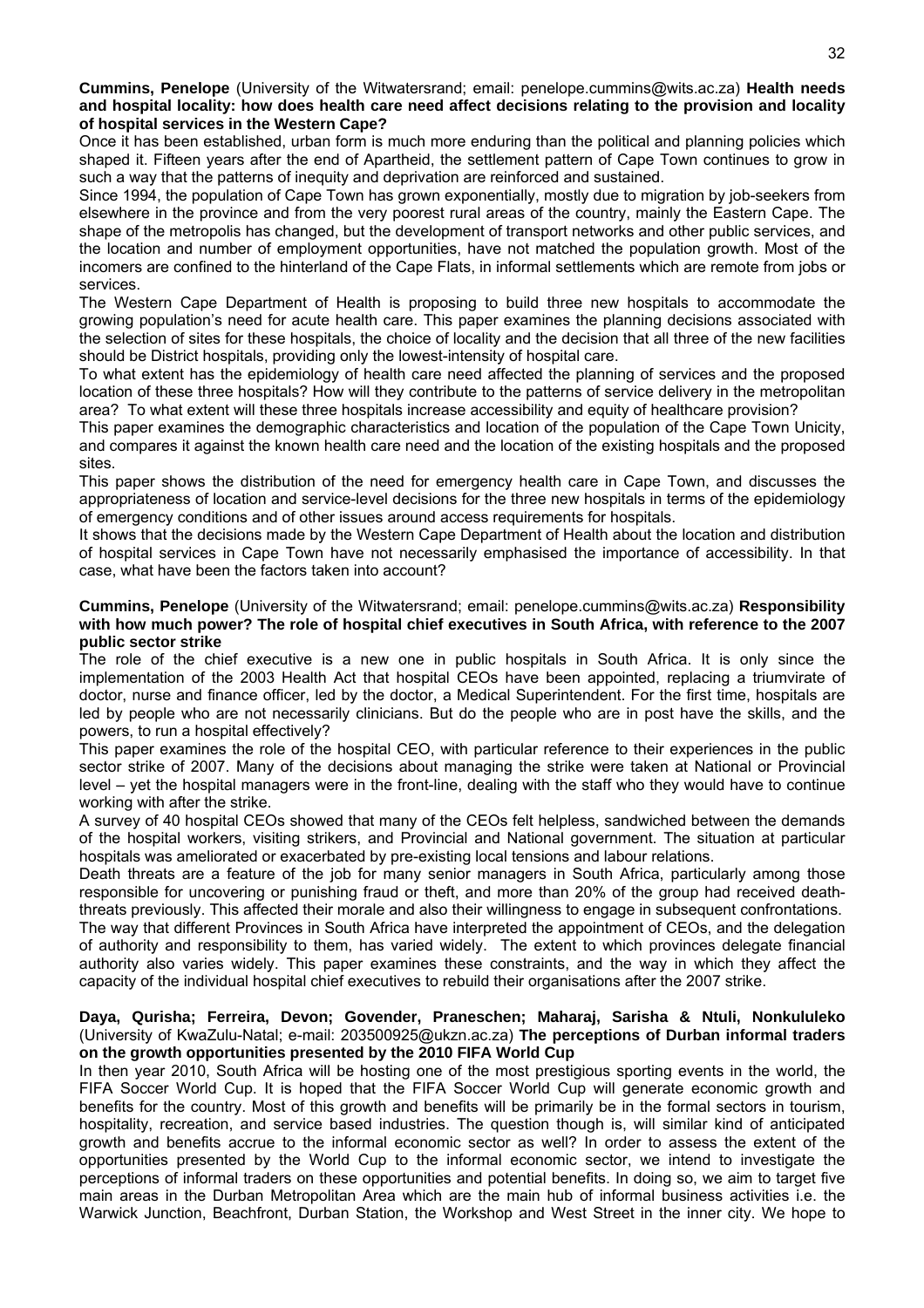**Cummins, Penelope** (University of the Witwatersrand; email: penelope.cummins@wits.ac.za) **Health needs and hospital locality: how does health care need affect decisions relating to the provision and locality of hospital services in the Western Cape?**

Once it has been established, urban form is much more enduring than the political and planning policies which shaped it. Fifteen years after the end of Apartheid, the settlement pattern of Cape Town continues to grow in such a way that the patterns of inequity and deprivation are reinforced and sustained.

Since 1994, the population of Cape Town has grown exponentially, mostly due to migration by job-seekers from elsewhere in the province and from the very poorest rural areas of the country, mainly the Eastern Cape. The shape of the metropolis has changed, but the development of transport networks and other public services, and the location and number of employment opportunities, have not matched the population growth. Most of the incomers are confined to the hinterland of the Cape Flats, in informal settlements which are remote from jobs or services.

The Western Cape Department of Health is proposing to build three new hospitals to accommodate the growing population's need for acute health care. This paper examines the planning decisions associated with the selection of sites for these hospitals, the choice of locality and the decision that all three of the new facilities should be District hospitals, providing only the lowest-intensity of hospital care.

To what extent has the epidemiology of health care need affected the planning of services and the proposed location of these three hospitals? How will they contribute to the patterns of service delivery in the metropolitan area? To what extent will these three hospitals increase accessibility and equity of healthcare provision?

This paper examines the demographic characteristics and location of the population of the Cape Town Unicity, and compares it against the known health care need and the location of the existing hospitals and the proposed sites.

This paper shows the distribution of the need for emergency health care in Cape Town, and discusses the appropriateness of location and service-level decisions for the three new hospitals in terms of the epidemiology of emergency conditions and of other issues around access requirements for hospitals.

It shows that the decisions made by the Western Cape Department of Health about the location and distribution of hospital services in Cape Town have not necessarily emphasised the importance of accessibility. In that case, what have been the factors taken into account?

**Cummins, Penelope** (University of the Witwatersrand; email: penelope.cummins@wits.ac.za) **Responsibility with how much power? The role of hospital chief executives in South Africa, with reference to the 2007 public sector strike**

The role of the chief executive is a new one in public hospitals in South Africa. It is only since the implementation of the 2003 Health Act that hospital CEOs have been appointed, replacing a triumvirate of doctor, nurse and finance officer, led by the doctor, a Medical Superintendent. For the first time, hospitals are led by people who are not necessarily clinicians. But do the people who are in post have the skills, and the powers, to run a hospital effectively?

This paper examines the role of the hospital CEO, with particular reference to their experiences in the public sector strike of 2007. Many of the decisions about managing the strike were taken at National or Provincial level – yet the hospital managers were in the front-line, dealing with the staff who they would have to continue working with after the strike.

A survey of 40 hospital CEOs showed that many of the CEOs felt helpless, sandwiched between the demands of the hospital workers, visiting strikers, and Provincial and National government. The situation at particular hospitals was ameliorated or exacerbated by pre-existing local tensions and labour relations.

Death threats are a feature of the job for many senior managers in South Africa, particularly among those responsible for uncovering or punishing fraud or theft, and more than 20% of the group had received death-threats previously. This affected their morale and also their willingness to engage in subsequent confrontations.

The way that different Provinces in South Africa have interpreted the appointment of CEOs, and the delegation of authority and responsibility to them, has varied widely. The extent to which provinces delegate financial authority also varies widely. This paper examines these constraints, and the way in which they affect the capacity of the individual hospital chief executives to rebuild their organisations after the 2007 strike.

**Daya, Qurisha; Ferreira, Devon; Govender, Praneschen; Maharaj, Sarisha & Ntuli, Nonkululeko** (University of KwaZulu-Natal; e-mail: 203500925@ukzn.ac.za) **The perceptions of Durban informal traders on the growth opportunities presented by the 2010 FIFA World Cup**

In then year 2010, South Africa will be hosting one of the most prestigious sporting events in the world, the FIFA Soccer World Cup. It is hoped that the FIFA Soccer World Cup will generate economic growth and benefits for the country. Most of this growth and benefits will be primarily be in the formal sectors in tourism, hospitality, recreation, and service based industries. The question though is, will similar kind of anticipated growth and benefits accrue to the informal economic sector as well? In order to assess the extent of the opportunities presented by the World Cup to the informal economic sector, we intend to investigate the perceptions of informal traders on these opportunities and potential benefits. In doing so, we aim to target five main areas in the Durban Metropolitan Area which are the main hub of informal business activities i.e. the Warwick Junction, Beachfront, Durban Station, the Workshop and West Street in the inner city. We hope to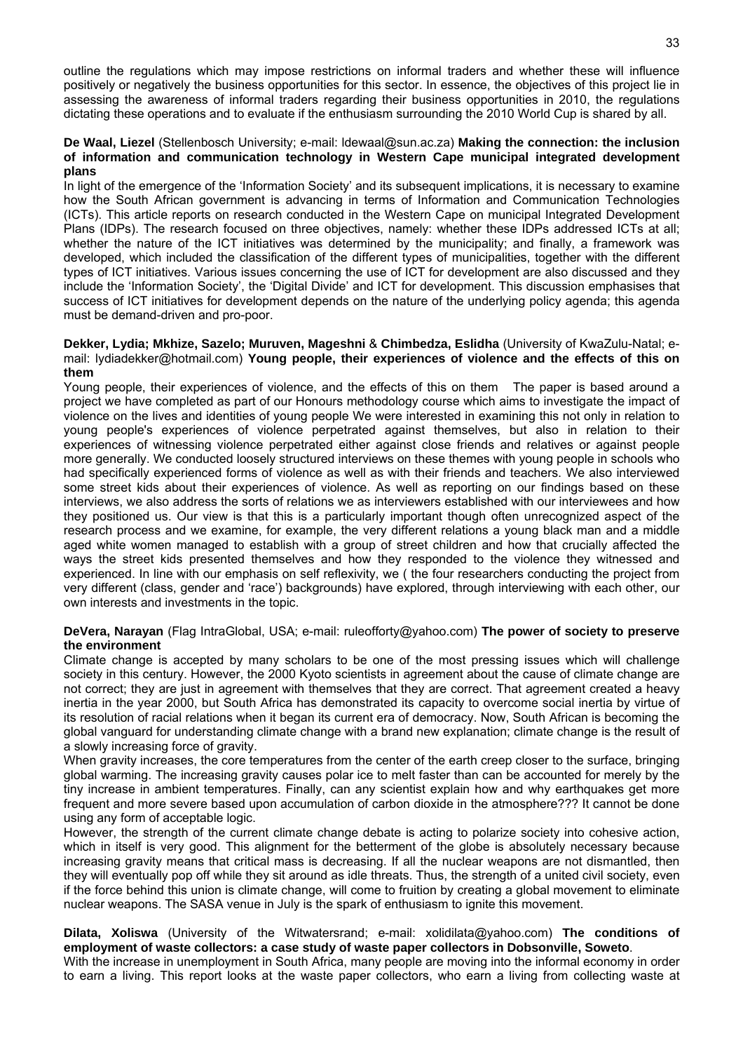outline the regulations which may impose restrictions on informal traders and whether these will influence positively or negatively the business opportunities for this sector. In essence, the objectives of this project lie in assessing the awareness of informal traders regarding their business opportunities in 2010, the regulations dictating these operations and to evaluate if the enthusiasm surrounding the 2010 World Cup is shared by all.

**De Waal, Liezel** (Stellenbosch University; e-mail: ldewaal@sun.ac.za) **Making the connection: the inclusion of information and communication technology in Western Cape municipal integrated development plans**

In light of the emergence of the 'Information Society' and its subsequent implications, it is necessary to examine how the South African government is advancing in terms of Information and Communication Technologies (ICTs). This article reports on research conducted in the Western Cape on municipal Integrated Development Plans (IDPs). The research focused on three objectives, namely: whether these IDPs addressed ICTs at all; whether the nature of the ICT initiatives was determined by the municipality; and finally, a framework was developed, which included the classification of the different types of municipalities, together with the different types of ICT initiatives. Various issues concerning the use of ICT for development are also discussed and they include the 'Information Society', the 'Digital Divide' and ICT for development. This discussion emphasises that success of ICT initiatives for development depends on the nature of the underlying policy agenda; this agenda must be demand-driven and pro-poor.

**Dekker, Lydia; Mkhize, Sazelo; Muruven, Mageshni** & **Chimbedza, Eslidha** (University of KwaZulu-Natal; e-mail: lydiadekker@hotmail.com) **Young people, their experiences of violence and the effects of this on them**

Young people, their experiences of violence, and the effects of this on them The paper is based around a project we have completed as part of our Honours methodology course which aims to investigate the impact of violence on the lives and identities of young people We were interested in examining this not only in relation to young people's experiences of violence perpetrated against themselves, but also in relation to their experiences of witnessing violence perpetrated either against close friends and relatives or against people more generally. We conducted loosely structured interviews on these themes with young people in schools who had specifically experienced forms of violence as well as with their friends and teachers. We also interviewed some street kids about their experiences of violence. As well as reporting on our findings based on these interviews, we also address the sorts of relations we as interviewers established with our interviewees and how they positioned us. Our view is that this is a particularly important though often unrecognized aspect of the research process and we examine, for example, the very different relations a young black man and a middle aged white women managed to establish with a group of street children and how that crucially affected the ways the street kids presented themselves and how they responded to the violence they witnessed and experienced. In line with our emphasis on self reflexivity, we ( the four researchers conducting the project from very different (class, gender and 'race') backgrounds) have explored, through interviewing with each other, our own interests and investments in the topic.

**DeVera, Narayan** (Flag IntraGlobal, USA; e-mail: ruleofforty@yahoo.com) **The power of society to preserve the environment**

Climate change is accepted by many scholars to be one of the most pressing issues which will challenge society in this century. However, the 2000 Kyoto scientists in agreement about the cause of climate change are not correct; they are just in agreement with themselves that they are correct. That agreement created a heavy inertia in the year 2000, but South Africa has demonstrated its capacity to overcome social inertia by virtue of its resolution of racial relations when it began its current era of democracy. Now, South African is becoming the global vanguard for understanding climate change with a brand new explanation; climate change is the result of a slowly increasing force of gravity.

When gravity increases, the core temperatures from the center of the earth creep closer to the surface, bringing global warming. The increasing gravity causes polar ice to melt faster than can be accounted for merely by the tiny increase in ambient temperatures. Finally, can any scientist explain how and why earthquakes get more frequent and more severe based upon accumulation of carbon dioxide in the atmosphere??? It cannot be done using any form of acceptable logic.

However, the strength of the current climate change debate is acting to polarize society into cohesive action, which in itself is very good. This alignment for the betterment of the globe is absolutely necessary because increasing gravity means that critical mass is decreasing. If all the nuclear weapons are not dismantled, then they will eventually pop off while they sit around as idle threats. Thus, the strength of a united civil society, even if the force behind this union is climate change, will come to fruition by creating a global movement to eliminate nuclear weapons. The SASA venue in July is the spark of enthusiasm to ignite this movement.

**Dilata, Xoliswa** (University of the Witwatersrand; e-mail: xolidilata@yahoo.com) **The conditions of employment of waste collectors: a case study of waste paper collectors in Dobsonville, Soweto**.

With the increase in unemployment in South Africa, many people are moving into the informal economy in order to earn a living. This report looks at the waste paper collectors, who earn a living from collecting waste at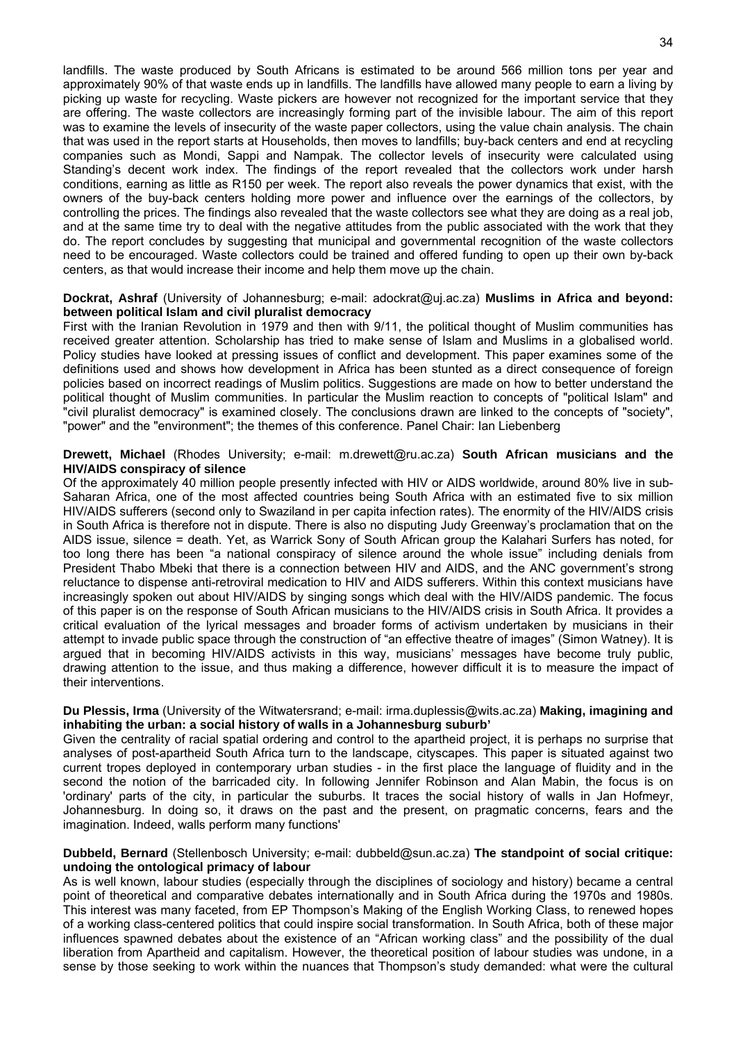landfills. The waste produced by South Africans is estimated to be around 566 million tons per year and approximately 90% of that waste ends up in landfills. The landfills have allowed many people to earn a living by picking up waste for recycling. Waste pickers are however not recognized for the important service that they are offering. The waste collectors are increasingly forming part of the invisible labour. The aim of this report was to examine the levels of insecurity of the waste paper collectors, using the value chain analysis. The chain that was used in the report starts at Households, then moves to landfills; buy-backs centers and end at recycling companies such as Mondi, Sappi and Nampak. The collector levels of insecurity were calculated using Standing's decent work index. The findings of the report revealed that the collectors work under harsh conditions, earning as little as R150 per week. The report also reveals the power dynamics that exist, with the owners of the buy-back centers holding more power and influence over the earnings of the collectors, by controlling the prices. The findings also revealed that the waste collectors see what they are doing as a real job, and at the same time try to deal with the negative attitudes from the public associated with the work that they do. The report concludes by suggesting that municipal and governmental recognition of the waste collectors need to be encouraged. Waste collectors could be trained and offered funding to open up their own by-back centers, as that would increase their income and help them move up the chain.

**Dockrat, Ashraf** (University of Johannesburg; e-mail: adockrat@uj.ac.za) **Muslims in Africa and beyond: between political Islam and civil pluralist democracy**

First with the Iranian Revolution in 1979 and then with 9/11, the political thought of Muslim communities has received greater attention. Scholarship has tried to make sense of Islam and Muslims in a globalised world. Policy studies have looked at pressing issues of conflict and development. This paper examines some of the definitions used and shows how development in Africa has been stunted as a direct consequence of foreign policies based on incorrect readings of Muslim politics. Suggestions are made on how to better understand the political thought of Muslim communities. In particular the Muslim reaction to concepts of "political Islam" and "civil pluralist democracy" is examined closely. The conclusions drawn are linked to the concepts of "society", "power" and the "environment"; the themes of this conference. Panel Chair: Ian Liebenberg

**Drewett, Michael** (Rhodes University; e-mail: m.drewett@ru.ac.za) **South African musicians and the HIV/AIDS conspiracy of silence**

Of the approximately 40 million people presently infected with HIV or AIDS worldwide, around 80% live in sub-Saharan Africa, one of the most affected countries being South Africa with an estimated five to six million HIV/AIDS sufferers (second only to Swaziland in per capita infection rates). The enormity of the HIV/AIDS crisis in South Africa is therefore not in dispute. There is also no disputing Judy Greenway's proclamation that on the AIDS issue, silence = death. Yet, as Warrick Sony of South African group the Kalahari Surfers has noted, for too long there has been "a national conspiracy of silence around the whole issue" including denials from President Thabo Mbeki that there is a connection between HIV and AIDS, and the ANC government's strong reluctance to dispense anti-retroviral medication to HIV and AIDS sufferers. Within this context musicians have increasingly spoken out about HIV/AIDS by singing songs which deal with the HIV/AIDS pandemic. The focus of this paper is on the response of South African musicians to the HIV/AIDS crisis in South Africa. It provides a critical evaluation of the lyrical messages and broader forms of activism undertaken by musicians in their attempt to invade public space through the construction of "an effective theatre of images" (Simon Watney). It is argued that in becoming HIV/AIDS activists in this way, musicians' messages have become truly public, drawing attention to the issue, and thus making a difference, however difficult it is to measure the impact of their interventions.

**Du Plessis, Irma** (University of the Witwatersrand; e-mail: irma.duplessis@wits.ac.za) **Making, imagining and inhabiting the urban: a social history of walls in a Johannesburg suburb'**

Given the centrality of racial spatial ordering and control to the apartheid project, it is perhaps no surprise that analyses of post-apartheid South Africa turn to the landscape, cityscapes. This paper is situated against two current tropes deployed in contemporary urban studies - in the first place the language of fluidity and in the second the notion of the barricaded city. In following Jennifer Robinson and Alan Mabin, the focus is on 'ordinary' parts of the city, in particular the suburbs. It traces the social history of walls in Jan Hofmeyr, Johannesburg. In doing so, it draws on the past and the present, on pragmatic concerns, fears and the imagination. Indeed, walls perform many functions'

**Dubbeld, Bernard** (Stellenbosch University; e-mail: dubbeld@sun.ac.za) **The standpoint of social critique: undoing the ontological primacy of labour**

As is well known, labour studies (especially through the disciplines of sociology and history) became a central point of theoretical and comparative debates internationally and in South Africa during the 1970s and 1980s. This interest was many faceted, from EP Thompson's Making of the English Working Class, to renewed hopes of a working class-centered politics that could inspire social transformation. In South Africa, both of these major influences spawned debates about the existence of an "African working class" and the possibility of the dual liberation from Apartheid and capitalism. However, the theoretical position of labour studies was undone, in a sense by those seeking to work within the nuances that Thompson's study demanded: what were the cultural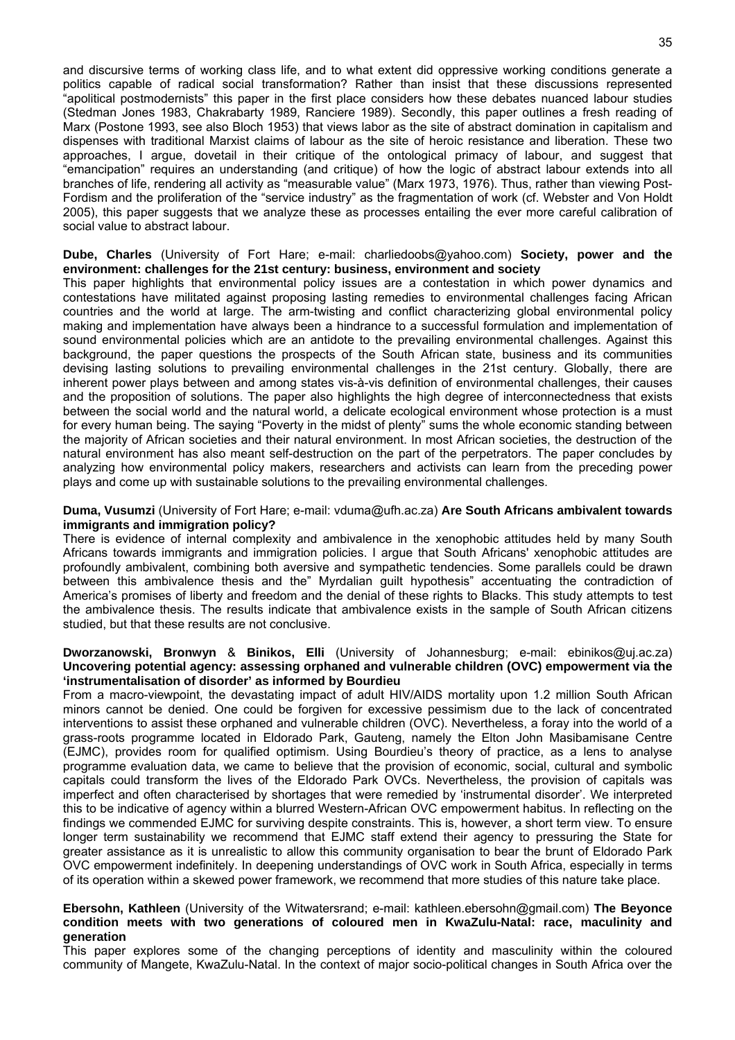and discursive terms of working class life, and to what extent did oppressive working conditions generate a politics capable of radical social transformation? Rather than insist that these discussions represented "apolitical postmodernists" this paper in the first place considers how these debates nuanced labour studies (Stedman Jones 1983, Chakrabarty 1989, Ranciere 1989). Secondly, this paper outlines a fresh reading of Marx (Postone 1993, see also Bloch 1953) that views labor as the site of abstract domination in capitalism and dispenses with traditional Marxist claims of labour as the site of heroic resistance and liberation. These two approaches, I argue, dovetail in their critique of the ontological primacy of labour, and suggest that "emancipation" requires an understanding (and critique) of how the logic of abstract labour extends into all branches of life, rendering all activity as "measurable value" (Marx 1973, 1976). Thus, rather than viewing Post-Fordism and the proliferation of the "service industry" as the fragmentation of work (cf. Webster and Von Holdt 2005), this paper suggests that we analyze these as processes entailing the ever more careful calibration of social value to abstract labour.

**Dube, Charles** (University of Fort Hare; e-mail: charliedoobs@yahoo.com) **Society, power and the environment: challenges for the 21st century: business, environment and society**
This paper highlights that environmental policy issues are a contestation in which power dynamics and contestations have militated against proposing lasting remedies to environmental challenges facing African countries and the world at large. The arm-twisting and conflict characterizing global environmental policy making and implementation have always been a hindrance to a successful formulation and implementation of sound environmental policies which are an antidote to the prevailing environmental challenges. Against this background, the paper questions the prospects of the South African state, business and its communities devising lasting solutions to prevailing environmental challenges in the 21st century. Globally, there are inherent power plays between and among states vis-à-vis definition of environmental challenges, their causes and the proposition of solutions. The paper also highlights the high degree of interconnectedness that exists between the social world and the natural world, a delicate ecological environment whose protection is a must for every human being. The saying "Poverty in the midst of plenty" sums the whole economic standing between the majority of African societies and their natural environment. In most African societies, the destruction of the natural environment has also meant self-destruction on the part of the perpetrators. The paper concludes by analyzing how environmental policy makers, researchers and activists can learn from the preceding power plays and come up with sustainable solutions to the prevailing environmental challenges.

**Duma, Vusumzi** (University of Fort Hare; e-mail: vduma@ufh.ac.za) **Are South Africans ambivalent towards immigrants and immigration policy?**
There is evidence of internal complexity and ambivalence in the xenophobic attitudes held by many South Africans towards immigrants and immigration policies. I argue that South Africans' xenophobic attitudes are profoundly ambivalent, combining both aversive and sympathetic tendencies. Some parallels could be drawn between this ambivalence thesis and the" Myrdalian guilt hypothesis" accentuating the contradiction of America's promises of liberty and freedom and the denial of these rights to Blacks. This study attempts to test the ambivalence thesis. The results indicate that ambivalence exists in the sample of South African citizens studied, but that these results are not conclusive.

**Dworzanowski, Bronwyn** & **Binikos, Elli** (University of Johannesburg; e-mail: ebinikos@uj.ac.za) **Uncovering potential agency: assessing orphaned and vulnerable children (OVC) empowerment via the 'instrumentalisation of disorder' as informed by Bourdieu**
From a macro-viewpoint, the devastating impact of adult HIV/AIDS mortality upon 1.2 million South African minors cannot be denied. One could be forgiven for excessive pessimism due to the lack of concentrated interventions to assist these orphaned and vulnerable children (OVC). Nevertheless, a foray into the world of a grass-roots programme located in Eldorado Park, Gauteng, namely the Elton John Masibamisane Centre (EJMC), provides room for qualified optimism. Using Bourdieu's theory of practice, as a lens to analyse programme evaluation data, we came to believe that the provision of economic, social, cultural and symbolic capitals could transform the lives of the Eldorado Park OVCs. Nevertheless, the provision of capitals was imperfect and often characterised by shortages that were remedied by 'instrumental disorder'. We interpreted this to be indicative of agency within a blurred Western-African OVC empowerment habitus. In reflecting on the findings we commended EJMC for surviving despite constraints. This is, however, a short term view. To ensure longer term sustainability we recommend that EJMC staff extend their agency to pressuring the State for greater assistance as it is unrealistic to allow this community organisation to bear the brunt of Eldorado Park OVC empowerment indefinitely. In deepening understandings of OVC work in South Africa, especially in terms of its operation within a skewed power framework, we recommend that more studies of this nature take place.

**Ebersohn, Kathleen** (University of the Witwatersrand; e-mail: kathleen.ebersohn@gmail.com) **The Beyonce condition meets with two generations of coloured men in KwaZulu-Natal: race, maculinity and generation**
This paper explores some of the changing perceptions of identity and masculinity within the coloured community of Mangete, KwaZulu-Natal. In the context of major socio-political changes in South Africa over the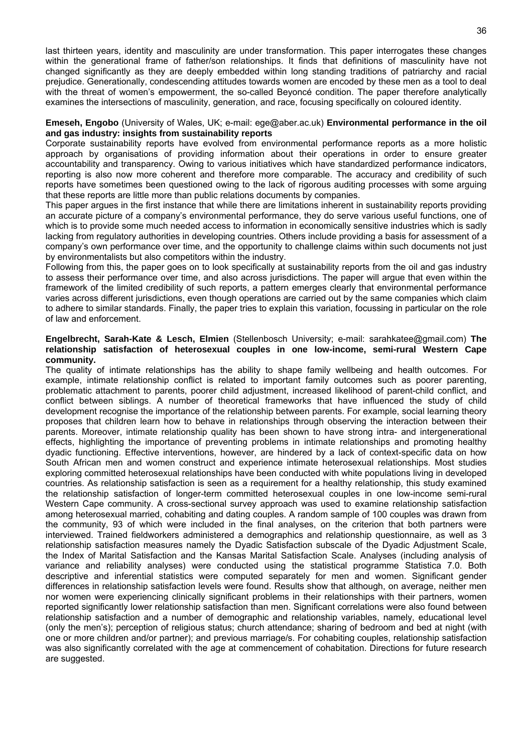last thirteen years, identity and masculinity are under transformation. This paper interrogates these changes within the generational frame of father/son relationships. It finds that definitions of masculinity have not changed significantly as they are deeply embedded within long standing traditions of patriarchy and racial prejudice. Generationally, condescending attitudes towards women are encoded by these men as a tool to deal with the threat of women's empowerment, the so-called Beyoncé condition. The paper therefore analytically examines the intersections of masculinity, generation, and race, focusing specifically on coloured identity.

**Emeseh, Engobo** (University of Wales, UK; e-mail: ege@aber.ac.uk) **Environmental performance in the oil and gas industry: insights from sustainability reports**

Corporate sustainability reports have evolved from environmental performance reports as a more holistic approach by organisations of providing information about their operations in order to ensure greater accountability and transparency. Owing to various initiatives which have standardized performance indicators, reporting is also now more coherent and therefore more comparable. The accuracy and credibility of such reports have sometimes been questioned owing to the lack of rigorous auditing processes with some arguing that these reports are little more than public relations documents by companies.

This paper argues in the first instance that while there are limitations inherent in sustainability reports providing an accurate picture of a company's environmental performance, they do serve various useful functions, one of which is to provide some much needed access to information in economically sensitive industries which is sadly lacking from regulatory authorities in developing countries. Others include providing a basis for assessment of a company's own performance over time, and the opportunity to challenge claims within such documents not just by environmentalists but also competitors within the industry.

Following from this, the paper goes on to look specifically at sustainability reports from the oil and gas industry to assess their performance over time, and also across jurisdictions. The paper will argue that even within the framework of the limited credibility of such reports, a pattern emerges clearly that environmental performance varies across different jurisdictions, even though operations are carried out by the same companies which claim to adhere to similar standards. Finally, the paper tries to explain this variation, focussing in particular on the role of law and enforcement.

**Engelbrecht, Sarah-Kate & Lesch, Elmien** (Stellenbosch University; e-mail: sarahkatee@gmail.com) **The relationship satisfaction of heterosexual couples in one low-income, semi-rural Western Cape community.**

The quality of intimate relationships has the ability to shape family wellbeing and health outcomes. For example, intimate relationship conflict is related to important family outcomes such as poorer parenting, problematic attachment to parents, poorer child adjustment, increased likelihood of parent-child conflict, and conflict between siblings. A number of theoretical frameworks that have influenced the study of child development recognise the importance of the relationship between parents. For example, social learning theory proposes that children learn how to behave in relationships through observing the interaction between their parents. Moreover, intimate relationship quality has been shown to have strong intra- and intergenerational effects, highlighting the importance of preventing problems in intimate relationships and promoting healthy dyadic functioning. Effective interventions, however, are hindered by a lack of context-specific data on how South African men and women construct and experience intimate heterosexual relationships. Most studies exploring committed heterosexual relationships have been conducted with white populations living in developed countries. As relationship satisfaction is seen as a requirement for a healthy relationship, this study examined the relationship satisfaction of longer-term committed heterosexual couples in one low-income semi-rural Western Cape community. A cross-sectional survey approach was used to examine relationship satisfaction among heterosexual married, cohabiting and dating couples. A random sample of 100 couples was drawn from the community, 93 of which were included in the final analyses, on the criterion that both partners were interviewed. Trained fieldworkers administered a demographics and relationship questionnaire, as well as 3 relationship satisfaction measures namely the Dyadic Satisfaction subscale of the Dyadic Adjustment Scale, the Index of Marital Satisfaction and the Kansas Marital Satisfaction Scale. Analyses (including analysis of variance and reliability analyses) were conducted using the statistical programme Statistica 7.0. Both descriptive and inferential statistics were computed separately for men and women. Significant gender differences in relationship satisfaction levels were found. Results show that although, on average, neither men nor women were experiencing clinically significant problems in their relationships with their partners, women reported significantly lower relationship satisfaction than men. Significant correlations were also found between relationship satisfaction and a number of demographic and relationship variables, namely, educational level (only the men's); perception of religious status; church attendance; sharing of bedroom and bed at night (with one or more children and/or partner); and previous marriage/s. For cohabiting couples, relationship satisfaction was also significantly correlated with the age at commencement of cohabitation. Directions for future research are suggested.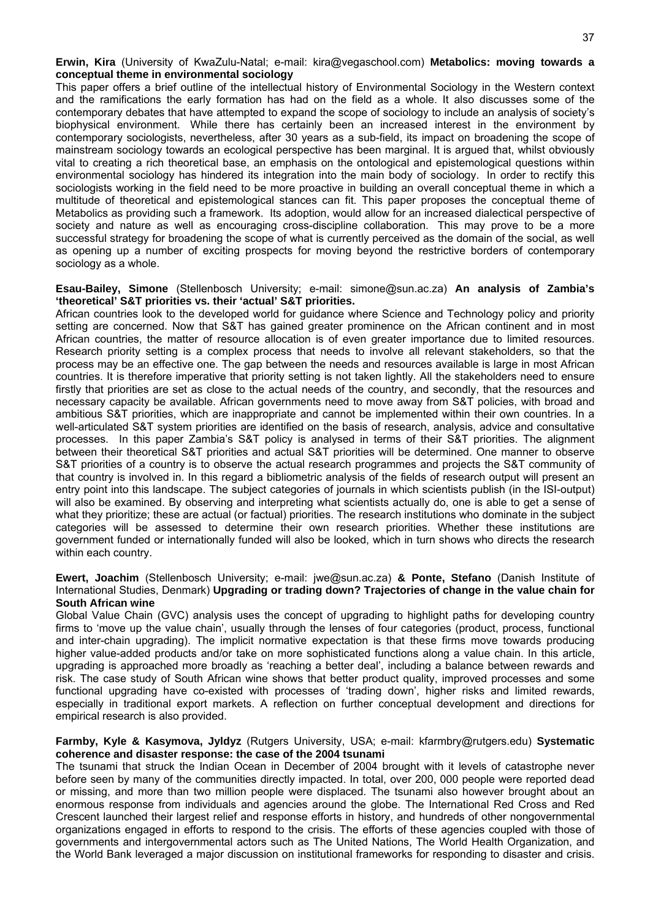**Erwin, Kira** (University of KwaZulu-Natal; e-mail: kira@vegaschool.com) **Metabolics: moving towards a conceptual theme in environmental sociology**

This paper offers a brief outline of the intellectual history of Environmental Sociology in the Western context and the ramifications the early formation has had on the field as a whole. It also discusses some of the contemporary debates that have attempted to expand the scope of sociology to include an analysis of society's biophysical environment. While there has certainly been an increased interest in the environment by contemporary sociologists, nevertheless, after 30 years as a sub-field, its impact on broadening the scope of mainstream sociology towards an ecological perspective has been marginal. It is argued that, whilst obviously vital to creating a rich theoretical base, an emphasis on the ontological and epistemological questions within environmental sociology has hindered its integration into the main body of sociology. In order to rectify this sociologists working in the field need to be more proactive in building an overall conceptual theme in which a multitude of theoretical and epistemological stances can fit. This paper proposes the conceptual theme of Metabolics as providing such a framework. Its adoption, would allow for an increased dialectical perspective of society and nature as well as encouraging cross-discipline collaboration. This may prove to be a more successful strategy for broadening the scope of what is currently perceived as the domain of the social, as well as opening up a number of exciting prospects for moving beyond the restrictive borders of contemporary sociology as a whole.

**Esau-Bailey, Simone** (Stellenbosch University; e-mail: simone@sun.ac.za) **An analysis of Zambia's 'theoretical' S&T priorities vs. their 'actual' S&T priorities.**

African countries look to the developed world for guidance where Science and Technology policy and priority setting are concerned. Now that S&T has gained greater prominence on the African continent and in most African countries, the matter of resource allocation is of even greater importance due to limited resources. Research priority setting is a complex process that needs to involve all relevant stakeholders, so that the process may be an effective one. The gap between the needs and resources available is large in most African countries. It is therefore imperative that priority setting is not taken lightly. All the stakeholders need to ensure firstly that priorities are set as close to the actual needs of the country, and secondly, that the resources and necessary capacity be available. African governments need to move away from S&T policies, with broad and ambitious S&T priorities, which are inappropriate and cannot be implemented within their own countries. In a well-articulated S&T system priorities are identified on the basis of research, analysis, advice and consultative processes. In this paper Zambia's S&T policy is analysed in terms of their S&T priorities. The alignment between their theoretical S&T priorities and actual S&T priorities will be determined. One manner to observe S&T priorities of a country is to observe the actual research programmes and projects the S&T community of that country is involved in. In this regard a bibliometric analysis of the fields of research output will present an entry point into this landscape. The subject categories of journals in which scientists publish (in the ISI-output) will also be examined. By observing and interpreting what scientists actually do, one is able to get a sense of what they prioritize; these are actual (or factual) priorities. The research institutions who dominate in the subject categories will be assessed to determine their own research priorities. Whether these institutions are government funded or internationally funded will also be looked, which in turn shows who directs the research within each country.

**Ewert, Joachim** (Stellenbosch University; e-mail: jwe@sun.ac.za) **& Ponte, Stefano** (Danish Institute of International Studies, Denmark) **Upgrading or trading down? Trajectories of change in the value chain for South African wine**

Global Value Chain (GVC) analysis uses the concept of upgrading to highlight paths for developing country firms to 'move up the value chain', usually through the lenses of four categories (product, process, functional and inter-chain upgrading). The implicit normative expectation is that these firms move towards producing higher value-added products and/or take on more sophisticated functions along a value chain. In this article, upgrading is approached more broadly as 'reaching a better deal', including a balance between rewards and risk. The case study of South African wine shows that better product quality, improved processes and some functional upgrading have co-existed with processes of 'trading down', higher risks and limited rewards, especially in traditional export markets. A reflection on further conceptual development and directions for empirical research is also provided.

**Farmby, Kyle & Kasymova, Jyldyz** (Rutgers University, USA; e-mail: kfarmbry@rutgers.edu) **Systematic coherence and disaster response: the case of the 2004 tsunami**

The tsunami that struck the Indian Ocean in December of 2004 brought with it levels of catastrophe never before seen by many of the communities directly impacted. In total, over 200, 000 people were reported dead or missing, and more than two million people were displaced. The tsunami also however brought about an enormous response from individuals and agencies around the globe. The International Red Cross and Red Crescent launched their largest relief and response efforts in history, and hundreds of other nongovernmental organizations engaged in efforts to respond to the crisis. The efforts of these agencies coupled with those of governments and intergovernmental actors such as The United Nations, The World Health Organization, and the World Bank leveraged a major discussion on institutional frameworks for responding to disaster and crisis.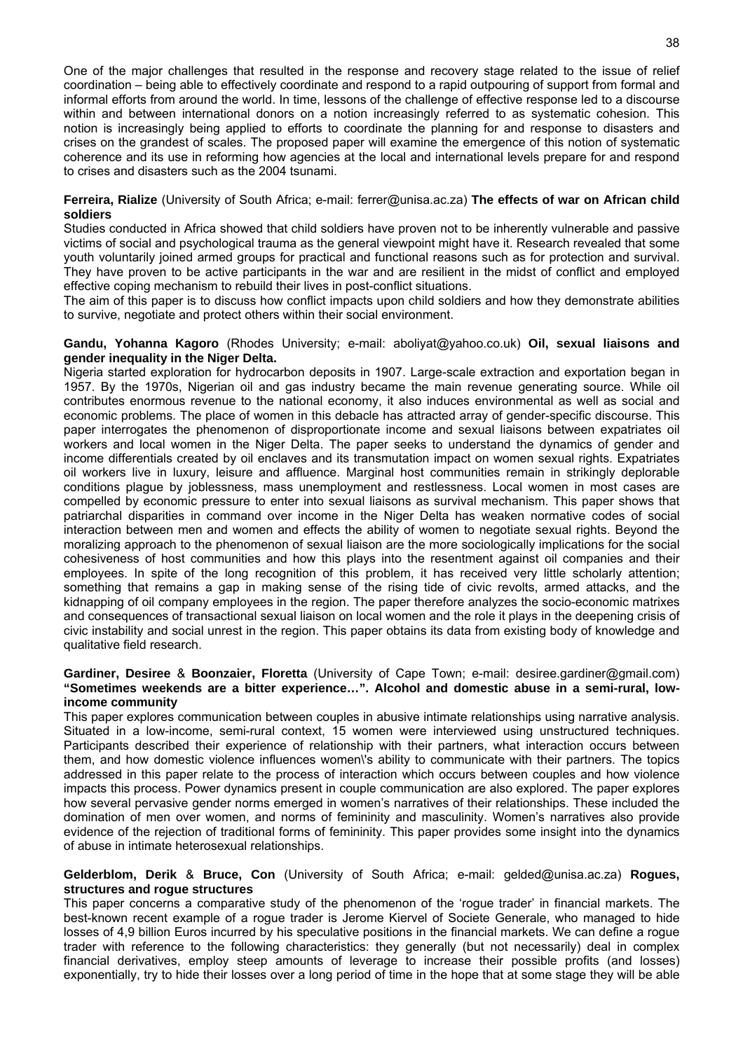One of the major challenges that resulted in the response and recovery stage related to the issue of relief coordination – being able to effectively coordinate and respond to a rapid outpouring of support from formal and informal efforts from around the world. In time, lessons of the challenge of effective response led to a discourse within and between international donors on a notion increasingly referred to as systematic cohesion. This notion is increasingly being applied to efforts to coordinate the planning for and response to disasters and crises on the grandest of scales. The proposed paper will examine the emergence of this notion of systematic coherence and its use in reforming how agencies at the local and international levels prepare for and respond to crises and disasters such as the 2004 tsunami.

**Ferreira, Rialize** (University of South Africa; e-mail: ferrer@unisa.ac.za) **The effects of war on African child soldiers**

Studies conducted in Africa showed that child soldiers have proven not to be inherently vulnerable and passive victims of social and psychological trauma as the general viewpoint might have it. Research revealed that some youth voluntarily joined armed groups for practical and functional reasons such as for protection and survival. They have proven to be active participants in the war and are resilient in the midst of conflict and employed effective coping mechanism to rebuild their lives in post-conflict situations.

The aim of this paper is to discuss how conflict impacts upon child soldiers and how they demonstrate abilities to survive, negotiate and protect others within their social environment.

**Gandu, Yohanna Kagoro** (Rhodes University; e-mail: aboliyat@yahoo.co.uk) **Oil, sexual liaisons and gender inequality in the Niger Delta.**

Nigeria started exploration for hydrocarbon deposits in 1907. Large-scale extraction and exportation began in 1957. By the 1970s, Nigerian oil and gas industry became the main revenue generating source. While oil contributes enormous revenue to the national economy, it also induces environmental as well as social and economic problems. The place of women in this debacle has attracted array of gender-specific discourse. This paper interrogates the phenomenon of disproportionate income and sexual liaisons between expatriates oil workers and local women in the Niger Delta. The paper seeks to understand the dynamics of gender and income differentials created by oil enclaves and its transmutation impact on women sexual rights. Expatriates oil workers live in luxury, leisure and affluence. Marginal host communities remain in strikingly deplorable conditions plague by joblessness, mass unemployment and restlessness. Local women in most cases are compelled by economic pressure to enter into sexual liaisons as survival mechanism. This paper shows that patriarchal disparities in command over income in the Niger Delta has weaken normative codes of social interaction between men and women and effects the ability of women to negotiate sexual rights. Beyond the moralizing approach to the phenomenon of sexual liaison are the more sociologically implications for the social cohesiveness of host communities and how this plays into the resentment against oil companies and their employees. In spite of the long recognition of this problem, it has received very little scholarly attention; something that remains a gap in making sense of the rising tide of civic revolts, armed attacks, and the kidnapping of oil company employees in the region. The paper therefore analyzes the socio-economic matrixes and consequences of transactional sexual liaison on local women and the role it plays in the deepening crisis of civic instability and social unrest in the region. This paper obtains its data from existing body of knowledge and qualitative field research.

**Gardiner, Desiree** & **Boonzaier, Floretta** (University of Cape Town; e-mail: desiree.gardiner@gmail.com) **"Sometimes weekends are a bitter experience…". Alcohol and domestic abuse in a semi-rural, low-income community**

This paper explores communication between couples in abusive intimate relationships using narrative analysis. Situated in a low-income, semi-rural context, 15 women were interviewed using unstructured techniques. Participants described their experience of relationship with their partners, what interaction occurs between them, and how domestic violence influences women\'s ability to communicate with their partners. The topics addressed in this paper relate to the process of interaction which occurs between couples and how violence impacts this process. Power dynamics present in couple communication are also explored. The paper explores how several pervasive gender norms emerged in women's narratives of their relationships. These included the domination of men over women, and norms of femininity and masculinity. Women's narratives also provide evidence of the rejection of traditional forms of femininity. This paper provides some insight into the dynamics of abuse in intimate heterosexual relationships.

**Gelderblom, Derik** & **Bruce, Con** (University of South Africa; e-mail: gelded@unisa.ac.za) **Rogues, structures and rogue structures**

This paper concerns a comparative study of the phenomenon of the 'rogue trader' in financial markets. The best-known recent example of a rogue trader is Jerome Kiervel of Societe Generale, who managed to hide losses of 4,9 billion Euros incurred by his speculative positions in the financial markets. We can define a rogue trader with reference to the following characteristics: they generally (but not necessarily) deal in complex financial derivatives, employ steep amounts of leverage to increase their possible profits (and losses) exponentially, try to hide their losses over a long period of time in the hope that at some stage they will be able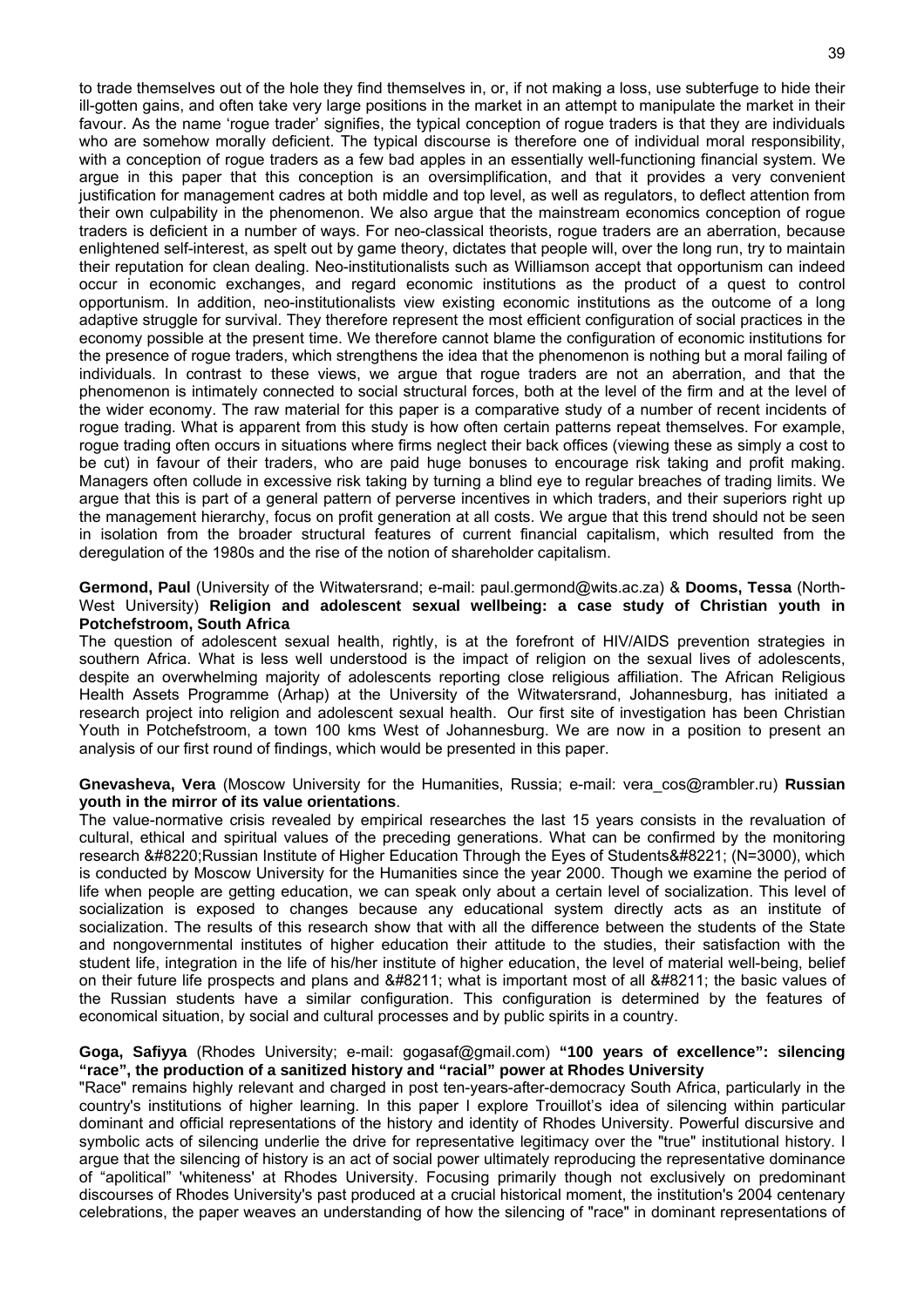to trade themselves out of the hole they find themselves in, or, if not making a loss, use subterfuge to hide their ill-gotten gains, and often take very large positions in the market in an attempt to manipulate the market in their favour. As the name 'rogue trader' signifies, the typical conception of rogue traders is that they are individuals who are somehow morally deficient. The typical discourse is therefore one of individual moral responsibility, with a conception of rogue traders as a few bad apples in an essentially well-functioning financial system. We argue in this paper that this conception is an oversimplification, and that it provides a very convenient justification for management cadres at both middle and top level, as well as regulators, to deflect attention from their own culpability in the phenomenon. We also argue that the mainstream economics conception of rogue traders is deficient in a number of ways. For neo-classical theorists, rogue traders are an aberration, because enlightened self-interest, as spelt out by game theory, dictates that people will, over the long run, try to maintain their reputation for clean dealing. Neo-institutionalists such as Williamson accept that opportunism can indeed occur in economic exchanges, and regard economic institutions as the product of a quest to control opportunism. In addition, neo-institutionalists view existing economic institutions as the outcome of a long adaptive struggle for survival. They therefore represent the most efficient configuration of social practices in the economy possible at the present time. We therefore cannot blame the configuration of economic institutions for the presence of rogue traders, which strengthens the idea that the phenomenon is nothing but a moral failing of individuals. In contrast to these views, we argue that rogue traders are not an aberration, and that the phenomenon is intimately connected to social structural forces, both at the level of the firm and at the level of the wider economy. The raw material for this paper is a comparative study of a number of recent incidents of rogue trading. What is apparent from this study is how often certain patterns repeat themselves. For example, rogue trading often occurs in situations where firms neglect their back offices (viewing these as simply a cost to be cut) in favour of their traders, who are paid huge bonuses to encourage risk taking and profit making. Managers often collude in excessive risk taking by turning a blind eye to regular breaches of trading limits. We argue that this is part of a general pattern of perverse incentives in which traders, and their superiors right up the management hierarchy, focus on profit generation at all costs. We argue that this trend should not be seen in isolation from the broader structural features of current financial capitalism, which resulted from the deregulation of the 1980s and the rise of the notion of shareholder capitalism.

**Germond, Paul** (University of the Witwatersrand; e-mail: paul.germond@wits.ac.za) & **Dooms, Tessa** (North-West University) **Religion and adolescent sexual wellbeing: a case study of Christian youth in Potchefstroom, South Africa**

The question of adolescent sexual health, rightly, is at the forefront of HIV/AIDS prevention strategies in southern Africa. What is less well understood is the impact of religion on the sexual lives of adolescents, despite an overwhelming majority of adolescents reporting close religious affiliation. The African Religious Health Assets Programme (Arhap) at the University of the Witwatersrand, Johannesburg, has initiated a research project into religion and adolescent sexual health. Our first site of investigation has been Christian Youth in Potchefstroom, a town 100 kms West of Johannesburg. We are now in a position to present an analysis of our first round of findings, which would be presented in this paper.

**Gnevasheva, Vera** (Moscow University for the Humanities, Russia; e-mail: vera_cos@rambler.ru) **Russian youth in the mirror of its value orientations**.

The value-normative crisis revealed by empirical researches the last 15 years consists in the revaluation of cultural, ethical and spiritual values of the preceding generations. What can be confirmed by the monitoring research &#8220;Russian Institute of Higher Education Through the Eyes of Students&#8221; (N=3000), which is conducted by Moscow University for the Humanities since the year 2000. Though we examine the period of life when people are getting education, we can speak only about a certain level of socialization. This level of socialization is exposed to changes because any educational system directly acts as an institute of socialization. The results of this research show that with all the difference between the students of the State and nongovernmental institutes of higher education their attitude to the studies, their satisfaction with the student life, integration in the life of his/her institute of higher education, the level of material well-being, belief on their future life prospects and plans and &#8211; what is important most of all &#8211; the basic values of the Russian students have a similar configuration. This configuration is determined by the features of economical situation, by social and cultural processes and by public spirits in a country.

**Goga, Safiyya** (Rhodes University; e-mail: gogasaf@gmail.com) **"100 years of excellence": silencing "race", the production of a sanitized history and "racial" power at Rhodes University**

"Race" remains highly relevant and charged in post ten-years-after-democracy South Africa, particularly in the country's institutions of higher learning. In this paper I explore Trouillot's idea of silencing within particular dominant and official representations of the history and identity of Rhodes University. Powerful discursive and symbolic acts of silencing underlie the drive for representative legitimacy over the "true" institutional history. I argue that the silencing of history is an act of social power ultimately reproducing the representative dominance of "apolitical" 'whiteness' at Rhodes University. Focusing primarily though not exclusively on predominant discourses of Rhodes University's past produced at a crucial historical moment, the institution's 2004 centenary celebrations, the paper weaves an understanding of how the silencing of "race" in dominant representations of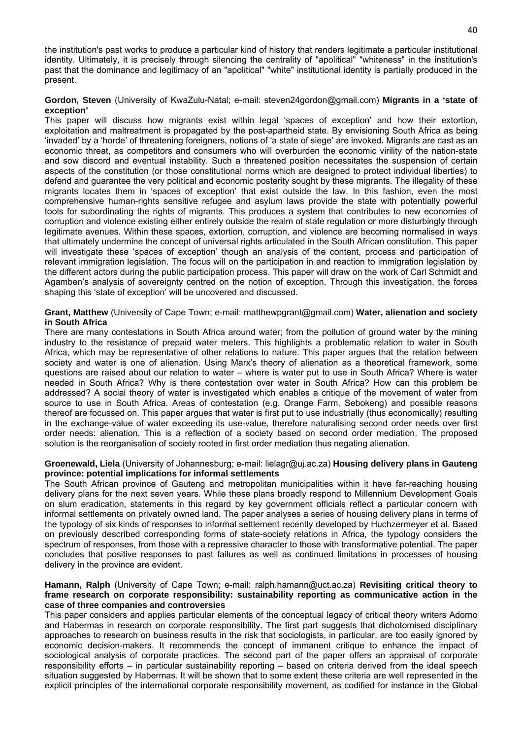the institution's past works to produce a particular kind of history that renders legitimate a particular institutional identity. Ultimately, it is precisely through silencing the centrality of "apolitical" "whiteness" in the institution's past that the dominance and legitimacy of an "apolitical" "white" institutional identity is partially produced in the present.

**Gordon, Steven** (University of KwaZulu-Natal; e-mail: steven24gordon@gmail.com) **Migrants in a 'state of exception'**

This paper will discuss how migrants exist within legal 'spaces of exception' and how their extortion, exploitation and maltreatment is propagated by the post-apartheid state. By envisioning South Africa as being 'invaded' by a 'horde' of threatening foreigners, notions of 'a state of siege' are invoked. Migrants are cast as an economic threat, as competitors and consumers who will overburden the economic virility of the nation-state and sow discord and eventual instability. Such a threatened position necessitates the suspension of certain aspects of the constitution (or those constitutional norms which are designed to protect individual liberties) to defend and guarantee the very political and economic posterity sought by these migrants. The illegality of these migrants locates them in 'spaces of exception' that exist outside the law. In this fashion, even the most comprehensive human-rights sensitive refugee and asylum laws provide the state with potentially powerful tools for subordinating the rights of migrants. This produces a system that contributes to new economies of corruption and violence existing either entirely outside the realm of state regulation or more disturbingly through legitimate avenues. Within these spaces, extortion, corruption, and violence are becoming normalised in ways that ultimately undermine the concept of universal rights articulated in the South African constitution. This paper will investigate these 'spaces of exception' though an analysis of the content, process and participation of relevant immigration legislation. The focus will on the participation in and reaction to immigration legislation by the different actors during the public participation process. This paper will draw on the work of Carl Schmidt and Agamben's analysis of sovereignty centred on the notion of exception. Through this investigation, the forces shaping this 'state of exception' will be uncovered and discussed.

**Grant, Matthew** (University of Cape Town; e-mail: matthewpgrant@gmail.com) **Water, alienation and society in South Africa**

There are many contestations in South Africa around water; from the pollution of ground water by the mining industry to the resistance of prepaid water meters. This highlights a problematic relation to water in South Africa, which may be representative of other relations to nature. This paper argues that the relation between society and water is one of alienation. Using Marx's theory of alienation as a theoretical framework, some questions are raised about our relation to water – where is water put to use in South Africa? Where is water needed in South Africa? Why is there contestation over water in South Africa? How can this problem be addressed? A social theory of water is investigated which enables a critique of the movement of water from source to use in South Africa. Areas of contestation (e.g. Orange Farm, Sebokeng) and possible reasons thereof are focussed on. This paper argues that water is first put to use industrially (thus economically) resulting in the exchange-value of water exceeding its use-value, therefore naturalising second order needs over first order needs: alienation. This is a reflection of a society based on second order mediation. The proposed solution is the reorganisation of society rooted in first order mediation thus negating alienation.

**Groenewald, Liela** (University of Johannesburg; e-mail: lielagr@uj.ac.za) **Housing delivery plans in Gauteng province: potential implications for informal settlements**

The South African province of Gauteng and metropolitan municipalities within it have far-reaching housing delivery plans for the next seven years. While these plans broadly respond to Millennium Development Goals on slum eradication, statements in this regard by key government officials reflect a particular concern with informal settlements on privately owned land. The paper analyses a series of housing delivery plans in terms of the typology of six kinds of responses to informal settlement recently developed by Huchzermeyer et al. Based on previously described corresponding forms of state-society relations in Africa, the typology considers the spectrum of responses, from those with a repressive character to those with transformative potential. The paper concludes that positive responses to past failures as well as continued limitations in processes of housing delivery in the province are evident.

**Hamann, Ralph** (University of Cape Town; e-mail: ralph.hamann@uct.ac.za) **Revisiting critical theory to frame research on corporate responsibility: sustainability reporting as communicative action in the case of three companies and controversies**

This paper considers and applies particular elements of the conceptual legacy of critical theory writers Adorno and Habermas in research on corporate responsibility. The first part suggests that dichotomised disciplinary approaches to research on business results in the risk that sociologists, in particular, are too easily ignored by economic decision-makers. It recommends the concept of immanent critique to enhance the impact of sociological analysis of corporate practices. The second part of the paper offers an appraisal of corporate responsibility efforts – in particular sustainability reporting – based on criteria derived from the ideal speech situation suggested by Habermas. It will be shown that to some extent these criteria are well represented in the explicit principles of the international corporate responsibility movement, as codified for instance in the Global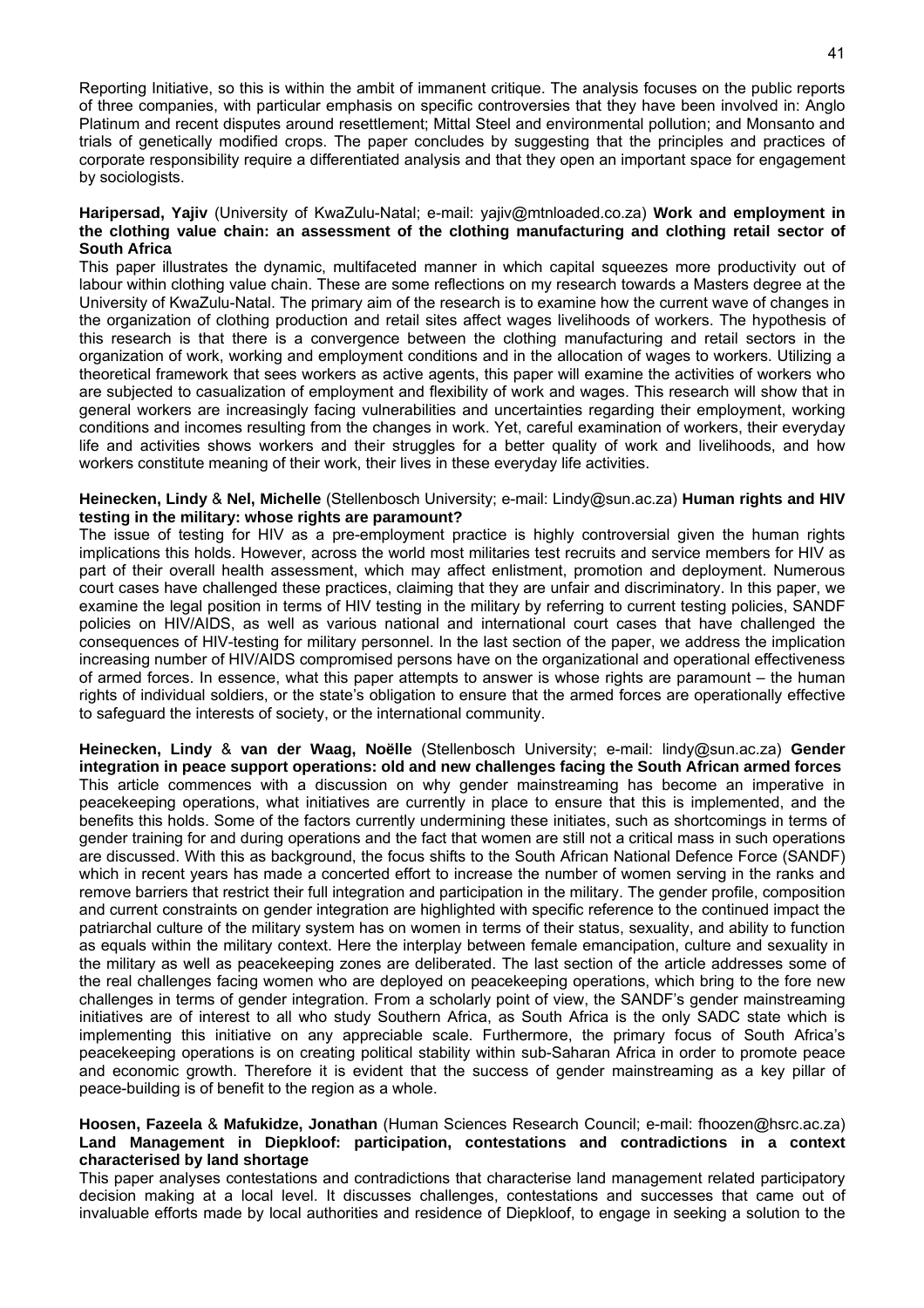Reporting Initiative, so this is within the ambit of immanent critique. The analysis focuses on the public reports of three companies, with particular emphasis on specific controversies that they have been involved in: Anglo Platinum and recent disputes around resettlement; Mittal Steel and environmental pollution; and Monsanto and trials of genetically modified crops. The paper concludes by suggesting that the principles and practices of corporate responsibility require a differentiated analysis and that they open an important space for engagement by sociologists.

**Haripersad, Yajiv** (University of KwaZulu-Natal; e-mail: yajiv@mtnloaded.co.za) **Work and employment in the clothing value chain: an assessment of the clothing manufacturing and clothing retail sector of South Africa**
This paper illustrates the dynamic, multifaceted manner in which capital squeezes more productivity out of labour within clothing value chain. These are some reflections on my research towards a Masters degree at the University of KwaZulu-Natal. The primary aim of the research is to examine how the current wave of changes in the organization of clothing production and retail sites affect wages livelihoods of workers. The hypothesis of this research is that there is a convergence between the clothing manufacturing and retail sectors in the organization of work, working and employment conditions and in the allocation of wages to workers. Utilizing a theoretical framework that sees workers as active agents, this paper will examine the activities of workers who are subjected to casualization of employment and flexibility of work and wages. This research will show that in general workers are increasingly facing vulnerabilities and uncertainties regarding their employment, working conditions and incomes resulting from the changes in work. Yet, careful examination of workers, their everyday life and activities shows workers and their struggles for a better quality of work and livelihoods, and how workers constitute meaning of their work, their lives in these everyday life activities.

**Heinecken, Lindy** & **Nel, Michelle** (Stellenbosch University; e-mail: Lindy@sun.ac.za) **Human rights and HIV testing in the military: whose rights are paramount?**
The issue of testing for HIV as a pre-employment practice is highly controversial given the human rights implications this holds. However, across the world most militaries test recruits and service members for HIV as part of their overall health assessment, which may affect enlistment, promotion and deployment. Numerous court cases have challenged these practices, claiming that they are unfair and discriminatory. In this paper, we examine the legal position in terms of HIV testing in the military by referring to current testing policies, SANDF policies on HIV/AIDS, as well as various national and international court cases that have challenged the consequences of HIV-testing for military personnel. In the last section of the paper, we address the implication increasing number of HIV/AIDS compromised persons have on the organizational and operational effectiveness of armed forces. In essence, what this paper attempts to answer is whose rights are paramount – the human rights of individual soldiers, or the state's obligation to ensure that the armed forces are operationally effective to safeguard the interests of society, or the international community.

**Heinecken, Lindy** & **van der Waag, Noëlle** (Stellenbosch University; e-mail: lindy@sun.ac.za) **Gender integration in peace support operations: old and new challenges facing the South African armed forces**
This article commences with a discussion on why gender mainstreaming has become an imperative in peacekeeping operations, what initiatives are currently in place to ensure that this is implemented, and the benefits this holds. Some of the factors currently undermining these initiates, such as shortcomings in terms of gender training for and during operations and the fact that women are still not a critical mass in such operations are discussed. With this as background, the focus shifts to the South African National Defence Force (SANDF) which in recent years has made a concerted effort to increase the number of women serving in the ranks and remove barriers that restrict their full integration and participation in the military. The gender profile, composition and current constraints on gender integration are highlighted with specific reference to the continued impact the patriarchal culture of the military system has on women in terms of their status, sexuality, and ability to function as equals within the military context. Here the interplay between female emancipation, culture and sexuality in the military as well as peacekeeping zones are deliberated. The last section of the article addresses some of the real challenges facing women who are deployed on peacekeeping operations, which bring to the fore new challenges in terms of gender integration. From a scholarly point of view, the SANDF's gender mainstreaming initiatives are of interest to all who study Southern Africa, as South Africa is the only SADC state which is implementing this initiative on any appreciable scale. Furthermore, the primary focus of South Africa's peacekeeping operations is on creating political stability within sub-Saharan Africa in order to promote peace and economic growth. Therefore it is evident that the success of gender mainstreaming as a key pillar of peace-building is of benefit to the region as a whole.

**Hoosen, Fazeela** & **Mafukidze, Jonathan** (Human Sciences Research Council; e-mail: fhoozen@hsrc.ac.za) **Land Management in Diepkloof: participation, contestations and contradictions in a context characterised by land shortage**
This paper analyses contestations and contradictions that characterise land management related participatory decision making at a local level. It discusses challenges, contestations and successes that came out of invaluable efforts made by local authorities and residence of Diepkloof, to engage in seeking a solution to the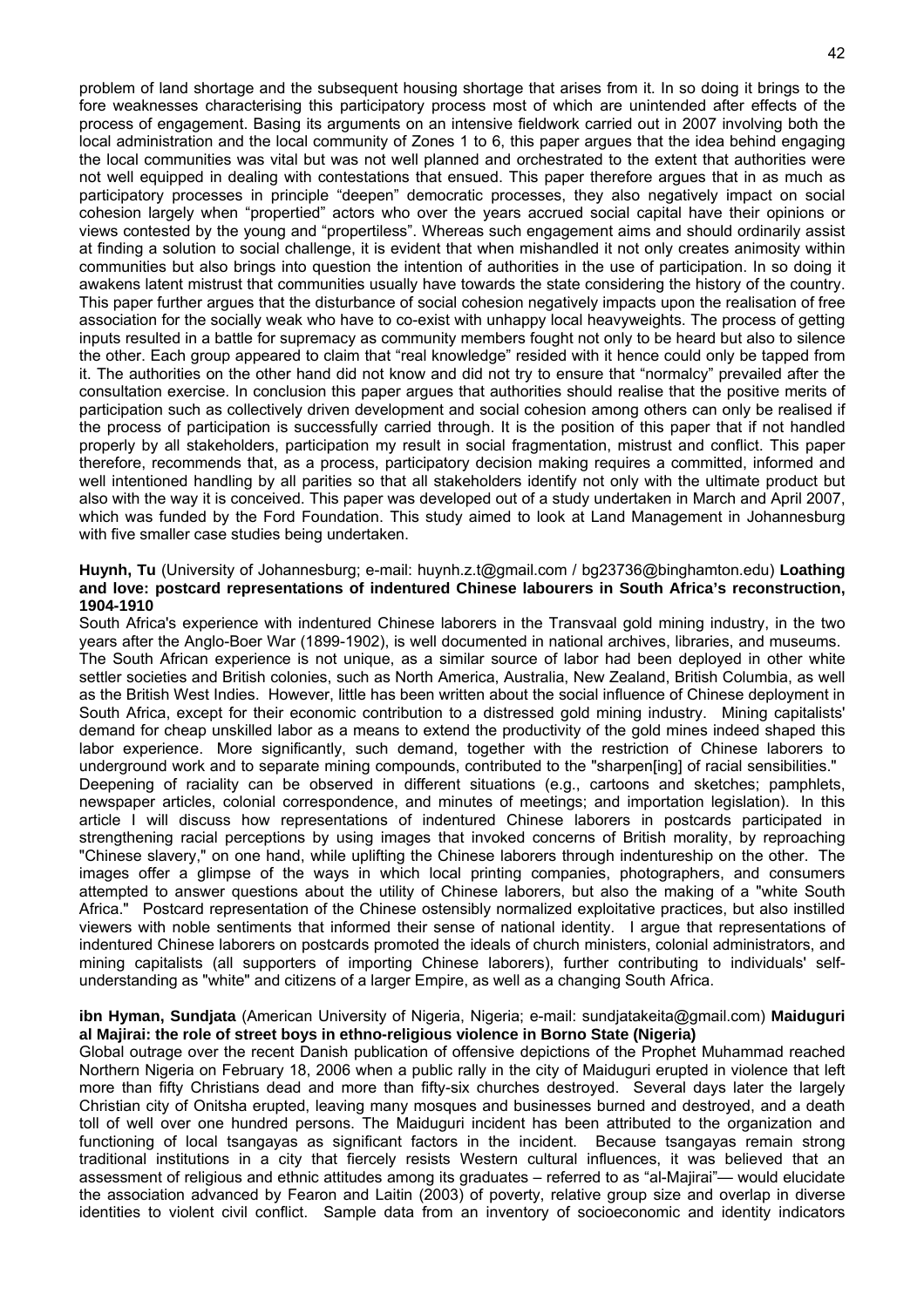problem of land shortage and the subsequent housing shortage that arises from it. In so doing it brings to the fore weaknesses characterising this participatory process most of which are unintended after effects of the process of engagement. Basing its arguments on an intensive fieldwork carried out in 2007 involving both the local administration and the local community of Zones 1 to 6, this paper argues that the idea behind engaging the local communities was vital but was not well planned and orchestrated to the extent that authorities were not well equipped in dealing with contestations that ensued. This paper therefore argues that in as much as participatory processes in principle "deepen" democratic processes, they also negatively impact on social cohesion largely when "propertied" actors who over the years accrued social capital have their opinions or views contested by the young and "propertiless". Whereas such engagement aims and should ordinarily assist at finding a solution to social challenge, it is evident that when mishandled it not only creates animosity within communities but also brings into question the intention of authorities in the use of participation. In so doing it awakens latent mistrust that communities usually have towards the state considering the history of the country. This paper further argues that the disturbance of social cohesion negatively impacts upon the realisation of free association for the socially weak who have to co-exist with unhappy local heavyweights. The process of getting inputs resulted in a battle for supremacy as community members fought not only to be heard but also to silence the other. Each group appeared to claim that "real knowledge" resided with it hence could only be tapped from it. The authorities on the other hand did not know and did not try to ensure that "normalcy" prevailed after the consultation exercise. In conclusion this paper argues that authorities should realise that the positive merits of participation such as collectively driven development and social cohesion among others can only be realised if the process of participation is successfully carried through. It is the position of this paper that if not handled properly by all stakeholders, participation my result in social fragmentation, mistrust and conflict. This paper therefore, recommends that, as a process, participatory decision making requires a committed, informed and well intentioned handling by all parities so that all stakeholders identify not only with the ultimate product but also with the way it is conceived. This paper was developed out of a study undertaken in March and April 2007, which was funded by the Ford Foundation. This study aimed to look at Land Management in Johannesburg with five smaller case studies being undertaken.

**Huynh, Tu** (University of Johannesburg; e-mail: huynh.z.t@gmail.com / bg23736@binghamton.edu) **Loathing and love: postcard representations of indentured Chinese labourers in South Africa's reconstruction, 1904-1910**

South Africa's experience with indentured Chinese laborers in the Transvaal gold mining industry, in the two years after the Anglo-Boer War (1899-1902), is well documented in national archives, libraries, and museums. The South African experience is not unique, as a similar source of labor had been deployed in other white settler societies and British colonies, such as North America, Australia, New Zealand, British Columbia, as well as the British West Indies. However, little has been written about the social influence of Chinese deployment in South Africa, except for their economic contribution to a distressed gold mining industry. Mining capitalists' demand for cheap unskilled labor as a means to extend the productivity of the gold mines indeed shaped this labor experience. More significantly, such demand, together with the restriction of Chinese laborers to underground work and to separate mining compounds, contributed to the "sharpen[ing] of racial sensibilities." Deepening of raciality can be observed in different situations (e.g., cartoons and sketches; pamphlets, newspaper articles, colonial correspondence, and minutes of meetings; and importation legislation). In this article I will discuss how representations of indentured Chinese laborers in postcards participated in strengthening racial perceptions by using images that invoked concerns of British morality, by reproaching "Chinese slavery," on one hand, while uplifting the Chinese laborers through indentureship on the other. The images offer a glimpse of the ways in which local printing companies, photographers, and consumers attempted to answer questions about the utility of Chinese laborers, but also the making of a "white South Africa." Postcard representation of the Chinese ostensibly normalized exploitative practices, but also instilled viewers with noble sentiments that informed their sense of national identity. I argue that representations of indentured Chinese laborers on postcards promoted the ideals of church ministers, colonial administrators, and mining capitalists (all supporters of importing Chinese laborers), further contributing to individuals' self-understanding as "white" and citizens of a larger Empire, as well as a changing South Africa.

**ibn Hyman, Sundjata** (American University of Nigeria, Nigeria; e-mail: sundjatakeita@gmail.com) **Maiduguri al Majirai: the role of street boys in ethno-religious violence in Borno State (Nigeria)**

Global outrage over the recent Danish publication of offensive depictions of the Prophet Muhammad reached Northern Nigeria on February 18, 2006 when a public rally in the city of Maiduguri erupted in violence that left more than fifty Christians dead and more than fifty-six churches destroyed. Several days later the largely Christian city of Onitsha erupted, leaving many mosques and businesses burned and destroyed, and a death toll of well over one hundred persons. The Maiduguri incident has been attributed to the organization and functioning of local tsangayas as significant factors in the incident. Because tsangayas remain strong traditional institutions in a city that fiercely resists Western cultural influences, it was believed that an assessment of religious and ethnic attitudes among its graduates – referred to as "al-Majirai"— would elucidate the association advanced by Fearon and Laitin (2003) of poverty, relative group size and overlap in diverse identities to violent civil conflict. Sample data from an inventory of socioeconomic and identity indicators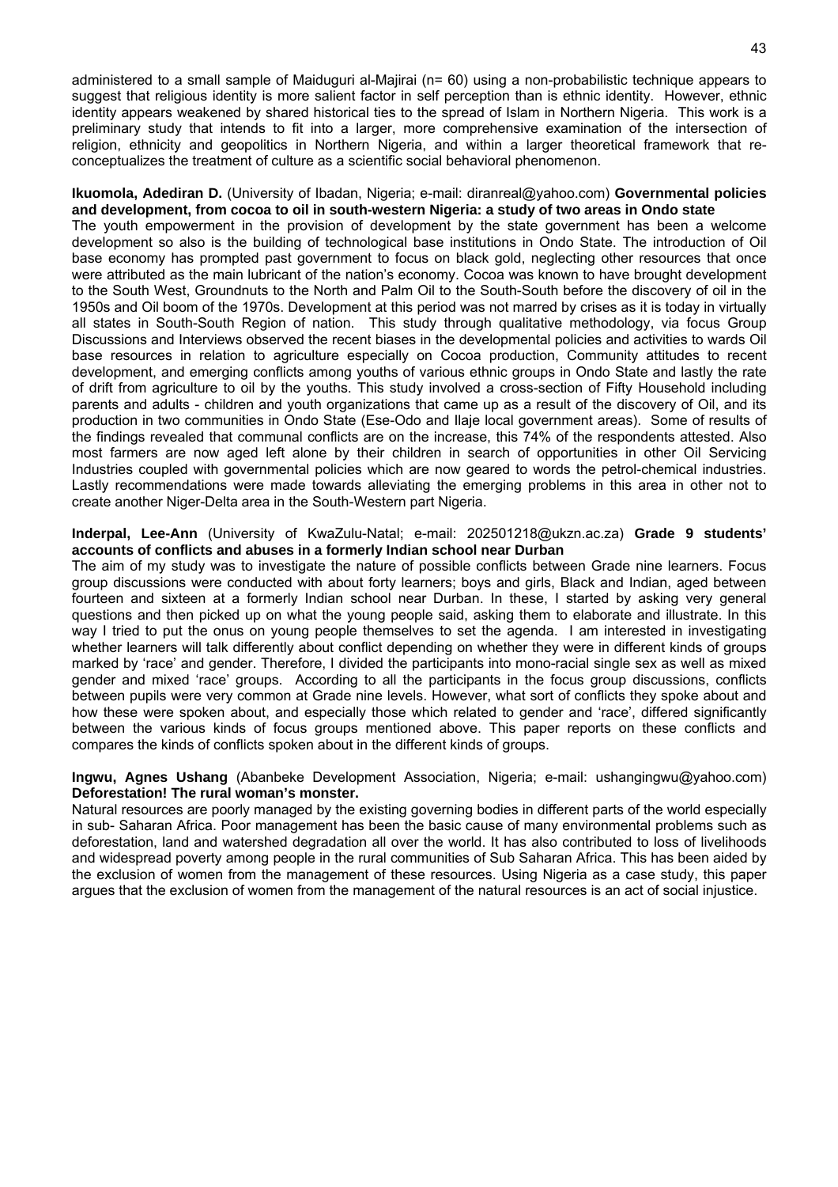administered to a small sample of Maiduguri al-Majirai (n= 60) using a non-probabilistic technique appears to suggest that religious identity is more salient factor in self perception than is ethnic identity. However, ethnic identity appears weakened by shared historical ties to the spread of Islam in Northern Nigeria. This work is a preliminary study that intends to fit into a larger, more comprehensive examination of the intersection of religion, ethnicity and geopolitics in Northern Nigeria, and within a larger theoretical framework that re-conceptualizes the treatment of culture as a scientific social behavioral phenomenon.

**Ikuomola, Adediran D.** (University of Ibadan, Nigeria; e-mail: diranreal@yahoo.com) **Governmental policies and development, from cocoa to oil in south-western Nigeria: a study of two areas in Ondo state**

The youth empowerment in the provision of development by the state government has been a welcome development so also is the building of technological base institutions in Ondo State. The introduction of Oil base economy has prompted past government to focus on black gold, neglecting other resources that once were attributed as the main lubricant of the nation's economy. Cocoa was known to have brought development to the South West, Groundnuts to the North and Palm Oil to the South-South before the discovery of oil in the 1950s and Oil boom of the 1970s. Development at this period was not marred by crises as it is today in virtually all states in South-South Region of nation. This study through qualitative methodology, via focus Group Discussions and Interviews observed the recent biases in the developmental policies and activities to wards Oil base resources in relation to agriculture especially on Cocoa production, Community attitudes to recent development, and emerging conflicts among youths of various ethnic groups in Ondo State and lastly the rate of drift from agriculture to oil by the youths. This study involved a cross-section of Fifty Household including parents and adults - children and youth organizations that came up as a result of the discovery of Oil, and its production in two communities in Ondo State (Ese-Odo and Ilaje local government areas). Some of results of the findings revealed that communal conflicts are on the increase, this 74% of the respondents attested. Also most farmers are now aged left alone by their children in search of opportunities in other Oil Servicing Industries coupled with governmental policies which are now geared to words the petrol-chemical industries. Lastly recommendations were made towards alleviating the emerging problems in this area in other not to create another Niger-Delta area in the South-Western part Nigeria.

**Inderpal, Lee-Ann** (University of KwaZulu-Natal; e-mail: 202501218@ukzn.ac.za) **Grade 9 students' accounts of conflicts and abuses in a formerly Indian school near Durban**

The aim of my study was to investigate the nature of possible conflicts between Grade nine learners. Focus group discussions were conducted with about forty learners; boys and girls, Black and Indian, aged between fourteen and sixteen at a formerly Indian school near Durban. In these, I started by asking very general questions and then picked up on what the young people said, asking them to elaborate and illustrate. In this way I tried to put the onus on young people themselves to set the agenda. I am interested in investigating whether learners will talk differently about conflict depending on whether they were in different kinds of groups marked by 'race' and gender. Therefore, I divided the participants into mono-racial single sex as well as mixed gender and mixed 'race' groups. According to all the participants in the focus group discussions, conflicts between pupils were very common at Grade nine levels. However, what sort of conflicts they spoke about and how these were spoken about, and especially those which related to gender and 'race', differed significantly between the various kinds of focus groups mentioned above. This paper reports on these conflicts and compares the kinds of conflicts spoken about in the different kinds of groups.

**Ingwu, Agnes Ushang** (Abanbeke Development Association, Nigeria; e-mail: ushangingwu@yahoo.com) **Deforestation! The rural woman's monster.**

Natural resources are poorly managed by the existing governing bodies in different parts of the world especially in sub- Saharan Africa. Poor management has been the basic cause of many environmental problems such as deforestation, land and watershed degradation all over the world. It has also contributed to loss of livelihoods and widespread poverty among people in the rural communities of Sub Saharan Africa. This has been aided by the exclusion of women from the management of these resources. Using Nigeria as a case study, this paper argues that the exclusion of women from the management of the natural resources is an act of social injustice.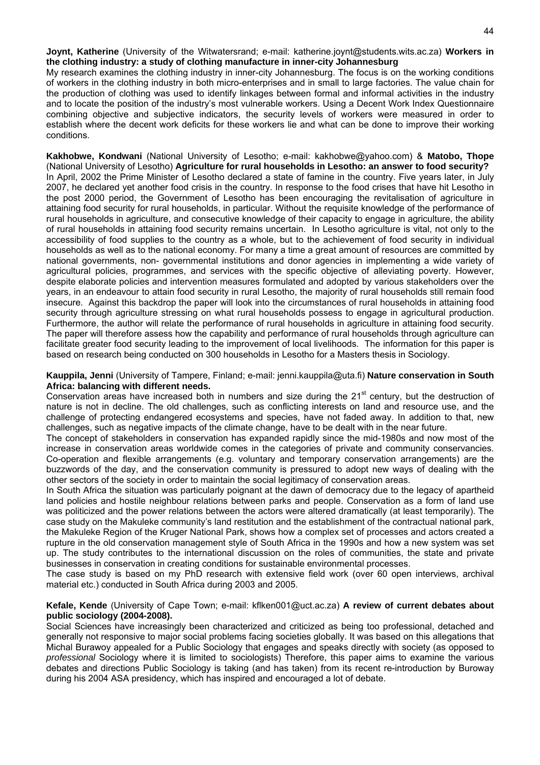**Joynt, Katherine** (University of the Witwatersrand; e-mail: katherine.joynt@students.wits.ac.za) **Workers in the clothing industry: a study of clothing manufacture in inner-city Johannesburg**

My research examines the clothing industry in inner-city Johannesburg. The focus is on the working conditions of workers in the clothing industry in both micro-enterprises and in small to large factories. The value chain for the production of clothing was used to identify linkages between formal and informal activities in the industry and to locate the position of the industry's most vulnerable workers. Using a Decent Work Index Questionnaire combining objective and subjective indicators, the security levels of workers were measured in order to establish where the decent work deficits for these workers lie and what can be done to improve their working conditions.

**Kakhobwe, Kondwani** (National University of Lesotho; e-mail: kakhobwe@yahoo.com) & **Matobo, Thope** (National University of Lesotho) **Agriculture for rural households in Lesotho: an answer to food security?**

In April, 2002 the Prime Minister of Lesotho declared a state of famine in the country. Five years later, in July 2007, he declared yet another food crisis in the country. In response to the food crises that have hit Lesotho in the post 2000 period, the Government of Lesotho has been encouraging the revitalisation of agriculture in attaining food security for rural households, in particular. Without the requisite knowledge of the performance of rural households in agriculture, and consecutive knowledge of their capacity to engage in agriculture, the ability of rural households in attaining food security remains uncertain. In Lesotho agriculture is vital, not only to the accessibility of food supplies to the country as a whole, but to the achievement of food security in individual households as well as to the national economy. For many a time a great amount of resources are committed by national governments, non- governmental institutions and donor agencies in implementing a wide variety of agricultural policies, programmes, and services with the specific objective of alleviating poverty. However, despite elaborate policies and intervention measures formulated and adopted by various stakeholders over the years, in an endeavour to attain food security in rural Lesotho, the majority of rural households still remain food insecure. Against this backdrop the paper will look into the circumstances of rural households in attaining food security through agriculture stressing on what rural households possess to engage in agricultural production. Furthermore, the author will relate the performance of rural households in agriculture in attaining food security. The paper will therefore assess how the capability and performance of rural households through agriculture can facilitate greater food security leading to the improvement of local livelihoods. The information for this paper is based on research being conducted on 300 households in Lesotho for a Masters thesis in Sociology.

**Kauppila, Jenni** (University of Tampere, Finland; e-mail: jenni.kauppila@uta.fi) **Nature conservation in South Africa: balancing with different needs.**

Conservation areas have increased both in numbers and size during the 21st century, but the destruction of nature is not in decline. The old challenges, such as conflicting interests on land and resource use, and the challenge of protecting endangered ecosystems and species, have not faded away. In addition to that, new challenges, such as negative impacts of the climate change, have to be dealt with in the near future.

The concept of stakeholders in conservation has expanded rapidly since the mid-1980s and now most of the increase in conservation areas worldwide comes in the categories of private and community conservancies. Co-operation and flexible arrangements (e.g. voluntary and temporary conservation arrangements) are the buzzwords of the day, and the conservation community is pressured to adopt new ways of dealing with the other sectors of the society in order to maintain the social legitimacy of conservation areas.

In South Africa the situation was particularly poignant at the dawn of democracy due to the legacy of apartheid land policies and hostile neighbour relations between parks and people. Conservation as a form of land use was politicized and the power relations between the actors were altered dramatically (at least temporarily). The case study on the Makuleke community's land restitution and the establishment of the contractual national park, the Makuleke Region of the Kruger National Park, shows how a complex set of processes and actors created a rupture in the old conservation management style of South Africa in the 1990s and how a new system was set up. The study contributes to the international discussion on the roles of communities, the state and private businesses in conservation in creating conditions for sustainable environmental processes.

The case study is based on my PhD research with extensive field work (over 60 open interviews, archival material etc.) conducted in South Africa during 2003 and 2005.

**Kefale, Kende** (University of Cape Town; e-mail: kflken001@uct.ac.za) **A review of current debates about public sociology (2004-2008).**

Social Sciences have increasingly been characterized and criticized as being too professional, detached and generally not responsive to major social problems facing societies globally. It was based on this allegations that Michal Burawoy appealed for a Public Sociology that engages and speaks directly with society (as opposed to *professional* Sociology where it is limited to sociologists) Therefore, this paper aims to examine the various debates and directions Public Sociology is taking (and has taken) from its recent re-introduction by Buroway during his 2004 ASA presidency, which has inspired and encouraged a lot of debate.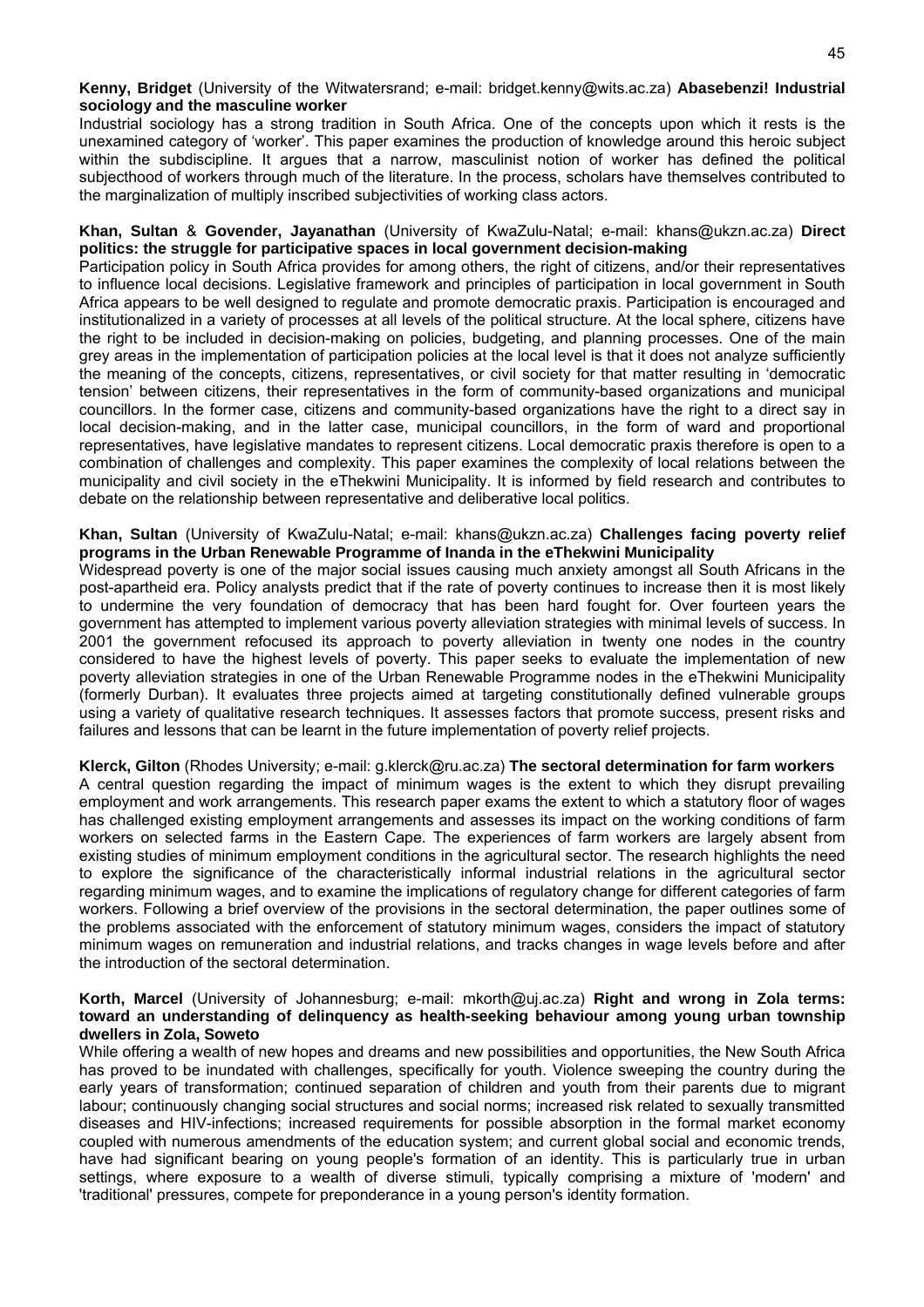**Kenny, Bridget** (University of the Witwatersrand; e-mail: bridget.kenny@wits.ac.za) **Abasebenzi! Industrial sociology and the masculine worker**

Industrial sociology has a strong tradition in South Africa. One of the concepts upon which it rests is the unexamined category of 'worker'. This paper examines the production of knowledge around this heroic subject within the subdiscipline. It argues that a narrow, masculinist notion of worker has defined the political subjecthood of workers through much of the literature. In the process, scholars have themselves contributed to the marginalization of multiply inscribed subjectivities of working class actors.

**Khan, Sultan** & **Govender, Jayanathan** (University of KwaZulu-Natal; e-mail: khans@ukzn.ac.za) **Direct politics: the struggle for participative spaces in local government decision-making**

Participation policy in South Africa provides for among others, the right of citizens, and/or their representatives to influence local decisions. Legislative framework and principles of participation in local government in South Africa appears to be well designed to regulate and promote democratic praxis. Participation is encouraged and institutionalized in a variety of processes at all levels of the political structure. At the local sphere, citizens have the right to be included in decision-making on policies, budgeting, and planning processes. One of the main grey areas in the implementation of participation policies at the local level is that it does not analyze sufficiently the meaning of the concepts, citizens, representatives, or civil society for that matter resulting in 'democratic tension' between citizens, their representatives in the form of community-based organizations and municipal councillors. In the former case, citizens and community-based organizations have the right to a direct say in local decision-making, and in the latter case, municipal councillors, in the form of ward and proportional representatives, have legislative mandates to represent citizens. Local democratic praxis therefore is open to a combination of challenges and complexity. This paper examines the complexity of local relations between the municipality and civil society in the eThekwini Municipality. It is informed by field research and contributes to debate on the relationship between representative and deliberative local politics.

**Khan, Sultan** (University of KwaZulu-Natal; e-mail: khans@ukzn.ac.za) **Challenges facing poverty relief programs in the Urban Renewable Programme of Inanda in the eThekwini Municipality**

Widespread poverty is one of the major social issues causing much anxiety amongst all South Africans in the post-apartheid era. Policy analysts predict that if the rate of poverty continues to increase then it is most likely to undermine the very foundation of democracy that has been hard fought for. Over fourteen years the government has attempted to implement various poverty alleviation strategies with minimal levels of success. In 2001 the government refocused its approach to poverty alleviation in twenty one nodes in the country considered to have the highest levels of poverty. This paper seeks to evaluate the implementation of new poverty alleviation strategies in one of the Urban Renewable Programme nodes in the eThekwini Municipality (formerly Durban). It evaluates three projects aimed at targeting constitutionally defined vulnerable groups using a variety of qualitative research techniques. It assesses factors that promote success, present risks and failures and lessons that can be learnt in the future implementation of poverty relief projects.

**Klerck, Gilton** (Rhodes University; e-mail: g.klerck@ru.ac.za) **The sectoral determination for farm workers**

A central question regarding the impact of minimum wages is the extent to which they disrupt prevailing employment and work arrangements. This research paper exams the extent to which a statutory floor of wages has challenged existing employment arrangements and assesses its impact on the working conditions of farm workers on selected farms in the Eastern Cape. The experiences of farm workers are largely absent from existing studies of minimum employment conditions in the agricultural sector. The research highlights the need to explore the significance of the characteristically informal industrial relations in the agricultural sector regarding minimum wages, and to examine the implications of regulatory change for different categories of farm workers. Following a brief overview of the provisions in the sectoral determination, the paper outlines some of the problems associated with the enforcement of statutory minimum wages, considers the impact of statutory minimum wages on remuneration and industrial relations, and tracks changes in wage levels before and after the introduction of the sectoral determination.

**Korth, Marcel** (University of Johannesburg; e-mail: mkorth@uj.ac.za) **Right and wrong in Zola terms: toward an understanding of delinquency as health-seeking behaviour among young urban township dwellers in Zola, Soweto**

While offering a wealth of new hopes and dreams and new possibilities and opportunities, the New South Africa has proved to be inundated with challenges, specifically for youth. Violence sweeping the country during the early years of transformation; continued separation of children and youth from their parents due to migrant labour; continuously changing social structures and social norms; increased risk related to sexually transmitted diseases and HIV-infections; increased requirements for possible absorption in the formal market economy coupled with numerous amendments of the education system; and current global social and economic trends, have had significant bearing on young people's formation of an identity. This is particularly true in urban settings, where exposure to a wealth of diverse stimuli, typically comprising a mixture of 'modern' and 'traditional' pressures, compete for preponderance in a young person's identity formation.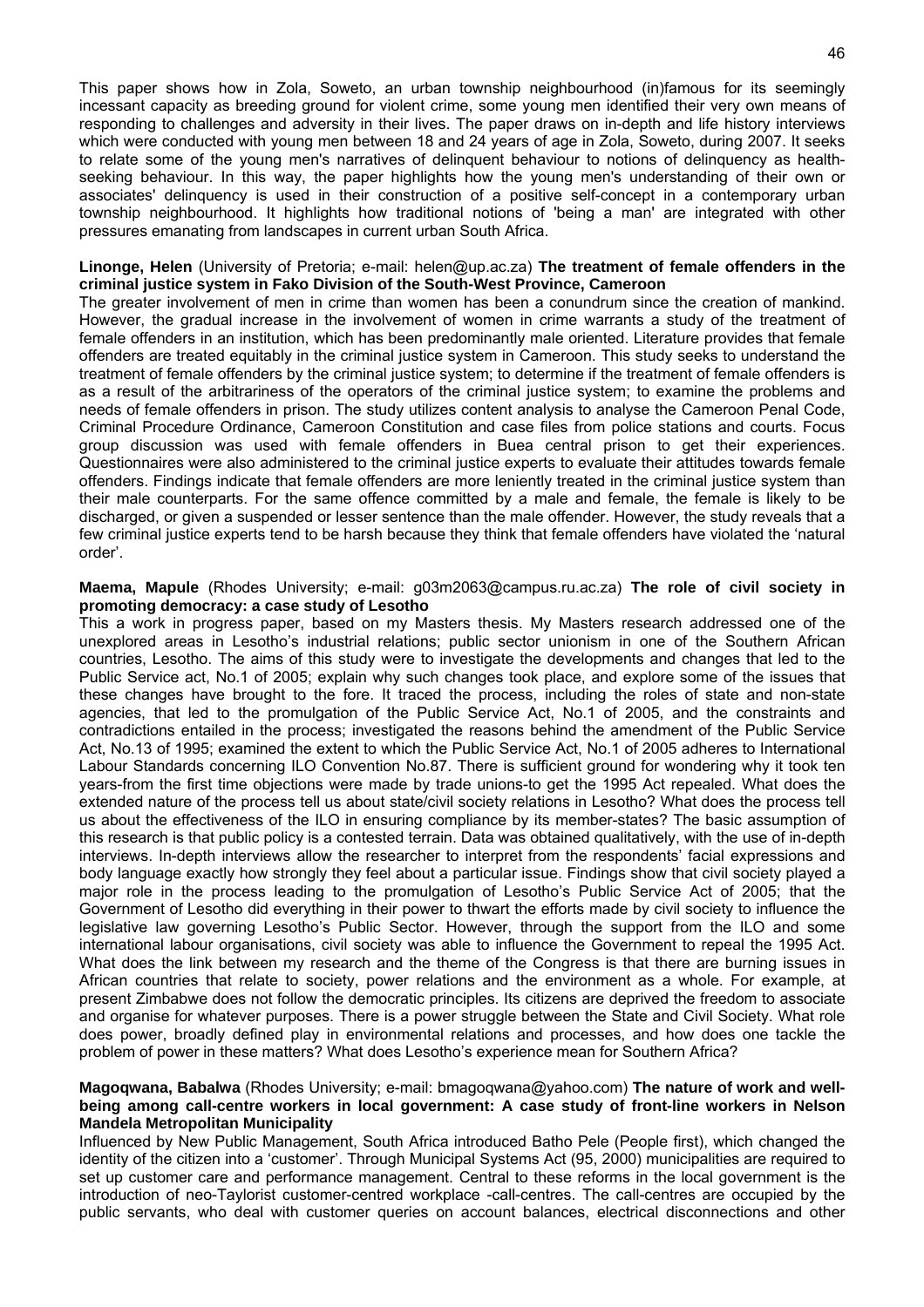This paper shows how in Zola, Soweto, an urban township neighbourhood (in)famous for its seemingly incessant capacity as breeding ground for violent crime, some young men identified their very own means of responding to challenges and adversity in their lives. The paper draws on in-depth and life history interviews which were conducted with young men between 18 and 24 years of age in Zola, Soweto, during 2007. It seeks to relate some of the young men's narratives of delinquent behaviour to notions of delinquency as health-seeking behaviour. In this way, the paper highlights how the young men's understanding of their own or associates' delinquency is used in their construction of a positive self-concept in a contemporary urban township neighbourhood. It highlights how traditional notions of 'being a man' are integrated with other pressures emanating from landscapes in current urban South Africa.

**Linonge, Helen** (University of Pretoria; e-mail: helen@up.ac.za) **The treatment of female offenders in the criminal justice system in Fako Division of the South-West Province, Cameroon**

The greater involvement of men in crime than women has been a conundrum since the creation of mankind. However, the gradual increase in the involvement of women in crime warrants a study of the treatment of female offenders in an institution, which has been predominantly male oriented. Literature provides that female offenders are treated equitably in the criminal justice system in Cameroon. This study seeks to understand the treatment of female offenders by the criminal justice system; to determine if the treatment of female offenders is as a result of the arbitrariness of the operators of the criminal justice system; to examine the problems and needs of female offenders in prison. The study utilizes content analysis to analyse the Cameroon Penal Code, Criminal Procedure Ordinance, Cameroon Constitution and case files from police stations and courts. Focus group discussion was used with female offenders in Buea central prison to get their experiences. Questionnaires were also administered to the criminal justice experts to evaluate their attitudes towards female offenders. Findings indicate that female offenders are more leniently treated in the criminal justice system than their male counterparts. For the same offence committed by a male and female, the female is likely to be discharged, or given a suspended or lesser sentence than the male offender. However, the study reveals that a few criminal justice experts tend to be harsh because they think that female offenders have violated the 'natural order'.

**Maema, Mapule** (Rhodes University; e-mail: g03m2063@campus.ru.ac.za) **The role of civil society in promoting democracy: a case study of Lesotho**

This a work in progress paper, based on my Masters thesis. My Masters research addressed one of the unexplored areas in Lesotho's industrial relations; public sector unionism in one of the Southern African countries, Lesotho. The aims of this study were to investigate the developments and changes that led to the Public Service act, No.1 of 2005; explain why such changes took place, and explore some of the issues that these changes have brought to the fore. It traced the process, including the roles of state and non-state agencies, that led to the promulgation of the Public Service Act, No.1 of 2005, and the constraints and contradictions entailed in the process; investigated the reasons behind the amendment of the Public Service Act, No.13 of 1995; examined the extent to which the Public Service Act, No.1 of 2005 adheres to International Labour Standards concerning ILO Convention No.87. There is sufficient ground for wondering why it took ten years-from the first time objections were made by trade unions-to get the 1995 Act repealed. What does the extended nature of the process tell us about state/civil society relations in Lesotho? What does the process tell us about the effectiveness of the ILO in ensuring compliance by its member-states? The basic assumption of this research is that public policy is a contested terrain. Data was obtained qualitatively, with the use of in-depth interviews. In-depth interviews allow the researcher to interpret from the respondents' facial expressions and body language exactly how strongly they feel about a particular issue. Findings show that civil society played a major role in the process leading to the promulgation of Lesotho's Public Service Act of 2005; that the Government of Lesotho did everything in their power to thwart the efforts made by civil society to influence the legislative law governing Lesotho's Public Sector. However, through the support from the ILO and some international labour organisations, civil society was able to influence the Government to repeal the 1995 Act. What does the link between my research and the theme of the Congress is that there are burning issues in African countries that relate to society, power relations and the environment as a whole. For example, at present Zimbabwe does not follow the democratic principles. Its citizens are deprived the freedom to associate and organise for whatever purposes. There is a power struggle between the State and Civil Society. What role does power, broadly defined play in environmental relations and processes, and how does one tackle the problem of power in these matters? What does Lesotho's experience mean for Southern Africa?

**Magoqwana, Babalwa** (Rhodes University; e-mail: bmagoqwana@yahoo.com) **The nature of work and well-being among call-centre workers in local government: A case study of front-line workers in Nelson Mandela Metropolitan Municipality**

Influenced by New Public Management, South Africa introduced Batho Pele (People first), which changed the identity of the citizen into a 'customer'. Through Municipal Systems Act (95, 2000) municipalities are required to set up customer care and performance management. Central to these reforms in the local government is the introduction of neo-Taylorist customer-centred workplace -call-centres. The call-centres are occupied by the public servants, who deal with customer queries on account balances, electrical disconnections and other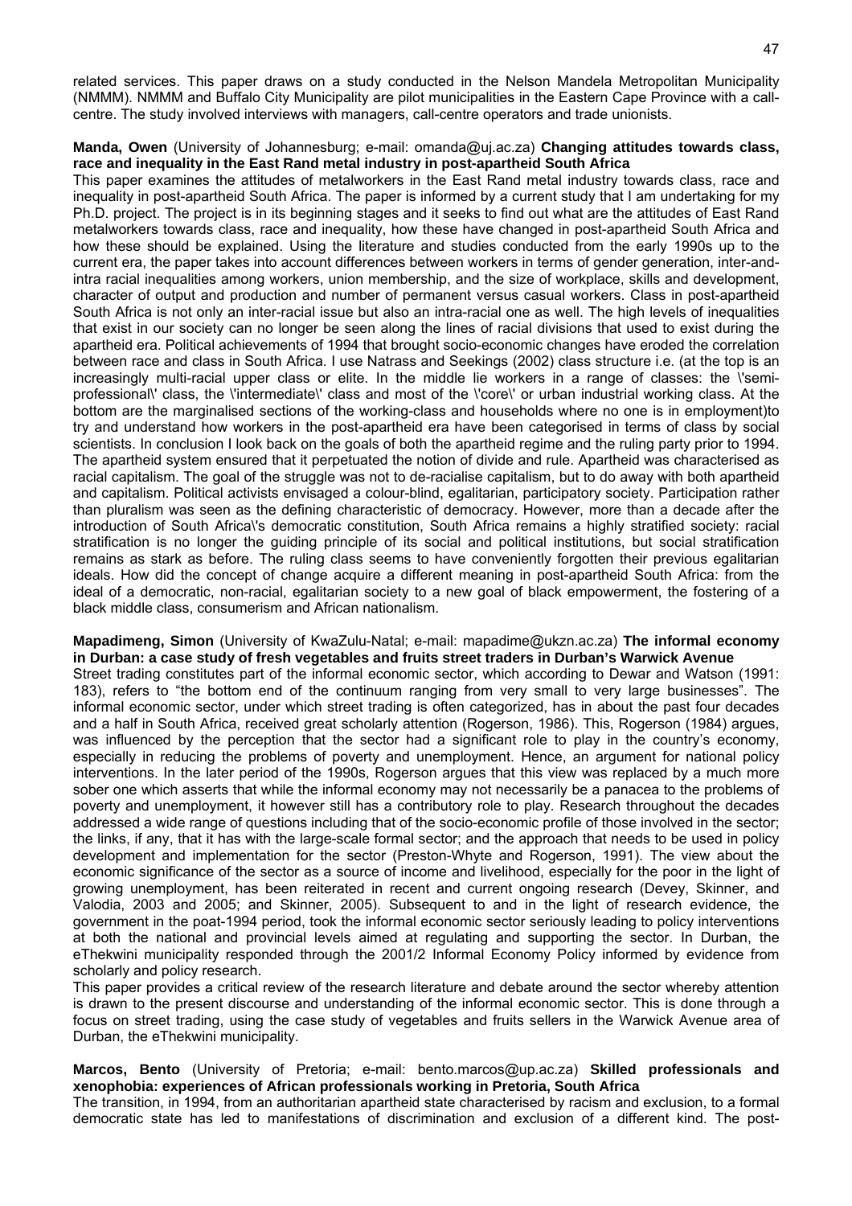related services. This paper draws on a study conducted in the Nelson Mandela Metropolitan Municipality (NMMM). NMMM and Buffalo City Municipality are pilot municipalities in the Eastern Cape Province with a call-centre. The study involved interviews with managers, call-centre operators and trade unionists.

**Manda, Owen** (University of Johannesburg; e-mail: omanda@uj.ac.za) **Changing attitudes towards class, race and inequality in the East Rand metal industry in post-apartheid South Africa**

This paper examines the attitudes of metalworkers in the East Rand metal industry towards class, race and inequality in post-apartheid South Africa. The paper is informed by a current study that I am undertaking for my Ph.D. project. The project is in its beginning stages and it seeks to find out what are the attitudes of East Rand metalworkers towards class, race and inequality, how these have changed in post-apartheid South Africa and how these should be explained. Using the literature and studies conducted from the early 1990s up to the current era, the paper takes into account differences between workers in terms of gender generation, inter-and-intra racial inequalities among workers, union membership, and the size of workplace, skills and development, character of output and production and number of permanent versus casual workers. Class in post-apartheid South Africa is not only an inter-racial issue but also an intra-racial one as well. The high levels of inequalities that exist in our society can no longer be seen along the lines of racial divisions that used to exist during the apartheid era. Political achievements of 1994 that brought socio-economic changes have eroded the correlation between race and class in South Africa. I use Natrass and Seekings (2002) class structure i.e. (at the top is an increasingly multi-racial upper class or elite. In the middle lie workers in a range of classes: the \'semi-professional\' class, the \'intermediate\' class and most of the \'core\' or urban industrial working class. At the bottom are the marginalised sections of the working-class and households where no one is in employment)to try and understand how workers in the post-apartheid era have been categorised in terms of class by social scientists. In conclusion I look back on the goals of both the apartheid regime and the ruling party prior to 1994. The apartheid system ensured that it perpetuated the notion of divide and rule. Apartheid was characterised as racial capitalism. The goal of the struggle was not to de-racialise capitalism, but to do away with both apartheid and capitalism. Political activists envisaged a colour-blind, egalitarian, participatory society. Participation rather than pluralism was seen as the defining characteristic of democracy. However, more than a decade after the introduction of South Africa\'s democratic constitution, South Africa remains a highly stratified society: racial stratification is no longer the guiding principle of its social and political institutions, but social stratification remains as stark as before. The ruling class seems to have conveniently forgotten their previous egalitarian ideals. How did the concept of change acquire a different meaning in post-apartheid South Africa: from the ideal of a democratic, non-racial, egalitarian society to a new goal of black empowerment, the fostering of a black middle class, consumerism and African nationalism.

**Mapadimeng, Simon** (University of KwaZulu-Natal; e-mail: mapadime@ukzn.ac.za) **The informal economy in Durban: a case study of fresh vegetables and fruits street traders in Durban's Warwick Avenue**

Street trading constitutes part of the informal economic sector, which according to Dewar and Watson (1991: 183), refers to "the bottom end of the continuum ranging from very small to very large businesses". The informal economic sector, under which street trading is often categorized, has in about the past four decades and a half in South Africa, received great scholarly attention (Rogerson, 1986). This, Rogerson (1984) argues, was influenced by the perception that the sector had a significant role to play in the country's economy, especially in reducing the problems of poverty and unemployment. Hence, an argument for national policy interventions. In the later period of the 1990s, Rogerson argues that this view was replaced by a much more sober one which asserts that while the informal economy may not necessarily be a panacea to the problems of poverty and unemployment, it however still has a contributory role to play. Research throughout the decades addressed a wide range of questions including that of the socio-economic profile of those involved in the sector; the links, if any, that it has with the large-scale formal sector; and the approach that needs to be used in policy development and implementation for the sector (Preston-Whyte and Rogerson, 1991). The view about the economic significance of the sector as a source of income and livelihood, especially for the poor in the light of growing unemployment, has been reiterated in recent and current ongoing research (Devey, Skinner, and Valodia, 2003 and 2005; and Skinner, 2005). Subsequent to and in the light of research evidence, the government in the poat-1994 period, took the informal economic sector seriously leading to policy interventions at both the national and provincial levels aimed at regulating and supporting the sector. In Durban, the eThekwini municipality responded through the 2001/2 Informal Economy Policy informed by evidence from scholarly and policy research.

This paper provides a critical review of the research literature and debate around the sector whereby attention is drawn to the present discourse and understanding of the informal economic sector. This is done through a focus on street trading, using the case study of vegetables and fruits sellers in the Warwick Avenue area of Durban, the eThekwini municipality.

**Marcos, Bento** (University of Pretoria; e-mail: bento.marcos@up.ac.za) **Skilled professionals and xenophobia: experiences of African professionals working in Pretoria, South Africa**

The transition, in 1994, from an authoritarian apartheid state characterised by racism and exclusion, to a formal democratic state has led to manifestations of discrimination and exclusion of a different kind. The post-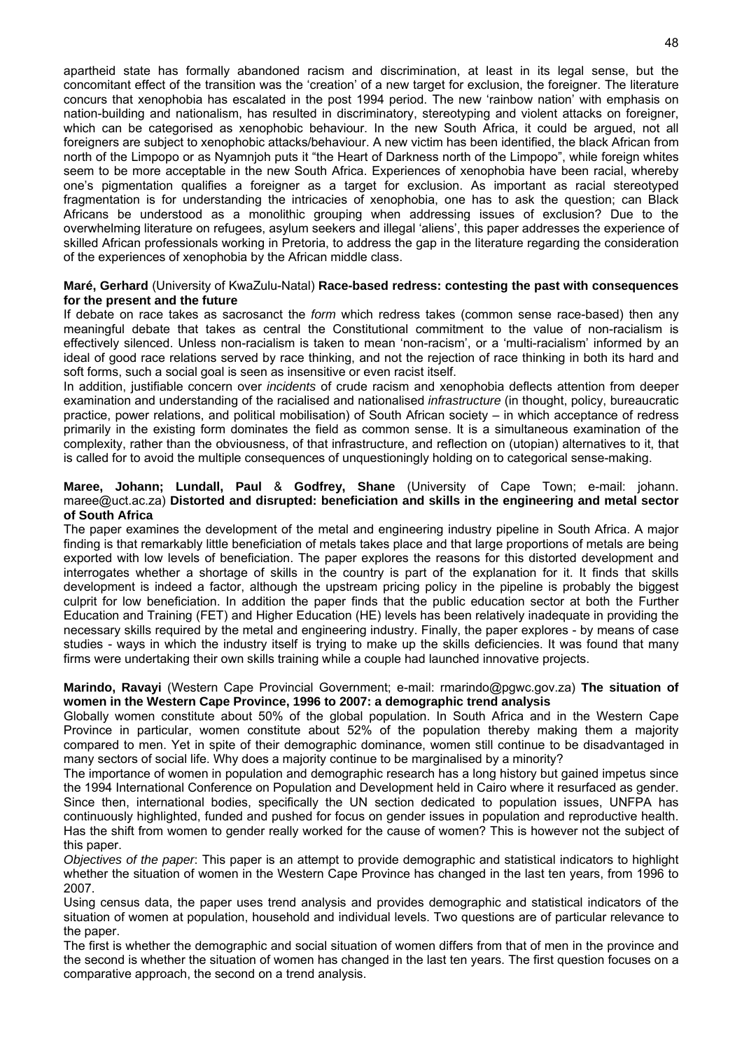apartheid state has formally abandoned racism and discrimination, at least in its legal sense, but the concomitant effect of the transition was the 'creation' of a new target for exclusion, the foreigner. The literature concurs that xenophobia has escalated in the post 1994 period. The new 'rainbow nation' with emphasis on nation-building and nationalism, has resulted in discriminatory, stereotyping and violent attacks on foreigner, which can be categorised as xenophobic behaviour. In the new South Africa, it could be argued, not all foreigners are subject to xenophobic attacks/behaviour. A new victim has been identified, the black African from north of the Limpopo or as Nyamnjoh puts it "the Heart of Darkness north of the Limpopo", while foreign whites seem to be more acceptable in the new South Africa. Experiences of xenophobia have been racial, whereby one's pigmentation qualifies a foreigner as a target for exclusion. As important as racial stereotyped fragmentation is for understanding the intricacies of xenophobia, one has to ask the question; can Black Africans be understood as a monolithic grouping when addressing issues of exclusion? Due to the overwhelming literature on refugees, asylum seekers and illegal 'aliens', this paper addresses the experience of skilled African professionals working in Pretoria, to address the gap in the literature regarding the consideration of the experiences of xenophobia by the African middle class.

**Maré, Gerhard** (University of KwaZulu-Natal) **Race-based redress: contesting the past with consequences for the present and the future**

If debate on race takes as sacrosanct the *form* which redress takes (common sense race-based) then any meaningful debate that takes as central the Constitutional commitment to the value of non-racialism is effectively silenced. Unless non-racialism is taken to mean 'non-racism', or a 'multi-racialism' informed by an ideal of good race relations served by race thinking, and not the rejection of race thinking in both its hard and soft forms, such a social goal is seen as insensitive or even racist itself.

In addition, justifiable concern over *incidents* of crude racism and xenophobia deflects attention from deeper examination and understanding of the racialised and nationalised *infrastructure* (in thought, policy, bureaucratic practice, power relations, and political mobilisation) of South African society – in which acceptance of redress primarily in the existing form dominates the field as common sense. It is a simultaneous examination of the complexity, rather than the obviousness, of that infrastructure, and reflection on (utopian) alternatives to it, that is called for to avoid the multiple consequences of unquestioningly holding on to categorical sense-making.

**Maree, Johann; Lundall, Paul** & **Godfrey, Shane** (University of Cape Town; e-mail: johann.maree@uct.ac.za) **Distorted and disrupted: beneficiation and skills in the engineering and metal sector of South Africa**

The paper examines the development of the metal and engineering industry pipeline in South Africa. A major finding is that remarkably little beneficiation of metals takes place and that large proportions of metals are being exported with low levels of beneficiation. The paper explores the reasons for this distorted development and interrogates whether a shortage of skills in the country is part of the explanation for it. It finds that skills development is indeed a factor, although the upstream pricing policy in the pipeline is probably the biggest culprit for low beneficiation. In addition the paper finds that the public education sector at both the Further Education and Training (FET) and Higher Education (HE) levels has been relatively inadequate in providing the necessary skills required by the metal and engineering industry. Finally, the paper explores - by means of case studies - ways in which the industry itself is trying to make up the skills deficiencies. It was found that many firms were undertaking their own skills training while a couple had launched innovative projects.

**Marindo, Ravayi** (Western Cape Provincial Government; e-mail: rmarindo@pgwc.gov.za) **The situation of women in the Western Cape Province, 1996 to 2007: a demographic trend analysis**

Globally women constitute about 50% of the global population. In South Africa and in the Western Cape Province in particular, women constitute about 52% of the population thereby making them a majority compared to men. Yet in spite of their demographic dominance, women still continue to be disadvantaged in many sectors of social life. Why does a majority continue to be marginalised by a minority?

The importance of women in population and demographic research has a long history but gained impetus since the 1994 International Conference on Population and Development held in Cairo where it resurfaced as gender. Since then, international bodies, specifically the UN section dedicated to population issues, UNFPA has continuously highlighted, funded and pushed for focus on gender issues in population and reproductive health. Has the shift from women to gender really worked for the cause of women? This is however not the subject of this paper.

*Objectives of the paper*: This paper is an attempt to provide demographic and statistical indicators to highlight whether the situation of women in the Western Cape Province has changed in the last ten years, from 1996 to 2007.

Using census data, the paper uses trend analysis and provides demographic and statistical indicators of the situation of women at population, household and individual levels. Two questions are of particular relevance to the paper.

The first is whether the demographic and social situation of women differs from that of men in the province and the second is whether the situation of women has changed in the last ten years. The first question focuses on a comparative approach, the second on a trend analysis.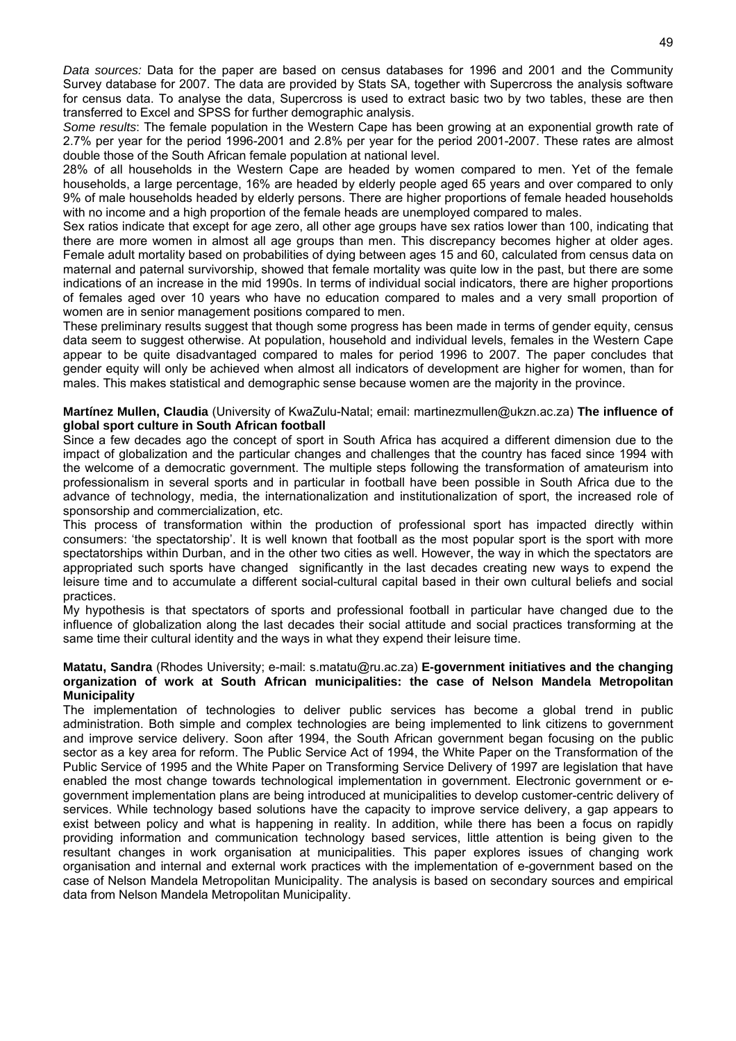*Data sources:* Data for the paper are based on census databases for 1996 and 2001 and the Community Survey database for 2007. The data are provided by Stats SA, together with Supercross the analysis software for census data. To analyse the data, Supercross is used to extract basic two by two tables, these are then transferred to Excel and SPSS for further demographic analysis.

*Some results*: The female population in the Western Cape has been growing at an exponential growth rate of 2.7% per year for the period 1996-2001 and 2.8% per year for the period 2001-2007. These rates are almost double those of the South African female population at national level.

28% of all households in the Western Cape are headed by women compared to men. Yet of the female households, a large percentage, 16% are headed by elderly people aged 65 years and over compared to only 9% of male households headed by elderly persons. There are higher proportions of female headed households with no income and a high proportion of the female heads are unemployed compared to males.

Sex ratios indicate that except for age zero, all other age groups have sex ratios lower than 100, indicating that there are more women in almost all age groups than men. This discrepancy becomes higher at older ages. Female adult mortality based on probabilities of dying between ages 15 and 60, calculated from census data on maternal and paternal survivorship, showed that female mortality was quite low in the past, but there are some indications of an increase in the mid 1990s. In terms of individual social indicators, there are higher proportions of females aged over 10 years who have no education compared to males and a very small proportion of women are in senior management positions compared to men.

These preliminary results suggest that though some progress has been made in terms of gender equity, census data seem to suggest otherwise. At population, household and individual levels, females in the Western Cape appear to be quite disadvantaged compared to males for period 1996 to 2007. The paper concludes that gender equity will only be achieved when almost all indicators of development are higher for women, than for males. This makes statistical and demographic sense because women are the majority in the province.

**Martínez Mullen, Claudia** (University of KwaZulu-Natal; email: martinezmullen@ukzn.ac.za) **The influence of global sport culture in South African football**

Since a few decades ago the concept of sport in South Africa has acquired a different dimension due to the impact of globalization and the particular changes and challenges that the country has faced since 1994 with the welcome of a democratic government. The multiple steps following the transformation of amateurism into professionalism in several sports and in particular in football have been possible in South Africa due to the advance of technology, media, the internationalization and institutionalization of sport, the increased role of sponsorship and commercialization, etc.

This process of transformation within the production of professional sport has impacted directly within consumers: 'the spectatorship'. It is well known that football as the most popular sport is the sport with more spectatorships within Durban, and in the other two cities as well. However, the way in which the spectators are appropriated such sports have changed significantly in the last decades creating new ways to expend the leisure time and to accumulate a different social-cultural capital based in their own cultural beliefs and social practices.

My hypothesis is that spectators of sports and professional football in particular have changed due to the influence of globalization along the last decades their social attitude and social practices transforming at the same time their cultural identity and the ways in what they expend their leisure time.

**Matatu, Sandra** (Rhodes University; e-mail: s.matatu@ru.ac.za) **E-government initiatives and the changing organization of work at South African municipalities: the case of Nelson Mandela Metropolitan Municipality**

The implementation of technologies to deliver public services has become a global trend in public administration. Both simple and complex technologies are being implemented to link citizens to government and improve service delivery. Soon after 1994, the South African government began focusing on the public sector as a key area for reform. The Public Service Act of 1994, the White Paper on the Transformation of the Public Service of 1995 and the White Paper on Transforming Service Delivery of 1997 are legislation that have enabled the most change towards technological implementation in government. Electronic government or e-government implementation plans are being introduced at municipalities to develop customer-centric delivery of services. While technology based solutions have the capacity to improve service delivery, a gap appears to exist between policy and what is happening in reality. In addition, while there has been a focus on rapidly providing information and communication technology based services, little attention is being given to the resultant changes in work organisation at municipalities. This paper explores issues of changing work organisation and internal and external work practices with the implementation of e-government based on the case of Nelson Mandela Metropolitan Municipality. The analysis is based on secondary sources and empirical data from Nelson Mandela Metropolitan Municipality.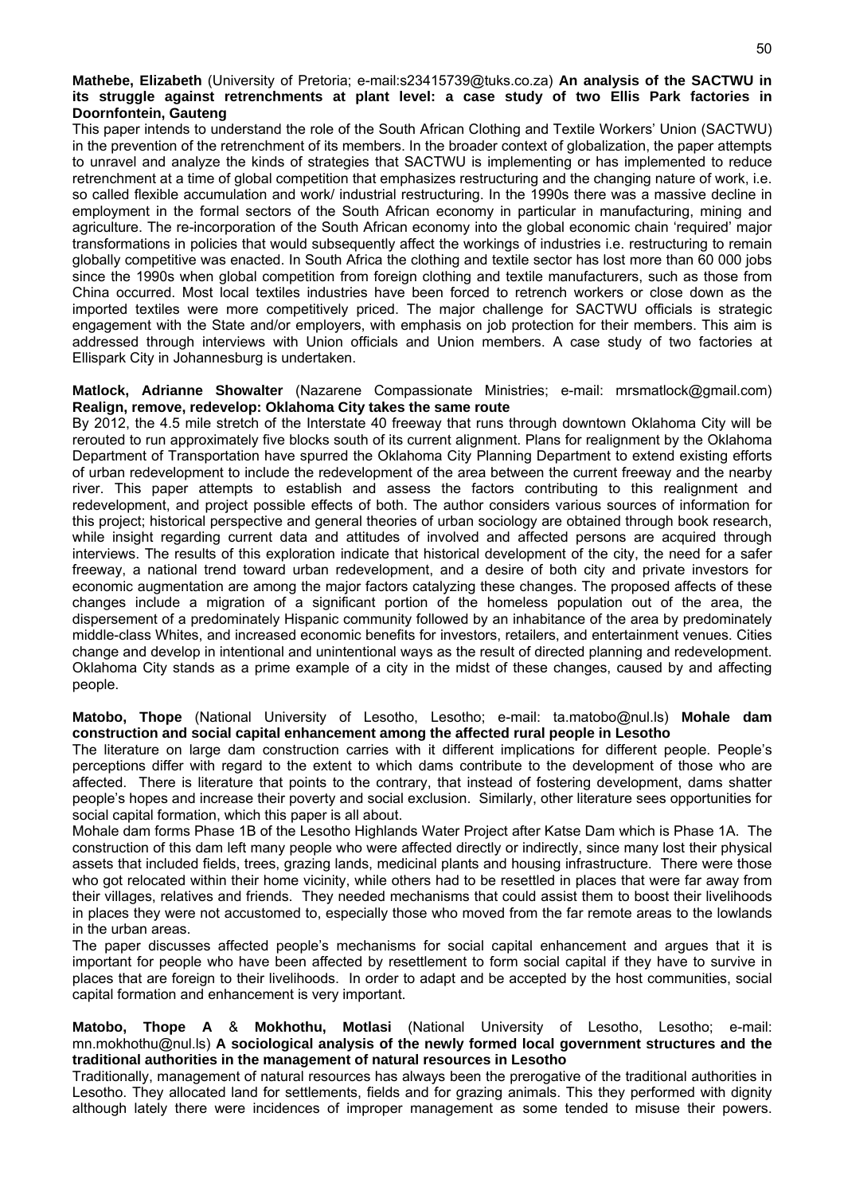**Mathebe, Elizabeth** (University of Pretoria; e-mail:s23415739@tuks.co.za) **An analysis of the SACTWU in its struggle against retrenchments at plant level: a case study of two Ellis Park factories in Doornfontein, Gauteng**

This paper intends to understand the role of the South African Clothing and Textile Workers' Union (SACTWU) in the prevention of the retrenchment of its members. In the broader context of globalization, the paper attempts to unravel and analyze the kinds of strategies that SACTWU is implementing or has implemented to reduce retrenchment at a time of global competition that emphasizes restructuring and the changing nature of work, i.e. so called flexible accumulation and work/ industrial restructuring. In the 1990s there was a massive decline in employment in the formal sectors of the South African economy in particular in manufacturing, mining and agriculture. The re-incorporation of the South African economy into the global economic chain 'required' major transformations in policies that would subsequently affect the workings of industries i.e. restructuring to remain globally competitive was enacted. In South Africa the clothing and textile sector has lost more than 60 000 jobs since the 1990s when global competition from foreign clothing and textile manufacturers, such as those from China occurred. Most local textiles industries have been forced to retrench workers or close down as the imported textiles were more competitively priced. The major challenge for SACTWU officials is strategic engagement with the State and/or employers, with emphasis on job protection for their members. This aim is addressed through interviews with Union officials and Union members. A case study of two factories at Ellispark City in Johannesburg is undertaken.

**Matlock, Adrianne Showalter** (Nazarene Compassionate Ministries; e-mail: mrsmatlock@gmail.com) **Realign, remove, redevelop: Oklahoma City takes the same route**

By 2012, the 4.5 mile stretch of the Interstate 40 freeway that runs through downtown Oklahoma City will be rerouted to run approximately five blocks south of its current alignment. Plans for realignment by the Oklahoma Department of Transportation have spurred the Oklahoma City Planning Department to extend existing efforts of urban redevelopment to include the redevelopment of the area between the current freeway and the nearby river. This paper attempts to establish and assess the factors contributing to this realignment and redevelopment, and project possible effects of both. The author considers various sources of information for this project; historical perspective and general theories of urban sociology are obtained through book research, while insight regarding current data and attitudes of involved and affected persons are acquired through interviews. The results of this exploration indicate that historical development of the city, the need for a safer freeway, a national trend toward urban redevelopment, and a desire of both city and private investors for economic augmentation are among the major factors catalyzing these changes. The proposed affects of these changes include a migration of a significant portion of the homeless population out of the area, the dispersement of a predominately Hispanic community followed by an inhabitance of the area by predominately middle-class Whites, and increased economic benefits for investors, retailers, and entertainment venues. Cities change and develop in intentional and unintentional ways as the result of directed planning and redevelopment. Oklahoma City stands as a prime example of a city in the midst of these changes, caused by and affecting people.

**Matobo, Thope** (National University of Lesotho, Lesotho; e-mail: ta.matobo@nul.ls) **Mohale dam construction and social capital enhancement among the affected rural people in Lesotho**

The literature on large dam construction carries with it different implications for different people. People's perceptions differ with regard to the extent to which dams contribute to the development of those who are affected. There is literature that points to the contrary, that instead of fostering development, dams shatter people's hopes and increase their poverty and social exclusion. Similarly, other literature sees opportunities for social capital formation, which this paper is all about.

Mohale dam forms Phase 1B of the Lesotho Highlands Water Project after Katse Dam which is Phase 1A. The construction of this dam left many people who were affected directly or indirectly, since many lost their physical assets that included fields, trees, grazing lands, medicinal plants and housing infrastructure. There were those who got relocated within their home vicinity, while others had to be resettled in places that were far away from their villages, relatives and friends. They needed mechanisms that could assist them to boost their livelihoods in places they were not accustomed to, especially those who moved from the far remote areas to the lowlands in the urban areas.

The paper discusses affected people's mechanisms for social capital enhancement and argues that it is important for people who have been affected by resettlement to form social capital if they have to survive in places that are foreign to their livelihoods. In order to adapt and be accepted by the host communities, social capital formation and enhancement is very important.

**Matobo, Thope A** & **Mokhothu, Motlasi** (National University of Lesotho, Lesotho; e-mail: mn.mokhothu@nul.ls) **A sociological analysis of the newly formed local government structures and the traditional authorities in the management of natural resources in Lesotho**

Traditionally, management of natural resources has always been the prerogative of the traditional authorities in Lesotho. They allocated land for settlements, fields and for grazing animals. This they performed with dignity although lately there were incidences of improper management as some tended to misuse their powers.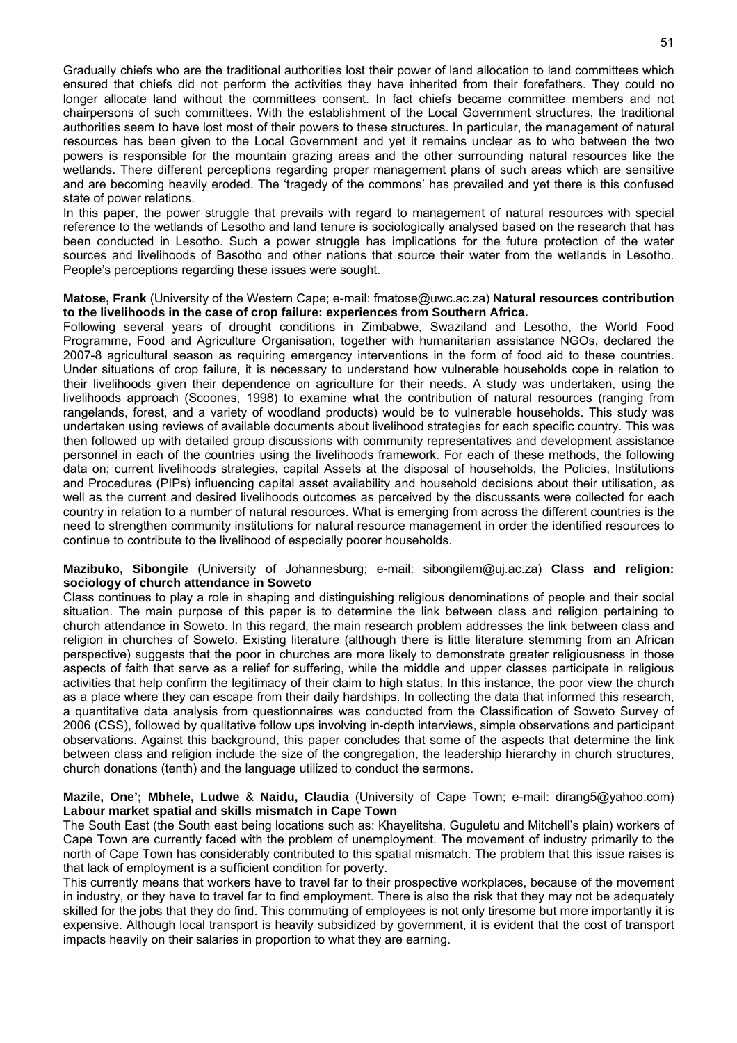Gradually chiefs who are the traditional authorities lost their power of land allocation to land committees which ensured that chiefs did not perform the activities they have inherited from their forefathers. They could no longer allocate land without the committees consent. In fact chiefs became committee members and not chairpersons of such committees. With the establishment of the Local Government structures, the traditional authorities seem to have lost most of their powers to these structures. In particular, the management of natural resources has been given to the Local Government and yet it remains unclear as to who between the two powers is responsible for the mountain grazing areas and the other surrounding natural resources like the wetlands. There different perceptions regarding proper management plans of such areas which are sensitive and are becoming heavily eroded. The 'tragedy of the commons' has prevailed and yet there is this confused state of power relations.

In this paper, the power struggle that prevails with regard to management of natural resources with special reference to the wetlands of Lesotho and land tenure is sociologically analysed based on the research that has been conducted in Lesotho. Such a power struggle has implications for the future protection of the water sources and livelihoods of Basotho and other nations that source their water from the wetlands in Lesotho. People's perceptions regarding these issues were sought.

**Matose, Frank** (University of the Western Cape; e-mail: fmatose@uwc.ac.za) **Natural resources contribution to the livelihoods in the case of crop failure: experiences from Southern Africa.**

Following several years of drought conditions in Zimbabwe, Swaziland and Lesotho, the World Food Programme, Food and Agriculture Organisation, together with humanitarian assistance NGOs, declared the 2007-8 agricultural season as requiring emergency interventions in the form of food aid to these countries. Under situations of crop failure, it is necessary to understand how vulnerable households cope in relation to their livelihoods given their dependence on agriculture for their needs. A study was undertaken, using the livelihoods approach (Scoones, 1998) to examine what the contribution of natural resources (ranging from rangelands, forest, and a variety of woodland products) would be to vulnerable households. This study was undertaken using reviews of available documents about livelihood strategies for each specific country. This was then followed up with detailed group discussions with community representatives and development assistance personnel in each of the countries using the livelihoods framework. For each of these methods, the following data on; current livelihoods strategies, capital Assets at the disposal of households, the Policies, Institutions and Procedures (PIPs) influencing capital asset availability and household decisions about their utilisation, as well as the current and desired livelihoods outcomes as perceived by the discussants were collected for each country in relation to a number of natural resources. What is emerging from across the different countries is the need to strengthen community institutions for natural resource management in order the identified resources to continue to contribute to the livelihood of especially poorer households.

**Mazibuko, Sibongile** (University of Johannesburg; e-mail: sibongilem@uj.ac.za) **Class and religion: sociology of church attendance in Soweto**

Class continues to play a role in shaping and distinguishing religious denominations of people and their social situation. The main purpose of this paper is to determine the link between class and religion pertaining to church attendance in Soweto. In this regard, the main research problem addresses the link between class and religion in churches of Soweto. Existing literature (although there is little literature stemming from an African perspective) suggests that the poor in churches are more likely to demonstrate greater religiousness in those aspects of faith that serve as a relief for suffering, while the middle and upper classes participate in religious activities that help confirm the legitimacy of their claim to high status. In this instance, the poor view the church as a place where they can escape from their daily hardships. In collecting the data that informed this research, a quantitative data analysis from questionnaires was conducted from the Classification of Soweto Survey of 2006 (CSS), followed by qualitative follow ups involving in-depth interviews, simple observations and participant observations. Against this background, this paper concludes that some of the aspects that determine the link between class and religion include the size of the congregation, the leadership hierarchy in church structures, church donations (tenth) and the language utilized to conduct the sermons.

**Mazile, One'; Mbhele, Ludwe** & **Naidu, Claudia** (University of Cape Town; e-mail: dirang5@yahoo.com) **Labour market spatial and skills mismatch in Cape Town**

The South East (the South east being locations such as: Khayelitsha, Guguletu and Mitchell's plain) workers of Cape Town are currently faced with the problem of unemployment. The movement of industry primarily to the north of Cape Town has considerably contributed to this spatial mismatch. The problem that this issue raises is that lack of employment is a sufficient condition for poverty.

This currently means that workers have to travel far to their prospective workplaces, because of the movement in industry, or they have to travel far to find employment. There is also the risk that they may not be adequately skilled for the jobs that they do find. This commuting of employees is not only tiresome but more importantly it is expensive. Although local transport is heavily subsidized by government, it is evident that the cost of transport impacts heavily on their salaries in proportion to what they are earning.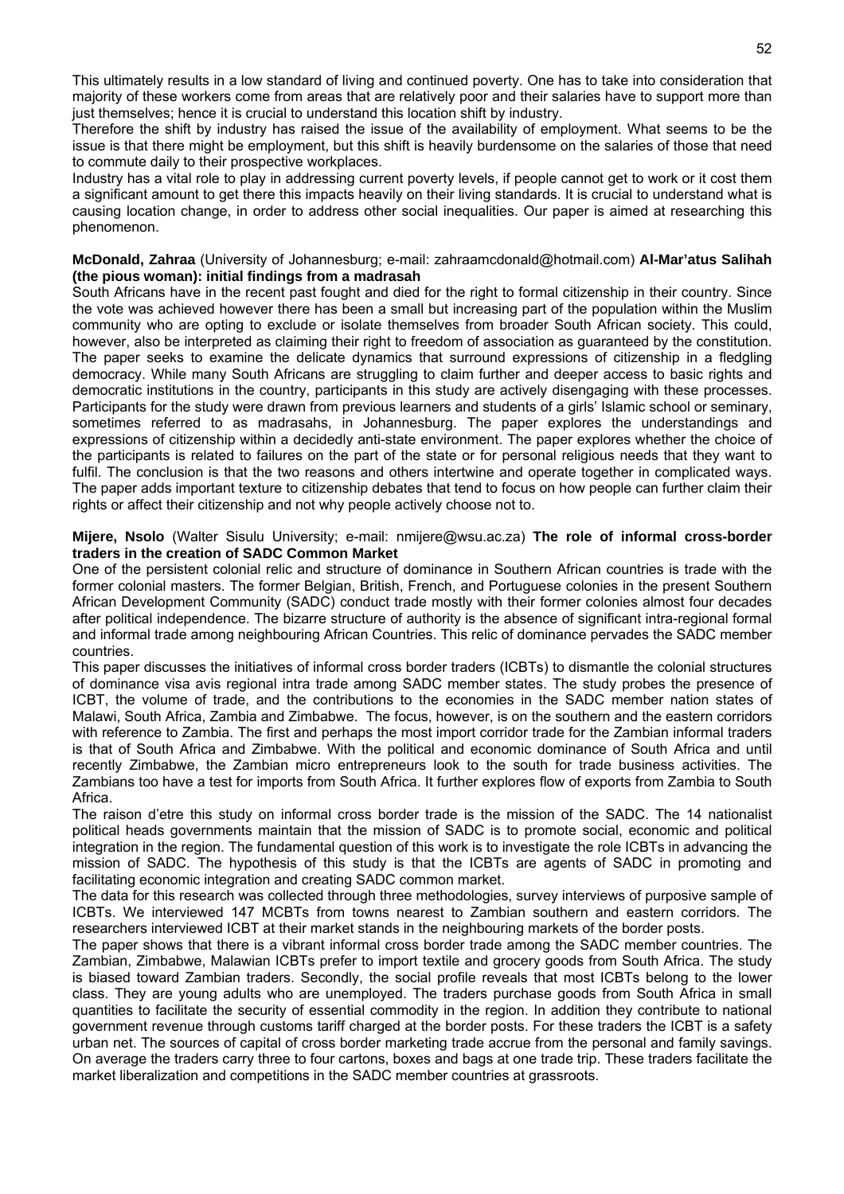This ultimately results in a low standard of living and continued poverty. One has to take into consideration that majority of these workers come from areas that are relatively poor and their salaries have to support more than just themselves; hence it is crucial to understand this location shift by industry.

Therefore the shift by industry has raised the issue of the availability of employment. What seems to be the issue is that there might be employment, but this shift is heavily burdensome on the salaries of those that need to commute daily to their prospective workplaces.

Industry has a vital role to play in addressing current poverty levels, if people cannot get to work or it cost them a significant amount to get there this impacts heavily on their living standards. It is crucial to understand what is causing location change, in order to address other social inequalities. Our paper is aimed at researching this phenomenon.

**McDonald, Zahraa** (University of Johannesburg; e-mail: zahraamcdonald@hotmail.com) **Al-Mar'atus Salihah (the pious woman): initial findings from a madrasah**

South Africans have in the recent past fought and died for the right to formal citizenship in their country. Since the vote was achieved however there has been a small but increasing part of the population within the Muslim community who are opting to exclude or isolate themselves from broader South African society. This could, however, also be interpreted as claiming their right to freedom of association as guaranteed by the constitution. The paper seeks to examine the delicate dynamics that surround expressions of citizenship in a fledgling democracy. While many South Africans are struggling to claim further and deeper access to basic rights and democratic institutions in the country, participants in this study are actively disengaging with these processes. Participants for the study were drawn from previous learners and students of a girls' Islamic school or seminary, sometimes referred to as madrasahs, in Johannesburg. The paper explores the understandings and expressions of citizenship within a decidedly anti-state environment. The paper explores whether the choice of the participants is related to failures on the part of the state or for personal religious needs that they want to fulfil. The conclusion is that the two reasons and others intertwine and operate together in complicated ways. The paper adds important texture to citizenship debates that tend to focus on how people can further claim their rights or affect their citizenship and not why people actively choose not to.

**Mijere, Nsolo** (Walter Sisulu University; e-mail: nmijere@wsu.ac.za) **The role of informal cross-border traders in the creation of SADC Common Market**

One of the persistent colonial relic and structure of dominance in Southern African countries is trade with the former colonial masters. The former Belgian, British, French, and Portuguese colonies in the present Southern African Development Community (SADC) conduct trade mostly with their former colonies almost four decades after political independence. The bizarre structure of authority is the absence of significant intra-regional formal and informal trade among neighbouring African Countries. This relic of dominance pervades the SADC member countries.

This paper discusses the initiatives of informal cross border traders (ICBTs) to dismantle the colonial structures of dominance visa avis regional intra trade among SADC member states. The study probes the presence of ICBT, the volume of trade, and the contributions to the economies in the SADC member nation states of Malawi, South Africa, Zambia and Zimbabwe. The focus, however, is on the southern and the eastern corridors with reference to Zambia. The first and perhaps the most import corridor trade for the Zambian informal traders is that of South Africa and Zimbabwe. With the political and economic dominance of South Africa and until recently Zimbabwe, the Zambian micro entrepreneurs look to the south for trade business activities. The Zambians too have a test for imports from South Africa. It further explores flow of exports from Zambia to South Africa.

The raison d'etre this study on informal cross border trade is the mission of the SADC. The 14 nationalist political heads governments maintain that the mission of SADC is to promote social, economic and political integration in the region. The fundamental question of this work is to investigate the role ICBTs in advancing the mission of SADC. The hypothesis of this study is that the ICBTs are agents of SADC in promoting and facilitating economic integration and creating SADC common market.

The data for this research was collected through three methodologies, survey interviews of purposive sample of ICBTs. We interviewed 147 MCBTs from towns nearest to Zambian southern and eastern corridors. The researchers interviewed ICBT at their market stands in the neighbouring markets of the border posts.

The paper shows that there is a vibrant informal cross border trade among the SADC member countries. The Zambian, Zimbabwe, Malawian ICBTs prefer to import textile and grocery goods from South Africa. The study is biased toward Zambian traders. Secondly, the social profile reveals that most ICBTs belong to the lower class. They are young adults who are unemployed. The traders purchase goods from South Africa in small quantities to facilitate the security of essential commodity in the region. In addition they contribute to national government revenue through customs tariff charged at the border posts. For these traders the ICBT is a safety urban net. The sources of capital of cross border marketing trade accrue from the personal and family savings. On average the traders carry three to four cartons, boxes and bags at one trade trip. These traders facilitate the market liberalization and competitions in the SADC member countries at grassroots.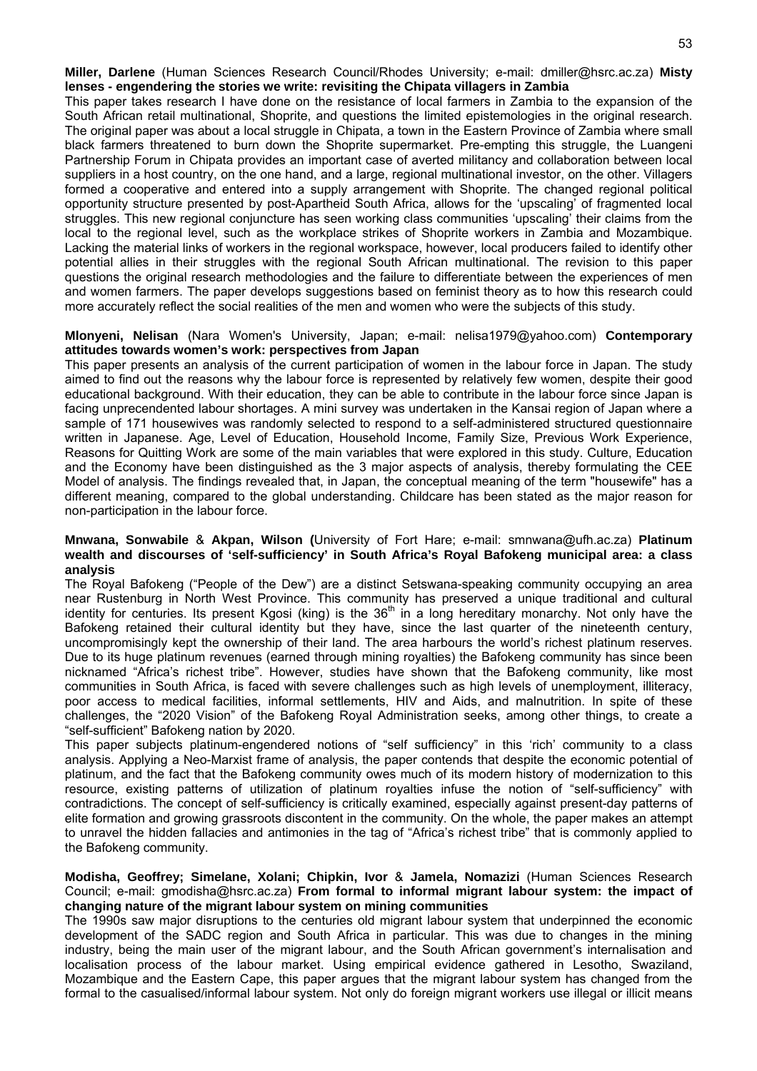**Miller, Darlene** (Human Sciences Research Council/Rhodes University; e-mail: dmiller@hsrc.ac.za) **Misty lenses - engendering the stories we write: revisiting the Chipata villagers in Zambia**

This paper takes research I have done on the resistance of local farmers in Zambia to the expansion of the South African retail multinational, Shoprite, and questions the limited epistemologies in the original research. The original paper was about a local struggle in Chipata, a town in the Eastern Province of Zambia where small black farmers threatened to burn down the Shoprite supermarket. Pre-empting this struggle, the Luangeni Partnership Forum in Chipata provides an important case of averted militancy and collaboration between local suppliers in a host country, on the one hand, and a large, regional multinational investor, on the other. Villagers formed a cooperative and entered into a supply arrangement with Shoprite. The changed regional political opportunity structure presented by post-Apartheid South Africa, allows for the 'upscaling' of fragmented local struggles. This new regional conjuncture has seen working class communities 'upscaling' their claims from the local to the regional level, such as the workplace strikes of Shoprite workers in Zambia and Mozambique. Lacking the material links of workers in the regional workspace, however, local producers failed to identify other potential allies in their struggles with the regional South African multinational. The revision to this paper questions the original research methodologies and the failure to differentiate between the experiences of men and women farmers. The paper develops suggestions based on feminist theory as to how this research could more accurately reflect the social realities of the men and women who were the subjects of this study.

**Mlonyeni, Nelisan** (Nara Women's University, Japan; e-mail: nelisa1979@yahoo.com) **Contemporary attitudes towards women's work: perspectives from Japan**

This paper presents an analysis of the current participation of women in the labour force in Japan. The study aimed to find out the reasons why the labour force is represented by relatively few women, despite their good educational background. With their education, they can be able to contribute in the labour force since Japan is facing unprecendented labour shortages. A mini survey was undertaken in the Kansai region of Japan where a sample of 171 housewives was randomly selected to respond to a self-administered structured questionnaire written in Japanese. Age, Level of Education, Household Income, Family Size, Previous Work Experience, Reasons for Quitting Work are some of the main variables that were explored in this study. Culture, Education and the Economy have been distinguished as the 3 major aspects of analysis, thereby formulating the CEE Model of analysis. The findings revealed that, in Japan, the conceptual meaning of the term "housewife" has a different meaning, compared to the global understanding. Childcare has been stated as the major reason for non-participation in the labour force.

**Mnwana, Sonwabile** & **Akpan, Wilson (**University of Fort Hare; e-mail: smnwana@ufh.ac.za) **Platinum wealth and discourses of 'self-sufficiency' in South Africa's Royal Bafokeng municipal area: a class analysis**

The Royal Bafokeng ("People of the Dew") are a distinct Setswana-speaking community occupying an area near Rustenburg in North West Province. This community has preserved a unique traditional and cultural identity for centuries. Its present Kgosi (king) is the 36th in a long hereditary monarchy. Not only have the Bafokeng retained their cultural identity but they have, since the last quarter of the nineteenth century, uncompromisingly kept the ownership of their land. The area harbours the world's richest platinum reserves. Due to its huge platinum revenues (earned through mining royalties) the Bafokeng community has since been nicknamed "Africa's richest tribe". However, studies have shown that the Bafokeng community, like most communities in South Africa, is faced with severe challenges such as high levels of unemployment, illiteracy, poor access to medical facilities, informal settlements, HIV and Aids, and malnutrition. In spite of these challenges, the "2020 Vision" of the Bafokeng Royal Administration seeks, among other things, to create a "self-sufficient" Bafokeng nation by 2020.

This paper subjects platinum-engendered notions of "self sufficiency" in this 'rich' community to a class analysis. Applying a Neo-Marxist frame of analysis, the paper contends that despite the economic potential of platinum, and the fact that the Bafokeng community owes much of its modern history of modernization to this resource, existing patterns of utilization of platinum royalties infuse the notion of "self-sufficiency" with contradictions. The concept of self-sufficiency is critically examined, especially against present-day patterns of elite formation and growing grassroots discontent in the community. On the whole, the paper makes an attempt to unravel the hidden fallacies and antimonies in the tag of "Africa's richest tribe" that is commonly applied to the Bafokeng community.

**Modisha, Geoffrey; Simelane, Xolani; Chipkin, Ivor** & **Jamela, Nomazizi** (Human Sciences Research Council; e-mail: gmodisha@hsrc.ac.za) **From formal to informal migrant labour system: the impact of changing nature of the migrant labour system on mining communities**

The 1990s saw major disruptions to the centuries old migrant labour system that underpinned the economic development of the SADC region and South Africa in particular. This was due to changes in the mining industry, being the main user of the migrant labour, and the South African government's internalisation and localisation process of the labour market. Using empirical evidence gathered in Lesotho, Swaziland, Mozambique and the Eastern Cape, this paper argues that the migrant labour system has changed from the formal to the casualised/informal labour system. Not only do foreign migrant workers use illegal or illicit means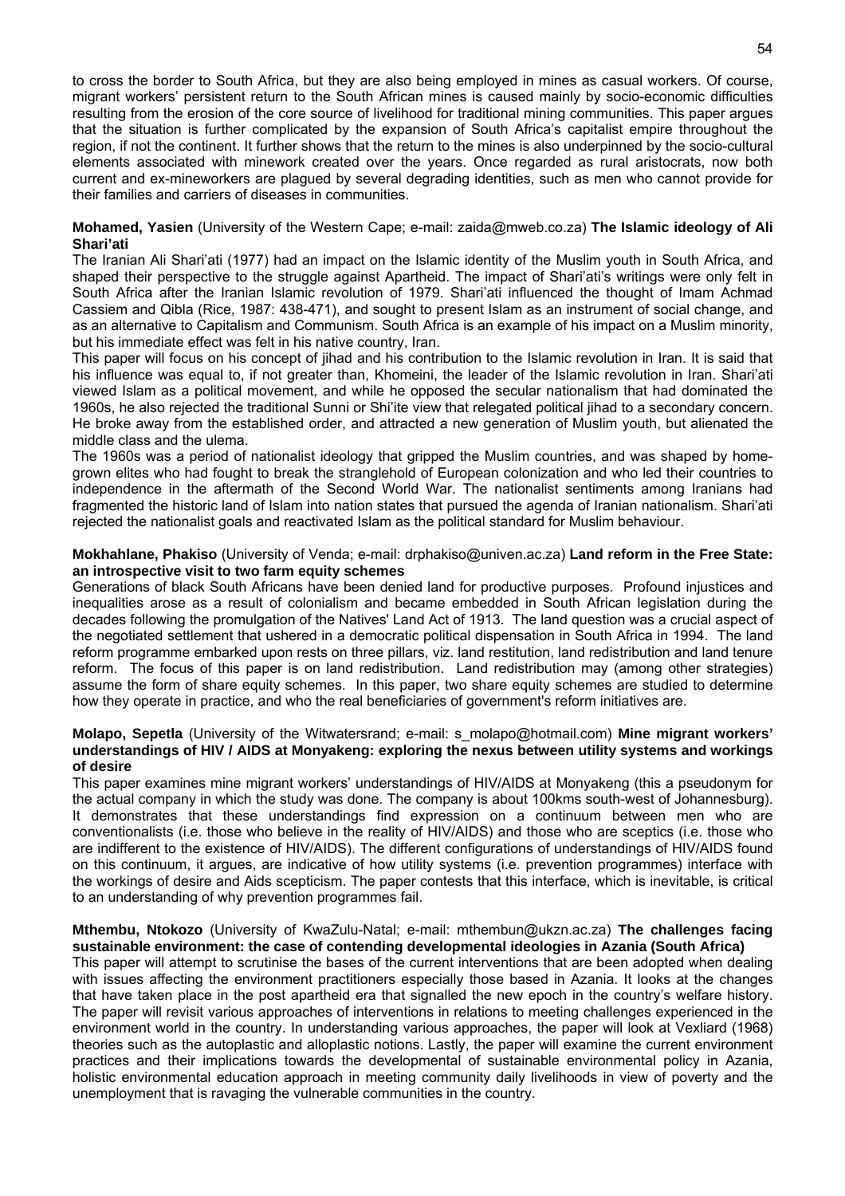to cross the border to South Africa, but they are also being employed in mines as casual workers. Of course, migrant workers' persistent return to the South African mines is caused mainly by socio-economic difficulties resulting from the erosion of the core source of livelihood for traditional mining communities. This paper argues that the situation is further complicated by the expansion of South Africa's capitalist empire throughout the region, if not the continent. It further shows that the return to the mines is also underpinned by the socio-cultural elements associated with minework created over the years. Once regarded as rural aristocrats, now both current and ex-mineworkers are plagued by several degrading identities, such as men who cannot provide for their families and carriers of diseases in communities.

**Mohamed, Yasien** (University of the Western Cape; e-mail: zaida@mweb.co.za) **The Islamic ideology of Ali Shari'ati**

The Iranian Ali Shari'ati (1977) had an impact on the Islamic identity of the Muslim youth in South Africa, and shaped their perspective to the struggle against Apartheid. The impact of Shari'ati's writings were only felt in South Africa after the Iranian Islamic revolution of 1979. Shari'ati influenced the thought of Imam Achmad Cassiem and Qibla (Rice, 1987: 438-471), and sought to present Islam as an instrument of social change, and as an alternative to Capitalism and Communism. South Africa is an example of his impact on a Muslim minority, but his immediate effect was felt in his native country, Iran.

This paper will focus on his concept of jihad and his contribution to the Islamic revolution in Iran. It is said that his influence was equal to, if not greater than, Khomeini, the leader of the Islamic revolution in Iran. Shari'ati viewed Islam as a political movement, and while he opposed the secular nationalism that had dominated the 1960s, he also rejected the traditional Sunni or Shi'ite view that relegated political jihad to a secondary concern. He broke away from the established order, and attracted a new generation of Muslim youth, but alienated the middle class and the ulema.

The 1960s was a period of nationalist ideology that gripped the Muslim countries, and was shaped by home-grown elites who had fought to break the stranglehold of European colonization and who led their countries to independence in the aftermath of the Second World War. The nationalist sentiments among Iranians had fragmented the historic land of Islam into nation states that pursued the agenda of Iranian nationalism. Shari'ati rejected the nationalist goals and reactivated Islam as the political standard for Muslim behaviour.

**Mokhahlane, Phakiso** (University of Venda; e-mail: drphakiso@univen.ac.za) **Land reform in the Free State: an introspective visit to two farm equity schemes**

Generations of black South Africans have been denied land for productive purposes. Profound injustices and inequalities arose as a result of colonialism and became embedded in South African legislation during the decades following the promulgation of the Natives' Land Act of 1913. The land question was a crucial aspect of the negotiated settlement that ushered in a democratic political dispensation in South Africa in 1994. The land reform programme embarked upon rests on three pillars, viz. land restitution, land redistribution and land tenure reform. The focus of this paper is on land redistribution. Land redistribution may (among other strategies) assume the form of share equity schemes. In this paper, two share equity schemes are studied to determine how they operate in practice, and who the real beneficiaries of government's reform initiatives are.

**Molapo, Sepetla** (University of the Witwatersrand; e-mail: s_molapo@hotmail.com) **Mine migrant workers' understandings of HIV / AIDS at Monyakeng: exploring the nexus between utility systems and workings of desire**

This paper examines mine migrant workers' understandings of HIV/AIDS at Monyakeng (this a pseudonym for the actual company in which the study was done. The company is about 100kms south-west of Johannesburg). It demonstrates that these understandings find expression on a continuum between men who are conventionalists (i.e. those who believe in the reality of HIV/AIDS) and those who are sceptics (i.e. those who are indifferent to the existence of HIV/AIDS). The different configurations of understandings of HIV/AIDS found on this continuum, it argues, are indicative of how utility systems (i.e. prevention programmes) interface with the workings of desire and Aids scepticism. The paper contests that this interface, which is inevitable, is critical to an understanding of why prevention programmes fail.

**Mthembu, Ntokozo** (University of KwaZulu-Natal; e-mail: mthembun@ukzn.ac.za) **The challenges facing sustainable environment: the case of contending developmental ideologies in Azania (South Africa)**

This paper will attempt to scrutinise the bases of the current interventions that are been adopted when dealing with issues affecting the environment practitioners especially those based in Azania. It looks at the changes that have taken place in the post apartheid era that signalled the new epoch in the country's welfare history. The paper will revisit various approaches of interventions in relations to meeting challenges experienced in the environment world in the country. In understanding various approaches, the paper will look at Vexliard (1968) theories such as the autoplastic and alloplastic notions. Lastly, the paper will examine the current environment practices and their implications towards the developmental of sustainable environmental policy in Azania, holistic environmental education approach in meeting community daily livelihoods in view of poverty and the unemployment that is ravaging the vulnerable communities in the country.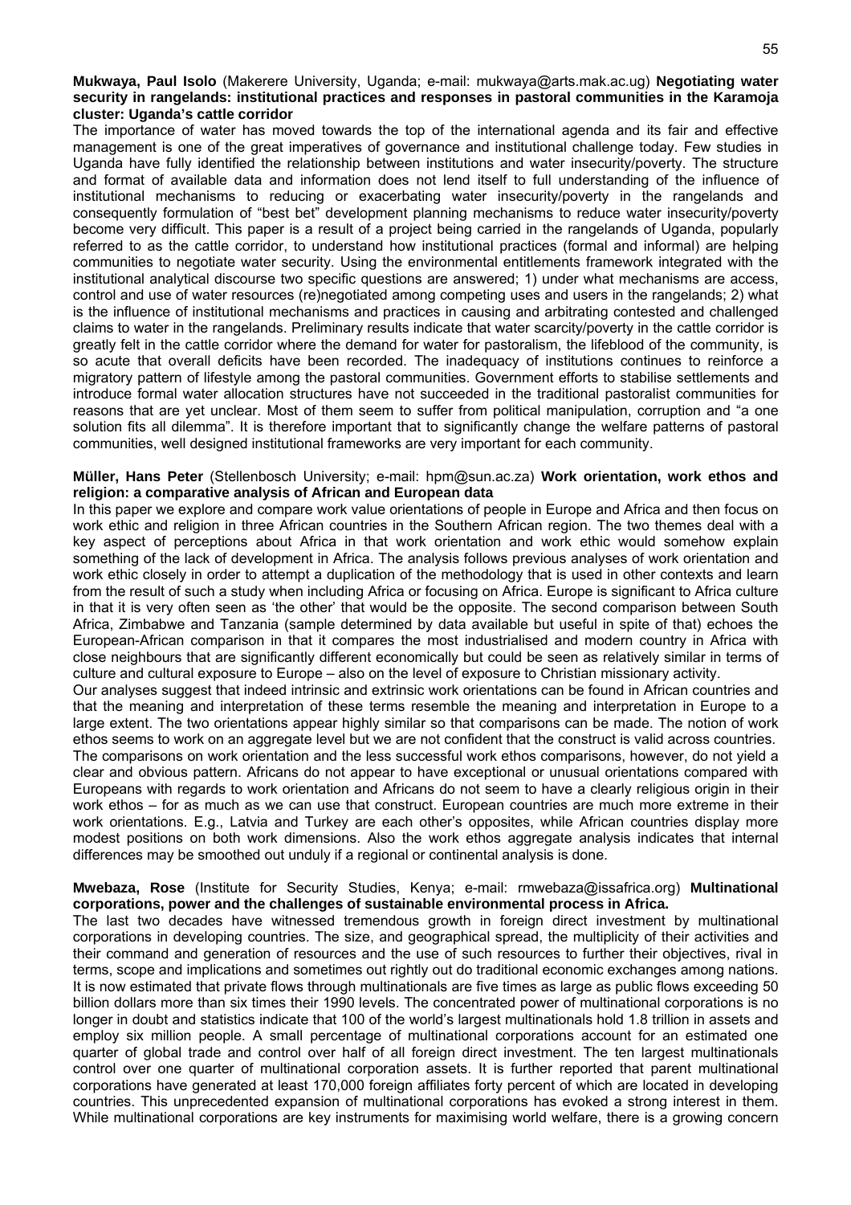**Mukwaya, Paul Isolo** (Makerere University, Uganda; e-mail: mukwaya@arts.mak.ac.ug) **Negotiating water security in rangelands: institutional practices and responses in pastoral communities in the Karamoja cluster: Uganda's cattle corridor**

The importance of water has moved towards the top of the international agenda and its fair and effective management is one of the great imperatives of governance and institutional challenge today. Few studies in Uganda have fully identified the relationship between institutions and water insecurity/poverty. The structure and format of available data and information does not lend itself to full understanding of the influence of institutional mechanisms to reducing or exacerbating water insecurity/poverty in the rangelands and consequently formulation of "best bet" development planning mechanisms to reduce water insecurity/poverty become very difficult. This paper is a result of a project being carried in the rangelands of Uganda, popularly referred to as the cattle corridor, to understand how institutional practices (formal and informal) are helping communities to negotiate water security. Using the environmental entitlements framework integrated with the institutional analytical discourse two specific questions are answered; 1) under what mechanisms are access, control and use of water resources (re)negotiated among competing uses and users in the rangelands; 2) what is the influence of institutional mechanisms and practices in causing and arbitrating contested and challenged claims to water in the rangelands. Preliminary results indicate that water scarcity/poverty in the cattle corridor is greatly felt in the cattle corridor where the demand for water for pastoralism, the lifeblood of the community, is so acute that overall deficits have been recorded. The inadequacy of institutions continues to reinforce a migratory pattern of lifestyle among the pastoral communities. Government efforts to stabilise settlements and introduce formal water allocation structures have not succeeded in the traditional pastoralist communities for reasons that are yet unclear. Most of them seem to suffer from political manipulation, corruption and "a one solution fits all dilemma". It is therefore important that to significantly change the welfare patterns of pastoral communities, well designed institutional frameworks are very important for each community.

**Müller, Hans Peter** (Stellenbosch University; e-mail: hpm@sun.ac.za) **Work orientation, work ethos and religion: a comparative analysis of African and European data**

In this paper we explore and compare work value orientations of people in Europe and Africa and then focus on work ethic and religion in three African countries in the Southern African region. The two themes deal with a key aspect of perceptions about Africa in that work orientation and work ethic would somehow explain something of the lack of development in Africa. The analysis follows previous analyses of work orientation and work ethic closely in order to attempt a duplication of the methodology that is used in other contexts and learn from the result of such a study when including Africa or focusing on Africa. Europe is significant to Africa culture in that it is very often seen as 'the other' that would be the opposite. The second comparison between South Africa, Zimbabwe and Tanzania (sample determined by data available but useful in spite of that) echoes the European-African comparison in that it compares the most industrialised and modern country in Africa with close neighbours that are significantly different economically but could be seen as relatively similar in terms of culture and cultural exposure to Europe – also on the level of exposure to Christian missionary activity.

Our analyses suggest that indeed intrinsic and extrinsic work orientations can be found in African countries and that the meaning and interpretation of these terms resemble the meaning and interpretation in Europe to a large extent. The two orientations appear highly similar so that comparisons can be made. The notion of work ethos seems to work on an aggregate level but we are not confident that the construct is valid across countries. The comparisons on work orientation and the less successful work ethos comparisons, however, do not yield a clear and obvious pattern. Africans do not appear to have exceptional or unusual orientations compared with Europeans with regards to work orientation and Africans do not seem to have a clearly religious origin in their work ethos – for as much as we can use that construct. European countries are much more extreme in their work orientations. E.g., Latvia and Turkey are each other's opposites, while African countries display more modest positions on both work dimensions. Also the work ethos aggregate analysis indicates that internal differences may be smoothed out unduly if a regional or continental analysis is done.

**Mwebaza, Rose** (Institute for Security Studies, Kenya; e-mail: rmwebaza@issafrica.org) **Multinational corporations, power and the challenges of sustainable environmental process in Africa.**

The last two decades have witnessed tremendous growth in foreign direct investment by multinational corporations in developing countries. The size, and geographical spread, the multiplicity of their activities and their command and generation of resources and the use of such resources to further their objectives, rival in terms, scope and implications and sometimes out rightly out do traditional economic exchanges among nations. It is now estimated that private flows through multinationals are five times as large as public flows exceeding 50 billion dollars more than six times their 1990 levels. The concentrated power of multinational corporations is no longer in doubt and statistics indicate that 100 of the world's largest multinationals hold 1.8 trillion in assets and employ six million people. A small percentage of multinational corporations account for an estimated one quarter of global trade and control over half of all foreign direct investment. The ten largest multinationals control over one quarter of multinational corporation assets. It is further reported that parent multinational corporations have generated at least 170,000 foreign affiliates forty percent of which are located in developing countries. This unprecedented expansion of multinational corporations has evoked a strong interest in them. While multinational corporations are key instruments for maximising world welfare, there is a growing concern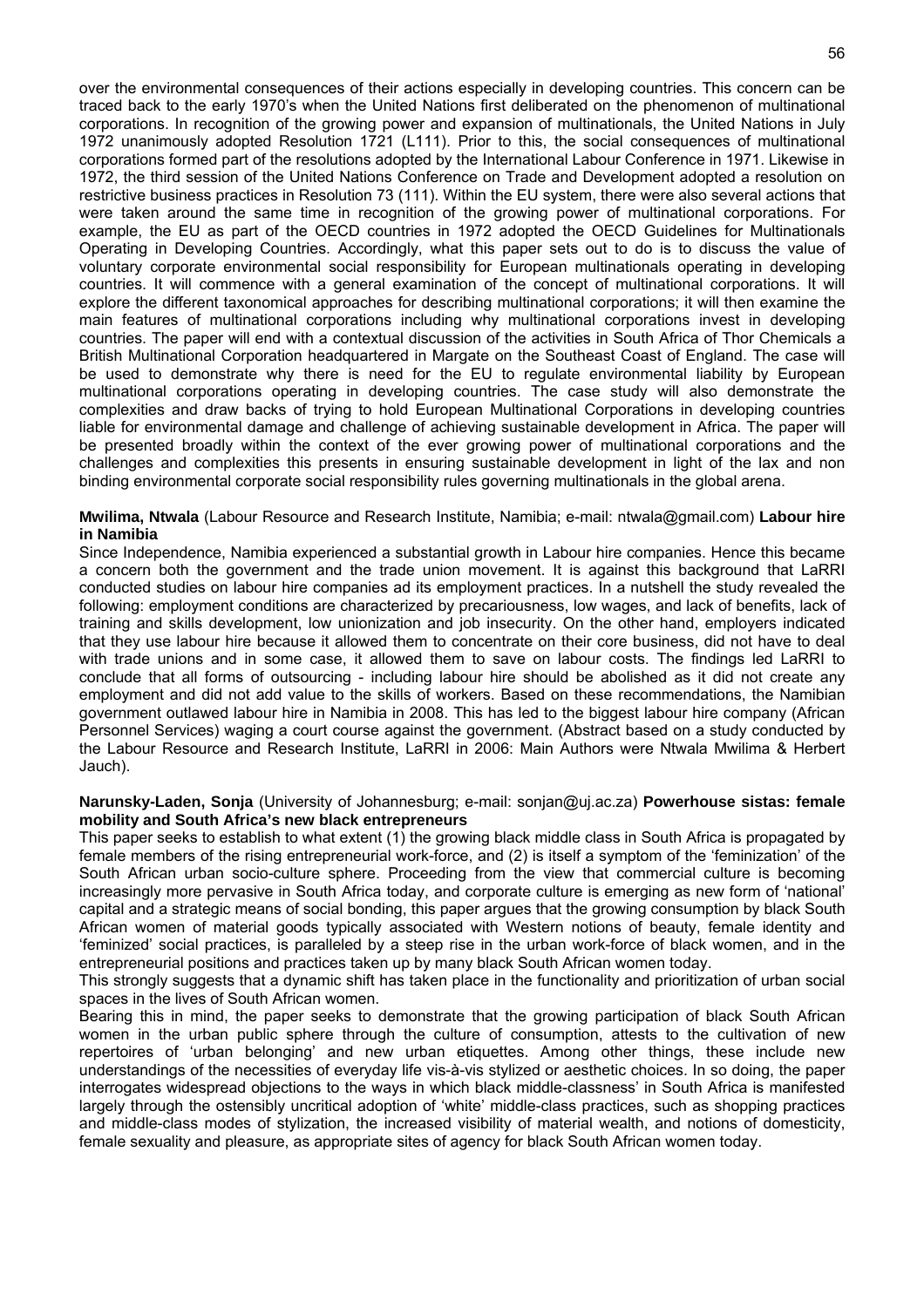over the environmental consequences of their actions especially in developing countries. This concern can be traced back to the early 1970's when the United Nations first deliberated on the phenomenon of multinational corporations. In recognition of the growing power and expansion of multinationals, the United Nations in July 1972 unanimously adopted Resolution 1721 (L111). Prior to this, the social consequences of multinational corporations formed part of the resolutions adopted by the International Labour Conference in 1971. Likewise in 1972, the third session of the United Nations Conference on Trade and Development adopted a resolution on restrictive business practices in Resolution 73 (111). Within the EU system, there were also several actions that were taken around the same time in recognition of the growing power of multinational corporations. For example, the EU as part of the OECD countries in 1972 adopted the OECD Guidelines for Multinationals Operating in Developing Countries. Accordingly, what this paper sets out to do is to discuss the value of voluntary corporate environmental social responsibility for European multinationals operating in developing countries. It will commence with a general examination of the concept of multinational corporations. It will explore the different taxonomical approaches for describing multinational corporations; it will then examine the main features of multinational corporations including why multinational corporations invest in developing countries. The paper will end with a contextual discussion of the activities in South Africa of Thor Chemicals a British Multinational Corporation headquartered in Margate on the Southeast Coast of England. The case will be used to demonstrate why there is need for the EU to regulate environmental liability by European multinational corporations operating in developing countries. The case study will also demonstrate the complexities and draw backs of trying to hold European Multinational Corporations in developing countries liable for environmental damage and challenge of achieving sustainable development in Africa. The paper will be presented broadly within the context of the ever growing power of multinational corporations and the challenges and complexities this presents in ensuring sustainable development in light of the lax and non binding environmental corporate social responsibility rules governing multinationals in the global arena.

**Mwilima, Ntwala** (Labour Resource and Research Institute, Namibia; e-mail: ntwala@gmail.com) **Labour hire in Namibia**

Since Independence, Namibia experienced a substantial growth in Labour hire companies. Hence this became a concern both the government and the trade union movement. It is against this background that LaRRI conducted studies on labour hire companies ad its employment practices. In a nutshell the study revealed the following: employment conditions are characterized by precariousness, low wages, and lack of benefits, lack of training and skills development, low unionization and job insecurity. On the other hand, employers indicated that they use labour hire because it allowed them to concentrate on their core business, did not have to deal with trade unions and in some case, it allowed them to save on labour costs. The findings led LaRRI to conclude that all forms of outsourcing - including labour hire should be abolished as it did not create any employment and did not add value to the skills of workers. Based on these recommendations, the Namibian government outlawed labour hire in Namibia in 2008. This has led to the biggest labour hire company (African Personnel Services) waging a court course against the government. (Abstract based on a study conducted by the Labour Resource and Research Institute, LaRRI in 2006: Main Authors were Ntwala Mwilima & Herbert Jauch).

**Narunsky-Laden, Sonja** (University of Johannesburg; e-mail: sonjan@uj.ac.za) **Powerhouse sistas: female mobility and South Africa's new black entrepreneurs**

This paper seeks to establish to what extent (1) the growing black middle class in South Africa is propagated by female members of the rising entrepreneurial work-force, and (2) is itself a symptom of the 'feminization' of the South African urban socio-culture sphere. Proceeding from the view that commercial culture is becoming increasingly more pervasive in South Africa today, and corporate culture is emerging as new form of 'national' capital and a strategic means of social bonding, this paper argues that the growing consumption by black South African women of material goods typically associated with Western notions of beauty, female identity and 'feminized' social practices, is paralleled by a steep rise in the urban work-force of black women, and in the entrepreneurial positions and practices taken up by many black South African women today.

This strongly suggests that a dynamic shift has taken place in the functionality and prioritization of urban social spaces in the lives of South African women.

Bearing this in mind, the paper seeks to demonstrate that the growing participation of black South African women in the urban public sphere through the culture of consumption, attests to the cultivation of new repertoires of 'urban belonging' and new urban etiquettes. Among other things, these include new understandings of the necessities of everyday life vis-à-vis stylized or aesthetic choices. In so doing, the paper interrogates widespread objections to the ways in which black middle-classness' in South Africa is manifested largely through the ostensibly uncritical adoption of 'white' middle-class practices, such as shopping practices and middle-class modes of stylization, the increased visibility of material wealth, and notions of domesticity, female sexuality and pleasure, as appropriate sites of agency for black South African women today.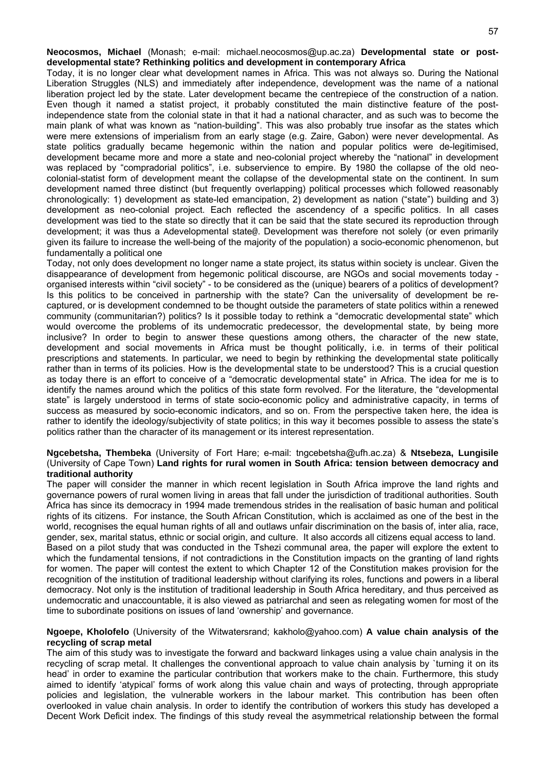**Neocosmos, Michael** (Monash; e-mail: michael.neocosmos@up.ac.za) **Developmental state or post-developmental state? Rethinking politics and development in contemporary Africa**

Today, it is no longer clear what development names in Africa. This was not always so. During the National Liberation Struggles (NLS) and immediately after independence, development was the name of a national liberation project led by the state. Later development became the centrepiece of the construction of a nation. Even though it named a statist project, it probably constituted the main distinctive feature of the post-independence state from the colonial state in that it had a national character, and as such was to become the main plank of what was known as "nation-building". This was also probably true insofar as the states which were mere extensions of imperialism from an early stage (e.g. Zaire, Gabon) were never developmental. As state politics gradually became hegemonic within the nation and popular politics were de-legitimised, development became more and more a state and neo-colonial project whereby the "national" in development was replaced by "compradorial politics", i.e. subservience to empire. By 1980 the collapse of the old neo-colonial-statist form of development meant the collapse of the developmental state on the continent. In sum development named three distinct (but frequently overlapping) political processes which followed reasonably chronologically: 1) development as state-led emancipation, 2) development as nation ("state") building and 3) development as neo-colonial project. Each reflected the ascendency of a specific politics. In all cases development was tied to the state so directly that it can be said that the state secured its reproduction through development; it was thus a Adevelopmental state@. Development was therefore not solely (or even primarily given its failure to increase the well-being of the majority of the population) a socio-economic phenomenon, but fundamentally a political one

Today, not only does development no longer name a state project, its status within society is unclear. Given the disappearance of development from hegemonic political discourse, are NGOs and social movements today - organised interests within "civil society" - to be considered as the (unique) bearers of a politics of development? Is this politics to be conceived in partnership with the state? Can the universality of development be re-captured, or is development condemned to be thought outside the parameters of state politics within a renewed community (communitarian?) politics? Is it possible today to rethink a "democratic developmental state" which would overcome the problems of its undemocratic predecessor, the developmental state, by being more inclusive? In order to begin to answer these questions among others, the character of the new state, development and social movements in Africa must be thought politically, i.e. in terms of their political prescriptions and statements. In particular, we need to begin by rethinking the developmental state politically rather than in terms of its policies. How is the developmental state to be understood? This is a crucial question as today there is an effort to conceive of a "democratic developmental state" in Africa. The idea for me is to identify the names around which the politics of this state form revolved. For the literature, the "developmental state" is largely understood in terms of state socio-economic policy and administrative capacity, in terms of success as measured by socio-economic indicators, and so on. From the perspective taken here, the idea is rather to identify the ideology/subjectivity of state politics; in this way it becomes possible to assess the state's politics rather than the character of its management or its interest representation.

**Ngcebetsha, Thembeka** (University of Fort Hare; e-mail: tngcebetsha@ufh.ac.za) & **Ntsebeza, Lungisile** (University of Cape Town) **Land rights for rural women in South Africa: tension between democracy and traditional authority**

The paper will consider the manner in which recent legislation in South Africa improve the land rights and governance powers of rural women living in areas that fall under the jurisdiction of traditional authorities. South Africa has since its democracy in 1994 made tremendous strides in the realisation of basic human and political rights of its citizens. For instance, the South African Constitution, which is acclaimed as one of the best in the world, recognises the equal human rights of all and outlaws unfair discrimination on the basis of, inter alia, race, gender, sex, marital status, ethnic or social origin, and culture. It also accords all citizens equal access to land.

Based on a pilot study that was conducted in the Tshezi communal area, the paper will explore the extent to which the fundamental tensions, if not contradictions in the Constitution impacts on the granting of land rights for women. The paper will contest the extent to which Chapter 12 of the Constitution makes provision for the recognition of the institution of traditional leadership without clarifying its roles, functions and powers in a liberal democracy. Not only is the institution of traditional leadership in South Africa hereditary, and thus perceived as undemocratic and unaccountable, it is also viewed as patriarchal and seen as relegating women for most of the time to subordinate positions on issues of land 'ownership' and governance.

**Ngoepe, Kholofelo** (University of the Witwatersrand; kakholo@yahoo.com) **A value chain analysis of the recycling of scrap metal**

The aim of this study was to investigate the forward and backward linkages using a value chain analysis in the recycling of scrap metal. It challenges the conventional approach to value chain analysis by `turning it on its head' in order to examine the particular contribution that workers make to the chain. Furthermore, this study aimed to identify 'atypical' forms of work along this value chain and ways of protecting, through appropriate policies and legislation, the vulnerable workers in the labour market. This contribution has been often overlooked in value chain analysis. In order to identify the contribution of workers this study has developed a Decent Work Deficit index. The findings of this study reveal the asymmetrical relationship between the formal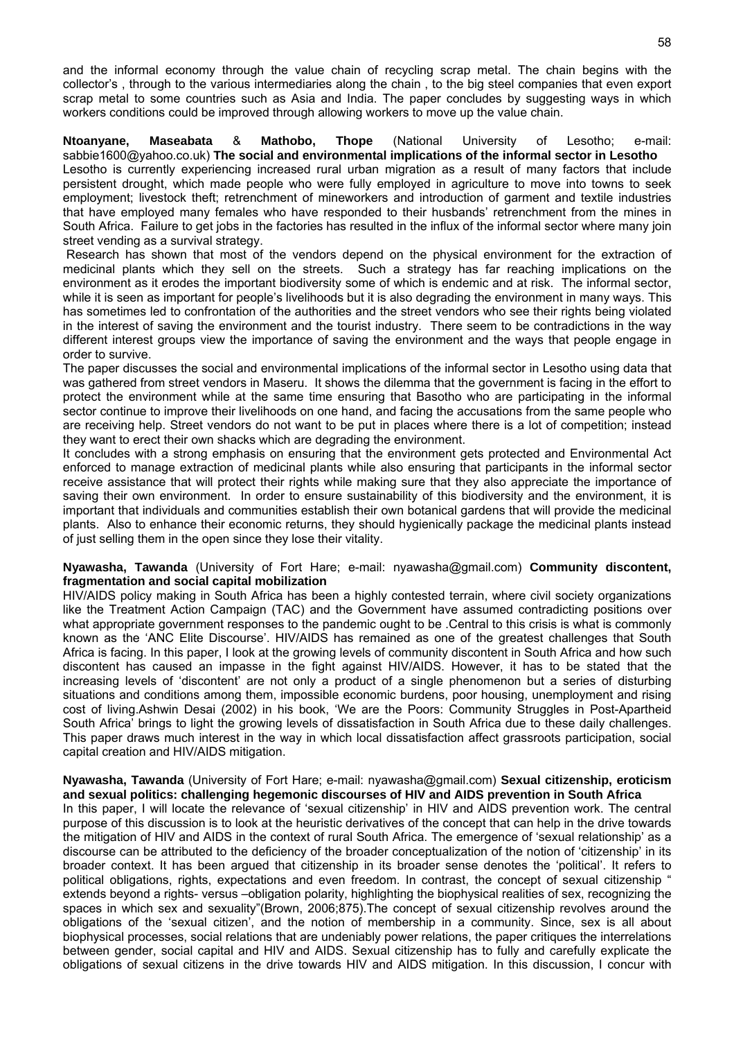and the informal economy through the value chain of recycling scrap metal. The chain begins with the collector's , through to the various intermediaries along the chain , to the big steel companies that even export scrap metal to some countries such as Asia and India. The paper concludes by suggesting ways in which workers conditions could be improved through allowing workers to move up the value chain.

**Ntoanyane, Maseabata** & **Mathobo, Thope** (National University of Lesotho; e-mail: sabbie1600@yahoo.co.uk) **The social and environmental implications of the informal sector in Lesotho**
Lesotho is currently experiencing increased rural urban migration as a result of many factors that include persistent drought, which made people who were fully employed in agriculture to move into towns to seek employment; livestock theft; retrenchment of mineworkers and introduction of garment and textile industries that have employed many females who have responded to their husbands' retrenchment from the mines in South Africa. Failure to get jobs in the factories has resulted in the influx of the informal sector where many join street vending as a survival strategy.

Research has shown that most of the vendors depend on the physical environment for the extraction of medicinal plants which they sell on the streets. Such a strategy has far reaching implications on the environment as it erodes the important biodiversity some of which is endemic and at risk. The informal sector, while it is seen as important for people's livelihoods but it is also degrading the environment in many ways. This has sometimes led to confrontation of the authorities and the street vendors who see their rights being violated in the interest of saving the environment and the tourist industry. There seem to be contradictions in the way different interest groups view the importance of saving the environment and the ways that people engage in order to survive.

The paper discusses the social and environmental implications of the informal sector in Lesotho using data that was gathered from street vendors in Maseru. It shows the dilemma that the government is facing in the effort to protect the environment while at the same time ensuring that Basotho who are participating in the informal sector continue to improve their livelihoods on one hand, and facing the accusations from the same people who are receiving help. Street vendors do not want to be put in places where there is a lot of competition; instead they want to erect their own shacks which are degrading the environment.

It concludes with a strong emphasis on ensuring that the environment gets protected and Environmental Act enforced to manage extraction of medicinal plants while also ensuring that participants in the informal sector receive assistance that will protect their rights while making sure that they also appreciate the importance of saving their own environment. In order to ensure sustainability of this biodiversity and the environment, it is important that individuals and communities establish their own botanical gardens that will provide the medicinal plants. Also to enhance their economic returns, they should hygienically package the medicinal plants instead of just selling them in the open since they lose their vitality.

**Nyawasha, Tawanda** (University of Fort Hare; e-mail: nyawasha@gmail.com) **Community discontent, fragmentation and social capital mobilization**
HIV/AIDS policy making in South Africa has been a highly contested terrain, where civil society organizations like the Treatment Action Campaign (TAC) and the Government have assumed contradicting positions over what appropriate government responses to the pandemic ought to be .Central to this crisis is what is commonly known as the 'ANC Elite Discourse'. HIV/AIDS has remained as one of the greatest challenges that South Africa is facing. In this paper, I look at the growing levels of community discontent in South Africa and how such discontent has caused an impasse in the fight against HIV/AIDS. However, it has to be stated that the increasing levels of 'discontent' are not only a product of a single phenomenon but a series of disturbing situations and conditions among them, impossible economic burdens, poor housing, unemployment and rising cost of living.Ashwin Desai (2002) in his book, 'We are the Poors: Community Struggles in Post-Apartheid South Africa' brings to light the growing levels of dissatisfaction in South Africa due to these daily challenges. This paper draws much interest in the way in which local dissatisfaction affect grassroots participation, social capital creation and HIV/AIDS mitigation.

**Nyawasha, Tawanda** (University of Fort Hare; e-mail: nyawasha@gmail.com) **Sexual citizenship, eroticism and sexual politics: challenging hegemonic discourses of HIV and AIDS prevention in South Africa**
In this paper, I will locate the relevance of 'sexual citizenship' in HIV and AIDS prevention work. The central purpose of this discussion is to look at the heuristic derivatives of the concept that can help in the drive towards the mitigation of HIV and AIDS in the context of rural South Africa. The emergence of 'sexual relationship' as a discourse can be attributed to the deficiency of the broader conceptualization of the notion of 'citizenship' in its broader context. It has been argued that citizenship in its broader sense denotes the 'political'. It refers to political obligations, rights, expectations and even freedom. In contrast, the concept of sexual citizenship " extends beyond a rights- versus –obligation polarity, highlighting the biophysical realities of sex, recognizing the spaces in which sex and sexuality"(Brown, 2006;875).The concept of sexual citizenship revolves around the obligations of the 'sexual citizen', and the notion of membership in a community. Since, sex is all about biophysical processes, social relations that are undeniably power relations, the paper critiques the interrelations between gender, social capital and HIV and AIDS. Sexual citizenship has to fully and carefully explicate the obligations of sexual citizens in the drive towards HIV and AIDS mitigation. In this discussion, I concur with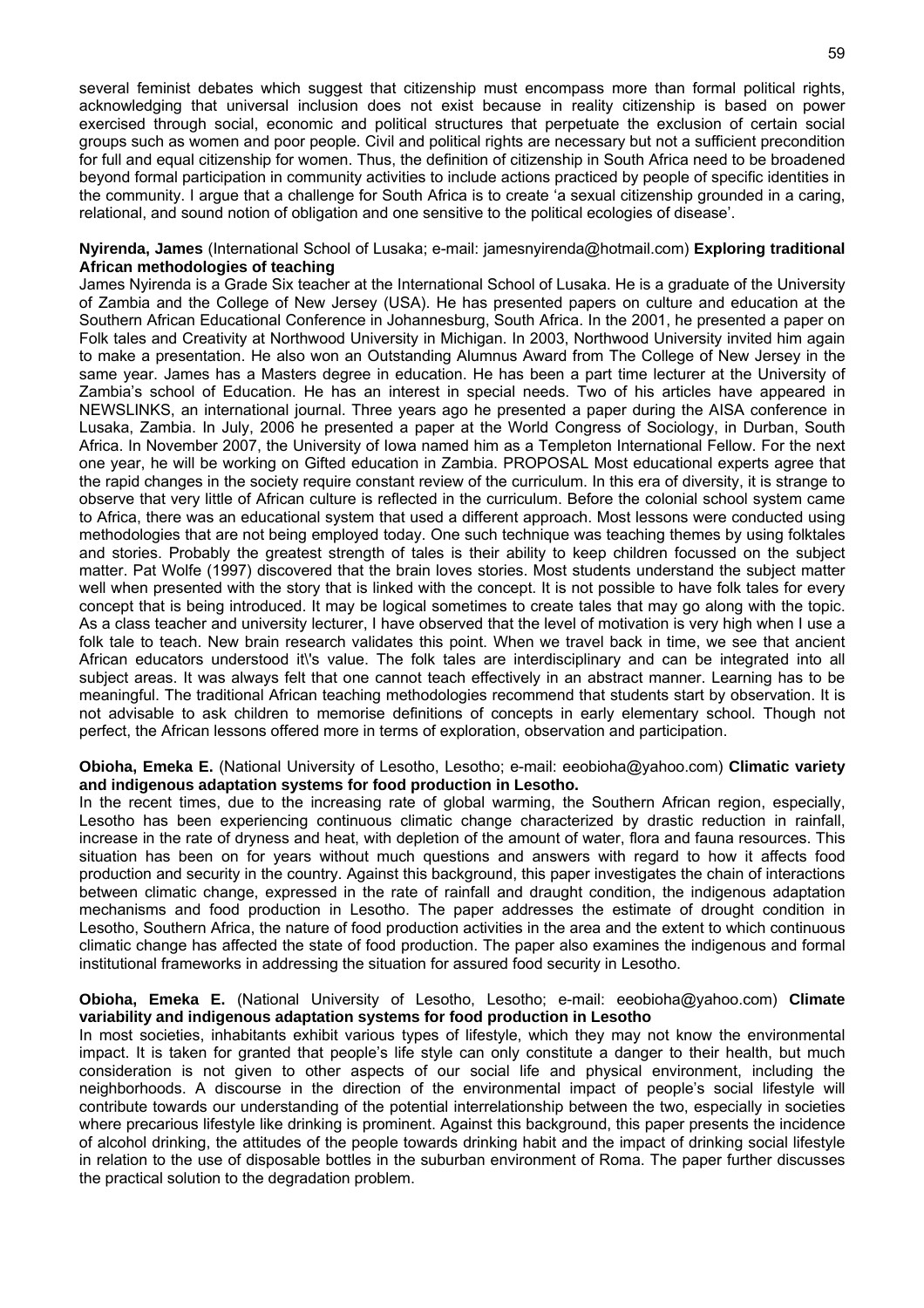several feminist debates which suggest that citizenship must encompass more than formal political rights, acknowledging that universal inclusion does not exist because in reality citizenship is based on power exercised through social, economic and political structures that perpetuate the exclusion of certain social groups such as women and poor people. Civil and political rights are necessary but not a sufficient precondition for full and equal citizenship for women. Thus, the definition of citizenship in South Africa need to be broadened beyond formal participation in community activities to include actions practiced by people of specific identities in the community. I argue that a challenge for South Africa is to create 'a sexual citizenship grounded in a caring, relational, and sound notion of obligation and one sensitive to the political ecologies of disease'.

**Nyirenda, James** (International School of Lusaka; e-mail: jamesnyirenda@hotmail.com) **Exploring traditional African methodologies of teaching**

James Nyirenda is a Grade Six teacher at the International School of Lusaka. He is a graduate of the University of Zambia and the College of New Jersey (USA). He has presented papers on culture and education at the Southern African Educational Conference in Johannesburg, South Africa. In the 2001, he presented a paper on Folk tales and Creativity at Northwood University in Michigan. In 2003, Northwood University invited him again to make a presentation. He also won an Outstanding Alumnus Award from The College of New Jersey in the same year. James has a Masters degree in education. He has been a part time lecturer at the University of Zambia's school of Education. He has an interest in special needs. Two of his articles have appeared in NEWSLINKS, an international journal. Three years ago he presented a paper during the AISA conference in Lusaka, Zambia. In July, 2006 he presented a paper at the World Congress of Sociology, in Durban, South Africa. In November 2007, the University of Iowa named him as a Templeton International Fellow. For the next one year, he will be working on Gifted education in Zambia. PROPOSAL Most educational experts agree that the rapid changes in the society require constant review of the curriculum. In this era of diversity, it is strange to observe that very little of African culture is reflected in the curriculum. Before the colonial school system came to Africa, there was an educational system that used a different approach. Most lessons were conducted using methodologies that are not being employed today. One such technique was teaching themes by using folktales and stories. Probably the greatest strength of tales is their ability to keep children focussed on the subject matter. Pat Wolfe (1997) discovered that the brain loves stories. Most students understand the subject matter well when presented with the story that is linked with the concept. It is not possible to have folk tales for every concept that is being introduced. It may be logical sometimes to create tales that may go along with the topic. As a class teacher and university lecturer, I have observed that the level of motivation is very high when I use a folk tale to teach. New brain research validates this point. When we travel back in time, we see that ancient African educators understood it\'s value. The folk tales are interdisciplinary and can be integrated into all subject areas. It was always felt that one cannot teach effectively in an abstract manner. Learning has to be meaningful. The traditional African teaching methodologies recommend that students start by observation. It is not advisable to ask children to memorise definitions of concepts in early elementary school. Though not perfect, the African lessons offered more in terms of exploration, observation and participation.

**Obioha, Emeka E.** (National University of Lesotho, Lesotho; e-mail: eeobioha@yahoo.com) **Climatic variety and indigenous adaptation systems for food production in Lesotho.**

In the recent times, due to the increasing rate of global warming, the Southern African region, especially, Lesotho has been experiencing continuous climatic change characterized by drastic reduction in rainfall, increase in the rate of dryness and heat, with depletion of the amount of water, flora and fauna resources. This situation has been on for years without much questions and answers with regard to how it affects food production and security in the country. Against this background, this paper investigates the chain of interactions between climatic change, expressed in the rate of rainfall and draught condition, the indigenous adaptation mechanisms and food production in Lesotho. The paper addresses the estimate of drought condition in Lesotho, Southern Africa, the nature of food production activities in the area and the extent to which continuous climatic change has affected the state of food production. The paper also examines the indigenous and formal institutional frameworks in addressing the situation for assured food security in Lesotho.

**Obioha, Emeka E.** (National University of Lesotho, Lesotho; e-mail: eeobioha@yahoo.com) **Climate variability and indigenous adaptation systems for food production in Lesotho**

In most societies, inhabitants exhibit various types of lifestyle, which they may not know the environmental impact. It is taken for granted that people's life style can only constitute a danger to their health, but much consideration is not given to other aspects of our social life and physical environment, including the neighborhoods. A discourse in the direction of the environmental impact of people's social lifestyle will contribute towards our understanding of the potential interrelationship between the two, especially in societies where precarious lifestyle like drinking is prominent. Against this background, this paper presents the incidence of alcohol drinking, the attitudes of the people towards drinking habit and the impact of drinking social lifestyle in relation to the use of disposable bottles in the suburban environment of Roma. The paper further discusses the practical solution to the degradation problem.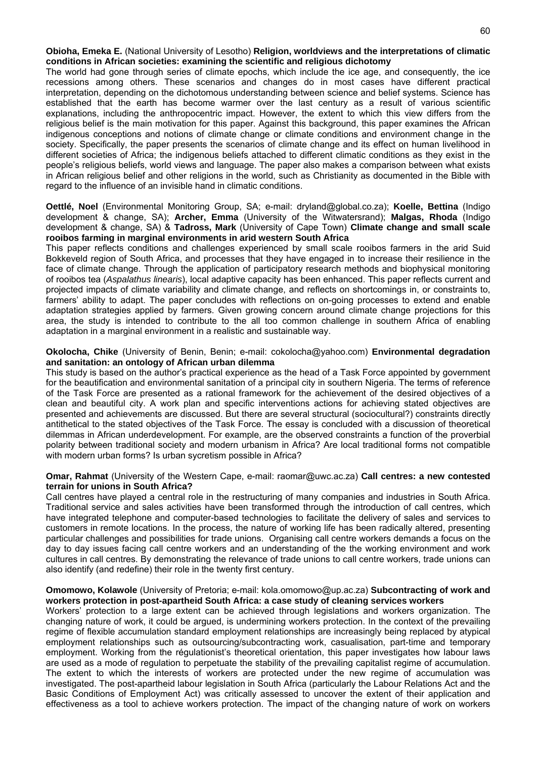**Obioha, Emeka E.** (National University of Lesotho) **Religion, worldviews and the interpretations of climatic conditions in African societies: examining the scientific and religious dichotomy**

The world had gone through series of climate epochs, which include the ice age, and consequently, the ice recessions among others. These scenarios and changes do in most cases have different practical interpretation, depending on the dichotomous understanding between science and belief systems. Science has established that the earth has become warmer over the last century as a result of various scientific explanations, including the anthropocentric impact. However, the extent to which this view differs from the religious belief is the main motivation for this paper. Against this background, this paper examines the African indigenous conceptions and notions of climate change or climate conditions and environment change in the society. Specifically, the paper presents the scenarios of climate change and its effect on human livelihood in different societies of Africa; the indigenous beliefs attached to different climatic conditions as they exist in the people's religious beliefs, world views and language. The paper also makes a comparison between what exists in African religious belief and other religions in the world, such as Christianity as documented in the Bible with regard to the influence of an invisible hand in climatic conditions.

**Oettlé, Noel** (Environmental Monitoring Group, SA; e-mail: dryland@global.co.za); **Koelle, Bettina** (Indigo development & change, SA); **Archer, Emma** (University of the Witwatersrand); **Malgas, Rhoda** (Indigo development & change, SA) & **Tadross, Mark** (University of Cape Town) **Climate change and small scale rooibos farming in marginal environments in arid western South Africa**

This paper reflects conditions and challenges experienced by small scale rooibos farmers in the arid Suid Bokkeveld region of South Africa, and processes that they have engaged in to increase their resilience in the face of climate change. Through the application of participatory research methods and biophysical monitoring of rooibos tea (*Aspalathus linearis*), local adaptive capacity has been enhanced. This paper reflects current and projected impacts of climate variability and climate change, and reflects on shortcomings in, or constraints to, farmers' ability to adapt. The paper concludes with reflections on on-going processes to extend and enable adaptation strategies applied by farmers. Given growing concern around climate change projections for this area, the study is intended to contribute to the all too common challenge in southern Africa of enabling adaptation in a marginal environment in a realistic and sustainable way.

**Okolocha, Chike** (University of Benin, Benin; e-mail: cokolocha@yahoo.com) **Environmental degradation and sanitation: an ontology of African urban dilemma**

This study is based on the author's practical experience as the head of a Task Force appointed by government for the beautification and environmental sanitation of a principal city in southern Nigeria. The terms of reference of the Task Force are presented as a rational framework for the achievement of the desired objectives of a clean and beautiful city. A work plan and specific interventions actions for achieving stated objectives are presented and achievements are discussed. But there are several structural (sociocultural?) constraints directly antithetical to the stated objectives of the Task Force. The essay is concluded with a discussion of theoretical dilemmas in African underdevelopment. For example, are the observed constraints a function of the proverbial polarity between traditional society and modern urbanism in Africa? Are local traditional forms not compatible with modern urban forms? Is urban sycretism possible in Africa?

**Omar, Rahmat** (University of the Western Cape, e-mail: raomar@uwc.ac.za) **Call centres: a new contested terrain for unions in South Africa?**

Call centres have played a central role in the restructuring of many companies and industries in South Africa. Traditional service and sales activities have been transformed through the introduction of call centres, which have integrated telephone and computer-based technologies to facilitate the delivery of sales and services to customers in remote locations. In the process, the nature of working life has been radically altered, presenting particular challenges and possibilities for trade unions. Organising call centre workers demands a focus on the day to day issues facing call centre workers and an understanding of the the working environment and work cultures in call centres. By demonstrating the relevance of trade unions to call centre workers, trade unions can also identify (and redefine) their role in the twenty first century.

**Omomowo, Kolawole** (University of Pretoria; e-mail: kola.omomowo@up.ac.za) **Subcontracting of work and workers protection in post-apartheid South Africa: a case study of cleaning services workers**

Workers' protection to a large extent can be achieved through legislations and workers organization. The changing nature of work, it could be argued, is undermining workers protection. In the context of the prevailing regime of flexible accumulation standard employment relationships are increasingly being replaced by atypical employment relationships such as outsourcing/subcontracting work, casualisation, part-time and temporary employment. Working from the régulationist's theoretical orientation, this paper investigates how labour laws are used as a mode of regulation to perpetuate the stability of the prevailing capitalist regime of accumulation. The extent to which the interests of workers are protected under the new regime of accumulation was investigated. The post-apartheid labour legislation in South Africa (particularly the Labour Relations Act and the Basic Conditions of Employment Act) was critically assessed to uncover the extent of their application and effectiveness as a tool to achieve workers protection. The impact of the changing nature of work on workers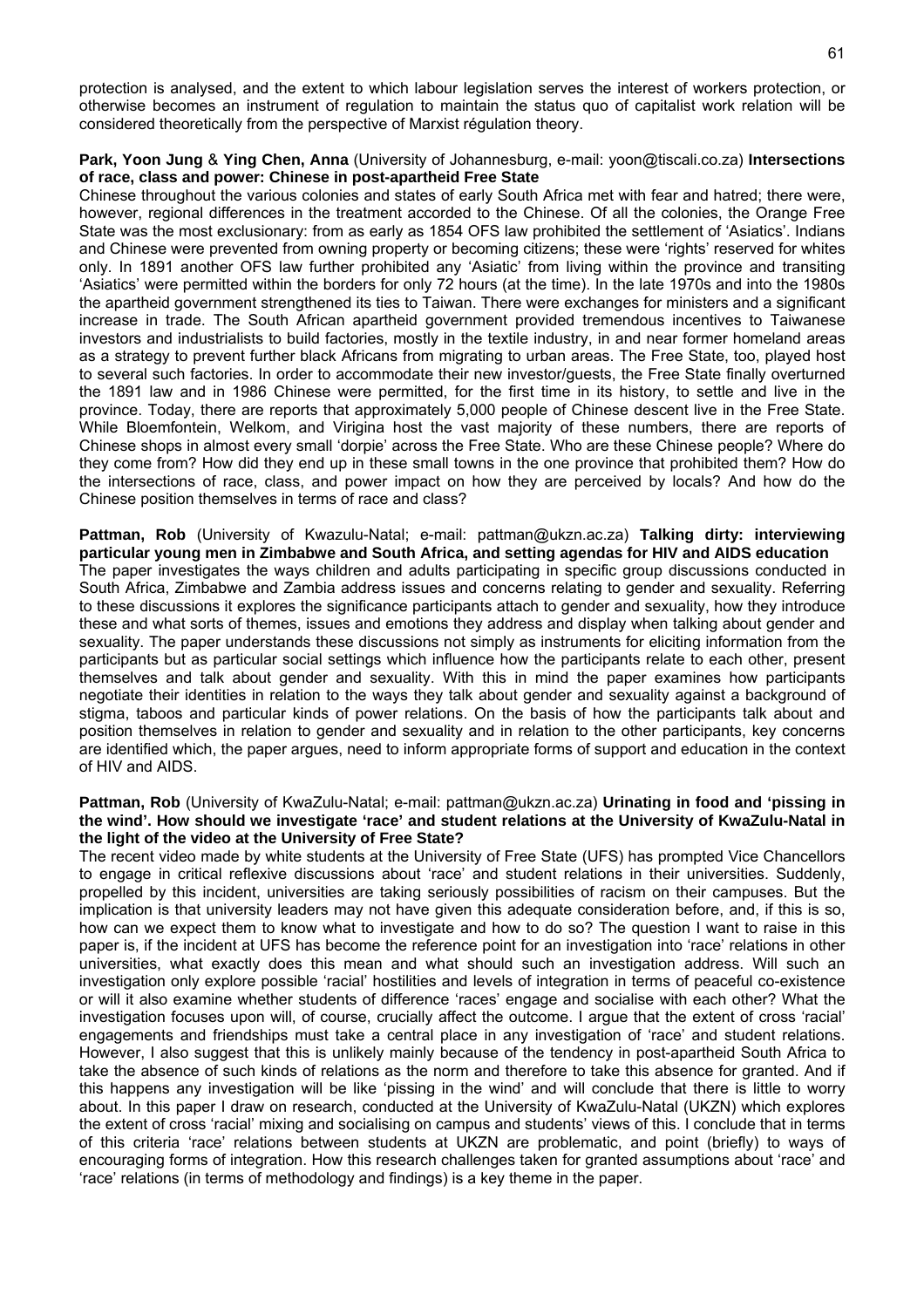protection is analysed, and the extent to which labour legislation serves the interest of workers protection, or otherwise becomes an instrument of regulation to maintain the status quo of capitalist work relation will be considered theoretically from the perspective of Marxist régulation theory.

**Park, Yoon Jung** & **Ying Chen, Anna** (University of Johannesburg, e-mail: yoon@tiscali.co.za) **Intersections of race, class and power: Chinese in post-apartheid Free State**

Chinese throughout the various colonies and states of early South Africa met with fear and hatred; there were, however, regional differences in the treatment accorded to the Chinese. Of all the colonies, the Orange Free State was the most exclusionary: from as early as 1854 OFS law prohibited the settlement of 'Asiatics'. Indians and Chinese were prevented from owning property or becoming citizens; these were 'rights' reserved for whites only. In 1891 another OFS law further prohibited any 'Asiatic' from living within the province and transiting 'Asiatics' were permitted within the borders for only 72 hours (at the time). In the late 1970s and into the 1980s the apartheid government strengthened its ties to Taiwan. There were exchanges for ministers and a significant increase in trade. The South African apartheid government provided tremendous incentives to Taiwanese investors and industrialists to build factories, mostly in the textile industry, in and near former homeland areas as a strategy to prevent further black Africans from migrating to urban areas. The Free State, too, played host to several such factories. In order to accommodate their new investor/guests, the Free State finally overturned the 1891 law and in 1986 Chinese were permitted, for the first time in its history, to settle and live in the province. Today, there are reports that approximately 5,000 people of Chinese descent live in the Free State. While Bloemfontein, Welkom, and Virigina host the vast majority of these numbers, there are reports of Chinese shops in almost every small 'dorpie' across the Free State. Who are these Chinese people? Where do they come from? How did they end up in these small towns in the one province that prohibited them? How do the intersections of race, class, and power impact on how they are perceived by locals? And how do the Chinese position themselves in terms of race and class?

**Pattman, Rob** (University of Kwazulu-Natal; e-mail: pattman@ukzn.ac.za) **Talking dirty: interviewing particular young men in Zimbabwe and South Africa, and setting agendas for HIV and AIDS education**

The paper investigates the ways children and adults participating in specific group discussions conducted in South Africa, Zimbabwe and Zambia address issues and concerns relating to gender and sexuality. Referring to these discussions it explores the significance participants attach to gender and sexuality, how they introduce these and what sorts of themes, issues and emotions they address and display when talking about gender and sexuality. The paper understands these discussions not simply as instruments for eliciting information from the participants but as particular social settings which influence how the participants relate to each other, present themselves and talk about gender and sexuality. With this in mind the paper examines how participants negotiate their identities in relation to the ways they talk about gender and sexuality against a background of stigma, taboos and particular kinds of power relations. On the basis of how the participants talk about and position themselves in relation to gender and sexuality and in relation to the other participants, key concerns are identified which, the paper argues, need to inform appropriate forms of support and education in the context of HIV and AIDS.

**Pattman, Rob** (University of KwaZulu-Natal; e-mail: pattman@ukzn.ac.za) **Urinating in food and 'pissing in the wind'. How should we investigate 'race' and student relations at the University of KwaZulu-Natal in the light of the video at the University of Free State?**

The recent video made by white students at the University of Free State (UFS) has prompted Vice Chancellors to engage in critical reflexive discussions about 'race' and student relations in their universities. Suddenly, propelled by this incident, universities are taking seriously possibilities of racism on their campuses. But the implication is that university leaders may not have given this adequate consideration before, and, if this is so, how can we expect them to know what to investigate and how to do so? The question I want to raise in this paper is, if the incident at UFS has become the reference point for an investigation into 'race' relations in other universities, what exactly does this mean and what should such an investigation address. Will such an investigation only explore possible 'racial' hostilities and levels of integration in terms of peaceful co-existence or will it also examine whether students of difference 'races' engage and socialise with each other? What the investigation focuses upon will, of course, crucially affect the outcome. I argue that the extent of cross 'racial' engagements and friendships must take a central place in any investigation of 'race' and student relations. However, I also suggest that this is unlikely mainly because of the tendency in post-apartheid South Africa to take the absence of such kinds of relations as the norm and therefore to take this absence for granted. And if this happens any investigation will be like 'pissing in the wind' and will conclude that there is little to worry about. In this paper I draw on research, conducted at the University of KwaZulu-Natal (UKZN) which explores the extent of cross 'racial' mixing and socialising on campus and students' views of this. I conclude that in terms of this criteria 'race' relations between students at UKZN are problematic, and point (briefly) to ways of encouraging forms of integration. How this research challenges taken for granted assumptions about 'race' and 'race' relations (in terms of methodology and findings) is a key theme in the paper.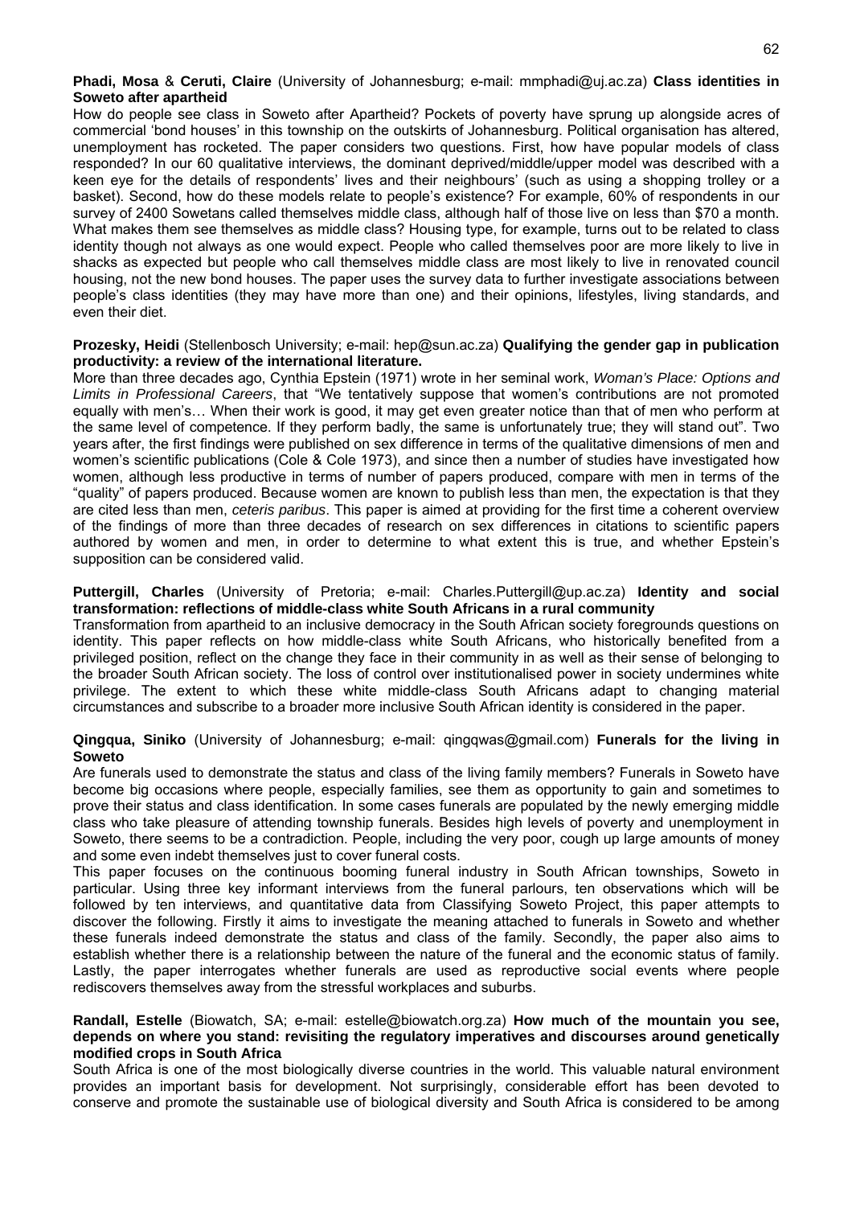**Phadi, Mosa** & **Ceruti, Claire** (University of Johannesburg; e-mail: mmphadi@uj.ac.za) **Class identities in Soweto after apartheid**

How do people see class in Soweto after Apartheid? Pockets of poverty have sprung up alongside acres of commercial 'bond houses' in this township on the outskirts of Johannesburg. Political organisation has altered, unemployment has rocketed. The paper considers two questions. First, how have popular models of class responded? In our 60 qualitative interviews, the dominant deprived/middle/upper model was described with a keen eye for the details of respondents' lives and their neighbours' (such as using a shopping trolley or a basket). Second, how do these models relate to people's existence? For example, 60% of respondents in our survey of 2400 Sowetans called themselves middle class, although half of those live on less than $70 a month. What makes them see themselves as middle class? Housing type, for example, turns out to be related to class identity though not always as one would expect. People who called themselves poor are more likely to live in shacks as expected but people who call themselves middle class are most likely to live in renovated council housing, not the new bond houses. The paper uses the survey data to further investigate associations between people's class identities (they may have more than one) and their opinions, lifestyles, living standards, and even their diet.

**Prozesky, Heidi** (Stellenbosch University; e-mail: hep@sun.ac.za) **Qualifying the gender gap in publication productivity: a review of the international literature.**

More than three decades ago, Cynthia Epstein (1971) wrote in her seminal work, *Woman's Place: Options and Limits in Professional Careers*, that "We tentatively suppose that women's contributions are not promoted equally with men's… When their work is good, it may get even greater notice than that of men who perform at the same level of competence. If they perform badly, the same is unfortunately true; they will stand out". Two years after, the first findings were published on sex difference in terms of the qualitative dimensions of men and women's scientific publications (Cole & Cole 1973), and since then a number of studies have investigated how women, although less productive in terms of number of papers produced, compare with men in terms of the "quality" of papers produced. Because women are known to publish less than men, the expectation is that they are cited less than men, *ceteris paribus*. This paper is aimed at providing for the first time a coherent overview of the findings of more than three decades of research on sex differences in citations to scientific papers authored by women and men, in order to determine to what extent this is true, and whether Epstein's supposition can be considered valid.

**Puttergill, Charles** (University of Pretoria; e-mail: Charles.Puttergill@up.ac.za) **Identity and social transformation: reflections of middle-class white South Africans in a rural community**

Transformation from apartheid to an inclusive democracy in the South African society foregrounds questions on identity. This paper reflects on how middle-class white South Africans, who historically benefited from a privileged position, reflect on the change they face in their community in as well as their sense of belonging to the broader South African society. The loss of control over institutionalised power in society undermines white privilege. The extent to which these white middle-class South Africans adapt to changing material circumstances and subscribe to a broader more inclusive South African identity is considered in the paper.

**Qingqua, Siniko** (University of Johannesburg; e-mail: qingqwas@gmail.com) **Funerals for the living in Soweto**

Are funerals used to demonstrate the status and class of the living family members? Funerals in Soweto have become big occasions where people, especially families, see them as opportunity to gain and sometimes to prove their status and class identification. In some cases funerals are populated by the newly emerging middle class who take pleasure of attending township funerals. Besides high levels of poverty and unemployment in Soweto, there seems to be a contradiction. People, including the very poor, cough up large amounts of money and some even indebt themselves just to cover funeral costs.

This paper focuses on the continuous booming funeral industry in South African townships, Soweto in particular. Using three key informant interviews from the funeral parlours, ten observations which will be followed by ten interviews, and quantitative data from Classifying Soweto Project, this paper attempts to discover the following. Firstly it aims to investigate the meaning attached to funerals in Soweto and whether these funerals indeed demonstrate the status and class of the family. Secondly, the paper also aims to establish whether there is a relationship between the nature of the funeral and the economic status of family. Lastly, the paper interrogates whether funerals are used as reproductive social events where people rediscovers themselves away from the stressful workplaces and suburbs.

**Randall, Estelle** (Biowatch, SA; e-mail: estelle@biowatch.org.za) **How much of the mountain you see, depends on where you stand: revisiting the regulatory imperatives and discourses around genetically modified crops in South Africa**

South Africa is one of the most biologically diverse countries in the world. This valuable natural environment provides an important basis for development. Not surprisingly, considerable effort has been devoted to conserve and promote the sustainable use of biological diversity and South Africa is considered to be among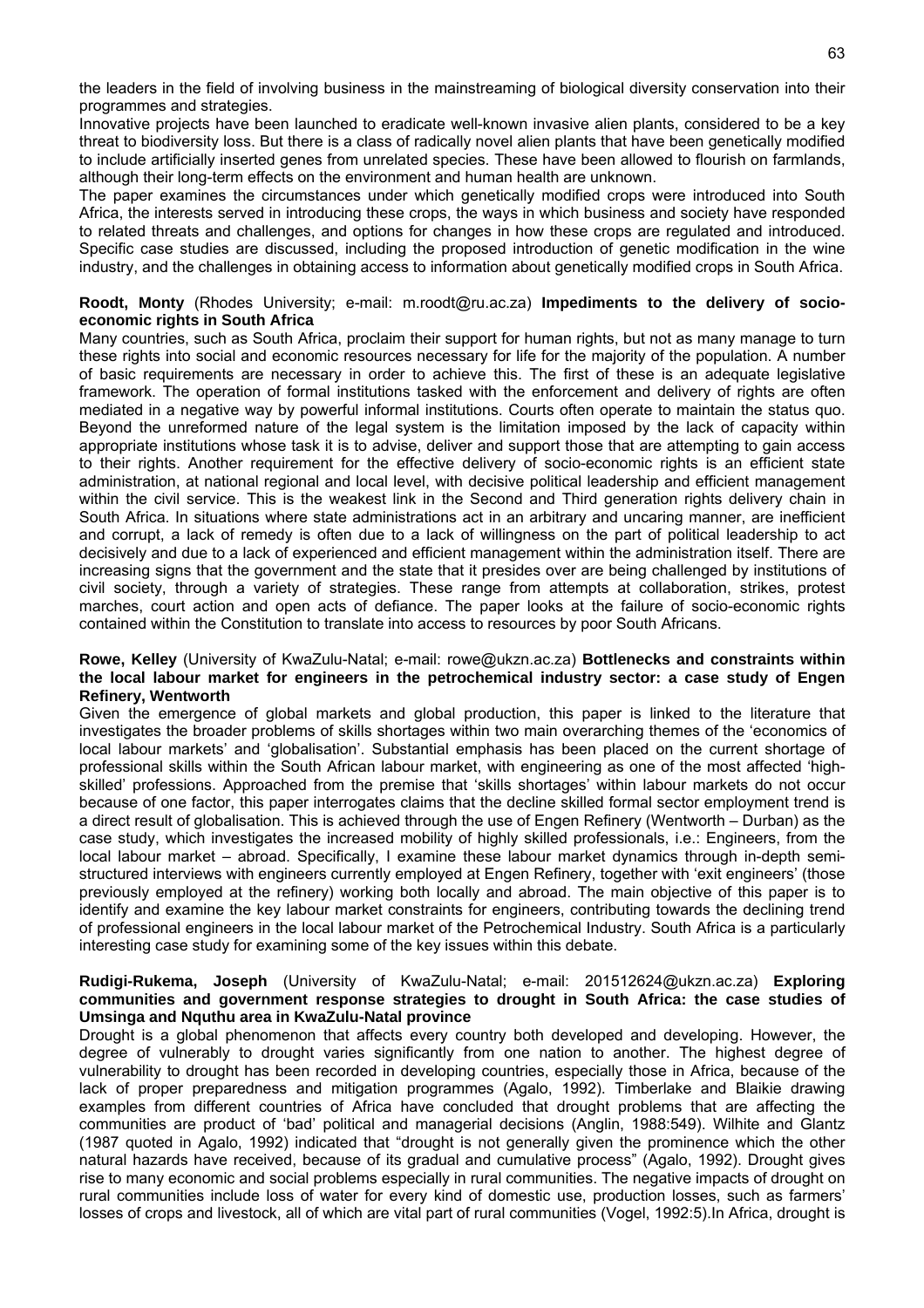the leaders in the field of involving business in the mainstreaming of biological diversity conservation into their programmes and strategies.

Innovative projects have been launched to eradicate well-known invasive alien plants, considered to be a key threat to biodiversity loss. But there is a class of radically novel alien plants that have been genetically modified to include artificially inserted genes from unrelated species. These have been allowed to flourish on farmlands, although their long-term effects on the environment and human health are unknown.

The paper examines the circumstances under which genetically modified crops were introduced into South Africa, the interests served in introducing these crops, the ways in which business and society have responded to related threats and challenges, and options for changes in how these crops are regulated and introduced. Specific case studies are discussed, including the proposed introduction of genetic modification in the wine industry, and the challenges in obtaining access to information about genetically modified crops in South Africa.

**Roodt, Monty** (Rhodes University; e-mail: m.roodt@ru.ac.za) **Impediments to the delivery of socio-economic rights in South Africa**

Many countries, such as South Africa, proclaim their support for human rights, but not as many manage to turn these rights into social and economic resources necessary for life for the majority of the population. A number of basic requirements are necessary in order to achieve this. The first of these is an adequate legislative framework. The operation of formal institutions tasked with the enforcement and delivery of rights are often mediated in a negative way by powerful informal institutions. Courts often operate to maintain the status quo. Beyond the unreformed nature of the legal system is the limitation imposed by the lack of capacity within appropriate institutions whose task it is to advise, deliver and support those that are attempting to gain access to their rights. Another requirement for the effective delivery of socio-economic rights is an efficient state administration, at national regional and local level, with decisive political leadership and efficient management within the civil service. This is the weakest link in the Second and Third generation rights delivery chain in South Africa. In situations where state administrations act in an arbitrary and uncaring manner, are inefficient and corrupt, a lack of remedy is often due to a lack of willingness on the part of political leadership to act decisively and due to a lack of experienced and efficient management within the administration itself. There are increasing signs that the government and the state that it presides over are being challenged by institutions of civil society, through a variety of strategies. These range from attempts at collaboration, strikes, protest marches, court action and open acts of defiance. The paper looks at the failure of socio-economic rights contained within the Constitution to translate into access to resources by poor South Africans.

**Rowe, Kelley** (University of KwaZulu-Natal; e-mail: rowe@ukzn.ac.za) **Bottlenecks and constraints within the local labour market for engineers in the petrochemical industry sector: a case study of Engen Refinery, Wentworth**

Given the emergence of global markets and global production, this paper is linked to the literature that investigates the broader problems of skills shortages within two main overarching themes of the 'economics of local labour markets' and 'globalisation'. Substantial emphasis has been placed on the current shortage of professional skills within the South African labour market, with engineering as one of the most affected 'high-skilled' professions. Approached from the premise that 'skills shortages' within labour markets do not occur because of one factor, this paper interrogates claims that the decline skilled formal sector employment trend is a direct result of globalisation. This is achieved through the use of Engen Refinery (Wentworth – Durban) as the case study, which investigates the increased mobility of highly skilled professionals, i.e.: Engineers, from the local labour market – abroad. Specifically, I examine these labour market dynamics through in-depth semi-structured interviews with engineers currently employed at Engen Refinery, together with 'exit engineers' (those previously employed at the refinery) working both locally and abroad. The main objective of this paper is to identify and examine the key labour market constraints for engineers, contributing towards the declining trend of professional engineers in the local labour market of the Petrochemical Industry. South Africa is a particularly interesting case study for examining some of the key issues within this debate.

**Rudigi-Rukema, Joseph** (University of KwaZulu-Natal; e-mail: 201512624@ukzn.ac.za) **Exploring communities and government response strategies to drought in South Africa: the case studies of Umsinga and Nquthu area in KwaZulu-Natal province**

Drought is a global phenomenon that affects every country both developed and developing. However, the degree of vulnerably to drought varies significantly from one nation to another. The highest degree of vulnerability to drought has been recorded in developing countries, especially those in Africa, because of the lack of proper preparedness and mitigation programmes (Agalo, 1992). Timberlake and Blaikie drawing examples from different countries of Africa have concluded that drought problems that are affecting the communities are product of 'bad' political and managerial decisions (Anglin, 1988:549). Wilhite and Glantz (1987 quoted in Agalo, 1992) indicated that "drought is not generally given the prominence which the other natural hazards have received, because of its gradual and cumulative process" (Agalo, 1992). Drought gives rise to many economic and social problems especially in rural communities. The negative impacts of drought on rural communities include loss of water for every kind of domestic use, production losses, such as farmers' losses of crops and livestock, all of which are vital part of rural communities (Vogel, 1992:5).In Africa, drought is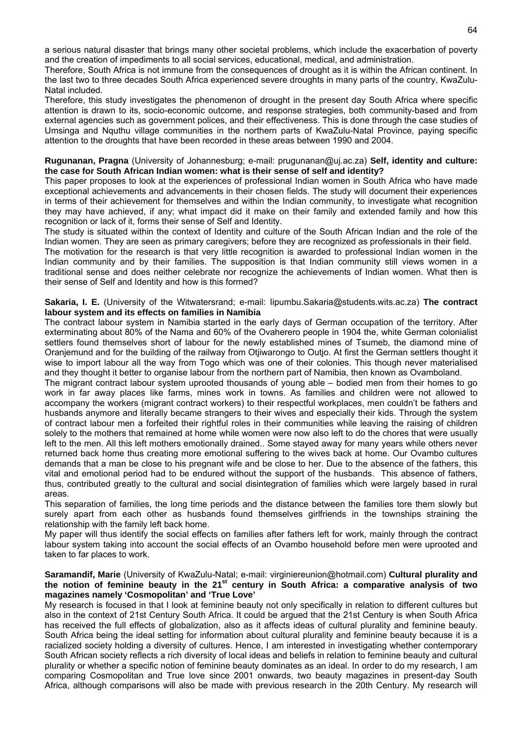a serious natural disaster that brings many other societal problems, which include the exacerbation of poverty and the creation of impediments to all social services, educational, medical, and administration.

Therefore, South Africa is not immune from the consequences of drought as it is within the African continent. In the last two to three decades South Africa experienced severe droughts in many parts of the country, KwaZulu-Natal included.

Therefore, this study investigates the phenomenon of drought in the present day South Africa where specific attention is drawn to its, socio-economic outcome, and response strategies, both community-based and from external agencies such as government polices, and their effectiveness. This is done through the case studies of Umsinga and Nquthu village communities in the northern parts of KwaZulu-Natal Province, paying specific attention to the droughts that have been recorded in these areas between 1990 and 2004.

**Rugunanan, Pragna** (University of Johannesburg; e-mail: prugunanan@uj.ac.za) **Self, identity and culture: the case for South African Indian women: what is their sense of self and identity?**

This paper proposes to look at the experiences of professional Indian women in South Africa who have made exceptional achievements and advancements in their chosen fields. The study will document their experiences in terms of their achievement for themselves and within the Indian community, to investigate what recognition they may have achieved, if any; what impact did it make on their family and extended family and how this recognition or lack of it, forms their sense of Self and Identity.

The study is situated within the context of Identity and culture of the South African Indian and the role of the Indian women. They are seen as primary caregivers; before they are recognized as professionals in their field.

The motivation for the research is that very little recognition is awarded to professional Indian women in the Indian community and by their families. The supposition is that Indian community still views women in a traditional sense and does neither celebrate nor recognize the achievements of Indian women. What then is their sense of Self and Identity and how is this formed?

**Sakaria, I. E.** (University of the Witwatersrand; e-mail: Iipumbu.Sakaria@students.wits.ac.za) **The contract labour system and its effects on families in Namibia**

The contract labour system in Namibia started in the early days of German occupation of the territory. After exterminating about 80% of the Nama and 60% of the Ovaherero people in 1904 the, white German colonialist settlers found themselves short of labour for the newly established mines of Tsumeb, the diamond mine of Oranjemund and for the building of the railway from Otjiwarongo to Outjo. At first the German settlers thought it wise to import labour all the way from Togo which was one of their colonies. This though never materialised and they thought it better to organise labour from the northern part of Namibia, then known as Ovamboland.

The migrant contract labour system uprooted thousands of young able – bodied men from their homes to go work in far away places like farms, mines work in towns. As families and children were not allowed to accompany the workers (migrant contract workers) to their respectful workplaces, men couldn't be fathers and husbands anymore and literally became strangers to their wives and especially their kids. Through the system of contract labour men a forfeited their rightful roles in their communities while leaving the raising of children solely to the mothers that remained at home while women were now also left to do the chores that were usually left to the men. All this left mothers emotionally drained.. Some stayed away for many years while others never returned back home thus creating more emotional suffering to the wives back at home. Our Ovambo cultures demands that a man be close to his pregnant wife and be close to her. Due to the absence of the fathers, this vital and emotional period had to be endured without the support of the husbands. This absence of fathers, thus, contributed greatly to the cultural and social disintegration of families which were largely based in rural areas.

This separation of families, the long time periods and the distance between the families tore them slowly but surely apart from each other as husbands found themselves girlfriends in the townships straining the relationship with the family left back home.

My paper will thus identify the social effects on families after fathers left for work, mainly through the contract labour system taking into account the social effects of an Ovambo household before men were uprooted and taken to far places to work.

**Saramandif, Marie** (University of KwaZulu-Natal; e-mail: virginiereunion@hotmail.com) **Cultural plurality and the notion of feminine beauty in the 21st century in South Africa: a comparative analysis of two magazines namely 'Cosmopolitan' and 'True Love'**

My research is focused in that I look at feminine beauty not only specifically in relation to different cultures but also in the context of 21st Century South Africa. It could be argued that the 21st Century is when South Africa has received the full effects of globalization, also as it affects ideas of cultural plurality and feminine beauty. South Africa being the ideal setting for information about cultural plurality and feminine beauty because it is a racialized society holding a diversity of cultures. Hence, I am interested in investigating whether contemporary South African society reflects a rich diversity of local ideas and beliefs in relation to feminine beauty and cultural plurality or whether a specific notion of feminine beauty dominates as an ideal. In order to do my research, I am comparing Cosmopolitan and True love since 2001 onwards, two beauty magazines in present-day South Africa, although comparisons will also be made with previous research in the 20th Century. My research will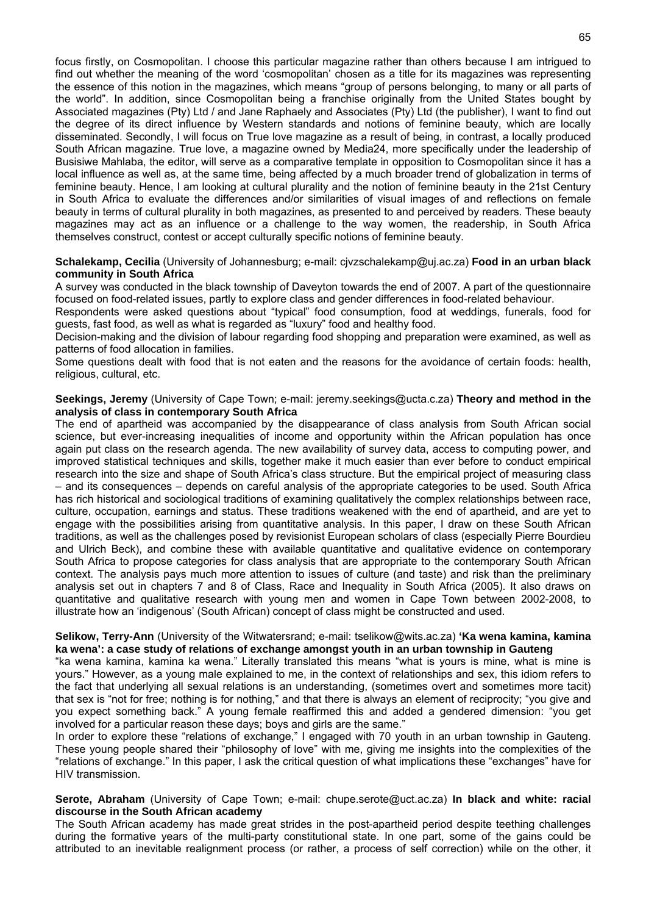focus firstly, on Cosmopolitan. I choose this particular magazine rather than others because I am intrigued to find out whether the meaning of the word 'cosmopolitan' chosen as a title for its magazines was representing the essence of this notion in the magazines, which means "group of persons belonging, to many or all parts of the world". In addition, since Cosmopolitan being a franchise originally from the United States bought by Associated magazines (Pty) Ltd / and Jane Raphaely and Associates (Pty) Ltd (the publisher), I want to find out the degree of its direct influence by Western standards and notions of feminine beauty, which are locally disseminated. Secondly, I will focus on True love magazine as a result of being, in contrast, a locally produced South African magazine. True love, a magazine owned by Media24, more specifically under the leadership of Busisiwe Mahlaba, the editor, will serve as a comparative template in opposition to Cosmopolitan since it has a local influence as well as, at the same time, being affected by a much broader trend of globalization in terms of feminine beauty. Hence, I am looking at cultural plurality and the notion of feminine beauty in the 21st Century in South Africa to evaluate the differences and/or similarities of visual images of and reflections on female beauty in terms of cultural plurality in both magazines, as presented to and perceived by readers. These beauty magazines may act as an influence or a challenge to the way women, the readership, in South Africa themselves construct, contest or accept culturally specific notions of feminine beauty.

**Schalekamp, Cecilia** (University of Johannesburg; e-mail: cjvzschalekamp@uj.ac.za) **Food in an urban black community in South Africa**

A survey was conducted in the black township of Daveyton towards the end of 2007. A part of the questionnaire focused on food-related issues, partly to explore class and gender differences in food-related behaviour.

Respondents were asked questions about "typical" food consumption, food at weddings, funerals, food for guests, fast food, as well as what is regarded as "luxury" food and healthy food.

Decision-making and the division of labour regarding food shopping and preparation were examined, as well as patterns of food allocation in families.

Some questions dealt with food that is not eaten and the reasons for the avoidance of certain foods: health, religious, cultural, etc.

**Seekings, Jeremy** (University of Cape Town; e-mail: jeremy.seekings@ucta.c.za) **Theory and method in the analysis of class in contemporary South Africa**

The end of apartheid was accompanied by the disappearance of class analysis from South African social science, but ever-increasing inequalities of income and opportunity within the African population has once again put class on the research agenda. The new availability of survey data, access to computing power, and improved statistical techniques and skills, together make it much easier than ever before to conduct empirical research into the size and shape of South Africa's class structure. But the empirical project of measuring class – and its consequences – depends on careful analysis of the appropriate categories to be used. South Africa has rich historical and sociological traditions of examining qualitatively the complex relationships between race, culture, occupation, earnings and status. These traditions weakened with the end of apartheid, and are yet to engage with the possibilities arising from quantitative analysis. In this paper, I draw on these South African traditions, as well as the challenges posed by revisionist European scholars of class (especially Pierre Bourdieu and Ulrich Beck), and combine these with available quantitative and qualitative evidence on contemporary South Africa to propose categories for class analysis that are appropriate to the contemporary South African context. The analysis pays much more attention to issues of culture (and taste) and risk than the preliminary analysis set out in chapters 7 and 8 of Class, Race and Inequality in South Africa (2005). It also draws on quantitative and qualitative research with young men and women in Cape Town between 2002-2008, to illustrate how an 'indigenous' (South African) concept of class might be constructed and used.

**Selikow, Terry-Ann** (University of the Witwatersrand; e-mail: tselikow@wits.ac.za) **'Ka wena kamina, kamina ka wena': a case study of relations of exchange amongst youth in an urban township in Gauteng**

"ka wena kamina, kamina ka wena." Literally translated this means "what is yours is mine, what is mine is yours." However, as a young male explained to me, in the context of relationships and sex, this idiom refers to the fact that underlying all sexual relations is an understanding, (sometimes overt and sometimes more tacit) that sex is "not for free; nothing is for nothing," and that there is always an element of reciprocity; "you give and you expect something back." A young female reaffirmed this and added a gendered dimension: "you get involved for a particular reason these days; boys and girls are the same."

In order to explore these "relations of exchange," I engaged with 70 youth in an urban township in Gauteng. These young people shared their "philosophy of love" with me, giving me insights into the complexities of the "relations of exchange." In this paper, I ask the critical question of what implications these "exchanges" have for HIV transmission.

**Serote, Abraham** (University of Cape Town; e-mail: chupe.serote@uct.ac.za) **In black and white: racial discourse in the South African academy**

The South African academy has made great strides in the post-apartheid period despite teething challenges during the formative years of the multi-party constitutional state. In one part, some of the gains could be attributed to an inevitable realignment process (or rather, a process of self correction) while on the other, it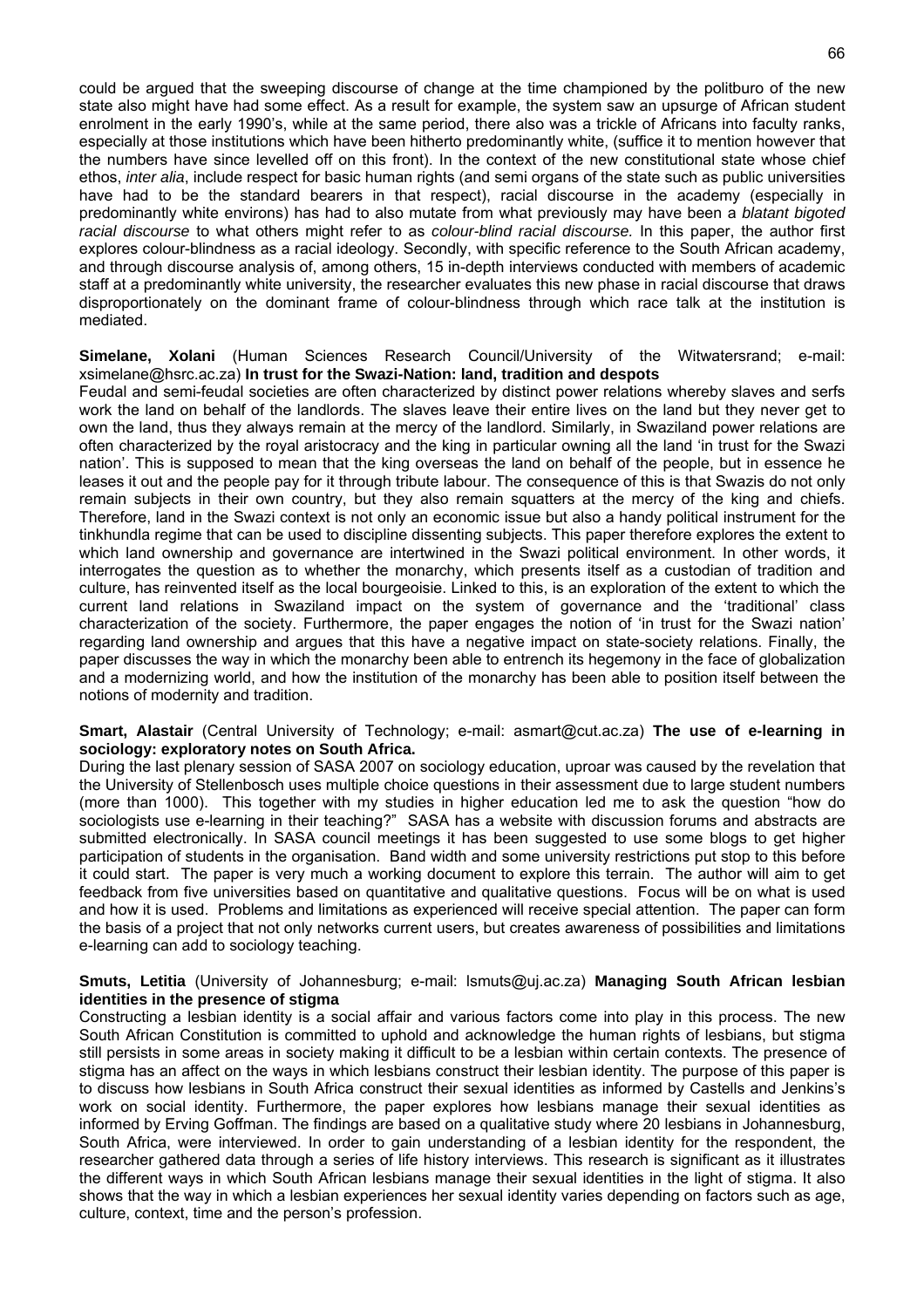could be argued that the sweeping discourse of change at the time championed by the politburo of the new state also might have had some effect. As a result for example, the system saw an upsurge of African student enrolment in the early 1990's, while at the same period, there also was a trickle of Africans into faculty ranks, especially at those institutions which have been hitherto predominantly white, (suffice it to mention however that the numbers have since levelled off on this front). In the context of the new constitutional state whose chief ethos, *inter alia*, include respect for basic human rights (and semi organs of the state such as public universities have had to be the standard bearers in that respect), racial discourse in the academy (especially in predominantly white environs) has had to also mutate from what previously may have been a *blatant bigoted racial discourse* to what others might refer to as *colour-blind racial discourse*. In this paper, the author first explores colour-blindness as a racial ideology. Secondly, with specific reference to the South African academy, and through discourse analysis of, among others, 15 in-depth interviews conducted with members of academic staff at a predominantly white university, the researcher evaluates this new phase in racial discourse that draws disproportionately on the dominant frame of colour-blindness through which race talk at the institution is mediated.

**Simelane, Xolani** (Human Sciences Research Council/University of the Witwatersrand; e-mail: xsimelane@hsrc.ac.za) **In trust for the Swazi-Nation: land, tradition and despots**
Feudal and semi-feudal societies are often characterized by distinct power relations whereby slaves and serfs work the land on behalf of the landlords. The slaves leave their entire lives on the land but they never get to own the land, thus they always remain at the mercy of the landlord. Similarly, in Swaziland power relations are often characterized by the royal aristocracy and the king in particular owning all the land 'in trust for the Swazi nation'. This is supposed to mean that the king overseas the land on behalf of the people, but in essence he leases it out and the people pay for it through tribute labour. The consequence of this is that Swazis do not only remain subjects in their own country, but they also remain squatters at the mercy of the king and chiefs. Therefore, land in the Swazi context is not only an economic issue but also a handy political instrument for the tinkhundla regime that can be used to discipline dissenting subjects. This paper therefore explores the extent to which land ownership and governance are intertwined in the Swazi political environment. In other words, it interrogates the question as to whether the monarchy, which presents itself as a custodian of tradition and culture, has reinvented itself as the local bourgeoisie. Linked to this, is an exploration of the extent to which the current land relations in Swaziland impact on the system of governance and the 'traditional' class characterization of the society. Furthermore, the paper engages the notion of 'in trust for the Swazi nation' regarding land ownership and argues that this have a negative impact on state-society relations. Finally, the paper discusses the way in which the monarchy been able to entrench its hegemony in the face of globalization and a modernizing world, and how the institution of the monarchy has been able to position itself between the notions of modernity and tradition.

**Smart, Alastair** (Central University of Technology; e-mail: asmart@cut.ac.za) **The use of e-learning in sociology: exploratory notes on South Africa.**
During the last plenary session of SASA 2007 on sociology education, uproar was caused by the revelation that the University of Stellenbosch uses multiple choice questions in their assessment due to large student numbers (more than 1000). This together with my studies in higher education led me to ask the question "how do sociologists use e-learning in their teaching?" SASA has a website with discussion forums and abstracts are submitted electronically. In SASA council meetings it has been suggested to use some blogs to get higher participation of students in the organisation. Band width and some university restrictions put stop to this before it could start. The paper is very much a working document to explore this terrain. The author will aim to get feedback from five universities based on quantitative and qualitative questions. Focus will be on what is used and how it is used. Problems and limitations as experienced will receive special attention. The paper can form the basis of a project that not only networks current users, but creates awareness of possibilities and limitations e-learning can add to sociology teaching.

**Smuts, Letitia** (University of Johannesburg; e-mail: lsmuts@uj.ac.za) **Managing South African lesbian identities in the presence of stigma**
Constructing a lesbian identity is a social affair and various factors come into play in this process. The new South African Constitution is committed to uphold and acknowledge the human rights of lesbians, but stigma still persists in some areas in society making it difficult to be a lesbian within certain contexts. The presence of stigma has an affect on the ways in which lesbians construct their lesbian identity. The purpose of this paper is to discuss how lesbians in South Africa construct their sexual identities as informed by Castells and Jenkins's work on social identity. Furthermore, the paper explores how lesbians manage their sexual identities as informed by Erving Goffman. The findings are based on a qualitative study where 20 lesbians in Johannesburg, South Africa, were interviewed. In order to gain understanding of a lesbian identity for the respondent, the researcher gathered data through a series of life history interviews. This research is significant as it illustrates the different ways in which South African lesbians manage their sexual identities in the light of stigma. It also shows that the way in which a lesbian experiences her sexual identity varies depending on factors such as age, culture, context, time and the person's profession.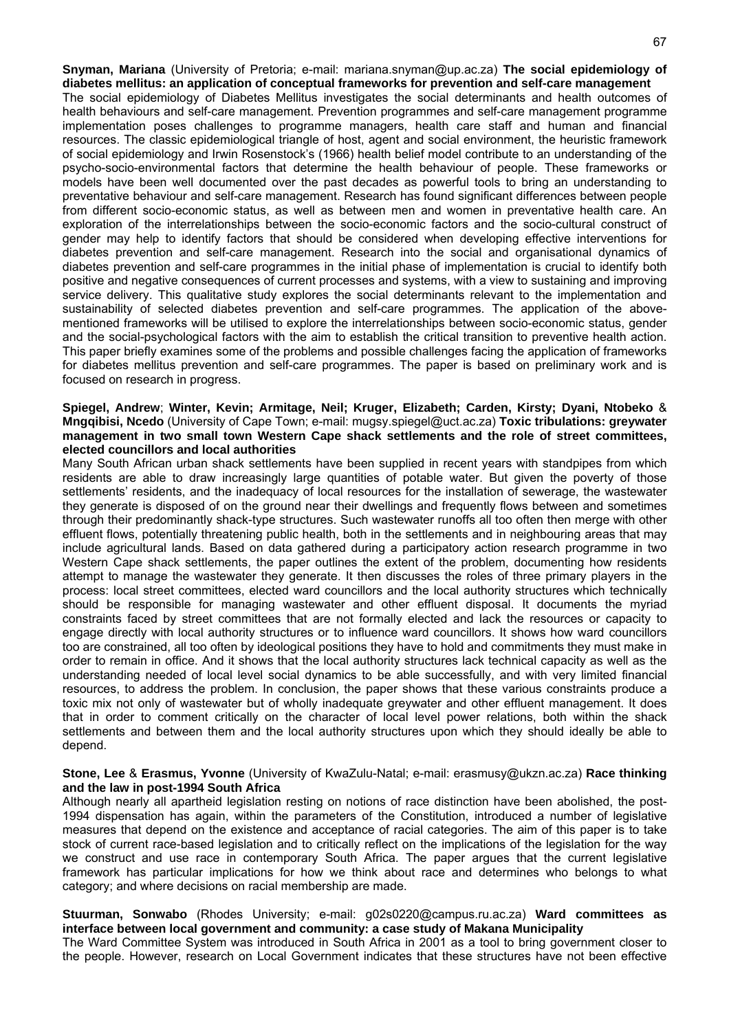**Snyman, Mariana** (University of Pretoria; e-mail: mariana.snyman@up.ac.za) **The social epidemiology of diabetes mellitus: an application of conceptual frameworks for prevention and self-care management**

The social epidemiology of Diabetes Mellitus investigates the social determinants and health outcomes of health behaviours and self-care management. Prevention programmes and self-care management programme implementation poses challenges to programme managers, health care staff and human and financial resources. The classic epidemiological triangle of host, agent and social environment, the heuristic framework of social epidemiology and Irwin Rosenstock's (1966) health belief model contribute to an understanding of the psycho-socio-environmental factors that determine the health behaviour of people. These frameworks or models have been well documented over the past decades as powerful tools to bring an understanding to preventative behaviour and self-care management. Research has found significant differences between people from different socio-economic status, as well as between men and women in preventative health care. An exploration of the interrelationships between the socio-economic factors and the socio-cultural construct of gender may help to identify factors that should be considered when developing effective interventions for diabetes prevention and self-care management. Research into the social and organisational dynamics of diabetes prevention and self-care programmes in the initial phase of implementation is crucial to identify both positive and negative consequences of current processes and systems, with a view to sustaining and improving service delivery. This qualitative study explores the social determinants relevant to the implementation and sustainability of selected diabetes prevention and self-care programmes. The application of the above-mentioned frameworks will be utilised to explore the interrelationships between socio-economic status, gender and the social-psychological factors with the aim to establish the critical transition to preventive health action. This paper briefly examines some of the problems and possible challenges facing the application of frameworks for diabetes mellitus prevention and self-care programmes. The paper is based on preliminary work and is focused on research in progress.

**Spiegel, Andrew**; **Winter, Kevin; Armitage, Neil; Kruger, Elizabeth; Carden, Kirsty; Dyani, Ntobeko** & **Mngqibisi, Ncedo** (University of Cape Town; e-mail: mugsy.spiegel@uct.ac.za) **Toxic tribulations: greywater management in two small town Western Cape shack settlements and the role of street committees, elected councillors and local authorities**

Many South African urban shack settlements have been supplied in recent years with standpipes from which residents are able to draw increasingly large quantities of potable water. But given the poverty of those settlements' residents, and the inadequacy of local resources for the installation of sewerage, the wastewater they generate is disposed of on the ground near their dwellings and frequently flows between and sometimes through their predominantly shack-type structures. Such wastewater runoffs all too often then merge with other effluent flows, potentially threatening public health, both in the settlements and in neighbouring areas that may include agricultural lands. Based on data gathered during a participatory action research programme in two Western Cape shack settlements, the paper outlines the extent of the problem, documenting how residents attempt to manage the wastewater they generate. It then discusses the roles of three primary players in the process: local street committees, elected ward councillors and the local authority structures which technically should be responsible for managing wastewater and other effluent disposal. It documents the myriad constraints faced by street committees that are not formally elected and lack the resources or capacity to engage directly with local authority structures or to influence ward councillors. It shows how ward councillors too are constrained, all too often by ideological positions they have to hold and commitments they must make in order to remain in office. And it shows that the local authority structures lack technical capacity as well as the understanding needed of local level social dynamics to be able successfully, and with very limited financial resources, to address the problem. In conclusion, the paper shows that these various constraints produce a toxic mix not only of wastewater but of wholly inadequate greywater and other effluent management. It does that in order to comment critically on the character of local level power relations, both within the shack settlements and between them and the local authority structures upon which they should ideally be able to depend.

**Stone, Lee** & **Erasmus, Yvonne** (University of KwaZulu-Natal; e-mail: erasmusy@ukzn.ac.za) **Race thinking and the law in post-1994 South Africa**

Although nearly all apartheid legislation resting on notions of race distinction have been abolished, the post-1994 dispensation has again, within the parameters of the Constitution, introduced a number of legislative measures that depend on the existence and acceptance of racial categories. The aim of this paper is to take stock of current race-based legislation and to critically reflect on the implications of the legislation for the way we construct and use race in contemporary South Africa. The paper argues that the current legislative framework has particular implications for how we think about race and determines who belongs to what category; and where decisions on racial membership are made.

**Stuurman, Sonwabo** (Rhodes University; e-mail: g02s0220@campus.ru.ac.za) **Ward committees as interface between local government and community: a case study of Makana Municipality**

The Ward Committee System was introduced in South Africa in 2001 as a tool to bring government closer to the people. However, research on Local Government indicates that these structures have not been effective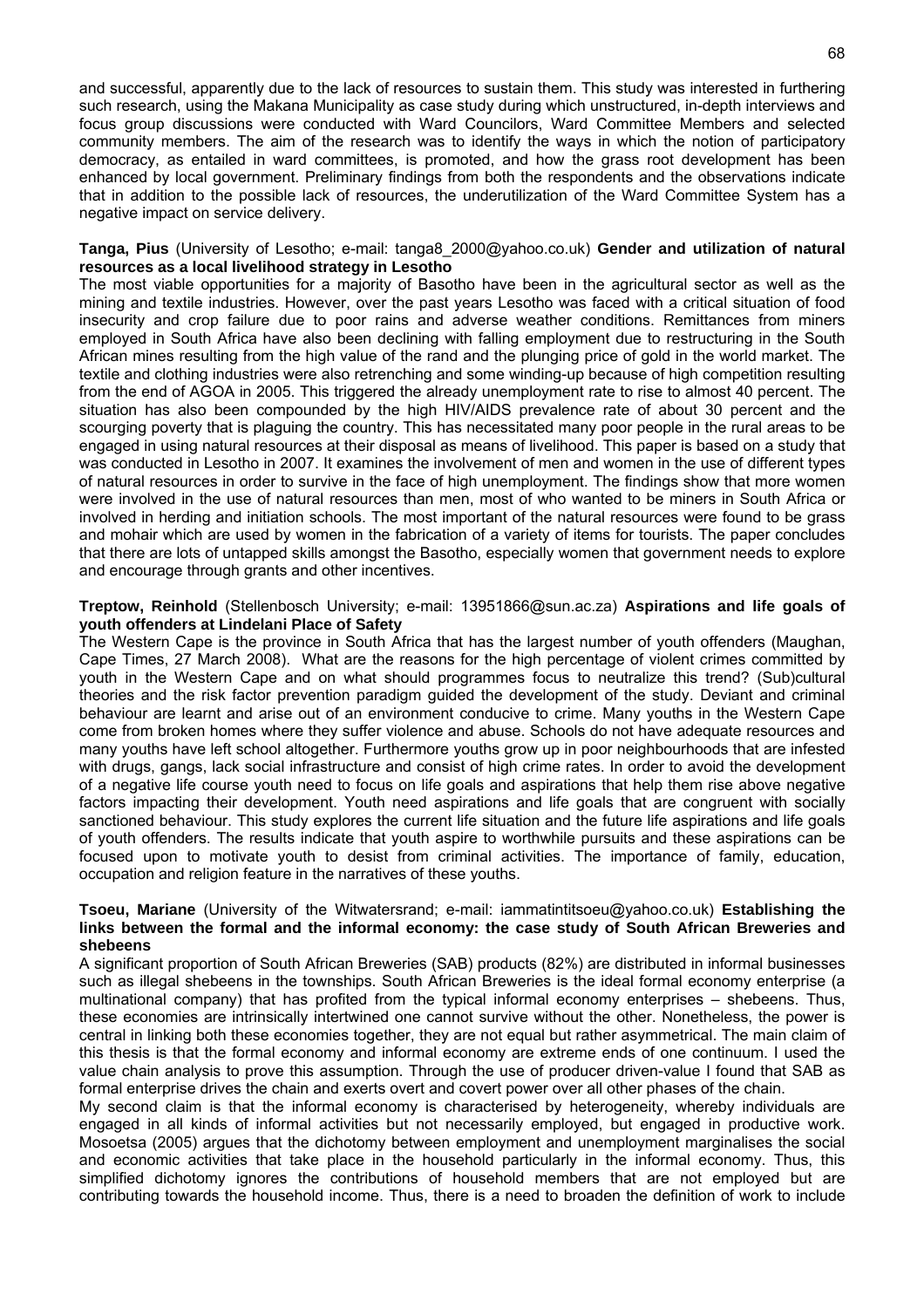and successful, apparently due to the lack of resources to sustain them. This study was interested in furthering such research, using the Makana Municipality as case study during which unstructured, in-depth interviews and focus group discussions were conducted with Ward Councilors, Ward Committee Members and selected community members. The aim of the research was to identify the ways in which the notion of participatory democracy, as entailed in ward committees, is promoted, and how the grass root development has been enhanced by local government. Preliminary findings from both the respondents and the observations indicate that in addition to the possible lack of resources, the underutilization of the Ward Committee System has a negative impact on service delivery.

**Tanga, Pius** (University of Lesotho; e-mail: tanga8_2000@yahoo.co.uk) **Gender and utilization of natural resources as a local livelihood strategy in Lesotho**

The most viable opportunities for a majority of Basotho have been in the agricultural sector as well as the mining and textile industries. However, over the past years Lesotho was faced with a critical situation of food insecurity and crop failure due to poor rains and adverse weather conditions. Remittances from miners employed in South Africa have also been declining with falling employment due to restructuring in the South African mines resulting from the high value of the rand and the plunging price of gold in the world market. The textile and clothing industries were also retrenching and some winding-up because of high competition resulting from the end of AGOA in 2005. This triggered the already unemployment rate to rise to almost 40 percent. The situation has also been compounded by the high HIV/AIDS prevalence rate of about 30 percent and the scourging poverty that is plaguing the country. This has necessitated many poor people in the rural areas to be engaged in using natural resources at their disposal as means of livelihood. This paper is based on a study that was conducted in Lesotho in 2007. It examines the involvement of men and women in the use of different types of natural resources in order to survive in the face of high unemployment. The findings show that more women were involved in the use of natural resources than men, most of who wanted to be miners in South Africa or involved in herding and initiation schools. The most important of the natural resources were found to be grass and mohair which are used by women in the fabrication of a variety of items for tourists. The paper concludes that there are lots of untapped skills amongst the Basotho, especially women that government needs to explore and encourage through grants and other incentives.

**Treptow, Reinhold** (Stellenbosch University; e-mail: 13951866@sun.ac.za) **Aspirations and life goals of youth offenders at Lindelani Place of Safety**

The Western Cape is the province in South Africa that has the largest number of youth offenders (Maughan, Cape Times, 27 March 2008). What are the reasons for the high percentage of violent crimes committed by youth in the Western Cape and on what should programmes focus to neutralize this trend? (Sub)cultural theories and the risk factor prevention paradigm guided the development of the study. Deviant and criminal behaviour are learnt and arise out of an environment conducive to crime. Many youths in the Western Cape come from broken homes where they suffer violence and abuse. Schools do not have adequate resources and many youths have left school altogether. Furthermore youths grow up in poor neighbourhoods that are infested with drugs, gangs, lack social infrastructure and consist of high crime rates. In order to avoid the development of a negative life course youth need to focus on life goals and aspirations that help them rise above negative factors impacting their development. Youth need aspirations and life goals that are congruent with socially sanctioned behaviour. This study explores the current life situation and the future life aspirations and life goals of youth offenders. The results indicate that youth aspire to worthwhile pursuits and these aspirations can be focused upon to motivate youth to desist from criminal activities. The importance of family, education, occupation and religion feature in the narratives of these youths.

**Tsoeu, Mariane** (University of the Witwatersrand; e-mail: iammatintitsoeu@yahoo.co.uk) **Establishing the links between the formal and the informal economy: the case study of South African Breweries and shebeens**

A significant proportion of South African Breweries (SAB) products (82%) are distributed in informal businesses such as illegal shebeens in the townships. South African Breweries is the ideal formal economy enterprise (a multinational company) that has profited from the typical informal economy enterprises – shebeens. Thus, these economies are intrinsically intertwined one cannot survive without the other. Nonetheless, the power is central in linking both these economies together, they are not equal but rather asymmetrical. The main claim of this thesis is that the formal economy and informal economy are extreme ends of one continuum. I used the value chain analysis to prove this assumption. Through the use of producer driven-value I found that SAB as formal enterprise drives the chain and exerts overt and covert power over all other phases of the chain.

My second claim is that the informal economy is characterised by heterogeneity, whereby individuals are engaged in all kinds of informal activities but not necessarily employed, but engaged in productive work. Mosoetsa (2005) argues that the dichotomy between employment and unemployment marginalises the social and economic activities that take place in the household particularly in the informal economy. Thus, this simplified dichotomy ignores the contributions of household members that are not employed but are contributing towards the household income. Thus, there is a need to broaden the definition of work to include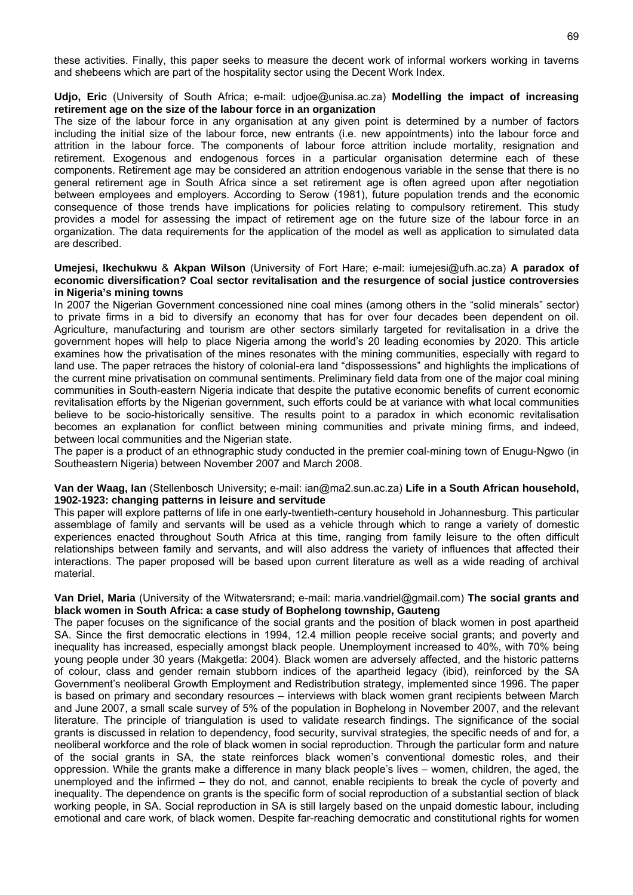these activities. Finally, this paper seeks to measure the decent work of informal workers working in taverns and shebeens which are part of the hospitality sector using the Decent Work Index.

**Udjo, Eric** (University of South Africa; e-mail: udjoe@unisa.ac.za) **Modelling the impact of increasing retirement age on the size of the labour force in an organization**
The size of the labour force in any organisation at any given point is determined by a number of factors including the initial size of the labour force, new entrants (i.e. new appointments) into the labour force and attrition in the labour force. The components of labour force attrition include mortality, resignation and retirement. Exogenous and endogenous forces in a particular organisation determine each of these components. Retirement age may be considered an attrition endogenous variable in the sense that there is no general retirement age in South Africa since a set retirement age is often agreed upon after negotiation between employees and employers. According to Serow (1981), future population trends and the economic consequence of those trends have implications for policies relating to compulsory retirement. This study provides a model for assessing the impact of retirement age on the future size of the labour force in an organization. The data requirements for the application of the model as well as application to simulated data are described.

**Umejesi, Ikechukwu** & **Akpan Wilson** (University of Fort Hare; e-mail: iumejesi@ufh.ac.za) **A paradox of economic diversification? Coal sector revitalisation and the resurgence of social justice controversies in Nigeria's mining towns**
In 2007 the Nigerian Government concessioned nine coal mines (among others in the "solid minerals" sector) to private firms in a bid to diversify an economy that has for over four decades been dependent on oil. Agriculture, manufacturing and tourism are other sectors similarly targeted for revitalisation in a drive the government hopes will help to place Nigeria among the world's 20 leading economies by 2020. This article examines how the privatisation of the mines resonates with the mining communities, especially with regard to land use. The paper retraces the history of colonial-era land "dispossessions" and highlights the implications of the current mine privatisation on communal sentiments. Preliminary field data from one of the major coal mining communities in South-eastern Nigeria indicate that despite the putative economic benefits of current economic revitalisation efforts by the Nigerian government, such efforts could be at variance with what local communities believe to be socio-historically sensitive. The results point to a paradox in which economic revitalisation becomes an explanation for conflict between mining communities and private mining firms, and indeed, between local communities and the Nigerian state.
The paper is a product of an ethnographic study conducted in the premier coal-mining town of Enugu-Ngwo (in Southeastern Nigeria) between November 2007 and March 2008.

**Van der Waag, Ian** (Stellenbosch University; e-mail: ian@ma2.sun.ac.za) **Life in a South African household, 1902-1923: changing patterns in leisure and servitude**
This paper will explore patterns of life in one early-twentieth-century household in Johannesburg. This particular assemblage of family and servants will be used as a vehicle through which to range a variety of domestic experiences enacted throughout South Africa at this time, ranging from family leisure to the often difficult relationships between family and servants, and will also address the variety of influences that affected their interactions. The paper proposed will be based upon current literature as well as a wide reading of archival material.

**Van Driel, Maria** (University of the Witwatersrand; e-mail: maria.vandriel@gmail.com) **The social grants and black women in South Africa: a case study of Bophelong township, Gauteng**
The paper focuses on the significance of the social grants and the position of black women in post apartheid SA. Since the first democratic elections in 1994, 12.4 million people receive social grants; and poverty and inequality has increased, especially amongst black people. Unemployment increased to 40%, with 70% being young people under 30 years (Makgetla: 2004). Black women are adversely affected, and the historic patterns of colour, class and gender remain stubborn indices of the apartheid legacy (ibid), reinforced by the SA Government's neoliberal Growth Employment and Redistribution strategy, implemented since 1996. The paper is based on primary and secondary resources – interviews with black women grant recipients between March and June 2007, a small scale survey of 5% of the population in Bophelong in November 2007, and the relevant literature. The principle of triangulation is used to validate research findings. The significance of the social grants is discussed in relation to dependency, food security, survival strategies, the specific needs of and for, a neoliberal workforce and the role of black women in social reproduction. Through the particular form and nature of the social grants in SA, the state reinforces black women's conventional domestic roles, and their oppression. While the grants make a difference in many black people's lives – women, children, the aged, the unemployed and the infirmed – they do not, and cannot, enable recipients to break the cycle of poverty and inequality. The dependence on grants is the specific form of social reproduction of a substantial section of black working people, in SA. Social reproduction in SA is still largely based on the unpaid domestic labour, including emotional and care work, of black women. Despite far-reaching democratic and constitutional rights for women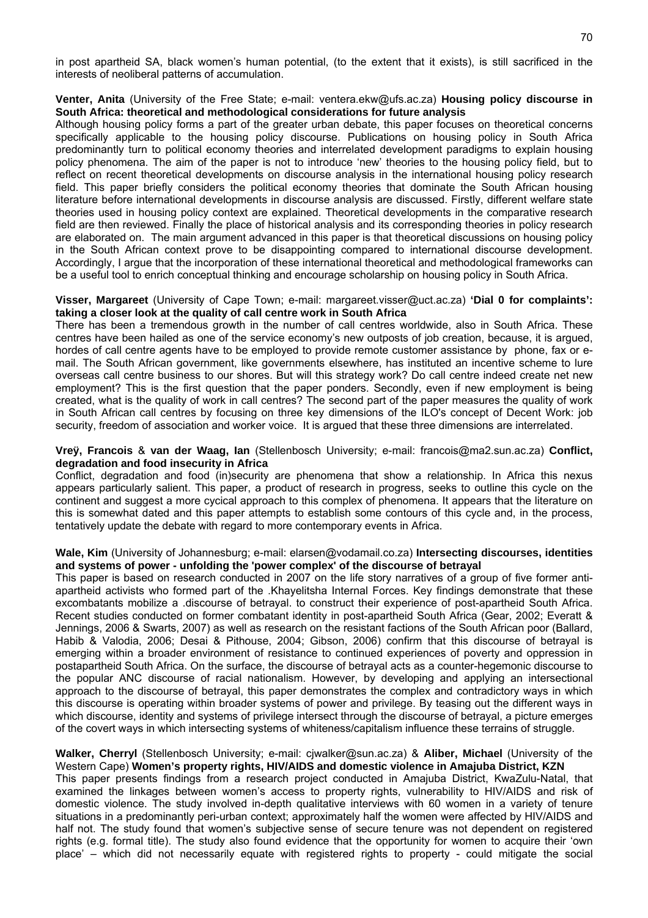in post apartheid SA, black women's human potential, (to the extent that it exists), is still sacrificed in the interests of neoliberal patterns of accumulation.

**Venter, Anita** (University of the Free State; e-mail: ventera.ekw@ufs.ac.za) **Housing policy discourse in South Africa: theoretical and methodological considerations for future analysis**
Although housing policy forms a part of the greater urban debate, this paper focuses on theoretical concerns specifically applicable to the housing policy discourse. Publications on housing policy in South Africa predominantly turn to political economy theories and interrelated development paradigms to explain housing policy phenomena. The aim of the paper is not to introduce 'new' theories to the housing policy field, but to reflect on recent theoretical developments on discourse analysis in the international housing policy research field. This paper briefly considers the political economy theories that dominate the South African housing literature before international developments in discourse analysis are discussed. Firstly, different welfare state theories used in housing policy context are explained. Theoretical developments in the comparative research field are then reviewed. Finally the place of historical analysis and its corresponding theories in policy research are elaborated on. The main argument advanced in this paper is that theoretical discussions on housing policy in the South African context prove to be disappointing compared to international discourse development. Accordingly, I argue that the incorporation of these international theoretical and methodological frameworks can be a useful tool to enrich conceptual thinking and encourage scholarship on housing policy in South Africa.

**Visser, Margareet** (University of Cape Town; e-mail: margareet.visser@uct.ac.za) **'Dial 0 for complaints': taking a closer look at the quality of call centre work in South Africa**
There has been a tremendous growth in the number of call centres worldwide, also in South Africa. These centres have been hailed as one of the service economy's new outposts of job creation, because, it is argued, hordes of call centre agents have to be employed to provide remote customer assistance by phone, fax or e-mail. The South African government, like governments elsewhere, has instituted an incentive scheme to lure overseas call centre business to our shores. But will this strategy work? Do call centre indeed create net new employment? This is the first question that the paper ponders. Secondly, even if new employment is being created, what is the quality of work in call centres? The second part of the paper measures the quality of work in South African call centres by focusing on three key dimensions of the ILO's concept of Decent Work: job security, freedom of association and worker voice. It is argued that these three dimensions are interrelated.

**Vreÿ, Francois** & **van der Waag, Ian** (Stellenbosch University; e-mail: francois@ma2.sun.ac.za) **Conflict, degradation and food insecurity in Africa**
Conflict, degradation and food (in)security are phenomena that show a relationship. In Africa this nexus appears particularly salient. This paper, a product of research in progress, seeks to outline this cycle on the continent and suggest a more cycical approach to this complex of phenomena. It appears that the literature on this is somewhat dated and this paper attempts to establish some contours of this cycle and, in the process, tentatively update the debate with regard to more contemporary events in Africa.

**Wale, Kim** (University of Johannesburg; e-mail: elarsen@vodamail.co.za) **Intersecting discourses, identities and systems of power - unfolding the 'power complex' of the discourse of betrayal**
This paper is based on research conducted in 2007 on the life story narratives of a group of five former anti-apartheid activists who formed part of the .Khayelitsha Internal Forces. Key findings demonstrate that these excombatants mobilize a .discourse of betrayal. to construct their experience of post-apartheid South Africa. Recent studies conducted on former combatant identity in post-apartheid South Africa (Gear, 2002; Everatt & Jennings, 2006 & Swarts, 2007) as well as research on the resistant factions of the South African poor (Ballard, Habib & Valodia, 2006; Desai & Pithouse, 2004; Gibson, 2006) confirm that this discourse of betrayal is emerging within a broader environment of resistance to continued experiences of poverty and oppression in postapartheid South Africa. On the surface, the discourse of betrayal acts as a counter-hegemonic discourse to the popular ANC discourse of racial nationalism. However, by developing and applying an intersectional approach to the discourse of betrayal, this paper demonstrates the complex and contradictory ways in which this discourse is operating within broader systems of power and privilege. By teasing out the different ways in which discourse, identity and systems of privilege intersect through the discourse of betrayal, a picture emerges of the covert ways in which intersecting systems of whiteness/capitalism influence these terrains of struggle.

**Walker, Cherryl** (Stellenbosch University; e-mail: cjwalker@sun.ac.za) & **Aliber, Michael** (University of the Western Cape) **Women's property rights, HIV/AIDS and domestic violence in Amajuba District, KZN**
This paper presents findings from a research project conducted in Amajuba District, KwaZulu-Natal, that examined the linkages between women's access to property rights, vulnerability to HIV/AIDS and risk of domestic violence. The study involved in-depth qualitative interviews with 60 women in a variety of tenure situations in a predominantly peri-urban context; approximately half the women were affected by HIV/AIDS and half not. The study found that women's subjective sense of secure tenure was not dependent on registered rights (e.g. formal title). The study also found evidence that the opportunity for women to acquire their 'own place' – which did not necessarily equate with registered rights to property - could mitigate the social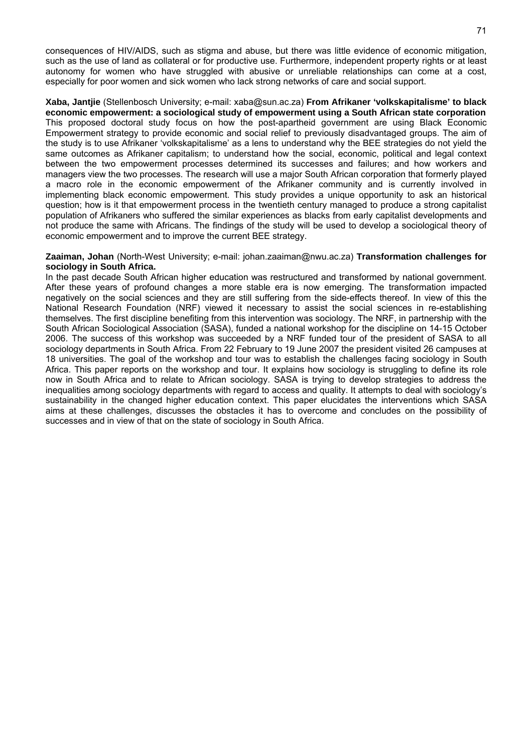consequences of HIV/AIDS, such as stigma and abuse, but there was little evidence of economic mitigation, such as the use of land as collateral or for productive use. Furthermore, independent property rights or at least autonomy for women who have struggled with abusive or unreliable relationships can come at a cost, especially for poor women and sick women who lack strong networks of care and social support.

**Xaba, Jantjie** (Stellenbosch University; e-mail: xaba@sun.ac.za) **From Afrikaner 'volkskapitalisme' to black economic empowerment: a sociological study of empowerment using a South African state corporation**
This proposed doctoral study focus on how the post-apartheid government are using Black Economic Empowerment strategy to provide economic and social relief to previously disadvantaged groups. The aim of the study is to use Afrikaner 'volkskapitalisme' as a lens to understand why the BEE strategies do not yield the same outcomes as Afrikaner capitalism; to understand how the social, economic, political and legal context between the two empowerment processes determined its successes and failures; and how workers and managers view the two processes. The research will use a major South African corporation that formerly played a macro role in the economic empowerment of the Afrikaner community and is currently involved in implementing black economic empowerment. This study provides a unique opportunity to ask an historical question; how is it that empowerment process in the twentieth century managed to produce a strong capitalist population of Afrikaners who suffered the similar experiences as blacks from early capitalist developments and not produce the same with Africans. The findings of the study will be used to develop a sociological theory of economic empowerment and to improve the current BEE strategy.

**Zaaiman, Johan** (North-West University; e-mail: johan.zaaiman@nwu.ac.za) **Transformation challenges for sociology in South Africa.**
In the past decade South African higher education was restructured and transformed by national government. After these years of profound changes a more stable era is now emerging. The transformation impacted negatively on the social sciences and they are still suffering from the side-effects thereof. In view of this the National Research Foundation (NRF) viewed it necessary to assist the social sciences in re-establishing themselves. The first discipline benefiting from this intervention was sociology. The NRF, in partnership with the South African Sociological Association (SASA), funded a national workshop for the discipline on 14-15 October 2006. The success of this workshop was succeeded by a NRF funded tour of the president of SASA to all sociology departments in South Africa. From 22 February to 19 June 2007 the president visited 26 campuses at 18 universities. The goal of the workshop and tour was to establish the challenges facing sociology in South Africa. This paper reports on the workshop and tour. It explains how sociology is struggling to define its role now in South Africa and to relate to African sociology. SASA is trying to develop strategies to address the inequalities among sociology departments with regard to access and quality. It attempts to deal with sociology's sustainability in the changed higher education context. This paper elucidates the interventions which SASA aims at these challenges, discusses the obstacles it has to overcome and concludes on the possibility of successes and in view of that on the state of sociology in South Africa.